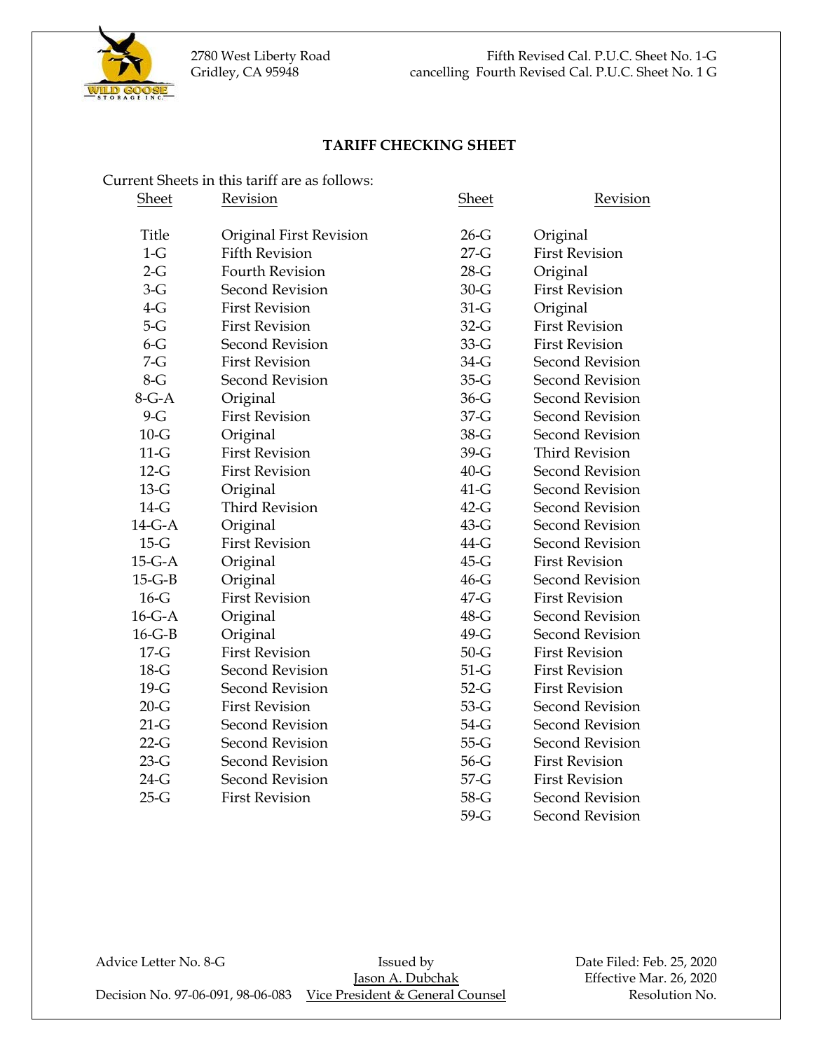2780 West Liberty Road
Gridley, CA 95948

Fifth Revised Cal. P.U.C. Sheet No. 1-G
cancelling Fourth Revised Cal. P.U.C. Sheet No. 1 G

## TARIFF CHECKING SHEET

Current Sheets in this tariff are as follows:

| Sheet | Revision | Sheet | Revision |
|---|---|---|---|
| Title | Original First Revision | 26-G | Original |
| 1-G | Fifth Revision | 27-G | First Revision |
| 2-G | Fourth Revision | 28-G | Original |
| 3-G | Second Revision | 30-G | First Revision |
| 4-G | First Revision | 31-G | Original |
| 5-G | First Revision | 32-G | First Revision |
| 6-G | Second Revision | 33-G | First Revision |
| 7-G | First Revision | 34-G | Second Revision |
| 8-G | Second Revision | 35-G | Second Revision |
| 8-G-A | Original | 36-G | Second Revision |
| 9-G | First Revision | 37-G | Second Revision |
| 10-G | Original | 38-G | Second Revision |
| 11-G | First Revision | 39-G | Third Revision |
| 12-G | First Revision | 40-G | Second Revision |
| 13-G | Original | 41-G | Second Revision |
| 14-G | Third Revision | 42-G | Second Revision |
| 14-G-A | Original | 43-G | Second Revision |
| 15-G | First Revision | 44-G | Second Revision |
| 15-G-A | Original | 45-G | First Revision |
| 15-G-B | Original | 46-G | Second Revision |
| 16-G | First Revision | 47-G | First Revision |
| 16-G-A | Original | 48-G | Second Revision |
| 16-G-B | Original | 49-G | Second Revision |
| 17-G | First Revision | 50-G | First Revision |
| 18-G | Second Revision | 51-G | First Revision |
| 19-G | Second Revision | 52-G | First Revision |
| 20-G | First Revision | 53-G | Second Revision |
| 21-G | Second Revision | 54-G | Second Revision |
| 22-G | Second Revision | 55-G | Second Revision |
| 23-G | Second Revision | 56-G | First Revision |
| 24-G | Second Revision | 57-G | First Revision |
| 25-G | First Revision | 58-G | Second Revision |
| | | 59-G | Second Revision |

Advice Letter No. 8-G
Decision No. 97-06-091, 98-06-083

Issued by
Jason A. Dubchak
Vice President & General Counsel

Date Filed: Feb. 25, 2020
Effective Mar. 26, 2020
Resolution No.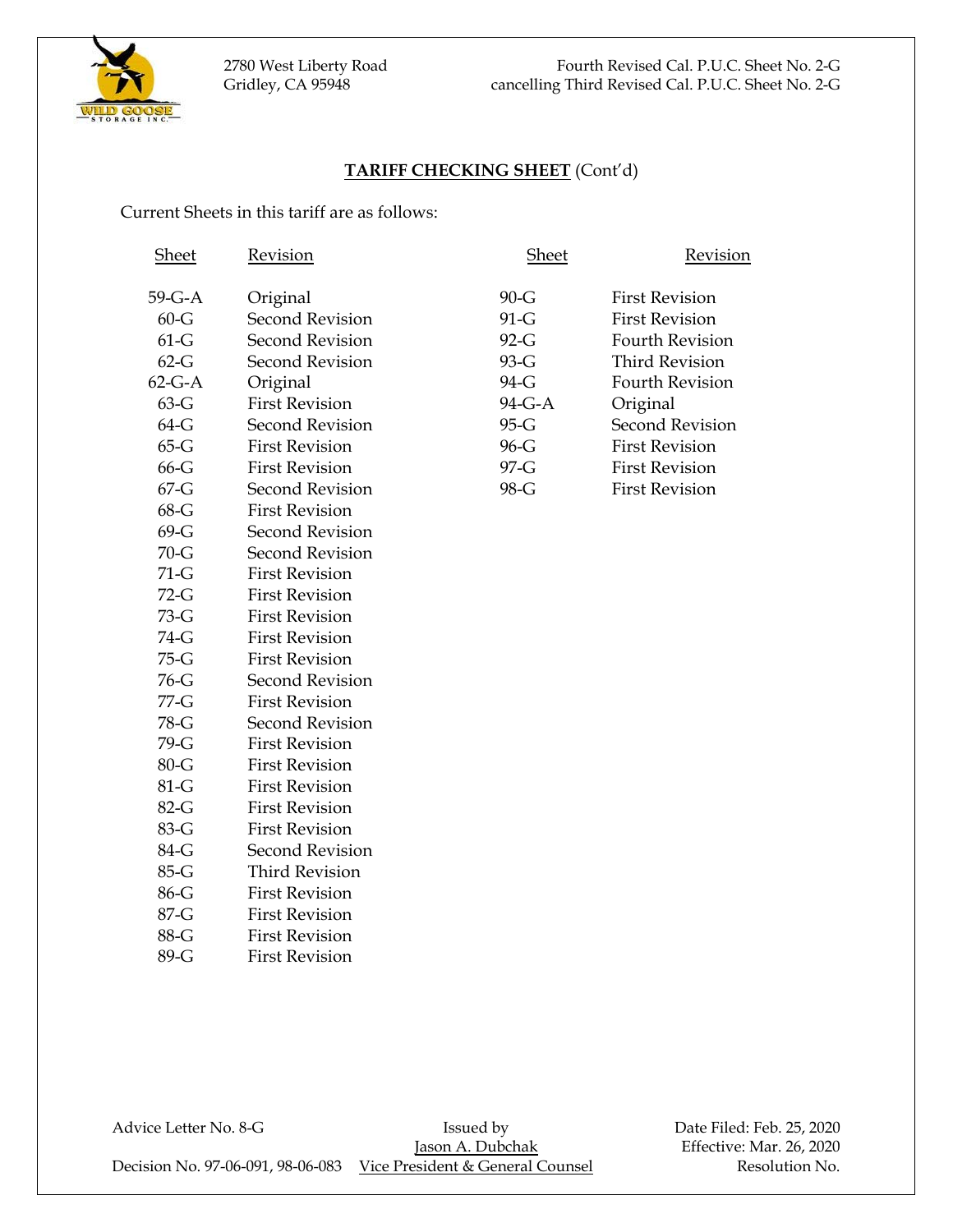2780 West Liberty Road
Gridley, CA 95948

Fourth Revised Cal. P.U.C. Sheet No. 2-G
cancelling Third Revised Cal. P.U.C. Sheet No. 2-G

## TARIFF CHECKING SHEET (Cont'd)

Current Sheets in this tariff are as follows:

| Sheet | Revision | Sheet | Revision |
|---|---|---|---|
| 59-G-A | Original | 90-G | First Revision |
| 60-G | Second Revision | 91-G | First Revision |
| 61-G | Second Revision | 92-G | Fourth Revision |
| 62-G | Second Revision | 93-G | Third Revision |
| 62-G-A | Original | 94-G | Fourth Revision |
| 63-G | First Revision | 94-G-A | Original |
| 64-G | Second Revision | 95-G | Second Revision |
| 65-G | First Revision | 96-G | First Revision |
| 66-G | First Revision | 97-G | First Revision |
| 67-G | Second Revision | 98-G | First Revision |
| 68-G | First Revision | | |
| 69-G | Second Revision | | |
| 70-G | Second Revision | | |
| 71-G | First Revision | | |
| 72-G | First Revision | | |
| 73-G | First Revision | | |
| 74-G | First Revision | | |
| 75-G | First Revision | | |
| 76-G | Second Revision | | |
| 77-G | First Revision | | |
| 78-G | Second Revision | | |
| 79-G | First Revision | | |
| 80-G | First Revision | | |
| 81-G | First Revision | | |
| 82-G | First Revision | | |
| 83-G | First Revision | | |
| 84-G | Second Revision | | |
| 85-G | Third Revision | | |
| 86-G | First Revision | | |
| 87-G | First Revision | | |
| 88-G | First Revision | | |
| 89-G | First Revision | | |

Advice Letter No. 8-G
Decision No. 97-06-091, 98-06-083

Issued by
Jason A. Dubchak
Vice President & General Counsel

Date Filed: Feb. 25, 2020
Effective: Mar. 26, 2020
Resolution No.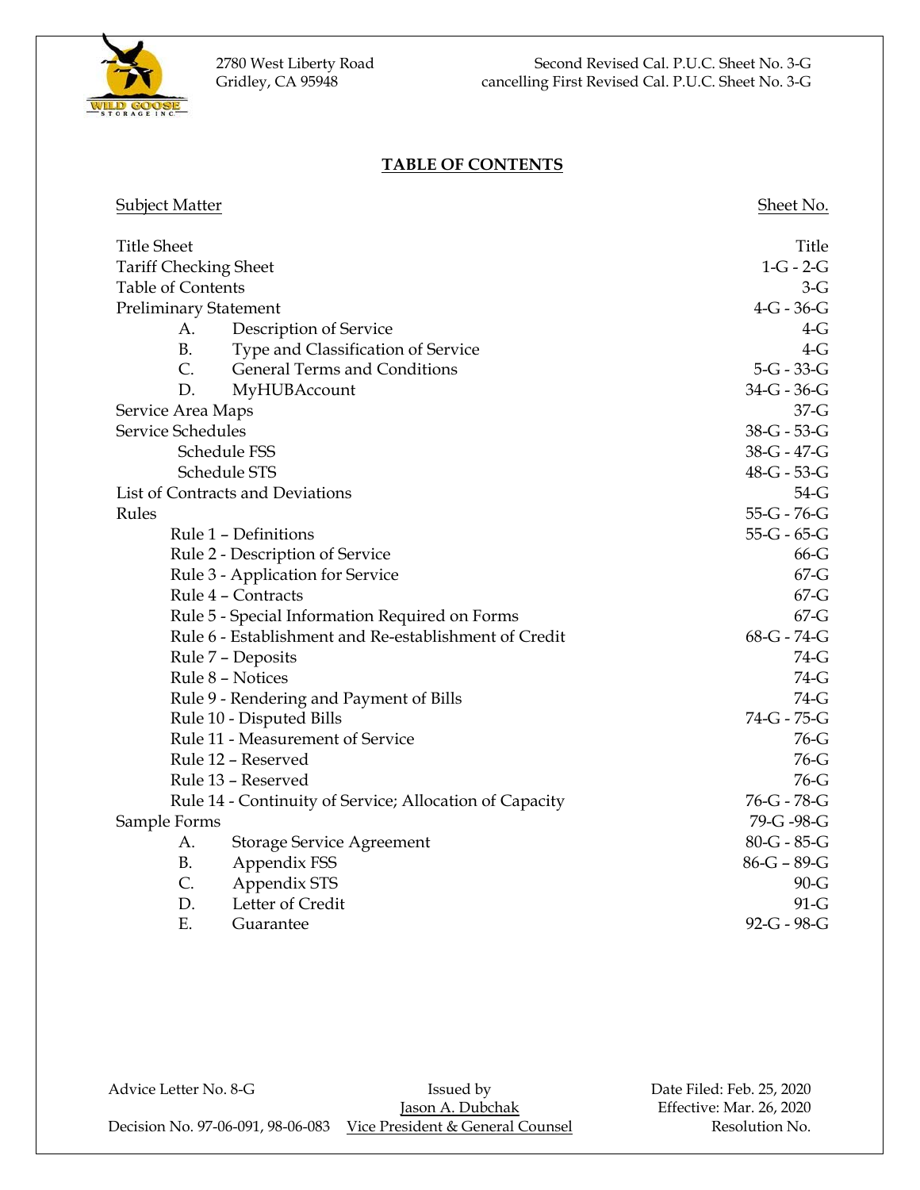2780 West Liberty Road
Gridley, CA 95948

Second Revised Cal. P.U.C. Sheet No. 3-G
cancelling First Revised Cal. P.U.C. Sheet No. 3-G

## TABLE OF CONTENTS

| Subject Matter | Sheet No. |
|---|---|
| Title Sheet | Title |
| Tariff Checking Sheet | 1-G - 2-G |
| Table of Contents | 3-G |
| Preliminary Statement | 4-G - 36-G |
| A. Description of Service | 4-G |
| B. Type and Classification of Service | 4-G |
| C. General Terms and Conditions | 5-G - 33-G |
| D. MyHUBAccount | 34-G - 36-G |
| Service Area Maps | 37-G |
| Service Schedules | 38-G - 53-G |
| Schedule FSS | 38-G - 47-G |
| Schedule STS | 48-G - 53-G |
| List of Contracts and Deviations | 54-G |
| Rules | 55-G - 76-G |
| Rule 1 – Definitions | 55-G - 65-G |
| Rule 2 - Description of Service | 66-G |
| Rule 3 - Application for Service | 67-G |
| Rule 4 – Contracts | 67-G |
| Rule 5 - Special Information Required on Forms | 67-G |
| Rule 6 - Establishment and Re-establishment of Credit | 68-G - 74-G |
| Rule 7 – Deposits | 74-G |
| Rule 8 – Notices | 74-G |
| Rule 9 - Rendering and Payment of Bills | 74-G |
| Rule 10 - Disputed Bills | 74-G - 75-G |
| Rule 11 - Measurement of Service | 76-G |
| Rule 12 – Reserved | 76-G |
| Rule 13 – Reserved | 76-G |
| Rule 14 - Continuity of Service; Allocation of Capacity | 76-G - 78-G |
| Sample Forms | 79-G -98-G |
| A. Storage Service Agreement | 80-G - 85-G |
| B. Appendix FSS | 86-G – 89-G |
| C. Appendix STS | 90-G |
| D. Letter of Credit | 91-G |
| E. Guarantee | 92-G - 98-G |

Advice Letter No. 8-G
Decision No. 97-06-091, 98-06-083

Issued by
Jason A. Dubchak
Vice President & General Counsel

Date Filed: Feb. 25, 2020
Effective: Mar. 26, 2020
Resolution No.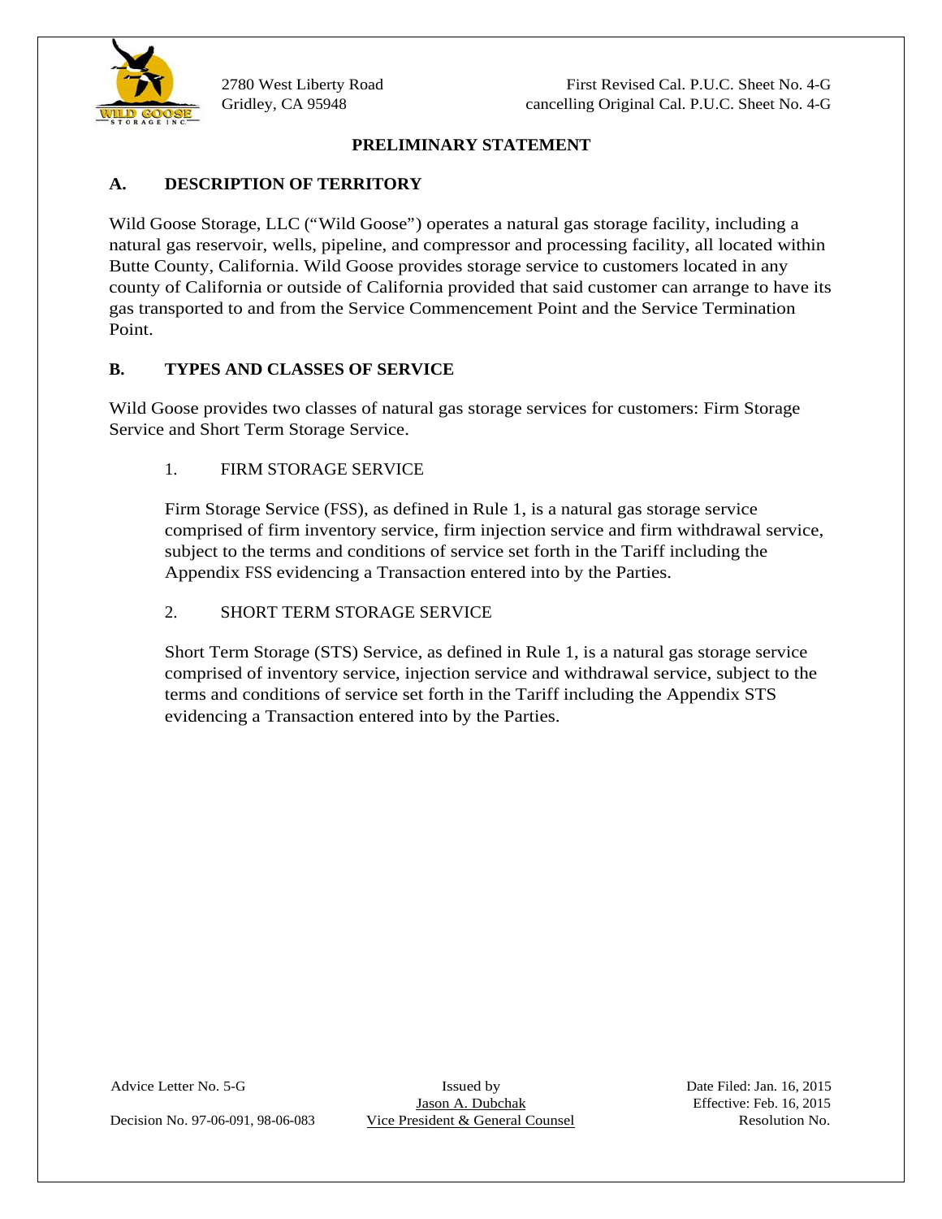2780 West Liberty Road
Gridley, CA 95948

First Revised Cal. P.U.C. Sheet No. 4-G
cancelling Original Cal. P.U.C. Sheet No. 4-G

## PRELIMINARY STATEMENT

### A. DESCRIPTION OF TERRITORY

Wild Goose Storage, LLC ("Wild Goose") operates a natural gas storage facility, including a natural gas reservoir, wells, pipeline, and compressor and processing facility, all located within Butte County, California. Wild Goose provides storage service to customers located in any county of California or outside of California provided that said customer can arrange to have its gas transported to and from the Service Commencement Point and the Service Termination Point.

### B. TYPES AND CLASSES OF SERVICE

Wild Goose provides two classes of natural gas storage services for customers: Firm Storage Service and Short Term Storage Service.

1. FIRM STORAGE SERVICE

   Firm Storage Service (FSS), as defined in Rule 1, is a natural gas storage service comprised of firm inventory service, firm injection service and firm withdrawal service, subject to the terms and conditions of service set forth in the Tariff including the Appendix FSS evidencing a Transaction entered into by the Parties.

2. SHORT TERM STORAGE SERVICE

   Short Term Storage (STS) Service, as defined in Rule 1, is a natural gas storage service comprised of inventory service, injection service and withdrawal service, subject to the terms and conditions of service set forth in the Tariff including the Appendix STS evidencing a Transaction entered into by the Parties.

Advice Letter No. 5-G
Decision No. 97-06-091, 98-06-083

Issued by
Jason A. Dubchak
Vice President & General Counsel

Date Filed: Jan. 16, 2015
Effective: Feb. 16, 2015
Resolution No.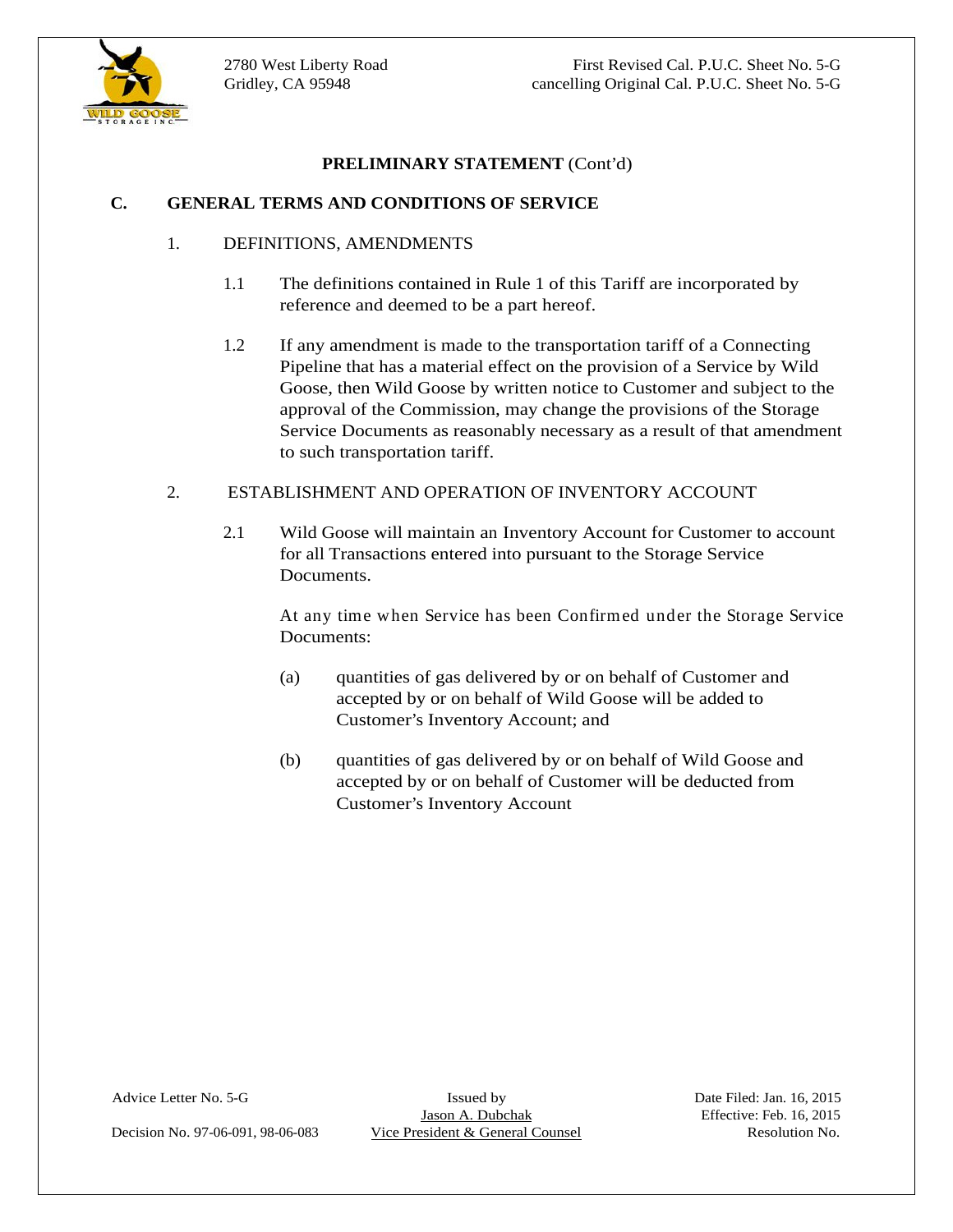## PRELIMINARY STATEMENT (Cont'd)

### C. GENERAL TERMS AND CONDITIONS OF SERVICE

1. DEFINITIONS, AMENDMENTS

   1.1 The definitions contained in Rule 1 of this Tariff are incorporated by reference and deemed to be a part hereof.

   1.2 If any amendment is made to the transportation tariff of a Connecting Pipeline that has a material effect on the provision of a Service by Wild Goose, then Wild Goose by written notice to Customer and subject to the approval of the Commission, may change the provisions of the Storage Service Documents as reasonably necessary as a result of that amendment to such transportation tariff.

2. ESTABLISHMENT AND OPERATION OF INVENTORY ACCOUNT

   2.1 Wild Goose will maintain an Inventory Account for Customer to account for all Transactions entered into pursuant to the Storage Service Documents.

   At any time when Service has been Confirmed under the Storage Service Documents:

   (a) quantities of gas delivered by or on behalf of Customer and accepted by or on behalf of Wild Goose will be added to Customer's Inventory Account; and

   (b) quantities of gas delivered by or on behalf of Wild Goose and accepted by or on behalf of Customer will be deducted from Customer's Inventory Account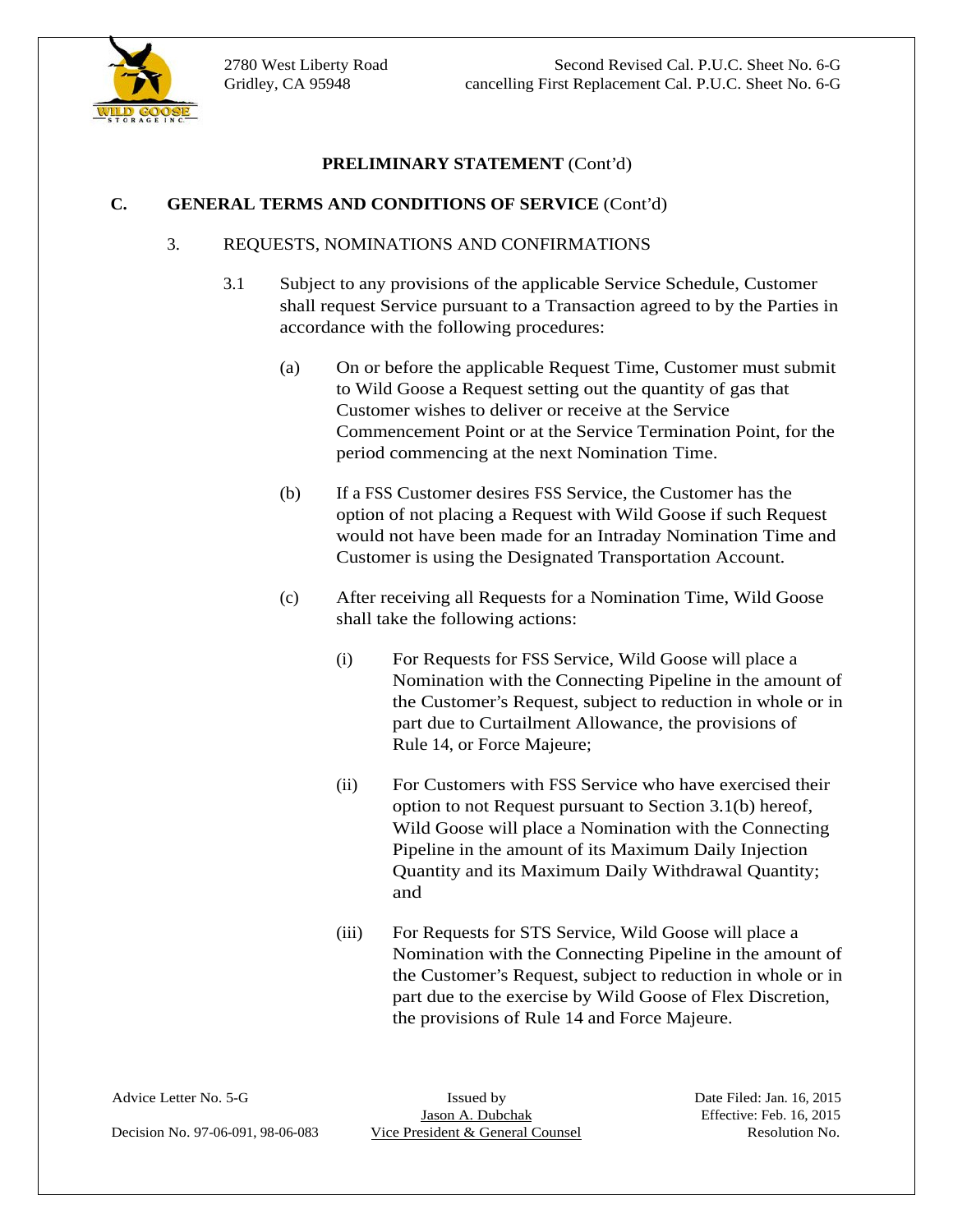**PRELIMINARY STATEMENT** (Cont'd)

**C. GENERAL TERMS AND CONDITIONS OF SERVICE** (Cont'd)

3. REQUESTS, NOMINATIONS AND CONFIRMATIONS

3.1 Subject to any provisions of the applicable Service Schedule, Customer shall request Service pursuant to a Transaction agreed to by the Parties in accordance with the following procedures:

(a) On or before the applicable Request Time, Customer must submit to Wild Goose a Request setting out the quantity of gas that Customer wishes to deliver or receive at the Service Commencement Point or at the Service Termination Point, for the period commencing at the next Nomination Time.

(b) If a FSS Customer desires FSS Service, the Customer has the option of not placing a Request with Wild Goose if such Request would not have been made for an Intraday Nomination Time and Customer is using the Designated Transportation Account.

(c) After receiving all Requests for a Nomination Time, Wild Goose shall take the following actions:

(i) For Requests for FSS Service, Wild Goose will place a Nomination with the Connecting Pipeline in the amount of the Customer's Request, subject to reduction in whole or in part due to Curtailment Allowance, the provisions of Rule 14, or Force Majeure;

(ii) For Customers with FSS Service who have exercised their option to not Request pursuant to Section 3.1(b) hereof, Wild Goose will place a Nomination with the Connecting Pipeline in the amount of its Maximum Daily Injection Quantity and its Maximum Daily Withdrawal Quantity; and

(iii) For Requests for STS Service, Wild Goose will place a Nomination with the Connecting Pipeline in the amount of the Customer's Request, subject to reduction in whole or in part due to the exercise by Wild Goose of Flex Discretion, the provisions of Rule 14 and Force Majeure.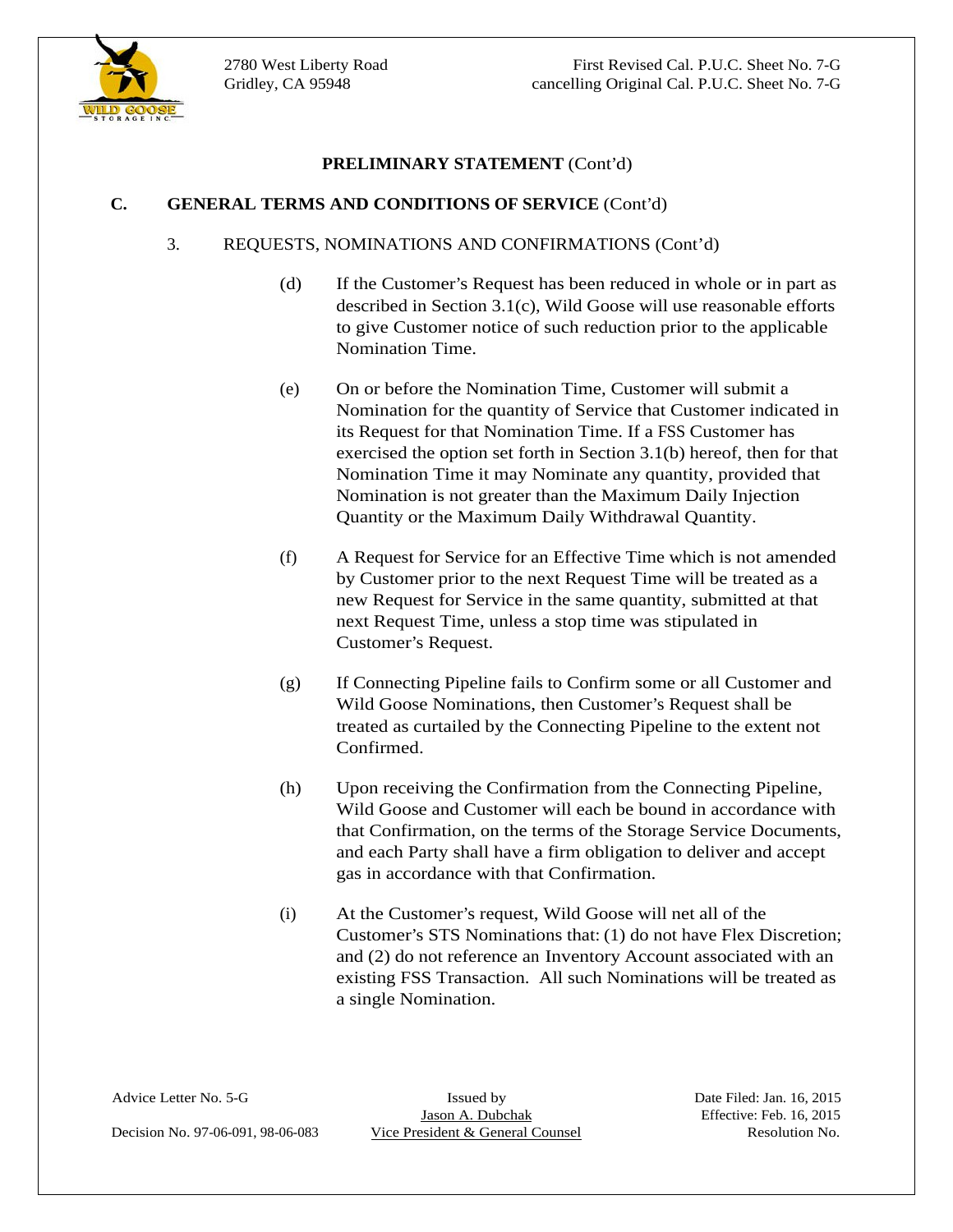## PRELIMINARY STATEMENT (Cont'd)

### C. GENERAL TERMS AND CONDITIONS OF SERVICE (Cont'd)

3. REQUESTS, NOMINATIONS AND CONFIRMATIONS (Cont'd)

(d) If the Customer's Request has been reduced in whole or in part as described in Section 3.1(c), Wild Goose will use reasonable efforts to give Customer notice of such reduction prior to the applicable Nomination Time.

(e) On or before the Nomination Time, Customer will submit a Nomination for the quantity of Service that Customer indicated in its Request for that Nomination Time. If a FSS Customer has exercised the option set forth in Section 3.1(b) hereof, then for that Nomination Time it may Nominate any quantity, provided that Nomination is not greater than the Maximum Daily Injection Quantity or the Maximum Daily Withdrawal Quantity.

(f) A Request for Service for an Effective Time which is not amended by Customer prior to the next Request Time will be treated as a new Request for Service in the same quantity, submitted at that next Request Time, unless a stop time was stipulated in Customer's Request.

(g) If Connecting Pipeline fails to Confirm some or all Customer and Wild Goose Nominations, then Customer's Request shall be treated as curtailed by the Connecting Pipeline to the extent not Confirmed.

(h) Upon receiving the Confirmation from the Connecting Pipeline, Wild Goose and Customer will each be bound in accordance with that Confirmation, on the terms of the Storage Service Documents, and each Party shall have a firm obligation to deliver and accept gas in accordance with that Confirmation.

(i) At the Customer's request, Wild Goose will net all of the Customer's STS Nominations that: (1) do not have Flex Discretion; and (2) do not reference an Inventory Account associated with an existing FSS Transaction. All such Nominations will be treated as a single Nomination.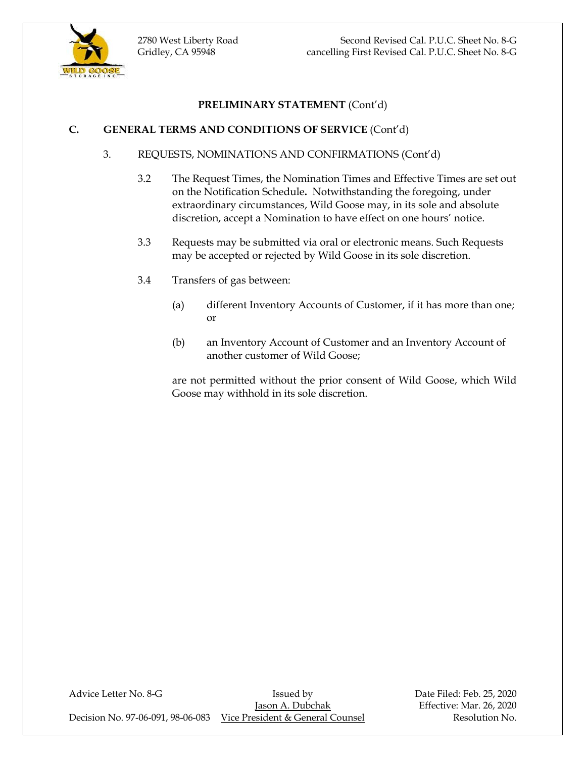**PRELIMINARY STATEMENT** (Cont'd)

**C. GENERAL TERMS AND CONDITIONS OF SERVICE** (Cont'd)

3. REQUESTS, NOMINATIONS AND CONFIRMATIONS (Cont'd)

3.2 The Request Times, the Nomination Times and Effective Times are set out on the Notification Schedule**.** Notwithstanding the foregoing, under extraordinary circumstances, Wild Goose may, in its sole and absolute discretion, accept a Nomination to have effect on one hours' notice.

3.3 Requests may be submitted via oral or electronic means. Such Requests may be accepted or rejected by Wild Goose in its sole discretion.

3.4 Transfers of gas between:

(a) different Inventory Accounts of Customer, if it has more than one; or

(b) an Inventory Account of Customer and an Inventory Account of another customer of Wild Goose;

are not permitted without the prior consent of Wild Goose, which Wild Goose may withhold in its sole discretion.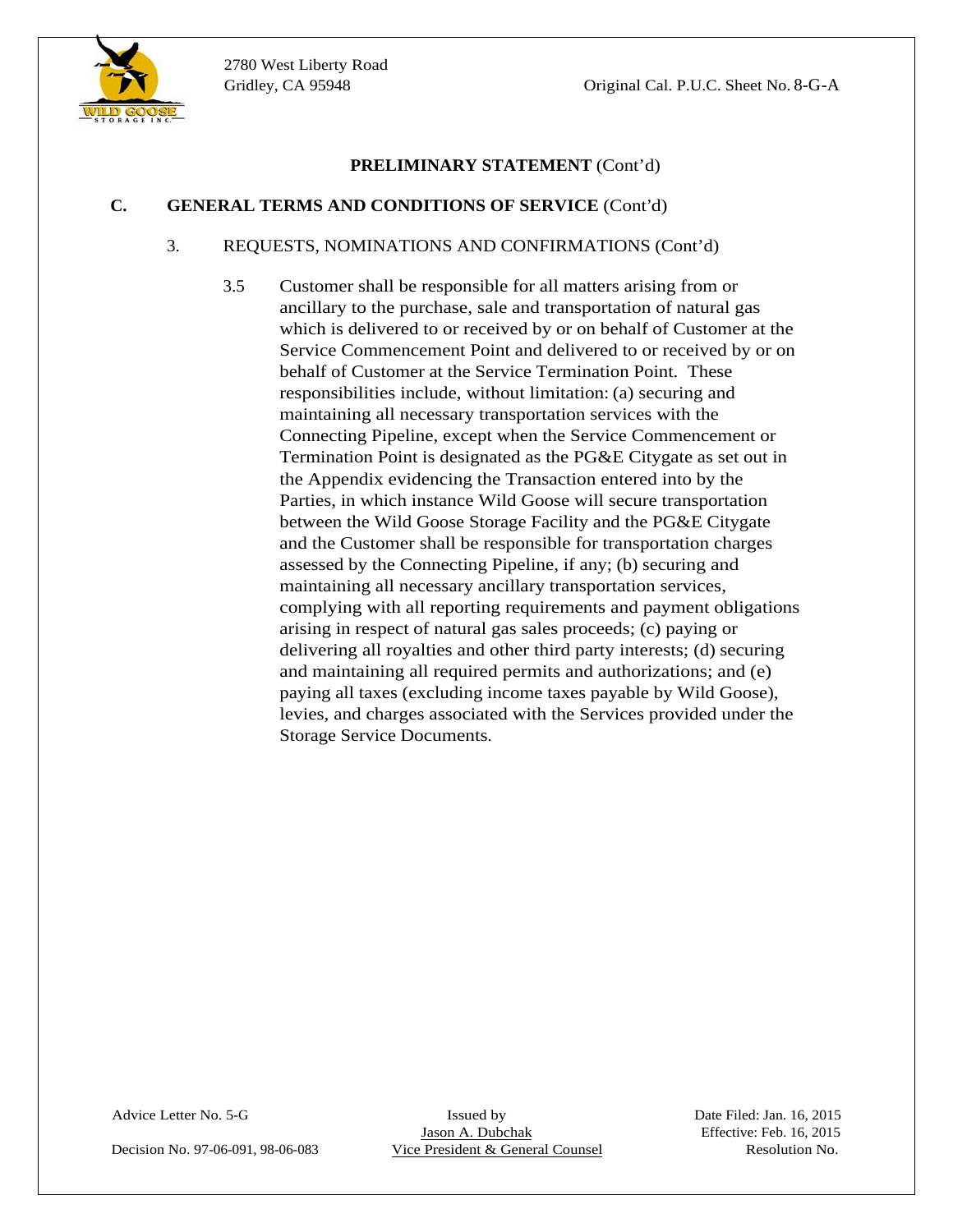**PRELIMINARY STATEMENT** (Cont'd)

**C. GENERAL TERMS AND CONDITIONS OF SERVICE** (Cont'd)

3. REQUESTS, NOMINATIONS AND CONFIRMATIONS (Cont'd)

3.5 Customer shall be responsible for all matters arising from or ancillary to the purchase, sale and transportation of natural gas which is delivered to or received by or on behalf of Customer at the Service Commencement Point and delivered to or received by or on behalf of Customer at the Service Termination Point. These responsibilities include, without limitation: (a) securing and maintaining all necessary transportation services with the Connecting Pipeline, except when the Service Commencement or Termination Point is designated as the PG&E Citygate as set out in the Appendix evidencing the Transaction entered into by the Parties, in which instance Wild Goose will secure transportation between the Wild Goose Storage Facility and the PG&E Citygate and the Customer shall be responsible for transportation charges assessed by the Connecting Pipeline, if any; (b) securing and maintaining all necessary ancillary transportation services, complying with all reporting requirements and payment obligations arising in respect of natural gas sales proceeds; (c) paying or delivering all royalties and other third party interests; (d) securing and maintaining all required permits and authorizations; and (e) paying all taxes (excluding income taxes payable by Wild Goose), levies, and charges associated with the Services provided under the Storage Service Documents.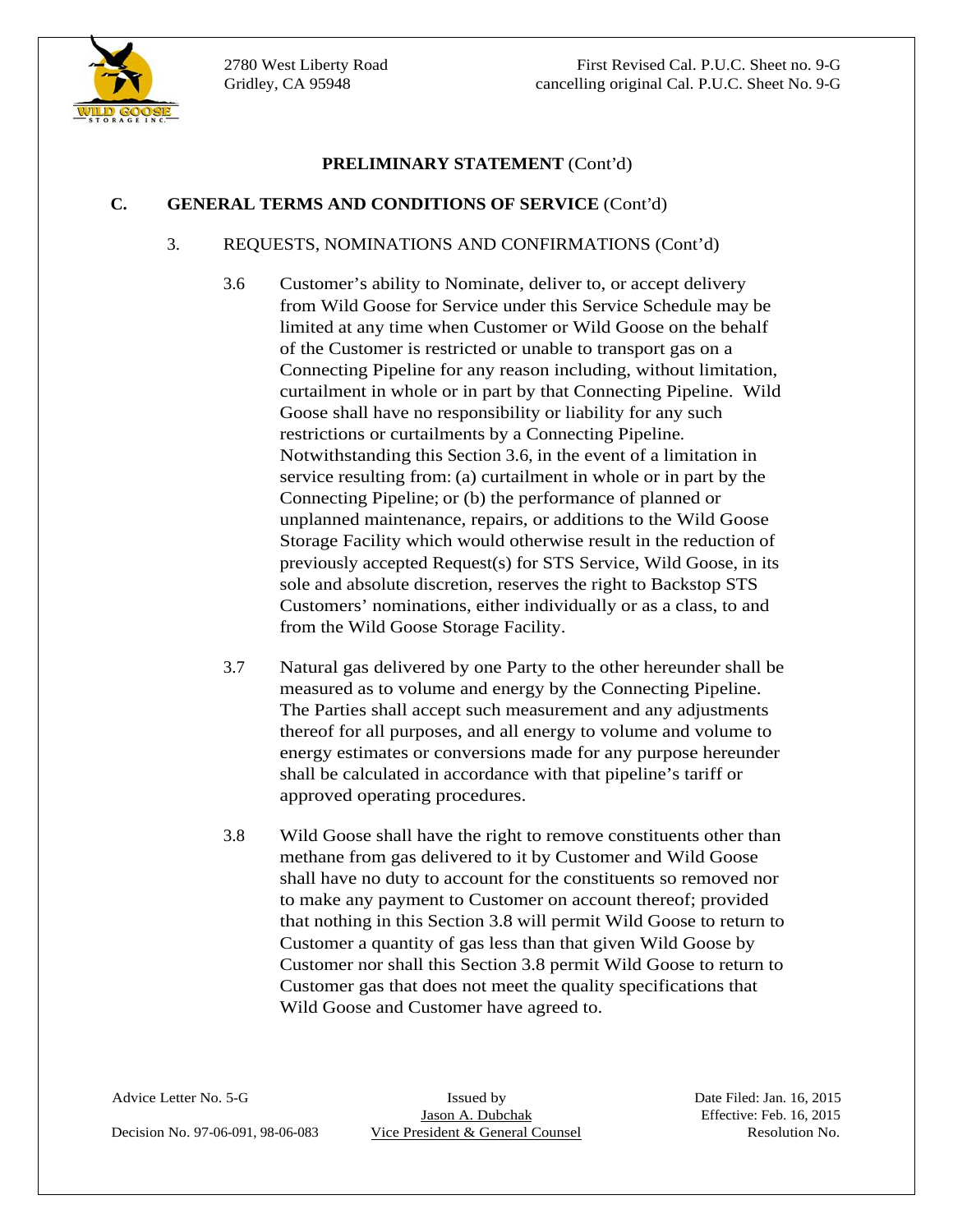**PRELIMINARY STATEMENT** (Cont'd)

**C. GENERAL TERMS AND CONDITIONS OF SERVICE** (Cont'd)

3. REQUESTS, NOMINATIONS AND CONFIRMATIONS (Cont'd)

3.6 Customer's ability to Nominate, deliver to, or accept delivery from Wild Goose for Service under this Service Schedule may be limited at any time when Customer or Wild Goose on the behalf of the Customer is restricted or unable to transport gas on a Connecting Pipeline for any reason including, without limitation, curtailment in whole or in part by that Connecting Pipeline. Wild Goose shall have no responsibility or liability for any such restrictions or curtailments by a Connecting Pipeline. Notwithstanding this Section 3.6, in the event of a limitation in service resulting from: (a) curtailment in whole or in part by the Connecting Pipeline; or (b) the performance of planned or unplanned maintenance, repairs, or additions to the Wild Goose Storage Facility which would otherwise result in the reduction of previously accepted Request(s) for STS Service, Wild Goose, in its sole and absolute discretion, reserves the right to Backstop STS Customers' nominations, either individually or as a class, to and from the Wild Goose Storage Facility.

3.7 Natural gas delivered by one Party to the other hereunder shall be measured as to volume and energy by the Connecting Pipeline. The Parties shall accept such measurement and any adjustments thereof for all purposes, and all energy to volume and volume to energy estimates or conversions made for any purpose hereunder shall be calculated in accordance with that pipeline's tariff or approved operating procedures.

3.8 Wild Goose shall have the right to remove constituents other than methane from gas delivered to it by Customer and Wild Goose shall have no duty to account for the constituents so removed nor to make any payment to Customer on account thereof; provided that nothing in this Section 3.8 will permit Wild Goose to return to Customer a quantity of gas less than that given Wild Goose by Customer nor shall this Section 3.8 permit Wild Goose to return to Customer gas that does not meet the quality specifications that Wild Goose and Customer have agreed to.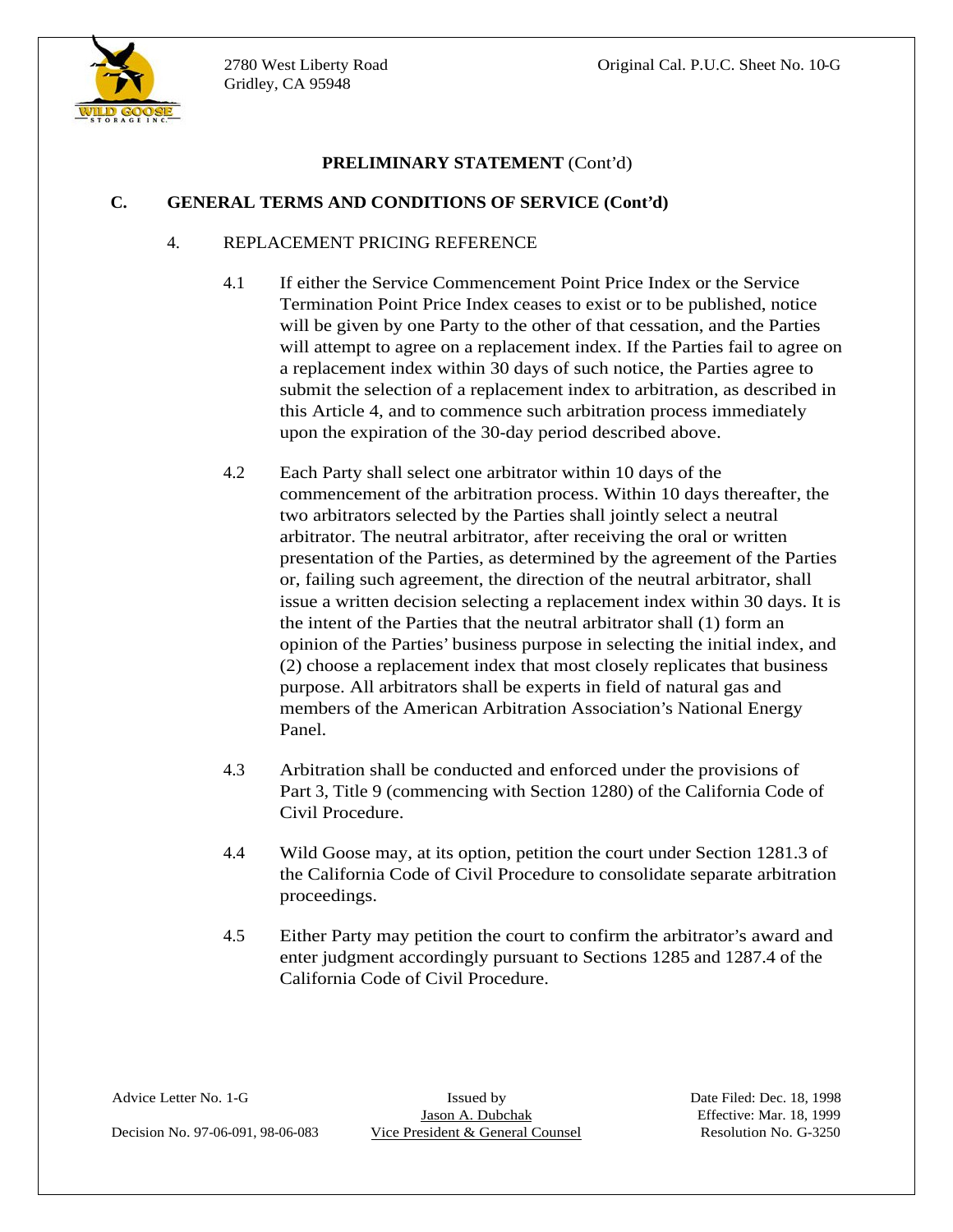**PRELIMINARY STATEMENT** (Cont'd)

## C. GENERAL TERMS AND CONDITIONS OF SERVICE (Cont'd)

4. REPLACEMENT PRICING REFERENCE

   4.1 If either the Service Commencement Point Price Index or the Service Termination Point Price Index ceases to exist or to be published, notice will be given by one Party to the other of that cessation, and the Parties will attempt to agree on a replacement index. If the Parties fail to agree on a replacement index within 30 days of such notice, the Parties agree to submit the selection of a replacement index to arbitration, as described in this Article 4, and to commence such arbitration process immediately upon the expiration of the 30-day period described above.

   4.2 Each Party shall select one arbitrator within 10 days of the commencement of the arbitration process. Within 10 days thereafter, the two arbitrators selected by the Parties shall jointly select a neutral arbitrator. The neutral arbitrator, after receiving the oral or written presentation of the Parties, as determined by the agreement of the Parties or, failing such agreement, the direction of the neutral arbitrator, shall issue a written decision selecting a replacement index within 30 days. It is the intent of the Parties that the neutral arbitrator shall (1) form an opinion of the Parties' business purpose in selecting the initial index, and (2) choose a replacement index that most closely replicates that business purpose. All arbitrators shall be experts in field of natural gas and members of the American Arbitration Association's National Energy Panel.

   4.3 Arbitration shall be conducted and enforced under the provisions of Part 3, Title 9 (commencing with Section 1280) of the California Code of Civil Procedure.

   4.4 Wild Goose may, at its option, petition the court under Section 1281.3 of the California Code of Civil Procedure to consolidate separate arbitration proceedings.

   4.5 Either Party may petition the court to confirm the arbitrator's award and enter judgment accordingly pursuant to Sections 1285 and 1287.4 of the California Code of Civil Procedure.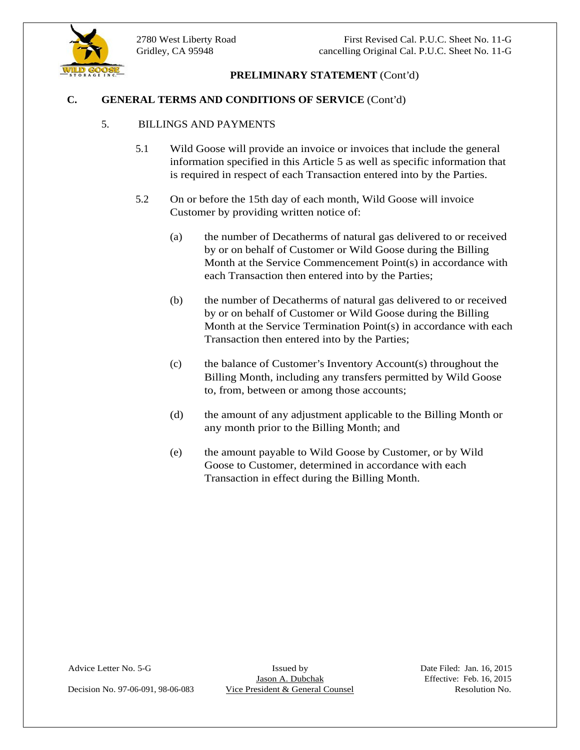**PRELIMINARY STATEMENT** (Cont'd)

**C. GENERAL TERMS AND CONDITIONS OF SERVICE** (Cont'd)

5. BILLINGS AND PAYMENTS

5.1 Wild Goose will provide an invoice or invoices that include the general information specified in this Article 5 as well as specific information that is required in respect of each Transaction entered into by the Parties.

5.2 On or before the 15th day of each month, Wild Goose will invoice Customer by providing written notice of:

(a) the number of Decatherms of natural gas delivered to or received by or on behalf of Customer or Wild Goose during the Billing Month at the Service Commencement Point(s) in accordance with each Transaction then entered into by the Parties;

(b) the number of Decatherms of natural gas delivered to or received by or on behalf of Customer or Wild Goose during the Billing Month at the Service Termination Point(s) in accordance with each Transaction then entered into by the Parties;

(c) the balance of Customer's Inventory Account(s) throughout the Billing Month, including any transfers permitted by Wild Goose to, from, between or among those accounts;

(d) the amount of any adjustment applicable to the Billing Month or any month prior to the Billing Month; and

(e) the amount payable to Wild Goose by Customer, or by Wild Goose to Customer, determined in accordance with each Transaction in effect during the Billing Month.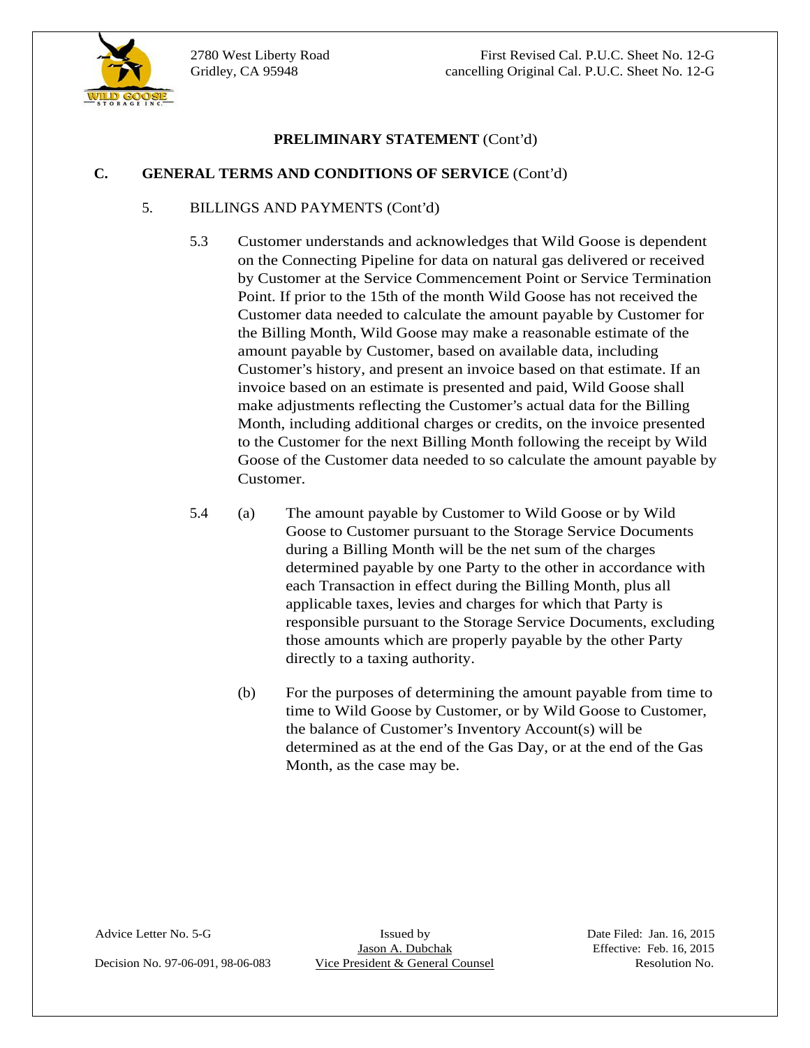**PRELIMINARY STATEMENT** (Cont'd)

**C. GENERAL TERMS AND CONDITIONS OF SERVICE** (Cont'd)

5. BILLINGS AND PAYMENTS (Cont'd)

5.3 Customer understands and acknowledges that Wild Goose is dependent on the Connecting Pipeline for data on natural gas delivered or received by Customer at the Service Commencement Point or Service Termination Point. If prior to the 15th of the month Wild Goose has not received the Customer data needed to calculate the amount payable by Customer for the Billing Month, Wild Goose may make a reasonable estimate of the amount payable by Customer, based on available data, including Customer's history, and present an invoice based on that estimate. If an invoice based on an estimate is presented and paid, Wild Goose shall make adjustments reflecting the Customer's actual data for the Billing Month, including additional charges or credits, on the invoice presented to the Customer for the next Billing Month following the receipt by Wild Goose of the Customer data needed to so calculate the amount payable by Customer.

5.4 (a) The amount payable by Customer to Wild Goose or by Wild Goose to Customer pursuant to the Storage Service Documents during a Billing Month will be the net sum of the charges determined payable by one Party to the other in accordance with each Transaction in effect during the Billing Month, plus all applicable taxes, levies and charges for which that Party is responsible pursuant to the Storage Service Documents, excluding those amounts which are properly payable by the other Party directly to a taxing authority.

(b) For the purposes of determining the amount payable from time to time to Wild Goose by Customer, or by Wild Goose to Customer, the balance of Customer's Inventory Account(s) will be determined as at the end of the Gas Day, or at the end of the Gas Month, as the case may be.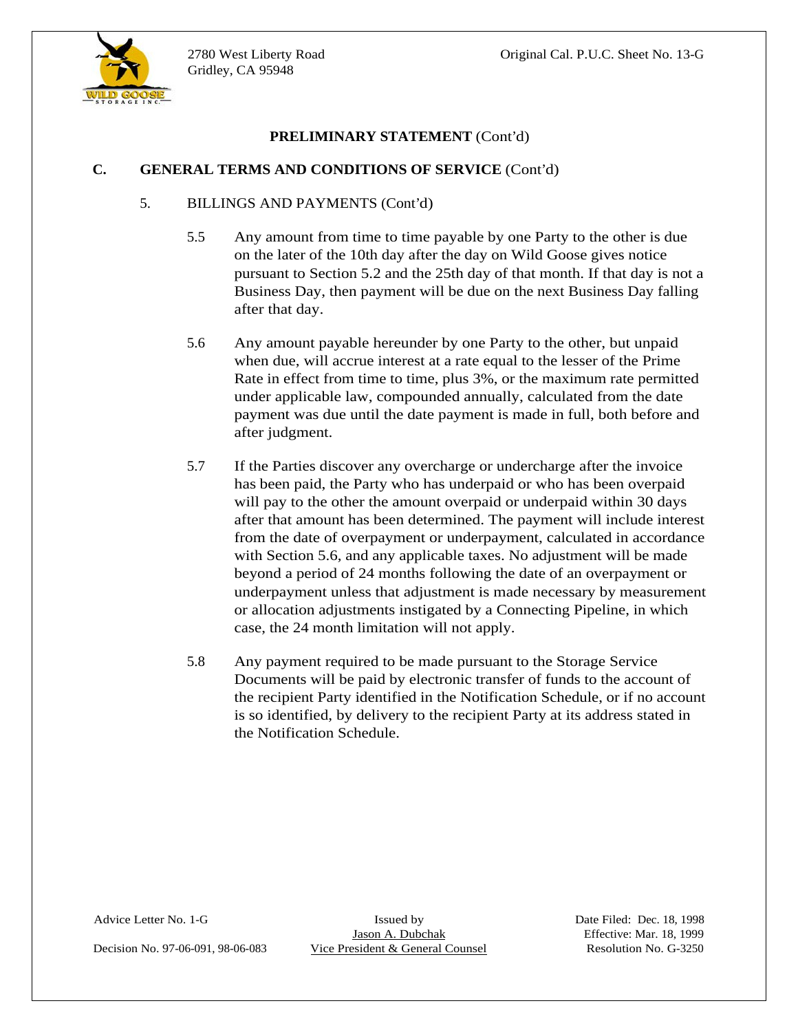**PRELIMINARY STATEMENT** (Cont'd)

**C. GENERAL TERMS AND CONDITIONS OF SERVICE** (Cont'd)

5. BILLINGS AND PAYMENTS (Cont'd)

5.5 Any amount from time to time payable by one Party to the other is due on the later of the 10th day after the day on Wild Goose gives notice pursuant to Section 5.2 and the 25th day of that month. If that day is not a Business Day, then payment will be due on the next Business Day falling after that day.

5.6 Any amount payable hereunder by one Party to the other, but unpaid when due, will accrue interest at a rate equal to the lesser of the Prime Rate in effect from time to time, plus 3%, or the maximum rate permitted under applicable law, compounded annually, calculated from the date payment was due until the date payment is made in full, both before and after judgment.

5.7 If the Parties discover any overcharge or undercharge after the invoice has been paid, the Party who has underpaid or who has been overpaid will pay to the other the amount overpaid or underpaid within 30 days after that amount has been determined. The payment will include interest from the date of overpayment or underpayment, calculated in accordance with Section 5.6, and any applicable taxes. No adjustment will be made beyond a period of 24 months following the date of an overpayment or underpayment unless that adjustment is made necessary by measurement or allocation adjustments instigated by a Connecting Pipeline, in which case, the 24 month limitation will not apply.

5.8 Any payment required to be made pursuant to the Storage Service Documents will be paid by electronic transfer of funds to the account of the recipient Party identified in the Notification Schedule, or if no account is so identified, by delivery to the recipient Party at its address stated in the Notification Schedule.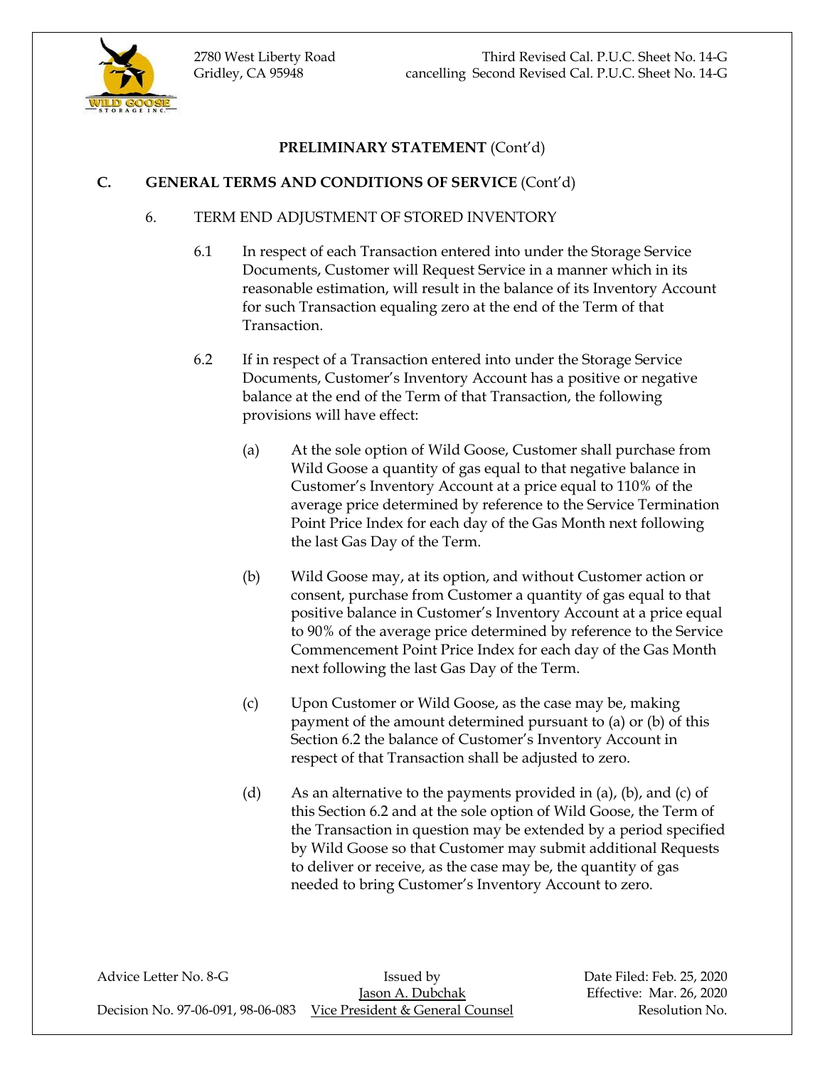**PRELIMINARY STATEMENT** (Cont'd)

**C. GENERAL TERMS AND CONDITIONS OF SERVICE** (Cont'd)

6. TERM END ADJUSTMENT OF STORED INVENTORY

6.1 In respect of each Transaction entered into under the Storage Service Documents, Customer will Request Service in a manner which in its reasonable estimation, will result in the balance of its Inventory Account for such Transaction equaling zero at the end of the Term of that Transaction.

6.2 If in respect of a Transaction entered into under the Storage Service Documents, Customer's Inventory Account has a positive or negative balance at the end of the Term of that Transaction, the following provisions will have effect:

(a) At the sole option of Wild Goose, Customer shall purchase from Wild Goose a quantity of gas equal to that negative balance in Customer's Inventory Account at a price equal to 110% of the average price determined by reference to the Service Termination Point Price Index for each day of the Gas Month next following the last Gas Day of the Term.

(b) Wild Goose may, at its option, and without Customer action or consent, purchase from Customer a quantity of gas equal to that positive balance in Customer's Inventory Account at a price equal to 90% of the average price determined by reference to the Service Commencement Point Price Index for each day of the Gas Month next following the last Gas Day of the Term.

(c) Upon Customer or Wild Goose, as the case may be, making payment of the amount determined pursuant to (a) or (b) of this Section 6.2 the balance of Customer's Inventory Account in respect of that Transaction shall be adjusted to zero.

(d) As an alternative to the payments provided in (a), (b), and (c) of this Section 6.2 and at the sole option of Wild Goose, the Term of the Transaction in question may be extended by a period specified by Wild Goose so that Customer may submit additional Requests to deliver or receive, as the case may be, the quantity of gas needed to bring Customer's Inventory Account to zero.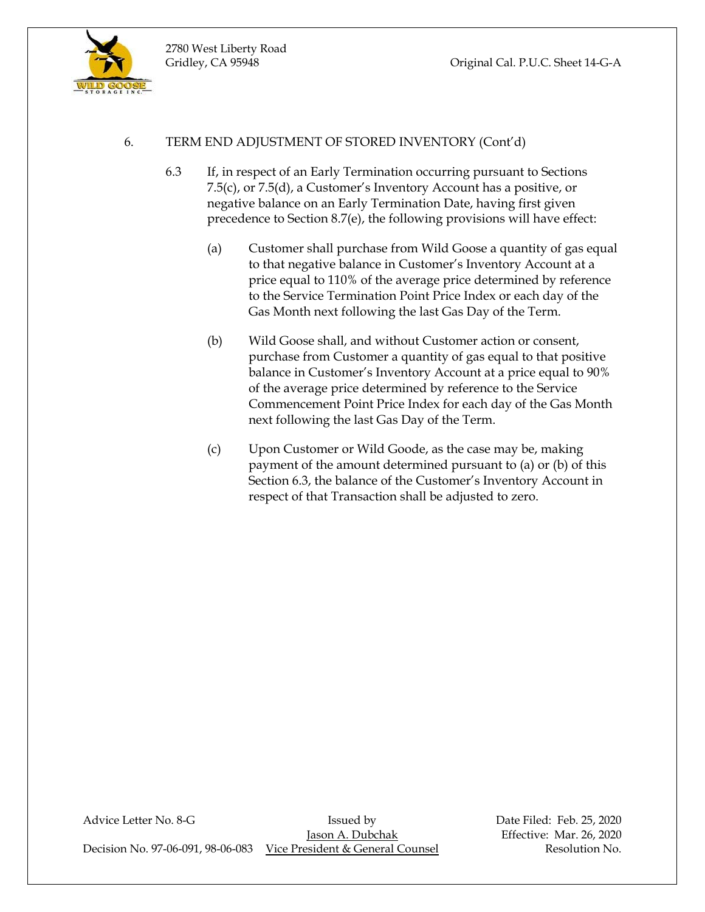6. TERM END ADJUSTMENT OF STORED INVENTORY (Cont'd)

6.3 If, in respect of an Early Termination occurring pursuant to Sections 7.5(c), or 7.5(d), a Customer's Inventory Account has a positive, or negative balance on an Early Termination Date, having first given precedence to Section 8.7(e), the following provisions will have effect:

(a) Customer shall purchase from Wild Goose a quantity of gas equal to that negative balance in Customer's Inventory Account at a price equal to 110% of the average price determined by reference to the Service Termination Point Price Index or each day of the Gas Month next following the last Gas Day of the Term.

(b) Wild Goose shall, and without Customer action or consent, purchase from Customer a quantity of gas equal to that positive balance in Customer's Inventory Account at a price equal to 90% of the average price determined by reference to the Service Commencement Point Price Index for each day of the Gas Month next following the last Gas Day of the Term.

(c) Upon Customer or Wild Goode, as the case may be, making payment of the amount determined pursuant to (a) or (b) of this Section 6.3, the balance of the Customer's Inventory Account in respect of that Transaction shall be adjusted to zero.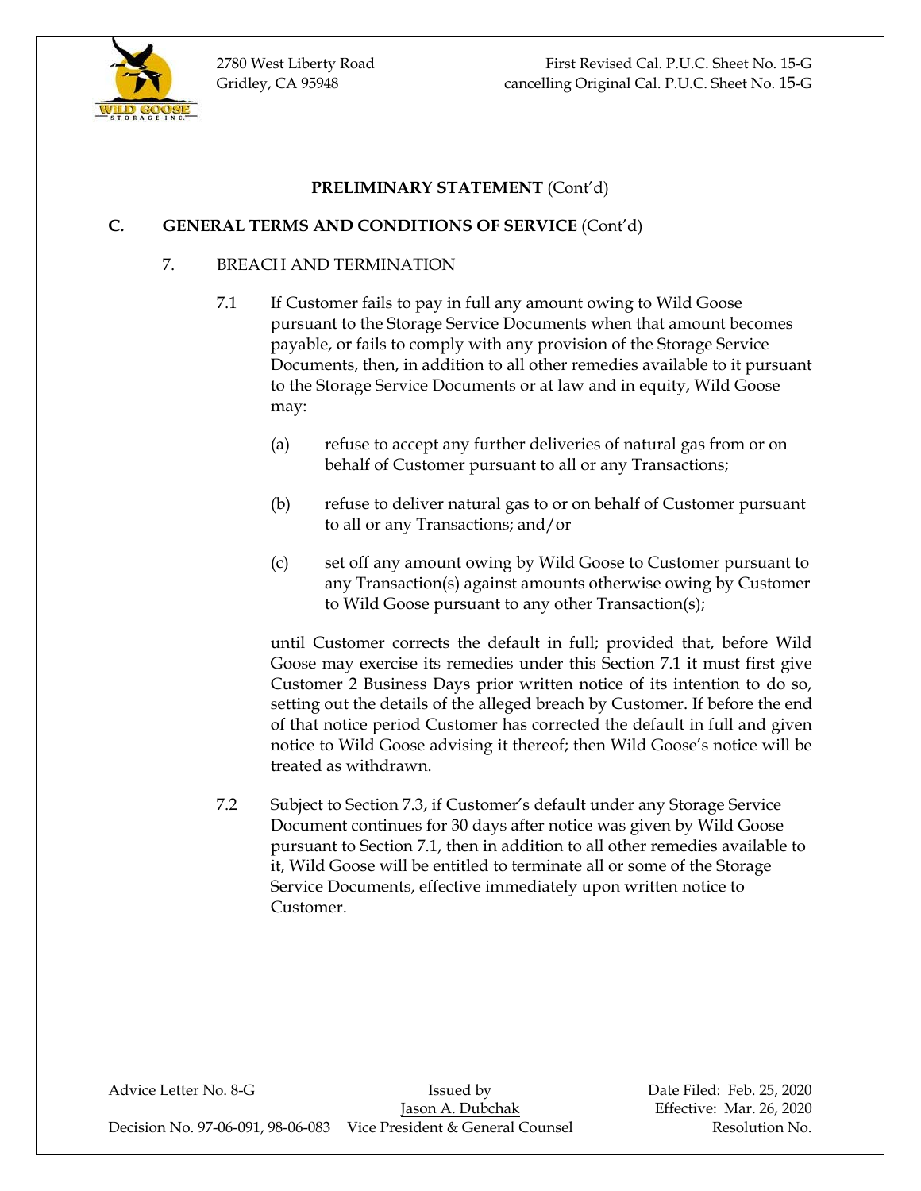**PRELIMINARY STATEMENT** (Cont'd)

**C. GENERAL TERMS AND CONDITIONS OF SERVICE** (Cont'd)

7. BREACH AND TERMINATION

7.1 If Customer fails to pay in full any amount owing to Wild Goose pursuant to the Storage Service Documents when that amount becomes payable, or fails to comply with any provision of the Storage Service Documents, then, in addition to all other remedies available to it pursuant to the Storage Service Documents or at law and in equity, Wild Goose may:

(a) refuse to accept any further deliveries of natural gas from or on behalf of Customer pursuant to all or any Transactions;

(b) refuse to deliver natural gas to or on behalf of Customer pursuant to all or any Transactions; and/or

(c) set off any amount owing by Wild Goose to Customer pursuant to any Transaction(s) against amounts otherwise owing by Customer to Wild Goose pursuant to any other Transaction(s);

until Customer corrects the default in full; provided that, before Wild Goose may exercise its remedies under this Section 7.1 it must first give Customer 2 Business Days prior written notice of its intention to do so, setting out the details of the alleged breach by Customer. If before the end of that notice period Customer has corrected the default in full and given notice to Wild Goose advising it thereof; then Wild Goose's notice will be treated as withdrawn.

7.2 Subject to Section 7.3, if Customer's default under any Storage Service Document continues for 30 days after notice was given by Wild Goose pursuant to Section 7.1, then in addition to all other remedies available to it, Wild Goose will be entitled to terminate all or some of the Storage Service Documents, effective immediately upon written notice to Customer.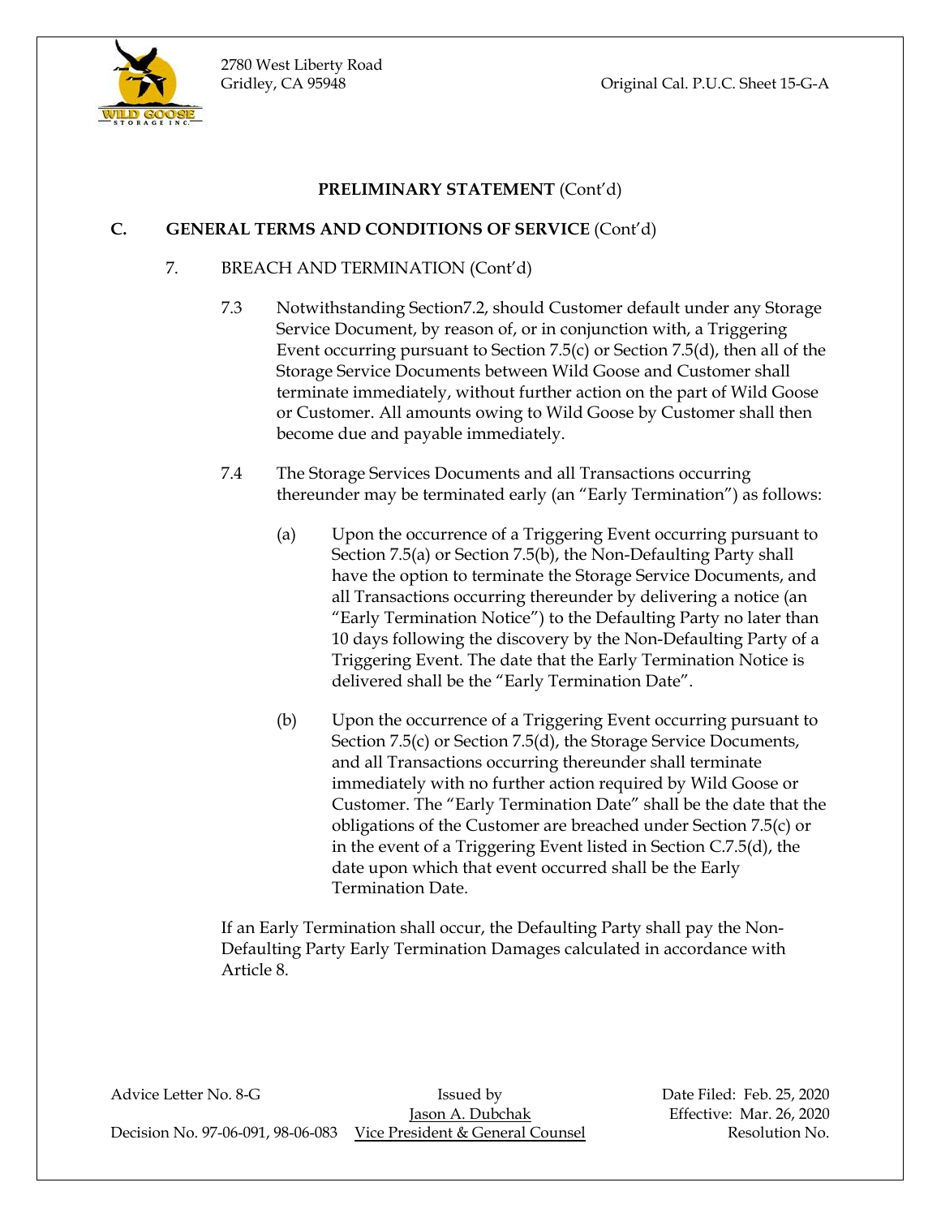**PRELIMINARY STATEMENT** (Cont'd)

**C. GENERAL TERMS AND CONDITIONS OF SERVICE** (Cont'd)

7. BREACH AND TERMINATION (Cont'd)

7.3 Notwithstanding Section7.2, should Customer default under any Storage Service Document, by reason of, or in conjunction with, a Triggering Event occurring pursuant to Section 7.5(c) or Section 7.5(d), then all of the Storage Service Documents between Wild Goose and Customer shall terminate immediately, without further action on the part of Wild Goose or Customer. All amounts owing to Wild Goose by Customer shall then become due and payable immediately.

7.4 The Storage Services Documents and all Transactions occurring thereunder may be terminated early (an "Early Termination") as follows:

(a) Upon the occurrence of a Triggering Event occurring pursuant to Section 7.5(a) or Section 7.5(b), the Non-Defaulting Party shall have the option to terminate the Storage Service Documents, and all Transactions occurring thereunder by delivering a notice (an "Early Termination Notice") to the Defaulting Party no later than 10 days following the discovery by the Non-Defaulting Party of a Triggering Event. The date that the Early Termination Notice is delivered shall be the "Early Termination Date".

(b) Upon the occurrence of a Triggering Event occurring pursuant to Section 7.5(c) or Section 7.5(d), the Storage Service Documents, and all Transactions occurring thereunder shall terminate immediately with no further action required by Wild Goose or Customer. The "Early Termination Date" shall be the date that the obligations of the Customer are breached under Section 7.5(c) or in the event of a Triggering Event listed in Section C.7.5(d), the date upon which that event occurred shall be the Early Termination Date.

If an Early Termination shall occur, the Defaulting Party shall pay the Non-Defaulting Party Early Termination Damages calculated in accordance with Article 8.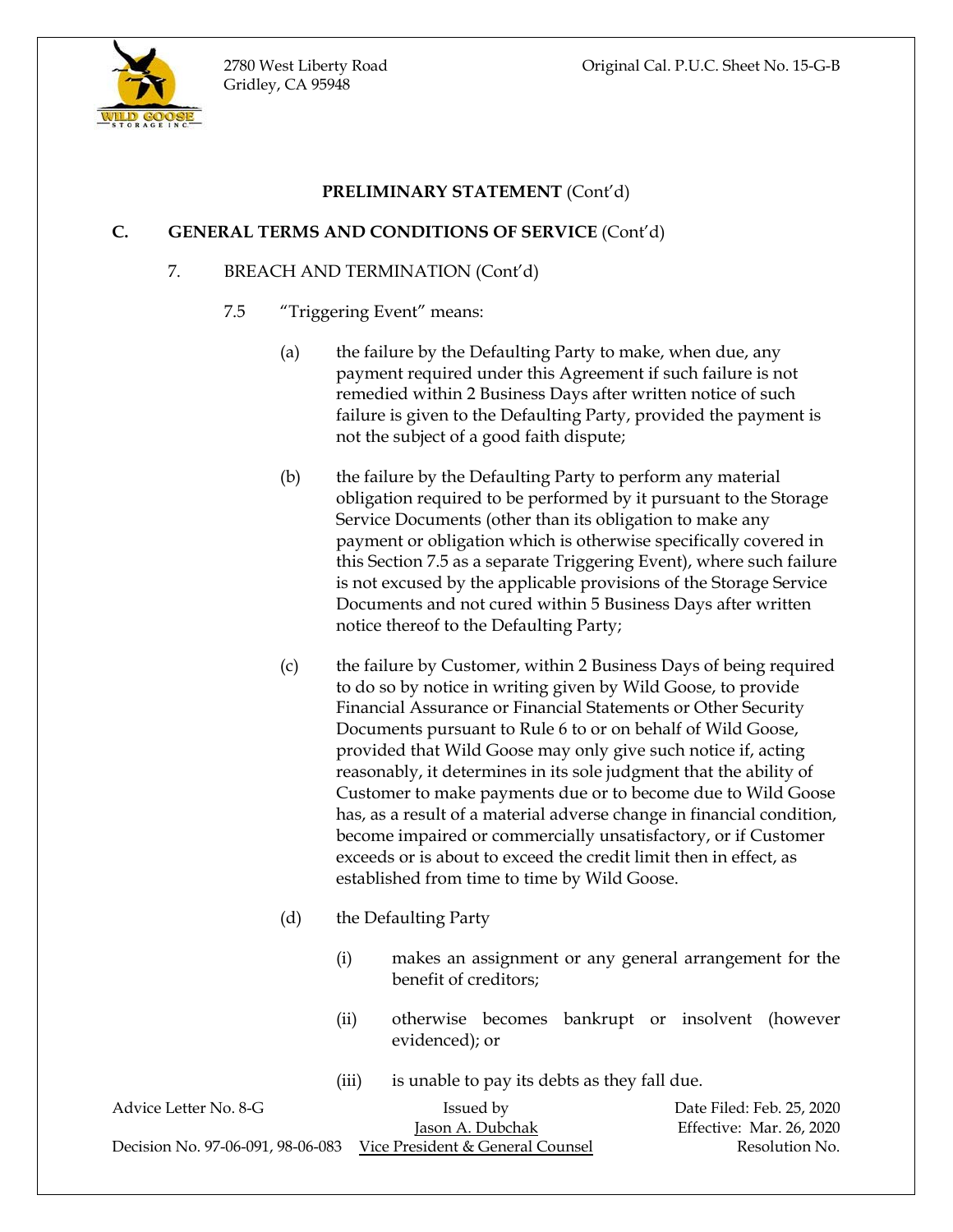**PRELIMINARY STATEMENT** (Cont'd)

**C. GENERAL TERMS AND CONDITIONS OF SERVICE** (Cont'd)

7. BREACH AND TERMINATION (Cont'd)

7.5 "Triggering Event" means:

(a) the failure by the Defaulting Party to make, when due, any payment required under this Agreement if such failure is not remedied within 2 Business Days after written notice of such failure is given to the Defaulting Party, provided the payment is not the subject of a good faith dispute;

(b) the failure by the Defaulting Party to perform any material obligation required to be performed by it pursuant to the Storage Service Documents (other than its obligation to make any payment or obligation which is otherwise specifically covered in this Section 7.5 as a separate Triggering Event), where such failure is not excused by the applicable provisions of the Storage Service Documents and not cured within 5 Business Days after written notice thereof to the Defaulting Party;

(c) the failure by Customer, within 2 Business Days of being required to do so by notice in writing given by Wild Goose, to provide Financial Assurance or Financial Statements or Other Security Documents pursuant to Rule 6 to or on behalf of Wild Goose, provided that Wild Goose may only give such notice if, acting reasonably, it determines in its sole judgment that the ability of Customer to make payments due or to become due to Wild Goose has, as a result of a material adverse change in financial condition, become impaired or commercially unsatisfactory, or if Customer exceeds or is about to exceed the credit limit then in effect, as established from time to time by Wild Goose.

(d) the Defaulting Party

(i) makes an assignment or any general arrangement for the benefit of creditors;

(ii) otherwise becomes bankrupt or insolvent (however evidenced); or

(iii) is unable to pay its debts as they fall due.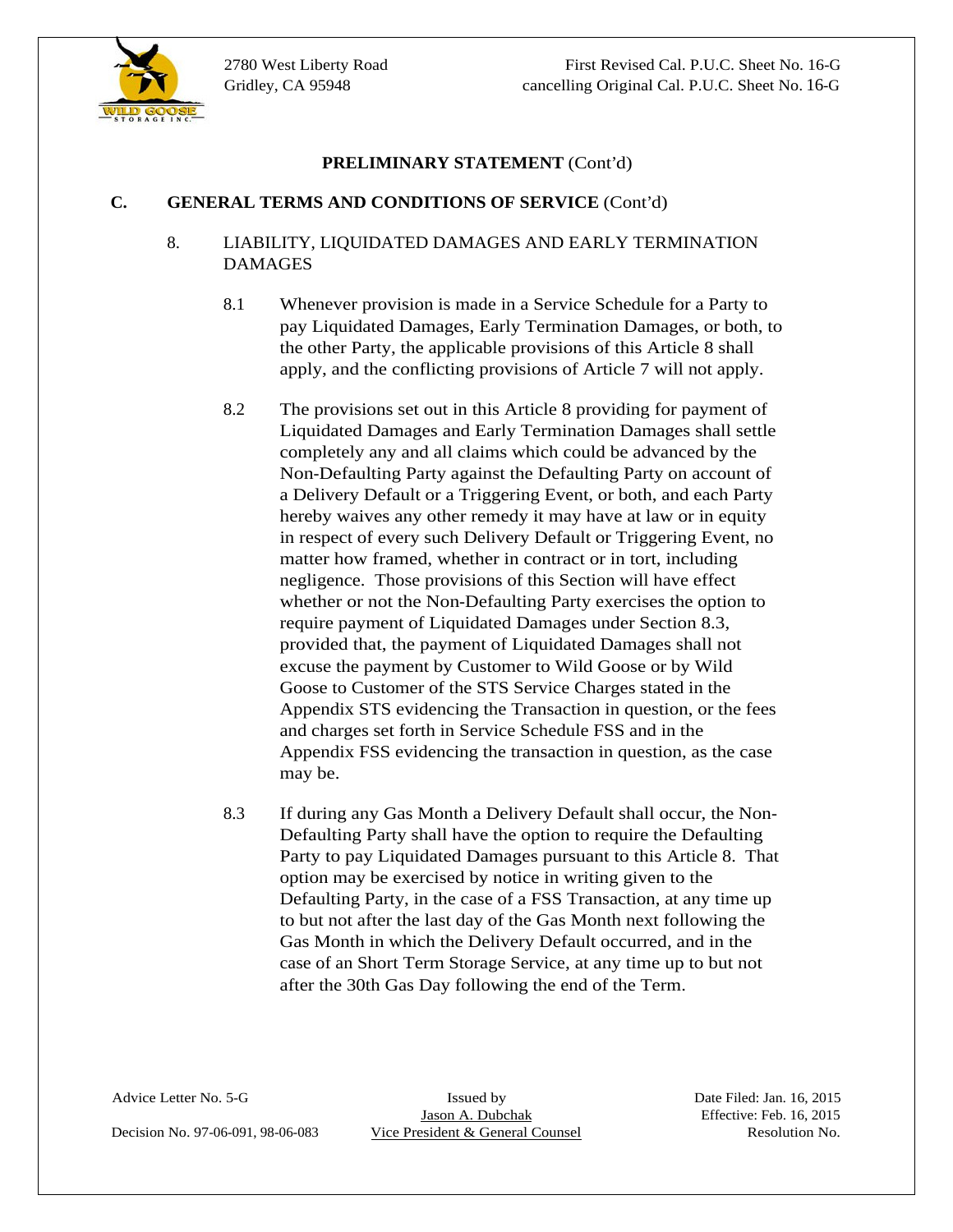**PRELIMINARY STATEMENT** (Cont'd)

**C. GENERAL TERMS AND CONDITIONS OF SERVICE** (Cont'd)

8. LIABILITY, LIQUIDATED DAMAGES AND EARLY TERMINATION DAMAGES

8.1 Whenever provision is made in a Service Schedule for a Party to pay Liquidated Damages, Early Termination Damages, or both, to the other Party, the applicable provisions of this Article 8 shall apply, and the conflicting provisions of Article 7 will not apply.

8.2 The provisions set out in this Article 8 providing for payment of Liquidated Damages and Early Termination Damages shall settle completely any and all claims which could be advanced by the Non-Defaulting Party against the Defaulting Party on account of a Delivery Default or a Triggering Event, or both, and each Party hereby waives any other remedy it may have at law or in equity in respect of every such Delivery Default or Triggering Event, no matter how framed, whether in contract or in tort, including negligence. Those provisions of this Section will have effect whether or not the Non-Defaulting Party exercises the option to require payment of Liquidated Damages under Section 8.3, provided that, the payment of Liquidated Damages shall not excuse the payment by Customer to Wild Goose or by Wild Goose to Customer of the STS Service Charges stated in the Appendix STS evidencing the Transaction in question, or the fees and charges set forth in Service Schedule FSS and in the Appendix FSS evidencing the transaction in question, as the case may be.

8.3 If during any Gas Month a Delivery Default shall occur, the Non-Defaulting Party shall have the option to require the Defaulting Party to pay Liquidated Damages pursuant to this Article 8. That option may be exercised by notice in writing given to the Defaulting Party, in the case of a FSS Transaction, at any time up to but not after the last day of the Gas Month next following the Gas Month in which the Delivery Default occurred, and in the case of an Short Term Storage Service, at any time up to but not after the 30th Gas Day following the end of the Term.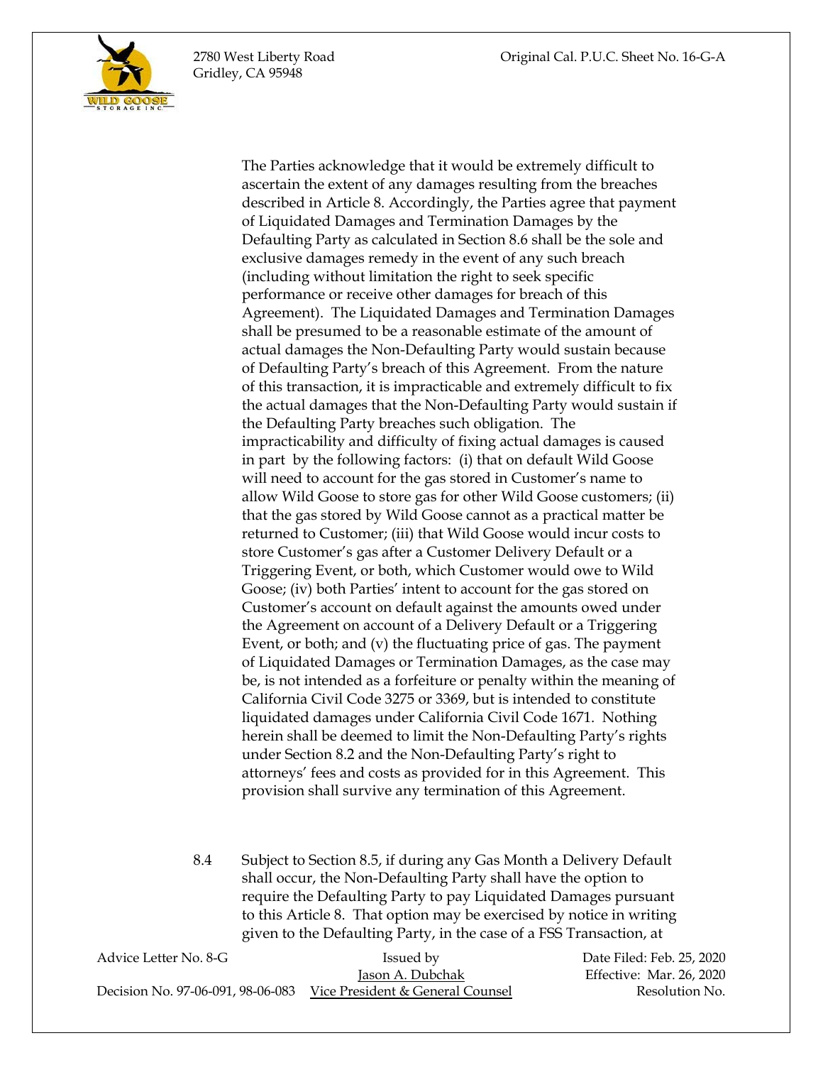The Parties acknowledge that it would be extremely difficult to ascertain the extent of any damages resulting from the breaches described in Article 8. Accordingly, the Parties agree that payment of Liquidated Damages and Termination Damages by the Defaulting Party as calculated in Section 8.6 shall be the sole and exclusive damages remedy in the event of any such breach (including without limitation the right to seek specific performance or receive other damages for breach of this Agreement). The Liquidated Damages and Termination Damages shall be presumed to be a reasonable estimate of the amount of actual damages the Non-Defaulting Party would sustain because of Defaulting Party's breach of this Agreement. From the nature of this transaction, it is impracticable and extremely difficult to fix the actual damages that the Non-Defaulting Party would sustain if the Defaulting Party breaches such obligation. The impracticability and difficulty of fixing actual damages is caused in part by the following factors: (i) that on default Wild Goose will need to account for the gas stored in Customer's name to allow Wild Goose to store gas for other Wild Goose customers; (ii) that the gas stored by Wild Goose cannot as a practical matter be returned to Customer; (iii) that Wild Goose would incur costs to store Customer's gas after a Customer Delivery Default or a Triggering Event, or both, which Customer would owe to Wild Goose; (iv) both Parties' intent to account for the gas stored on Customer's account on default against the amounts owed under the Agreement on account of a Delivery Default or a Triggering Event, or both; and (v) the fluctuating price of gas. The payment of Liquidated Damages or Termination Damages, as the case may be, is not intended as a forfeiture or penalty within the meaning of California Civil Code 3275 or 3369, but is intended to constitute liquidated damages under California Civil Code 1671. Nothing herein shall be deemed to limit the Non-Defaulting Party's rights under Section 8.2 and the Non-Defaulting Party's right to attorneys' fees and costs as provided for in this Agreement. This provision shall survive any termination of this Agreement.

8.4 Subject to Section 8.5, if during any Gas Month a Delivery Default shall occur, the Non-Defaulting Party shall have the option to require the Defaulting Party to pay Liquidated Damages pursuant to this Article 8. That option may be exercised by notice in writing given to the Defaulting Party, in the case of a FSS Transaction, at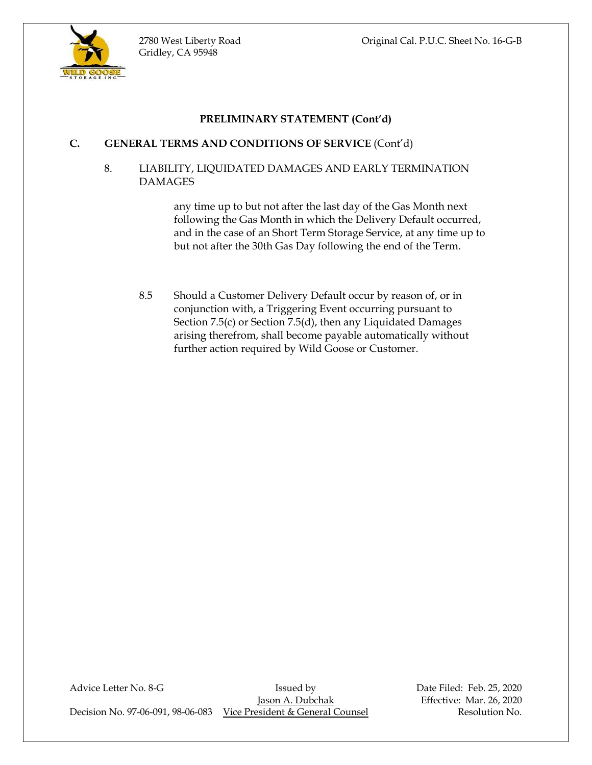## PRELIMINARY STATEMENT (Cont'd)

### C. GENERAL TERMS AND CONDITIONS OF SERVICE (Cont'd)

8. LIABILITY, LIQUIDATED DAMAGES AND EARLY TERMINATION DAMAGES

any time up to but not after the last day of the Gas Month next following the Gas Month in which the Delivery Default occurred, and in the case of an Short Term Storage Service, at any time up to but not after the 30th Gas Day following the end of the Term.

8.5 Should a Customer Delivery Default occur by reason of, or in conjunction with, a Triggering Event occurring pursuant to Section 7.5(c) or Section 7.5(d), then any Liquidated Damages arising therefrom, shall become payable automatically without further action required by Wild Goose or Customer.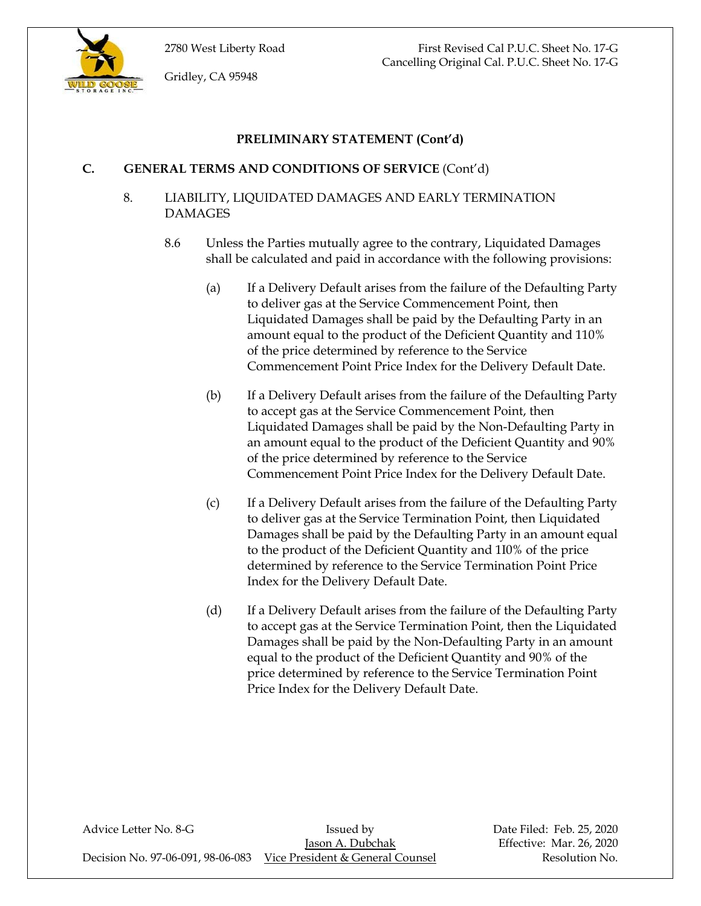**PRELIMINARY STATEMENT (Cont'd)**

**C. GENERAL TERMS AND CONDITIONS OF SERVICE** (Cont'd)

8. LIABILITY, LIQUIDATED DAMAGES AND EARLY TERMINATION DAMAGES

8.6 Unless the Parties mutually agree to the contrary, Liquidated Damages shall be calculated and paid in accordance with the following provisions:

(a) If a Delivery Default arises from the failure of the Defaulting Party to deliver gas at the Service Commencement Point, then Liquidated Damages shall be paid by the Defaulting Party in an amount equal to the product of the Deficient Quantity and 110% of the price determined by reference to the Service Commencement Point Price Index for the Delivery Default Date.

(b) If a Delivery Default arises from the failure of the Defaulting Party to accept gas at the Service Commencement Point, then Liquidated Damages shall be paid by the Non-Defaulting Party in an amount equal to the product of the Deficient Quantity and 90% of the price determined by reference to the Service Commencement Point Price Index for the Delivery Default Date.

(c) If a Delivery Default arises from the failure of the Defaulting Party to deliver gas at the Service Termination Point, then Liquidated Damages shall be paid by the Defaulting Party in an amount equal to the product of the Deficient Quantity and 110% of the price determined by reference to the Service Termination Point Price Index for the Delivery Default Date.

(d) If a Delivery Default arises from the failure of the Defaulting Party to accept gas at the Service Termination Point, then the Liquidated Damages shall be paid by the Non-Defaulting Party in an amount equal to the product of the Deficient Quantity and 90% of the price determined by reference to the Service Termination Point Price Index for the Delivery Default Date.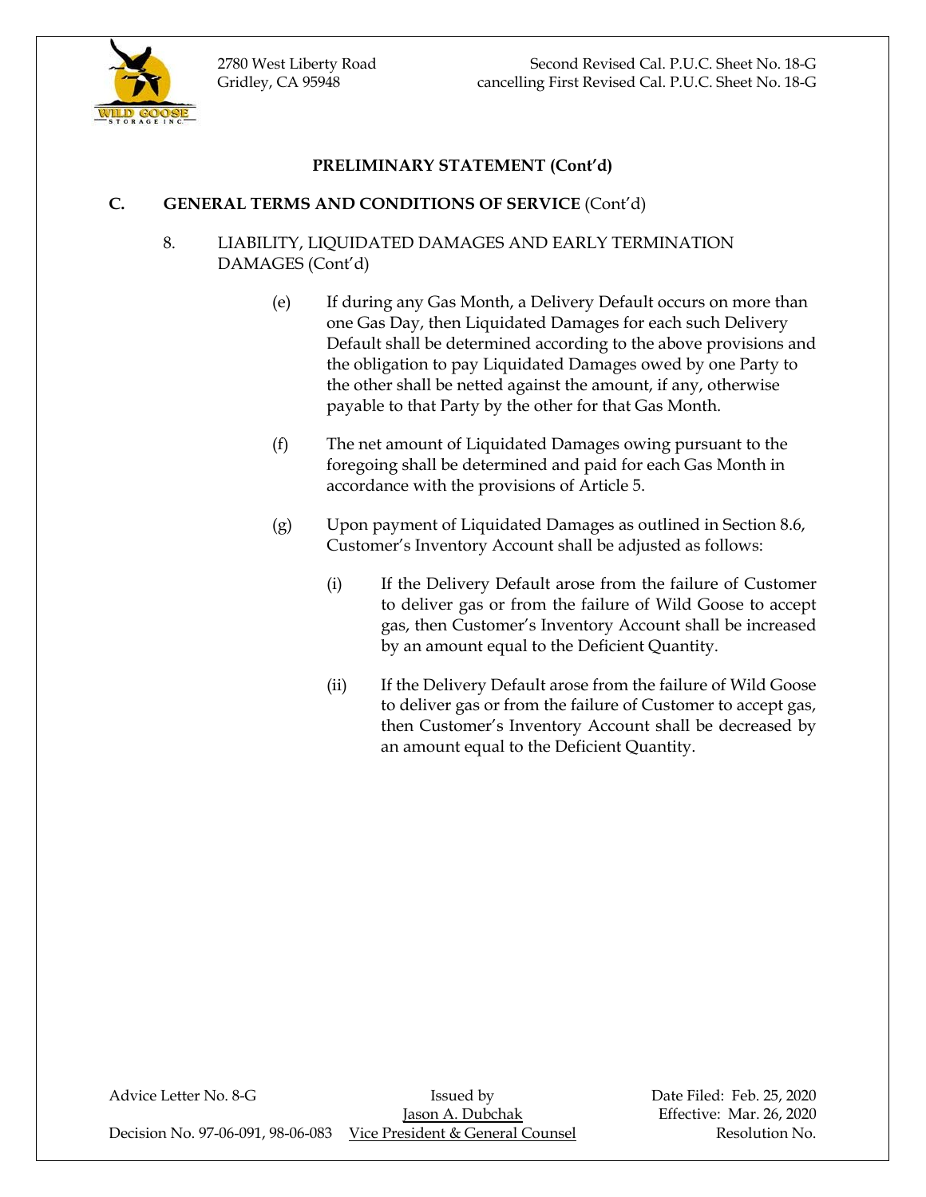## PRELIMINARY STATEMENT (Cont'd)

### C. GENERAL TERMS AND CONDITIONS OF SERVICE (Cont'd)

8. LIABILITY, LIQUIDATED DAMAGES AND EARLY TERMINATION DAMAGES (Cont'd)

(e) If during any Gas Month, a Delivery Default occurs on more than one Gas Day, then Liquidated Damages for each such Delivery Default shall be determined according to the above provisions and the obligation to pay Liquidated Damages owed by one Party to the other shall be netted against the amount, if any, otherwise payable to that Party by the other for that Gas Month.

(f) The net amount of Liquidated Damages owing pursuant to the foregoing shall be determined and paid for each Gas Month in accordance with the provisions of Article 5.

(g) Upon payment of Liquidated Damages as outlined in Section 8.6, Customer's Inventory Account shall be adjusted as follows:

(i) If the Delivery Default arose from the failure of Customer to deliver gas or from the failure of Wild Goose to accept gas, then Customer's Inventory Account shall be increased by an amount equal to the Deficient Quantity.

(ii) If the Delivery Default arose from the failure of Wild Goose to deliver gas or from the failure of Customer to accept gas, then Customer's Inventory Account shall be decreased by an amount equal to the Deficient Quantity.

Advice Letter No. 8-G | Issued by Jason A. Dubchak, Vice President & General Counsel | Date Filed: Feb. 25, 2020
Decision No. 97-06-091, 98-06-083 | Effective: Mar. 26, 2020 | Resolution No.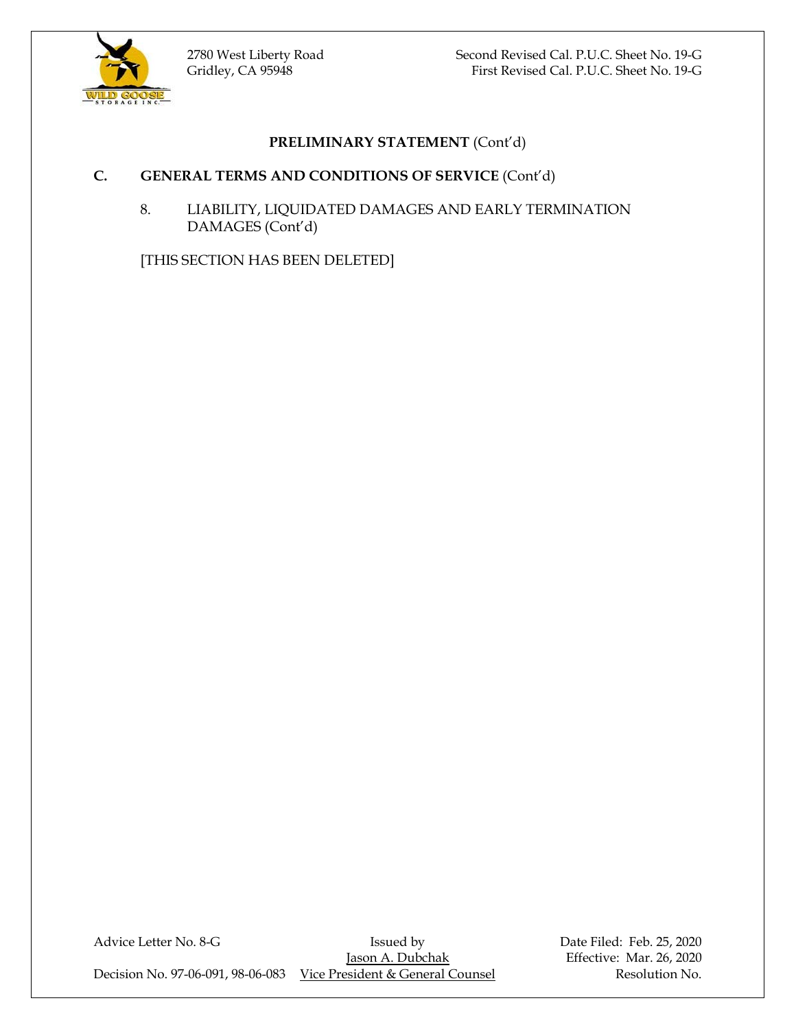## PRELIMINARY STATEMENT (Cont'd)

### C. GENERAL TERMS AND CONDITIONS OF SERVICE (Cont'd)

8. LIABILITY, LIQUIDATED DAMAGES AND EARLY TERMINATION DAMAGES (Cont'd)

[THIS SECTION HAS BEEN DELETED]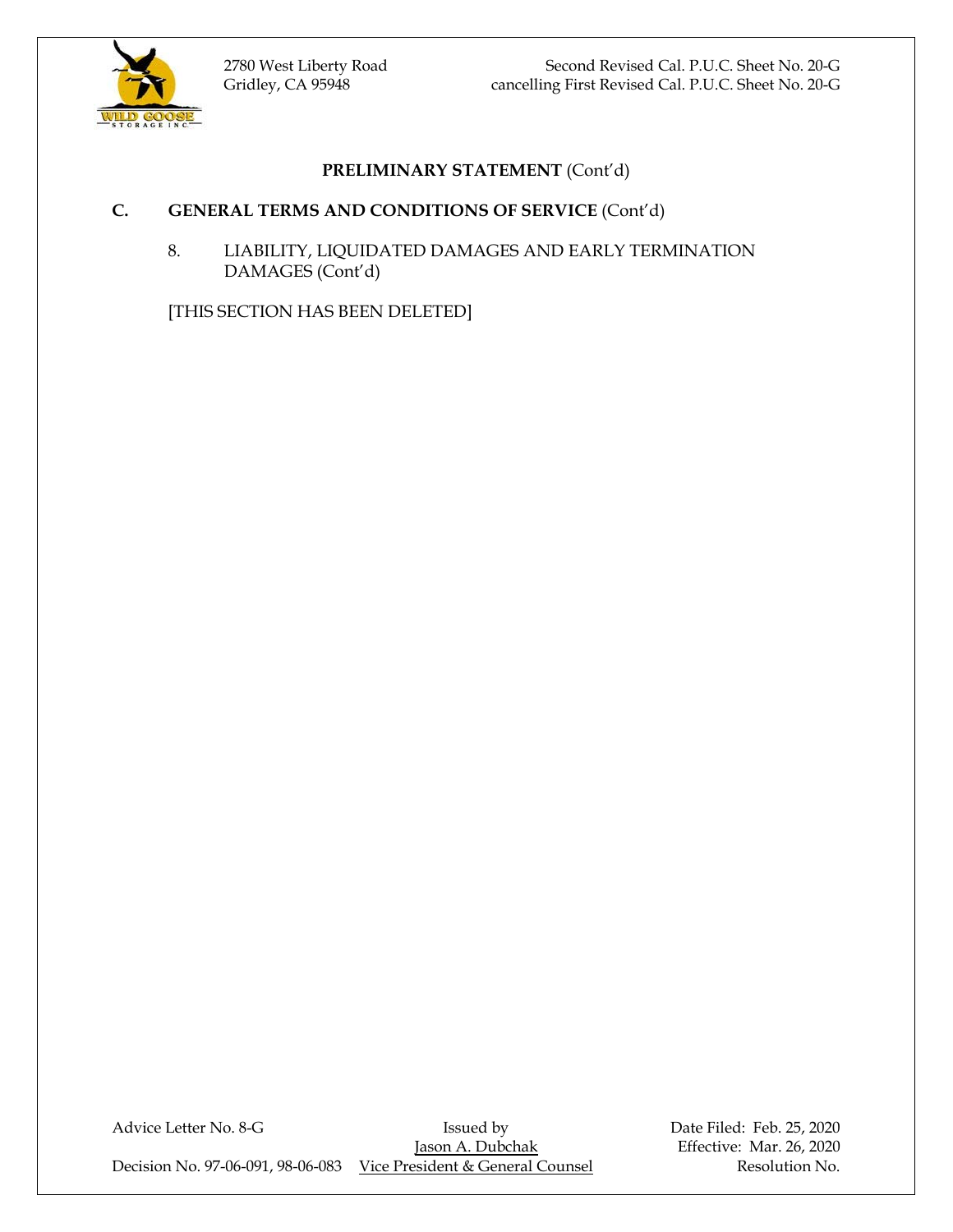2780 West Liberty Road
Gridley, CA 95948

Second Revised Cal. P.U.C. Sheet No. 20-G
cancelling First Revised Cal. P.U.C. Sheet No. 20-G

## PRELIMINARY STATEMENT (Cont'd)

### C. GENERAL TERMS AND CONDITIONS OF SERVICE (Cont'd)

8. LIABILITY, LIQUIDATED DAMAGES AND EARLY TERMINATION DAMAGES (Cont'd)

[THIS SECTION HAS BEEN DELETED]

Advice Letter No. 8-G
Decision No. 97-06-091, 98-06-083

Issued by
Jason A. Dubchak
Vice President & General Counsel

Date Filed: Feb. 25, 2020
Effective: Mar. 26, 2020
Resolution No.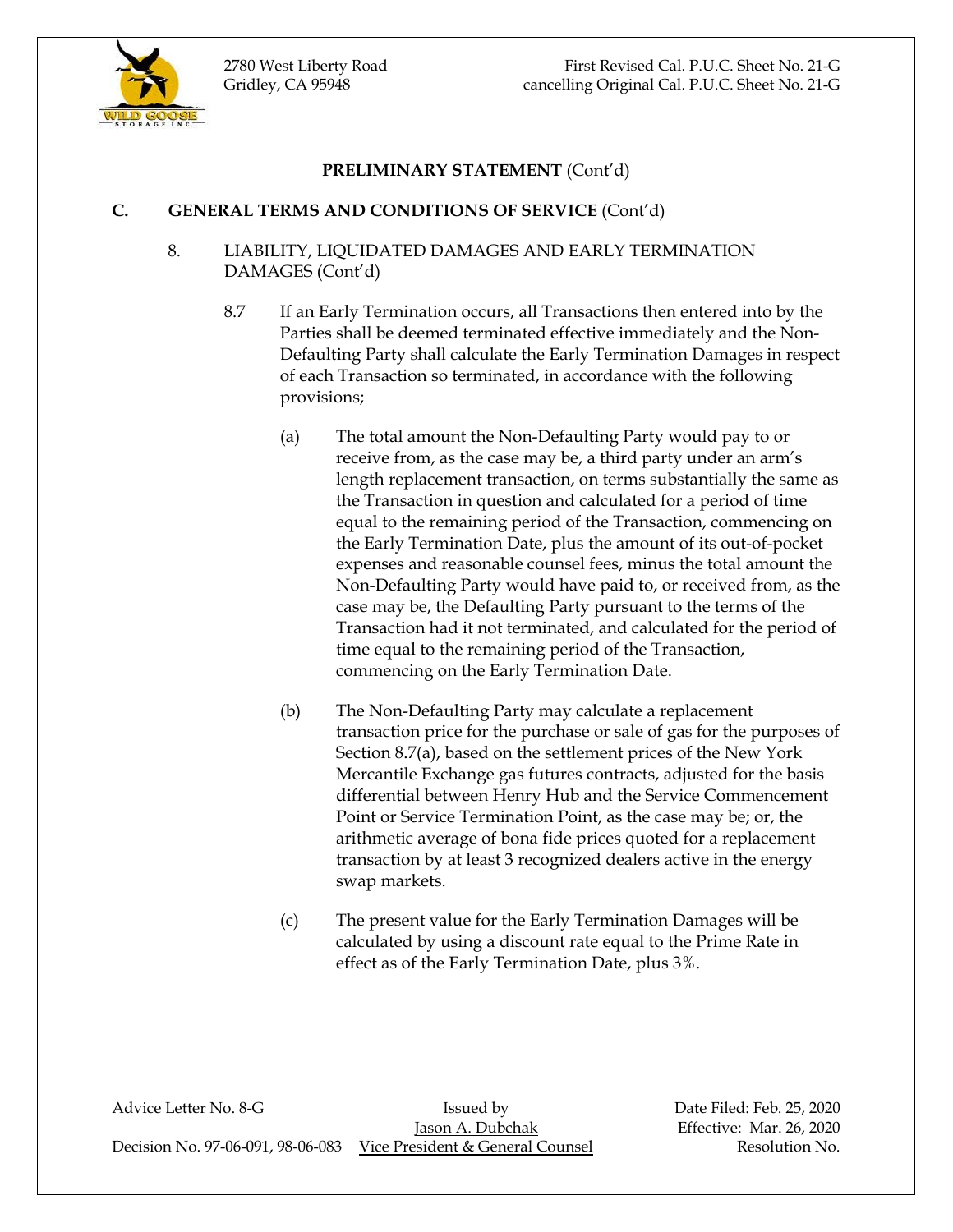**PRELIMINARY STATEMENT** (Cont'd)

**C. GENERAL TERMS AND CONDITIONS OF SERVICE** (Cont'd)

8. LIABILITY, LIQUIDATED DAMAGES AND EARLY TERMINATION DAMAGES (Cont'd)

8.7 If an Early Termination occurs, all Transactions then entered into by the Parties shall be deemed terminated effective immediately and the Non-Defaulting Party shall calculate the Early Termination Damages in respect of each Transaction so terminated, in accordance with the following provisions;

(a) The total amount the Non-Defaulting Party would pay to or receive from, as the case may be, a third party under an arm's length replacement transaction, on terms substantially the same as the Transaction in question and calculated for a period of time equal to the remaining period of the Transaction, commencing on the Early Termination Date, plus the amount of its out-of-pocket expenses and reasonable counsel fees, minus the total amount the Non-Defaulting Party would have paid to, or received from, as the case may be, the Defaulting Party pursuant to the terms of the Transaction had it not terminated, and calculated for the period of time equal to the remaining period of the Transaction, commencing on the Early Termination Date.

(b) The Non-Defaulting Party may calculate a replacement transaction price for the purchase or sale of gas for the purposes of Section 8.7(a), based on the settlement prices of the New York Mercantile Exchange gas futures contracts, adjusted for the basis differential between Henry Hub and the Service Commencement Point or Service Termination Point, as the case may be; or, the arithmetic average of bona fide prices quoted for a replacement transaction by at least 3 recognized dealers active in the energy swap markets.

(c) The present value for the Early Termination Damages will be calculated by using a discount rate equal to the Prime Rate in effect as of the Early Termination Date, plus 3%.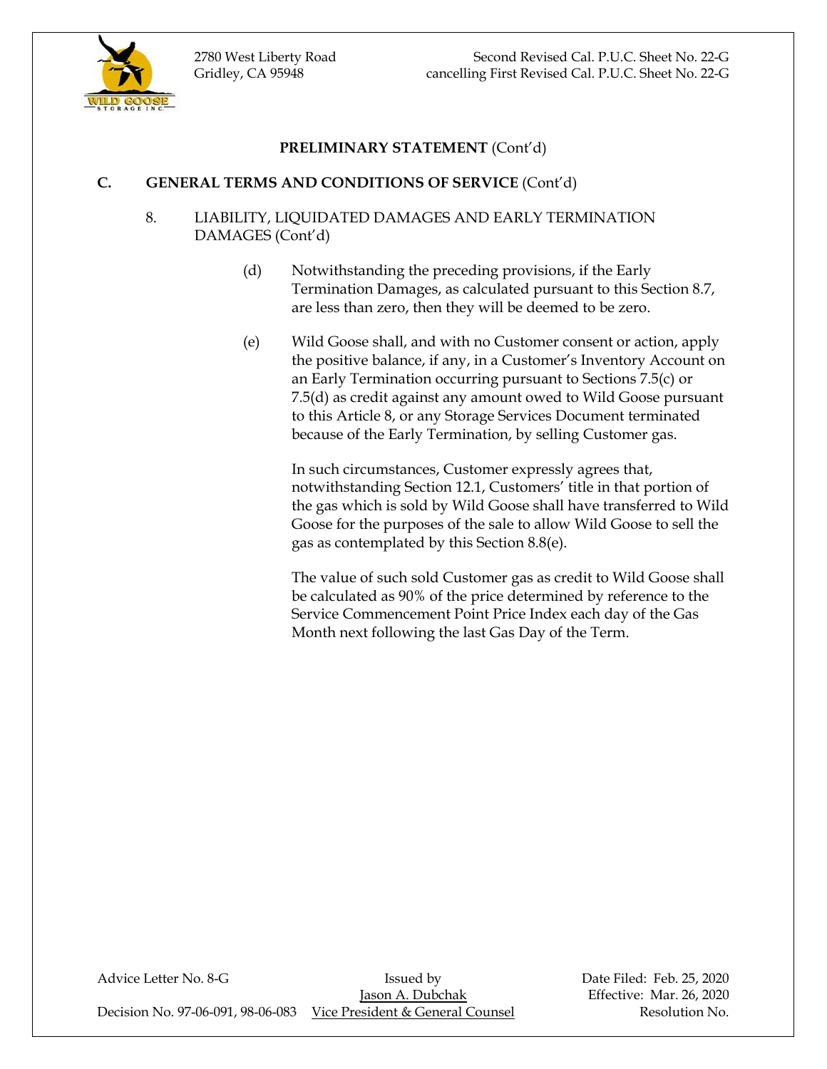**PRELIMINARY STATEMENT** (Cont'd)

**C. GENERAL TERMS AND CONDITIONS OF SERVICE** (Cont'd)

8. LIABILITY, LIQUIDATED DAMAGES AND EARLY TERMINATION DAMAGES (Cont'd)

(d) Notwithstanding the preceding provisions, if the Early Termination Damages, as calculated pursuant to this Section 8.7, are less than zero, then they will be deemed to be zero.

(e) Wild Goose shall, and with no Customer consent or action, apply the positive balance, if any, in a Customer's Inventory Account on an Early Termination occurring pursuant to Sections 7.5(c) or 7.5(d) as credit against any amount owed to Wild Goose pursuant to this Article 8, or any Storage Services Document terminated because of the Early Termination, by selling Customer gas.

In such circumstances, Customer expressly agrees that, notwithstanding Section 12.1, Customers' title in that portion of the gas which is sold by Wild Goose shall have transferred to Wild Goose for the purposes of the sale to allow Wild Goose to sell the gas as contemplated by this Section 8.8(e).

The value of such sold Customer gas as credit to Wild Goose shall be calculated as 90% of the price determined by reference to the Service Commencement Point Price Index each day of the Gas Month next following the last Gas Day of the Term.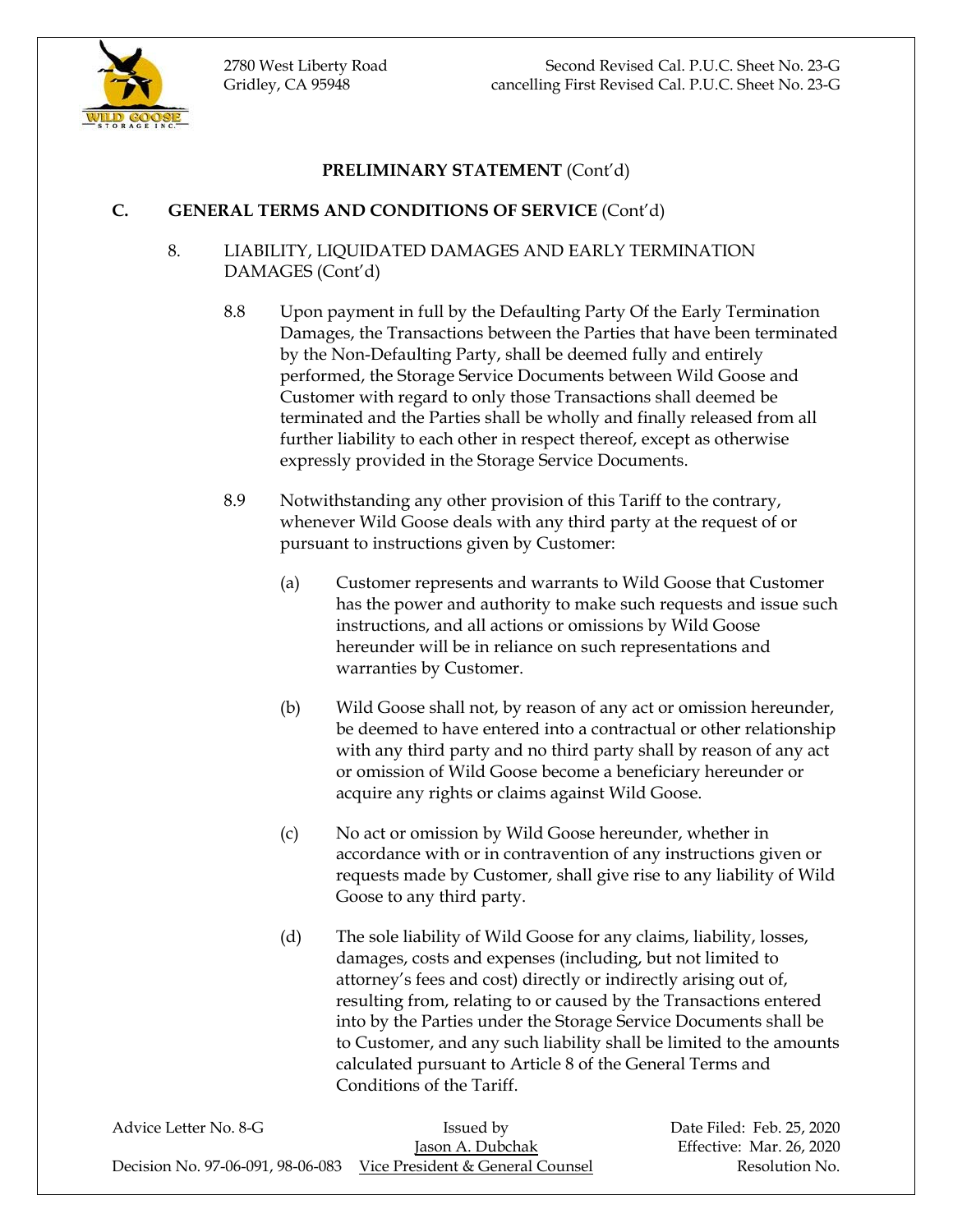## PRELIMINARY STATEMENT (Cont'd)

### C. GENERAL TERMS AND CONDITIONS OF SERVICE (Cont'd)

8. LIABILITY, LIQUIDATED DAMAGES AND EARLY TERMINATION DAMAGES (Cont'd)

   8.8 Upon payment in full by the Defaulting Party Of the Early Termination Damages, the Transactions between the Parties that have been terminated by the Non-Defaulting Party, shall be deemed fully and entirely performed, the Storage Service Documents between Wild Goose and Customer with regard to only those Transactions shall deemed be terminated and the Parties shall be wholly and finally released from all further liability to each other in respect thereof, except as otherwise expressly provided in the Storage Service Documents.

   8.9 Notwithstanding any other provision of this Tariff to the contrary, whenever Wild Goose deals with any third party at the request of or pursuant to instructions given by Customer:

      (a) Customer represents and warrants to Wild Goose that Customer has the power and authority to make such requests and issue such instructions, and all actions or omissions by Wild Goose hereunder will be in reliance on such representations and warranties by Customer.

      (b) Wild Goose shall not, by reason of any act or omission hereunder, be deemed to have entered into a contractual or other relationship with any third party and no third party shall by reason of any act or omission of Wild Goose become a beneficiary hereunder or acquire any rights or claims against Wild Goose.

      (c) No act or omission by Wild Goose hereunder, whether in accordance with or in contravention of any instructions given or requests made by Customer, shall give rise to any liability of Wild Goose to any third party.

      (d) The sole liability of Wild Goose for any claims, liability, losses, damages, costs and expenses (including, but not limited to attorney's fees and cost) directly or indirectly arising out of, resulting from, relating to or caused by the Transactions entered into by the Parties under the Storage Service Documents shall be to Customer, and any such liability shall be limited to the amounts calculated pursuant to Article 8 of the General Terms and Conditions of the Tariff.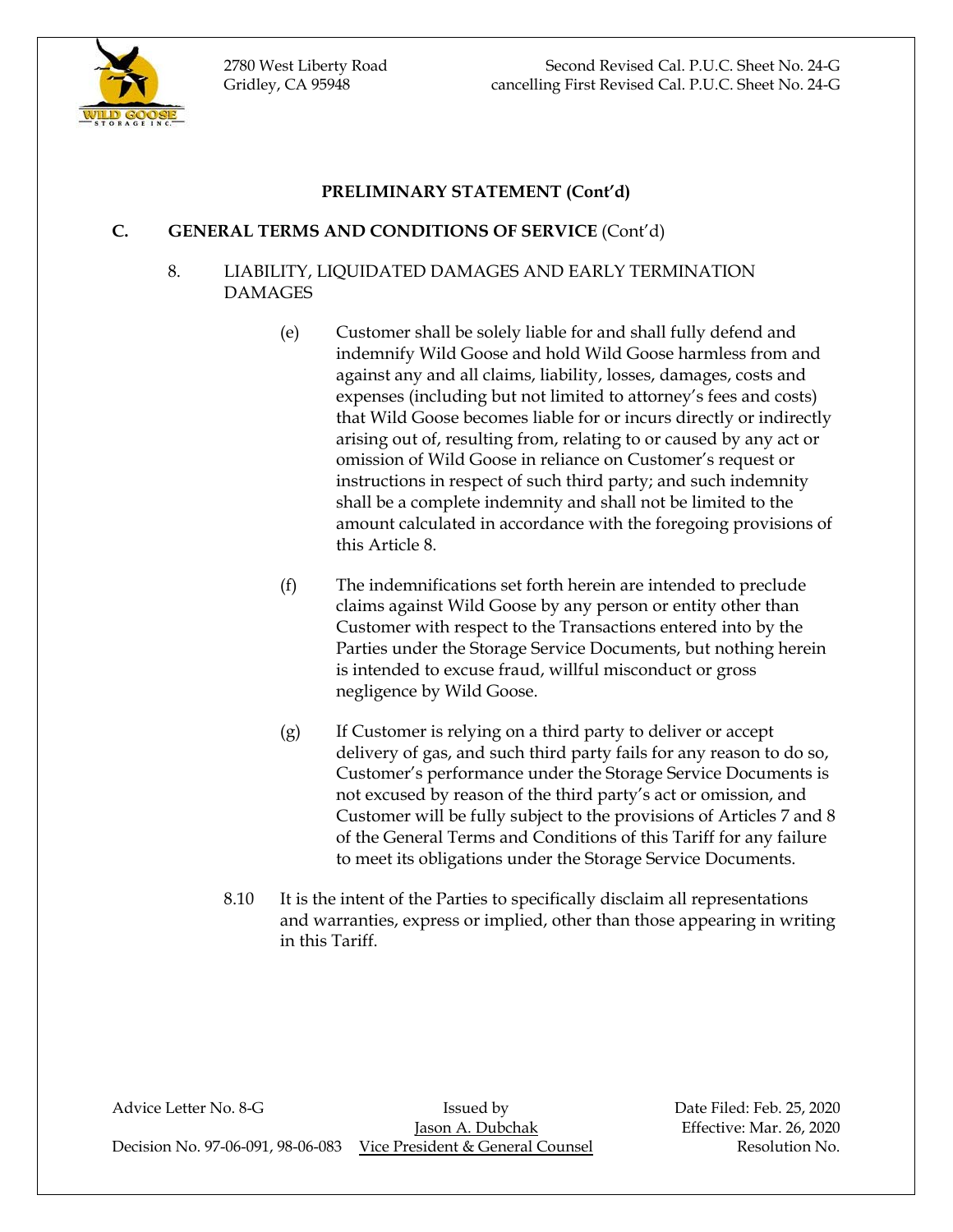## PRELIMINARY STATEMENT (Cont'd)

**C. GENERAL TERMS AND CONDITIONS OF SERVICE** (Cont'd)

8. LIABILITY, LIQUIDATED DAMAGES AND EARLY TERMINATION DAMAGES

(e) Customer shall be solely liable for and shall fully defend and indemnify Wild Goose and hold Wild Goose harmless from and against any and all claims, liability, losses, damages, costs and expenses (including but not limited to attorney's fees and costs) that Wild Goose becomes liable for or incurs directly or indirectly arising out of, resulting from, relating to or caused by any act or omission of Wild Goose in reliance on Customer's request or instructions in respect of such third party; and such indemnity shall be a complete indemnity and shall not be limited to the amount calculated in accordance with the foregoing provisions of this Article 8.

(f) The indemnifications set forth herein are intended to preclude claims against Wild Goose by any person or entity other than Customer with respect to the Transactions entered into by the Parties under the Storage Service Documents, but nothing herein is intended to excuse fraud, willful misconduct or gross negligence by Wild Goose.

(g) If Customer is relying on a third party to deliver or accept delivery of gas, and such third party fails for any reason to do so, Customer's performance under the Storage Service Documents is not excused by reason of the third party's act or omission, and Customer will be fully subject to the provisions of Articles 7 and 8 of the General Terms and Conditions of this Tariff for any failure to meet its obligations under the Storage Service Documents.

8.10 It is the intent of the Parties to specifically disclaim all representations and warranties, express or implied, other than those appearing in writing in this Tariff.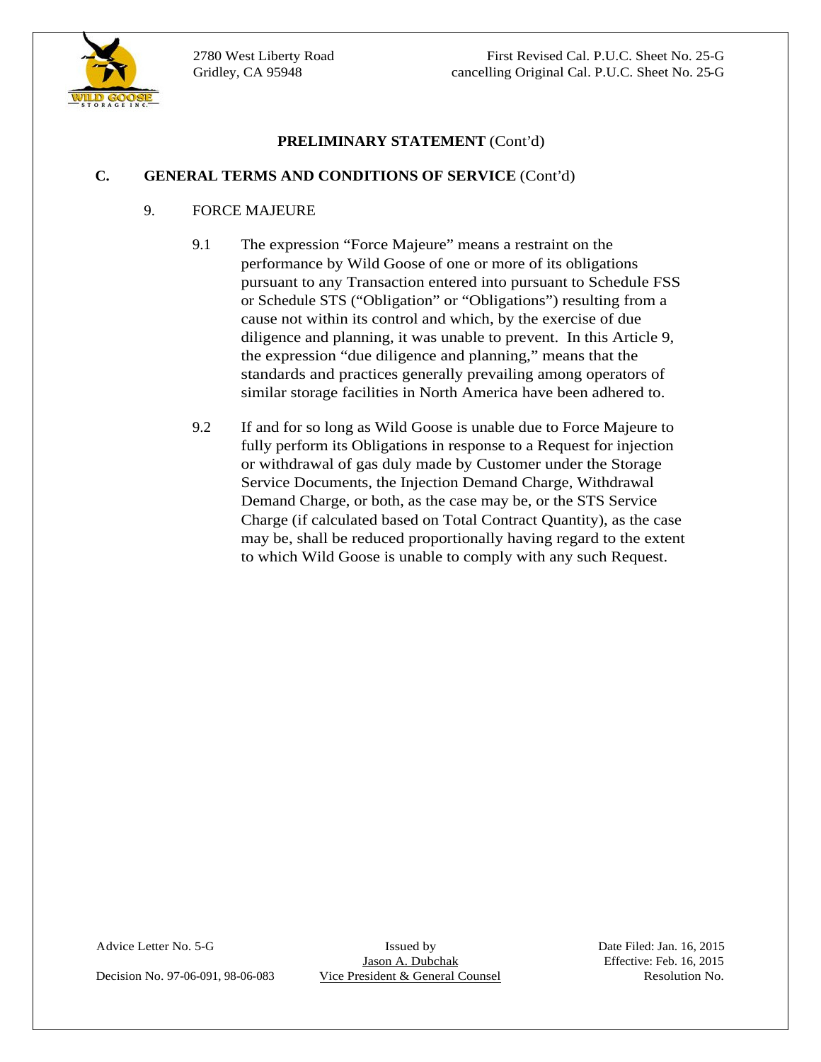## PRELIMINARY STATEMENT (Cont'd)

### C. GENERAL TERMS AND CONDITIONS OF SERVICE (Cont'd)

9. FORCE MAJEURE

9.1 The expression "Force Majeure" means a restraint on the performance by Wild Goose of one or more of its obligations pursuant to any Transaction entered into pursuant to Schedule FSS or Schedule STS ("Obligation" or "Obligations") resulting from a cause not within its control and which, by the exercise of due diligence and planning, it was unable to prevent. In this Article 9, the expression "due diligence and planning," means that the standards and practices generally prevailing among operators of similar storage facilities in North America have been adhered to.

9.2 If and for so long as Wild Goose is unable due to Force Majeure to fully perform its Obligations in response to a Request for injection or withdrawal of gas duly made by Customer under the Storage Service Documents, the Injection Demand Charge, Withdrawal Demand Charge, or both, as the case may be, or the STS Service Charge (if calculated based on Total Contract Quantity), as the case may be, shall be reduced proportionally having regard to the extent to which Wild Goose is unable to comply with any such Request.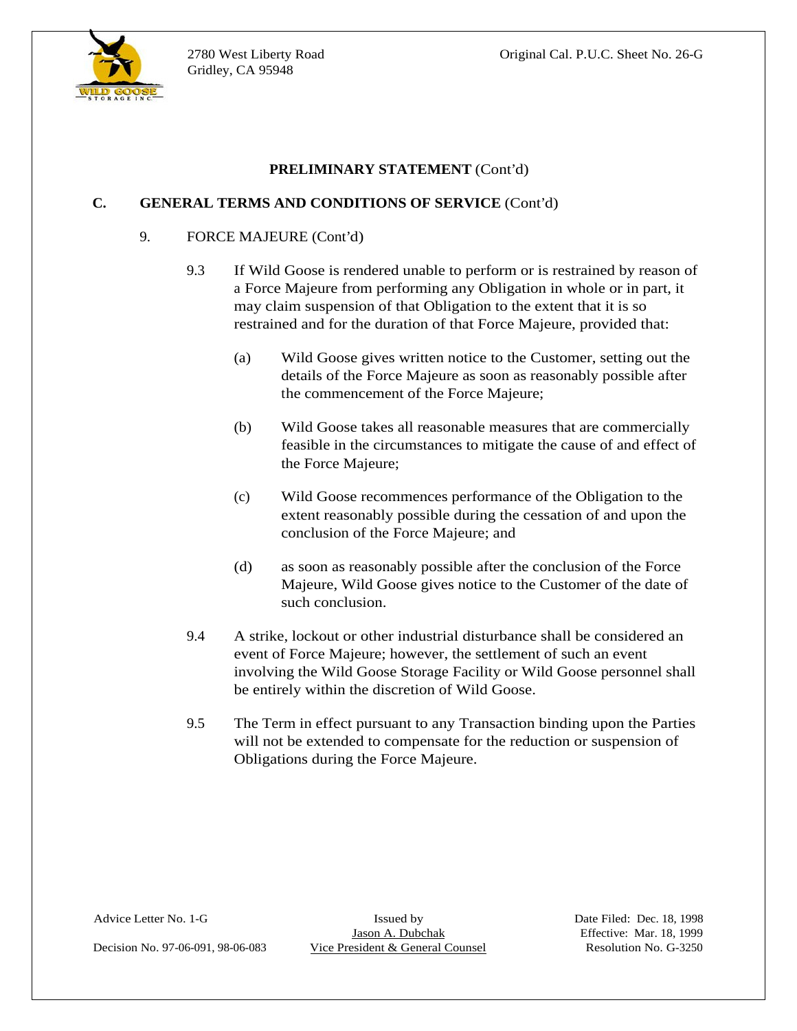**PRELIMINARY STATEMENT** (Cont'd)

**C. GENERAL TERMS AND CONDITIONS OF SERVICE** (Cont'd)

9. FORCE MAJEURE (Cont'd)

9.3 If Wild Goose is rendered unable to perform or is restrained by reason of a Force Majeure from performing any Obligation in whole or in part, it may claim suspension of that Obligation to the extent that it is so restrained and for the duration of that Force Majeure, provided that:

(a) Wild Goose gives written notice to the Customer, setting out the details of the Force Majeure as soon as reasonably possible after the commencement of the Force Majeure;

(b) Wild Goose takes all reasonable measures that are commercially feasible in the circumstances to mitigate the cause of and effect of the Force Majeure;

(c) Wild Goose recommences performance of the Obligation to the extent reasonably possible during the cessation of and upon the conclusion of the Force Majeure; and

(d) as soon as reasonably possible after the conclusion of the Force Majeure, Wild Goose gives notice to the Customer of the date of such conclusion.

9.4 A strike, lockout or other industrial disturbance shall be considered an event of Force Majeure; however, the settlement of such an event involving the Wild Goose Storage Facility or Wild Goose personnel shall be entirely within the discretion of Wild Goose.

9.5 The Term in effect pursuant to any Transaction binding upon the Parties will not be extended to compensate for the reduction or suspension of Obligations during the Force Majeure.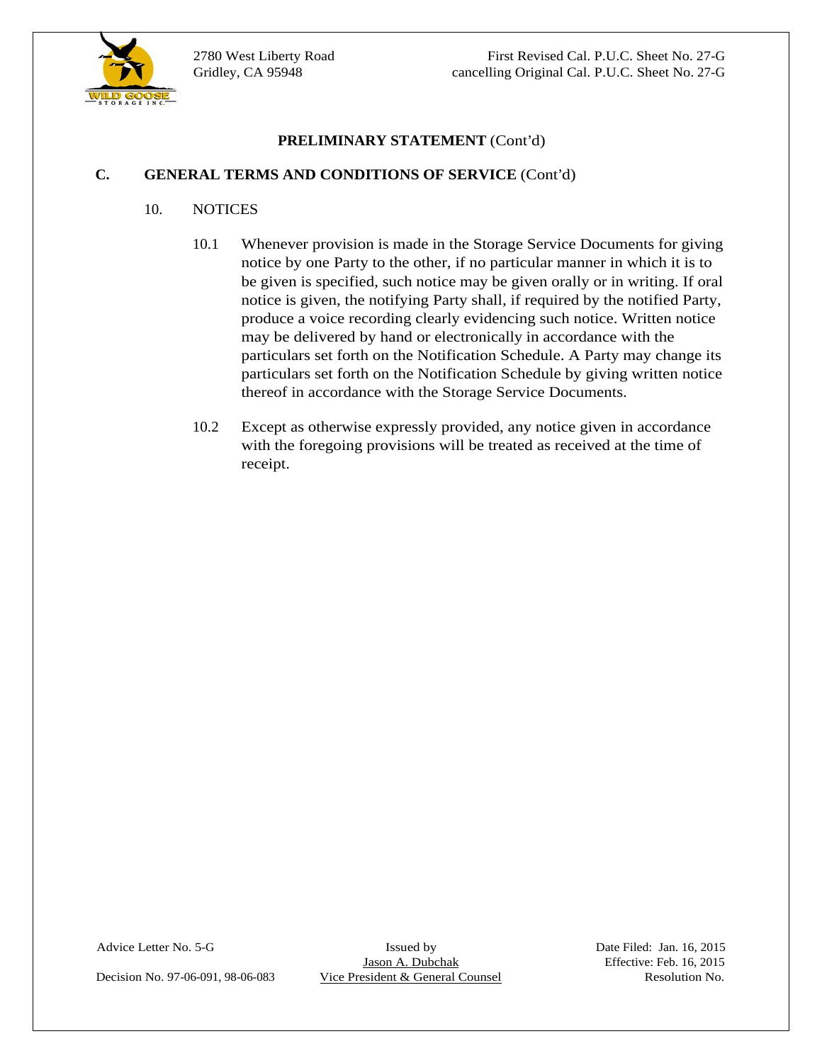## PRELIMINARY STATEMENT (Cont'd)

### C. GENERAL TERMS AND CONDITIONS OF SERVICE (Cont'd)

10. NOTICES

10.1 Whenever provision is made in the Storage Service Documents for giving notice by one Party to the other, if no particular manner in which it is to be given is specified, such notice may be given orally or in writing. If oral notice is given, the notifying Party shall, if required by the notified Party, produce a voice recording clearly evidencing such notice. Written notice may be delivered by hand or electronically in accordance with the particulars set forth on the Notification Schedule. A Party may change its particulars set forth on the Notification Schedule by giving written notice thereof in accordance with the Storage Service Documents.

10.2 Except as otherwise expressly provided, any notice given in accordance with the foregoing provisions will be treated as received at the time of receipt.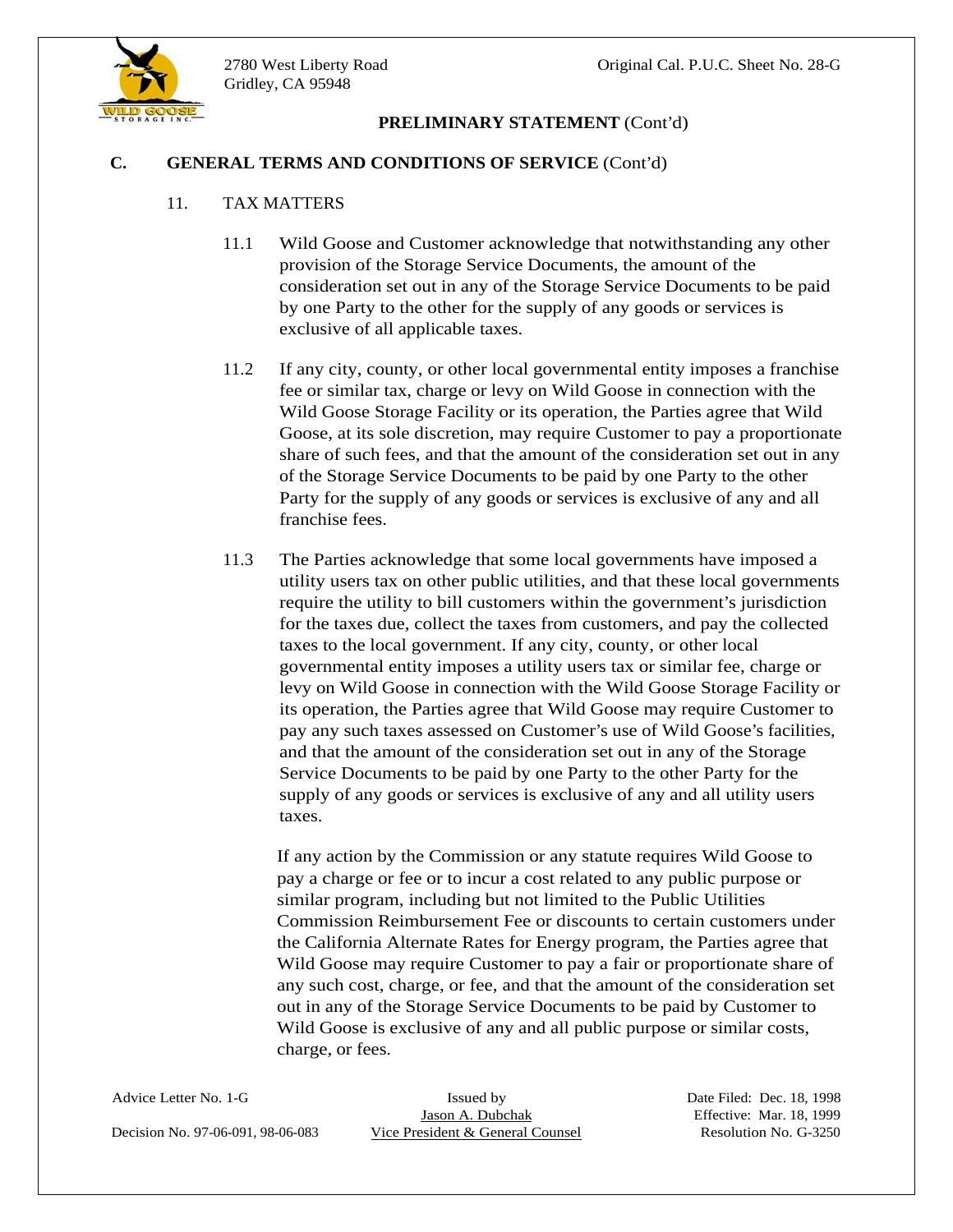**PRELIMINARY STATEMENT** (Cont'd)

## C. GENERAL TERMS AND CONDITIONS OF SERVICE (Cont'd)

### 11. TAX MATTERS

11.1 Wild Goose and Customer acknowledge that notwithstanding any other provision of the Storage Service Documents, the amount of the consideration set out in any of the Storage Service Documents to be paid by one Party to the other for the supply of any goods or services is exclusive of all applicable taxes.

11.2 If any city, county, or other local governmental entity imposes a franchise fee or similar tax, charge or levy on Wild Goose in connection with the Wild Goose Storage Facility or its operation, the Parties agree that Wild Goose, at its sole discretion, may require Customer to pay a proportionate share of such fees, and that the amount of the consideration set out in any of the Storage Service Documents to be paid by one Party to the other Party for the supply of any goods or services is exclusive of any and all franchise fees.

11.3 The Parties acknowledge that some local governments have imposed a utility users tax on other public utilities, and that these local governments require the utility to bill customers within the government's jurisdiction for the taxes due, collect the taxes from customers, and pay the collected taxes to the local government. If any city, county, or other local governmental entity imposes a utility users tax or similar fee, charge or levy on Wild Goose in connection with the Wild Goose Storage Facility or its operation, the Parties agree that Wild Goose may require Customer to pay any such taxes assessed on Customer's use of Wild Goose's facilities, and that the amount of the consideration set out in any of the Storage Service Documents to be paid by one Party to the other Party for the supply of any goods or services is exclusive of any and all utility users taxes.

If any action by the Commission or any statute requires Wild Goose to pay a charge or fee or to incur a cost related to any public purpose or similar program, including but not limited to the Public Utilities Commission Reimbursement Fee or discounts to certain customers under the California Alternate Rates for Energy program, the Parties agree that Wild Goose may require Customer to pay a fair or proportionate share of any such cost, charge, or fee, and that the amount of the consideration set out in any of the Storage Service Documents to be paid by Customer to Wild Goose is exclusive of any and all public purpose or similar costs, charge, or fees.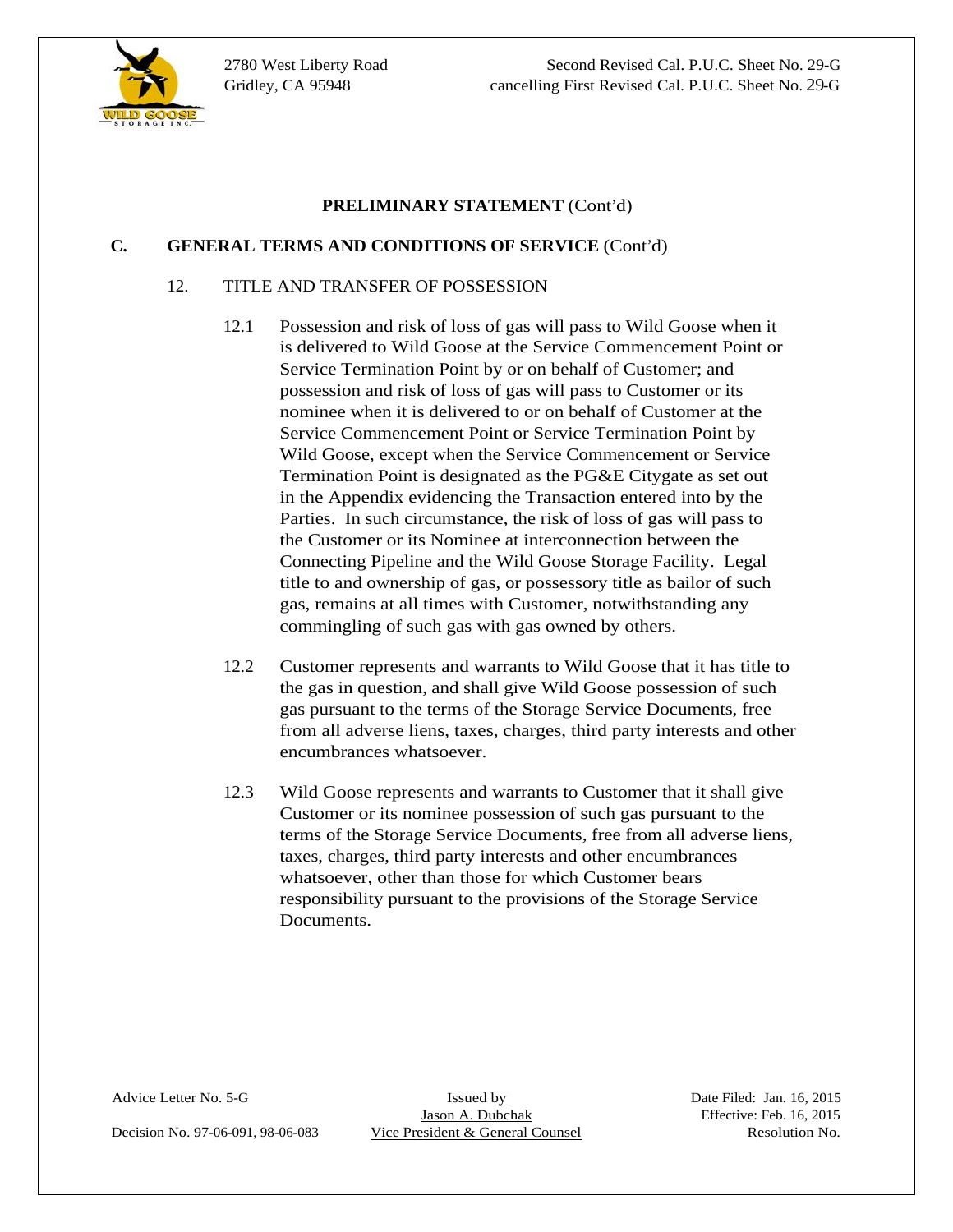**PRELIMINARY STATEMENT** (Cont'd)

**C. GENERAL TERMS AND CONDITIONS OF SERVICE** (Cont'd)

12. TITLE AND TRANSFER OF POSSESSION

12.1 Possession and risk of loss of gas will pass to Wild Goose when it is delivered to Wild Goose at the Service Commencement Point or Service Termination Point by or on behalf of Customer; and possession and risk of loss of gas will pass to Customer or its nominee when it is delivered to or on behalf of Customer at the Service Commencement Point or Service Termination Point by Wild Goose, except when the Service Commencement or Service Termination Point is designated as the PG&E Citygate as set out in the Appendix evidencing the Transaction entered into by the Parties. In such circumstance, the risk of loss of gas will pass to the Customer or its Nominee at interconnection between the Connecting Pipeline and the Wild Goose Storage Facility. Legal title to and ownership of gas, or possessory title as bailor of such gas, remains at all times with Customer, notwithstanding any commingling of such gas with gas owned by others.

12.2 Customer represents and warrants to Wild Goose that it has title to the gas in question, and shall give Wild Goose possession of such gas pursuant to the terms of the Storage Service Documents, free from all adverse liens, taxes, charges, third party interests and other encumbrances whatsoever.

12.3 Wild Goose represents and warrants to Customer that it shall give Customer or its nominee possession of such gas pursuant to the terms of the Storage Service Documents, free from all adverse liens, taxes, charges, third party interests and other encumbrances whatsoever, other than those for which Customer bears responsibility pursuant to the provisions of the Storage Service Documents.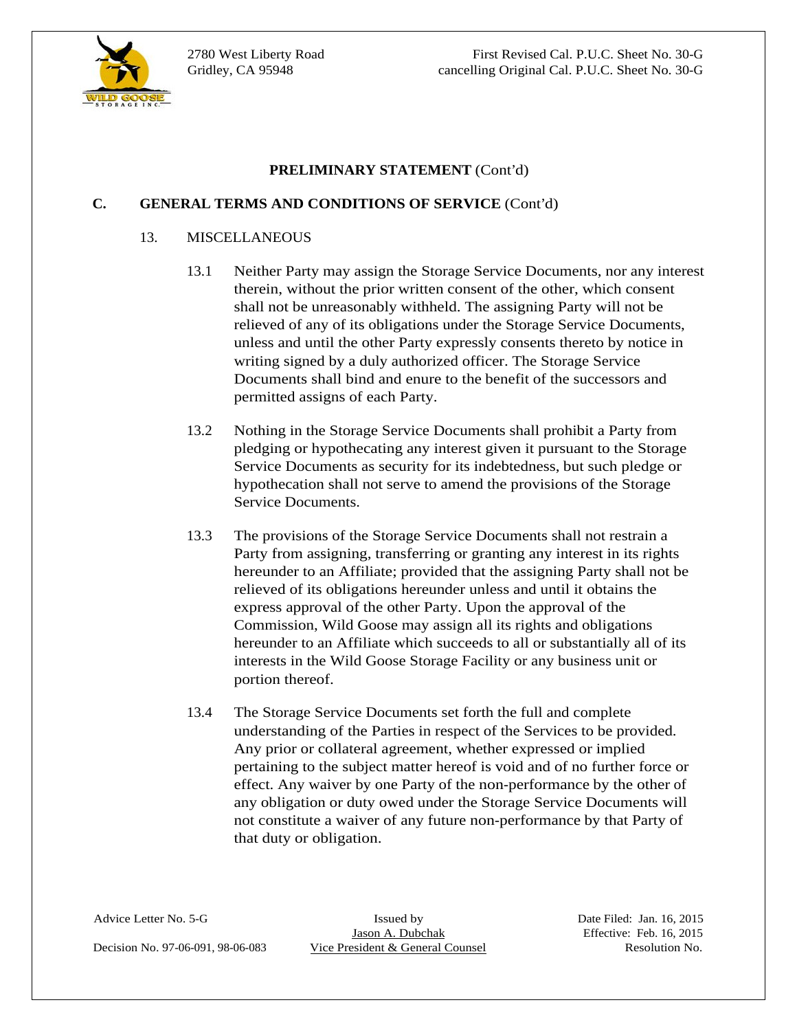**PRELIMINARY STATEMENT** (Cont'd)

**C. GENERAL TERMS AND CONDITIONS OF SERVICE** (Cont'd)

13. MISCELLANEOUS

13.1 Neither Party may assign the Storage Service Documents, nor any interest therein, without the prior written consent of the other, which consent shall not be unreasonably withheld. The assigning Party will not be relieved of any of its obligations under the Storage Service Documents, unless and until the other Party expressly consents thereto by notice in writing signed by a duly authorized officer. The Storage Service Documents shall bind and enure to the benefit of the successors and permitted assigns of each Party.

13.2 Nothing in the Storage Service Documents shall prohibit a Party from pledging or hypothecating any interest given it pursuant to the Storage Service Documents as security for its indebtedness, but such pledge or hypothecation shall not serve to amend the provisions of the Storage Service Documents.

13.3 The provisions of the Storage Service Documents shall not restrain a Party from assigning, transferring or granting any interest in its rights hereunder to an Affiliate; provided that the assigning Party shall not be relieved of its obligations hereunder unless and until it obtains the express approval of the other Party. Upon the approval of the Commission, Wild Goose may assign all its rights and obligations hereunder to an Affiliate which succeeds to all or substantially all of its interests in the Wild Goose Storage Facility or any business unit or portion thereof.

13.4 The Storage Service Documents set forth the full and complete understanding of the Parties in respect of the Services to be provided. Any prior or collateral agreement, whether expressed or implied pertaining to the subject matter hereof is void and of no further force or effect. Any waiver by one Party of the non-performance by the other of any obligation or duty owed under the Storage Service Documents will not constitute a waiver of any future non-performance by that Party of that duty or obligation.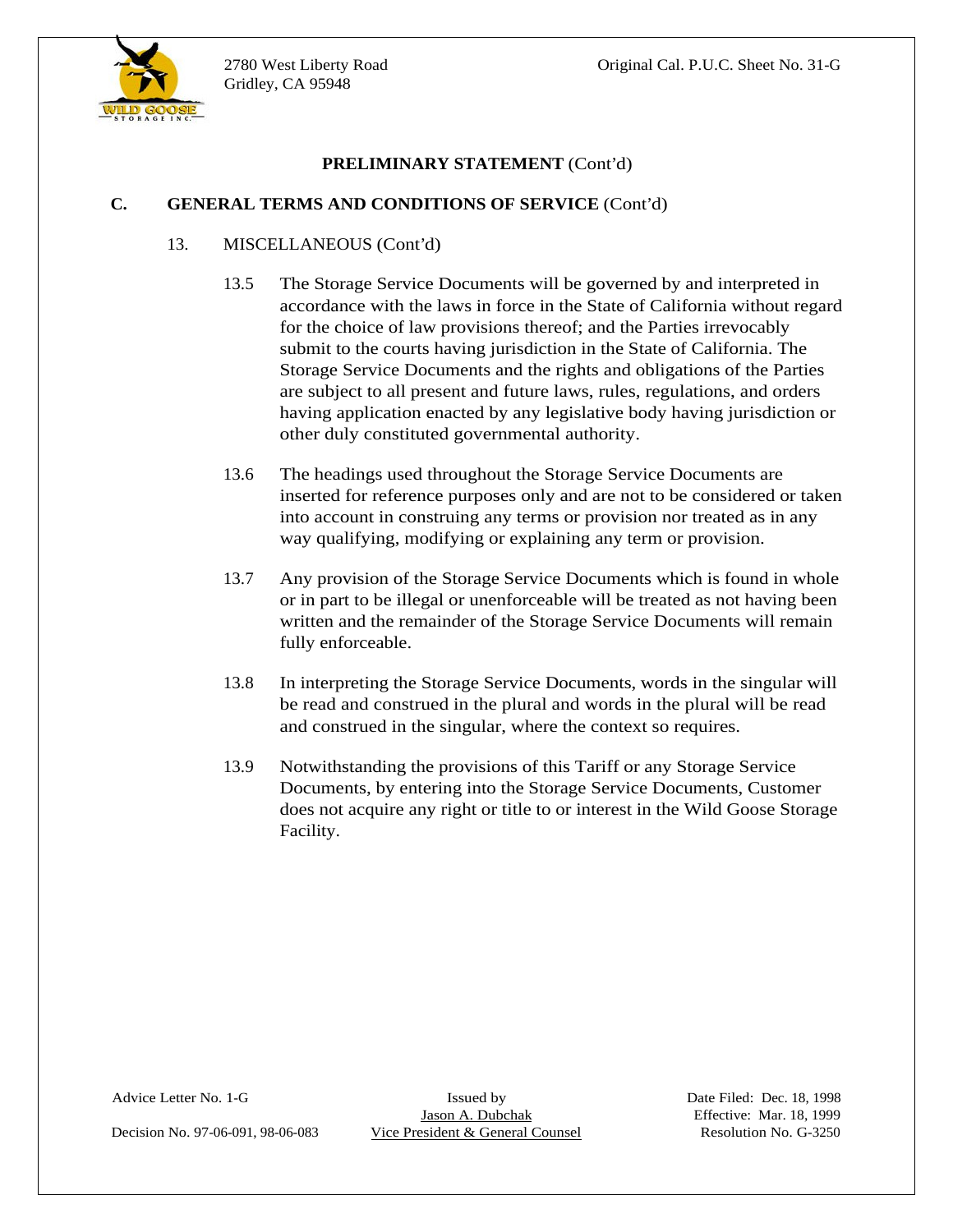**PRELIMINARY STATEMENT** (Cont'd)

## C. GENERAL TERMS AND CONDITIONS OF SERVICE (Cont'd)

13. MISCELLANEOUS (Cont'd)

13.5 The Storage Service Documents will be governed by and interpreted in accordance with the laws in force in the State of California without regard for the choice of law provisions thereof; and the Parties irrevocably submit to the courts having jurisdiction in the State of California. The Storage Service Documents and the rights and obligations of the Parties are subject to all present and future laws, rules, regulations, and orders having application enacted by any legislative body having jurisdiction or other duly constituted governmental authority.

13.6 The headings used throughout the Storage Service Documents are inserted for reference purposes only and are not to be considered or taken into account in construing any terms or provision nor treated as in any way qualifying, modifying or explaining any term or provision.

13.7 Any provision of the Storage Service Documents which is found in whole or in part to be illegal or unenforceable will be treated as not having been written and the remainder of the Storage Service Documents will remain fully enforceable.

13.8 In interpreting the Storage Service Documents, words in the singular will be read and construed in the plural and words in the plural will be read and construed in the singular, where the context so requires.

13.9 Notwithstanding the provisions of this Tariff or any Storage Service Documents, by entering into the Storage Service Documents, Customer does not acquire any right or title to or interest in the Wild Goose Storage Facility.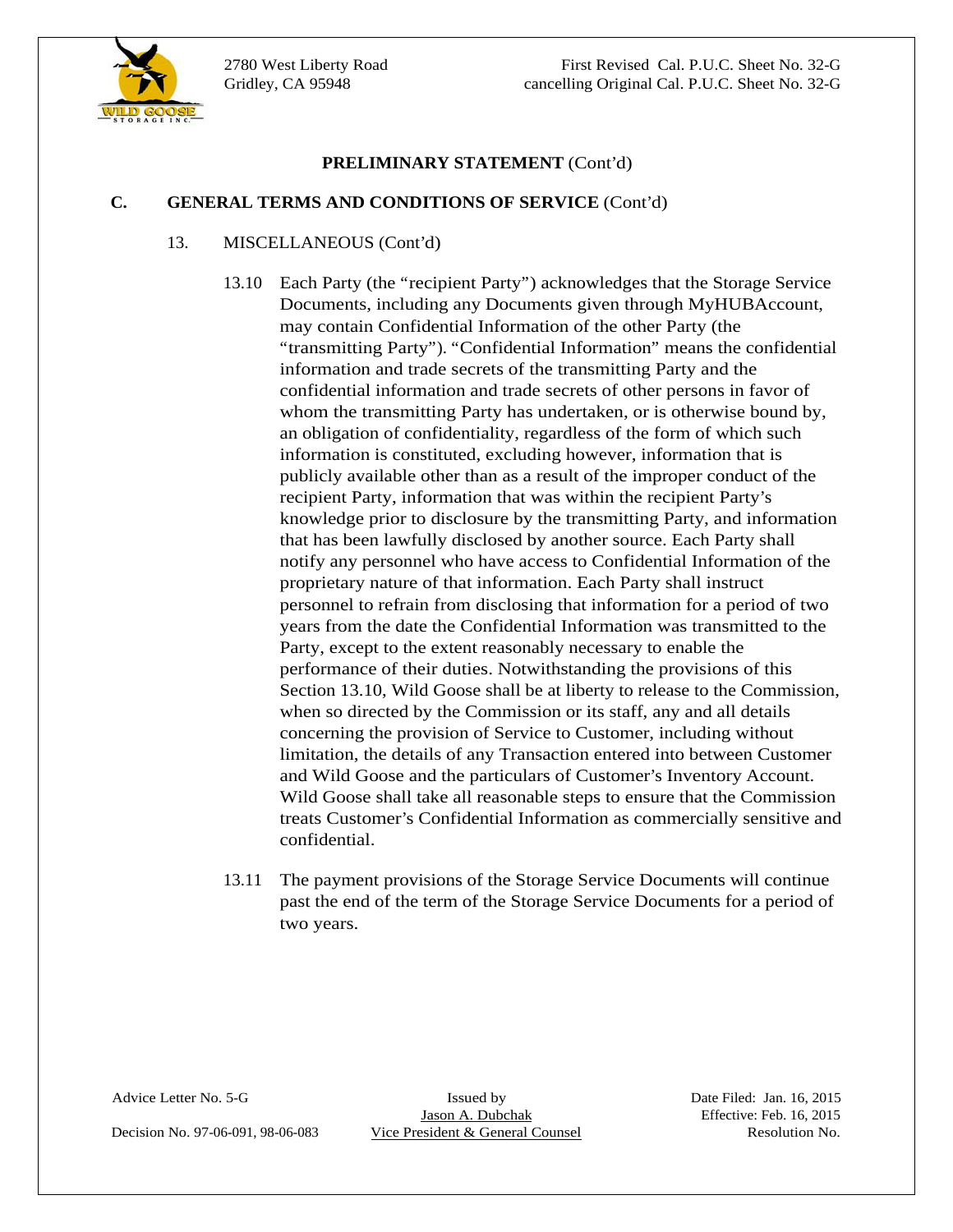**PRELIMINARY STATEMENT** (Cont'd)

**C. GENERAL TERMS AND CONDITIONS OF SERVICE** (Cont'd)

13. MISCELLANEOUS (Cont'd)

13.10 Each Party (the "recipient Party") acknowledges that the Storage Service Documents, including any Documents given through MyHUBAccount, may contain Confidential Information of the other Party (the "transmitting Party"). "Confidential Information" means the confidential information and trade secrets of the transmitting Party and the confidential information and trade secrets of other persons in favor of whom the transmitting Party has undertaken, or is otherwise bound by, an obligation of confidentiality, regardless of the form of which such information is constituted, excluding however, information that is publicly available other than as a result of the improper conduct of the recipient Party, information that was within the recipient Party's knowledge prior to disclosure by the transmitting Party, and information that has been lawfully disclosed by another source. Each Party shall notify any personnel who have access to Confidential Information of the proprietary nature of that information. Each Party shall instruct personnel to refrain from disclosing that information for a period of two years from the date the Confidential Information was transmitted to the Party, except to the extent reasonably necessary to enable the performance of their duties. Notwithstanding the provisions of this Section 13.10, Wild Goose shall be at liberty to release to the Commission, when so directed by the Commission or its staff, any and all details concerning the provision of Service to Customer, including without limitation, the details of any Transaction entered into between Customer and Wild Goose and the particulars of Customer's Inventory Account. Wild Goose shall take all reasonable steps to ensure that the Commission treats Customer's Confidential Information as commercially sensitive and confidential.

13.11 The payment provisions of the Storage Service Documents will continue past the end of the term of the Storage Service Documents for a period of two years.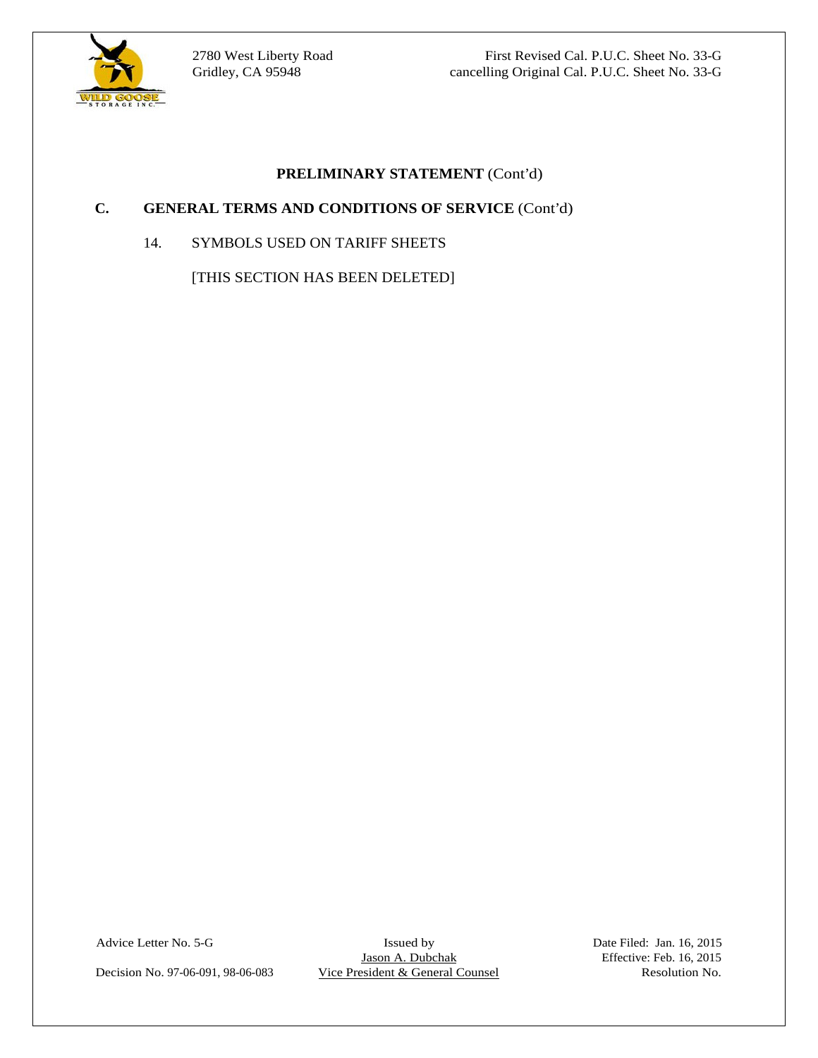2780 West Liberty Road
Gridley, CA 95948

First Revised Cal. P.U.C. Sheet No. 33-G
cancelling Original Cal. P.U.C. Sheet No. 33-G

**PRELIMINARY STATEMENT** (Cont'd)

**C. GENERAL TERMS AND CONDITIONS OF SERVICE** (Cont'd)

14. SYMBOLS USED ON TARIFF SHEETS

[THIS SECTION HAS BEEN DELETED]

Advice Letter No. 5-G
Decision No. 97-06-091, 98-06-083

Issued by
Jason A. Dubchak
Vice President & General Counsel

Date Filed: Jan. 16, 2015
Effective: Feb. 16, 2015
Resolution No.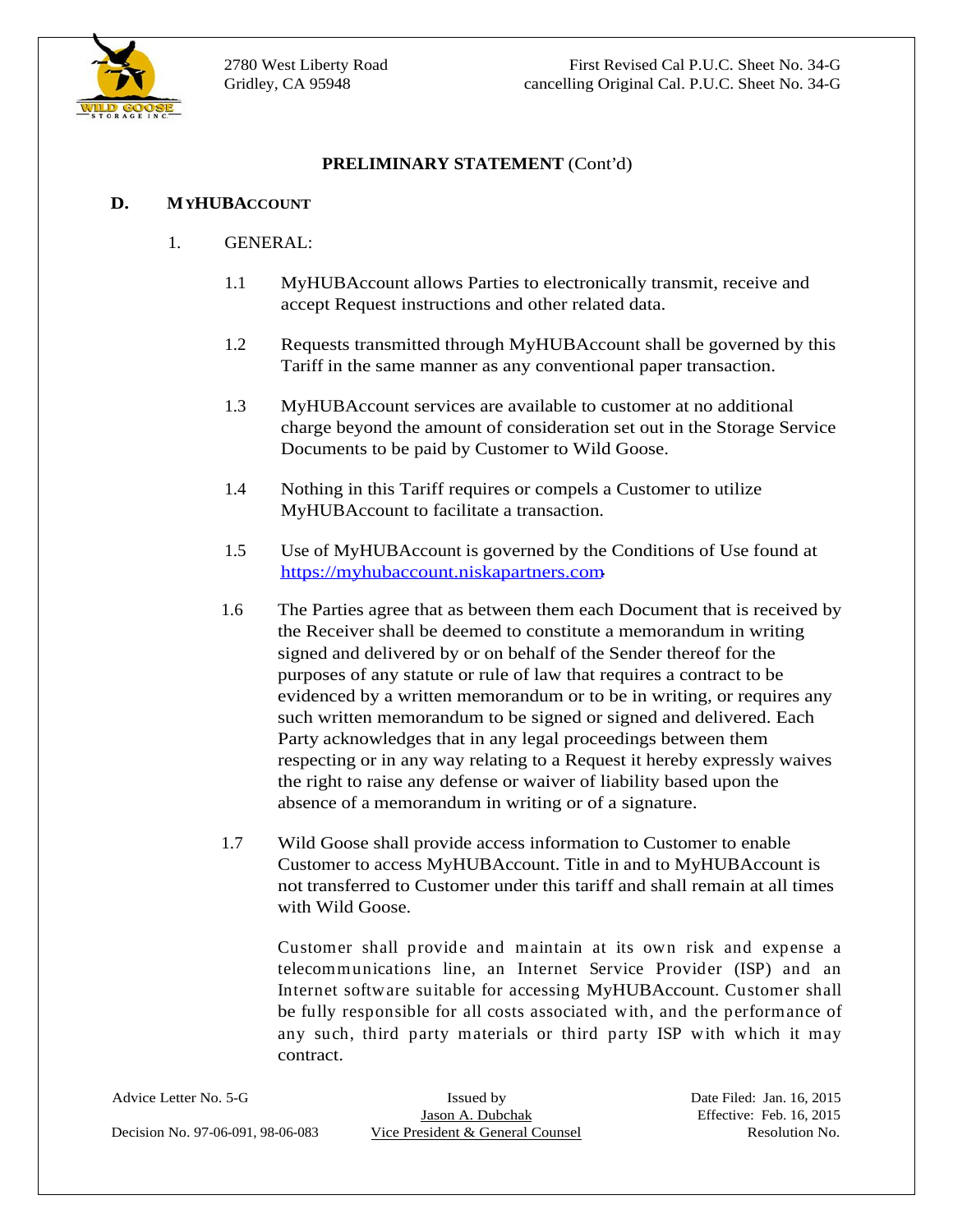2780 West Liberty Road
Gridley, CA 95948

First Revised Cal P.U.C. Sheet No. 34-G
cancelling Original Cal. P.U.C. Sheet No. 34-G

## PRELIMINARY STATEMENT (Cont'd)

### D. MYHUBACCOUNT

1. GENERAL:

1.1 MyHUBAccount allows Parties to electronically transmit, receive and accept Request instructions and other related data.

1.2 Requests transmitted through MyHUBAccount shall be governed by this Tariff in the same manner as any conventional paper transaction.

1.3 MyHUBAccount services are available to customer at no additional charge beyond the amount of consideration set out in the Storage Service Documents to be paid by Customer to Wild Goose.

1.4 Nothing in this Tariff requires or compels a Customer to utilize MyHUBAccount to facilitate a transaction.

1.5 Use of MyHUBAccount is governed by the Conditions of Use found at https://myhubaccount.niskapartners.com.

1.6 The Parties agree that as between them each Document that is received by the Receiver shall be deemed to constitute a memorandum in writing signed and delivered by or on behalf of the Sender thereof for the purposes of any statute or rule of law that requires a contract to be evidenced by a written memorandum or to be in writing, or requires any such written memorandum to be signed or signed and delivered. Each Party acknowledges that in any legal proceedings between them respecting or in any way relating to a Request it hereby expressly waives the right to raise any defense or waiver of liability based upon the absence of a memorandum in writing or of a signature.

1.7 Wild Goose shall provide access information to Customer to enable Customer to access MyHUBAccount. Title in and to MyHUBAccount is not transferred to Customer under this tariff and shall remain at all times with Wild Goose.

Customer shall provide and maintain at its own risk and expense a telecommunications line, an Internet Service Provider (ISP) and an Internet software suitable for accessing MyHUBAccount. Customer shall be fully responsible for all costs associated with, and the performance of any such, third party materials or third party ISP with which it may contract.

Advice Letter No. 5-G
Decision No. 97-06-091, 98-06-083

Issued by
Jason A. Dubchak
Vice President & General Counsel

Date Filed: Jan. 16, 2015
Effective: Feb. 16, 2015
Resolution No.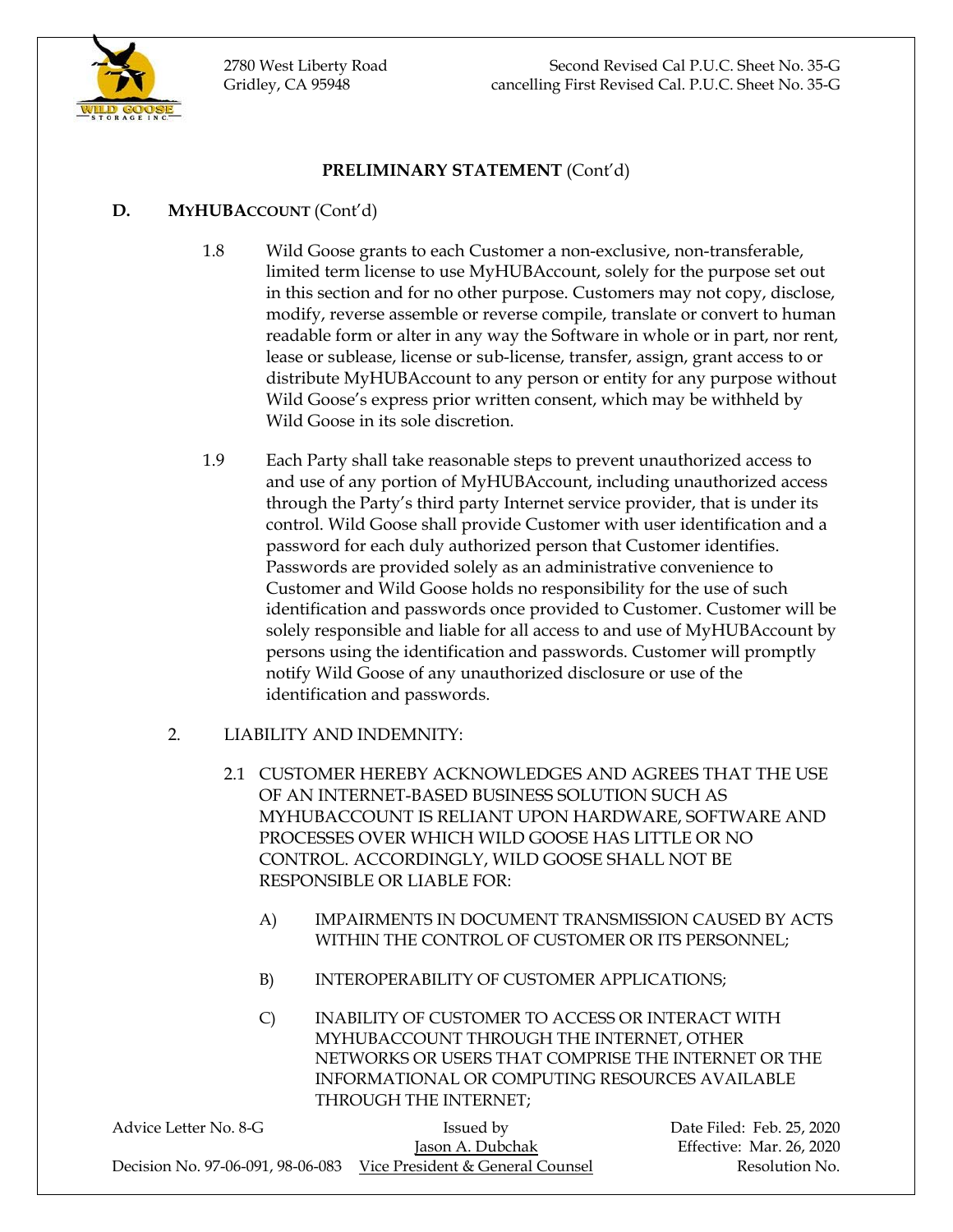**PRELIMINARY STATEMENT** (Cont'd)

**D. MYHUBACCOUNT** (Cont'd)

1.8 Wild Goose grants to each Customer a non-exclusive, non-transferable, limited term license to use MyHUBAccount, solely for the purpose set out in this section and for no other purpose. Customers may not copy, disclose, modify, reverse assemble or reverse compile, translate or convert to human readable form or alter in any way the Software in whole or in part, nor rent, lease or sublease, license or sub-license, transfer, assign, grant access to or distribute MyHUBAccount to any person or entity for any purpose without Wild Goose's express prior written consent, which may be withheld by Wild Goose in its sole discretion.

1.9 Each Party shall take reasonable steps to prevent unauthorized access to and use of any portion of MyHUBAccount, including unauthorized access through the Party's third party Internet service provider, that is under its control. Wild Goose shall provide Customer with user identification and a password for each duly authorized person that Customer identifies. Passwords are provided solely as an administrative convenience to Customer and Wild Goose holds no responsibility for the use of such identification and passwords once provided to Customer. Customer will be solely responsible and liable for all access to and use of MyHUBAccount by persons using the identification and passwords. Customer will promptly notify Wild Goose of any unauthorized disclosure or use of the identification and passwords.

2. LIABILITY AND INDEMNITY:

2.1 CUSTOMER HEREBY ACKNOWLEDGES AND AGREES THAT THE USE OF AN INTERNET-BASED BUSINESS SOLUTION SUCH AS MYHUBACCOUNT IS RELIANT UPON HARDWARE, SOFTWARE AND PROCESSES OVER WHICH WILD GOOSE HAS LITTLE OR NO CONTROL. ACCORDINGLY, WILD GOOSE SHALL NOT BE RESPONSIBLE OR LIABLE FOR:

A) IMPAIRMENTS IN DOCUMENT TRANSMISSION CAUSED BY ACTS WITHIN THE CONTROL OF CUSTOMER OR ITS PERSONNEL;

B) INTEROPERABILITY OF CUSTOMER APPLICATIONS;

C) INABILITY OF CUSTOMER TO ACCESS OR INTERACT WITH MYHUBACCOUNT THROUGH THE INTERNET, OTHER NETWORKS OR USERS THAT COMPRISE THE INTERNET OR THE INFORMATIONAL OR COMPUTING RESOURCES AVAILABLE THROUGH THE INTERNET;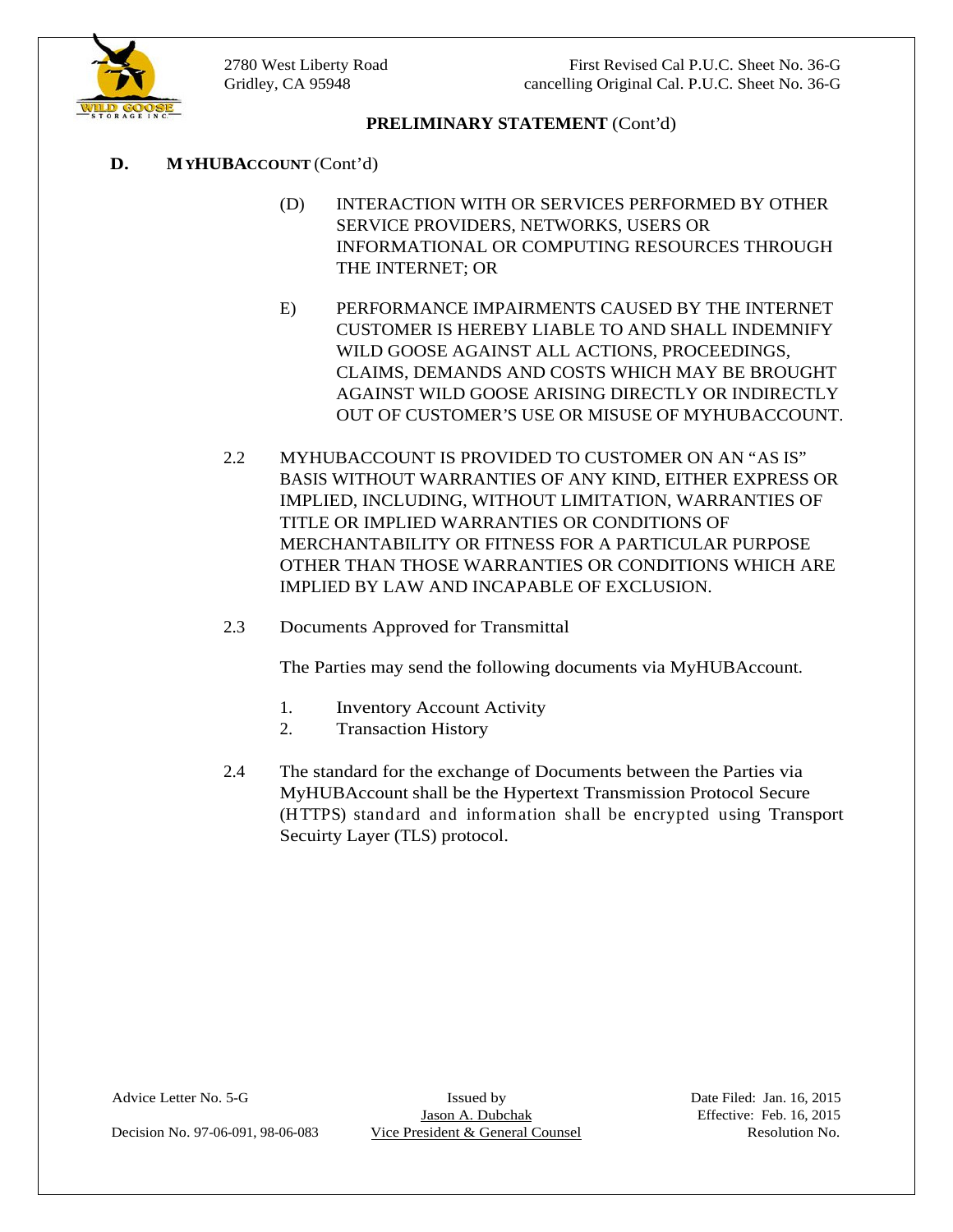**PRELIMINARY STATEMENT** (Cont'd)

**D. MYHUBACCOUNT** (Cont'd)

(D) INTERACTION WITH OR SERVICES PERFORMED BY OTHER SERVICE PROVIDERS, NETWORKS, USERS OR INFORMATIONAL OR COMPUTING RESOURCES THROUGH THE INTERNET; OR

E) PERFORMANCE IMPAIRMENTS CAUSED BY THE INTERNET CUSTOMER IS HEREBY LIABLE TO AND SHALL INDEMNIFY WILD GOOSE AGAINST ALL ACTIONS, PROCEEDINGS, CLAIMS, DEMANDS AND COSTS WHICH MAY BE BROUGHT AGAINST WILD GOOSE ARISING DIRECTLY OR INDIRECTLY OUT OF CUSTOMER'S USE OR MISUSE OF MYHUBACCOUNT.

2.2 MYHUBACCOUNT IS PROVIDED TO CUSTOMER ON AN "AS IS" BASIS WITHOUT WARRANTIES OF ANY KIND, EITHER EXPRESS OR IMPLIED, INCLUDING, WITHOUT LIMITATION, WARRANTIES OF TITLE OR IMPLIED WARRANTIES OR CONDITIONS OF MERCHANTABILITY OR FITNESS FOR A PARTICULAR PURPOSE OTHER THAN THOSE WARRANTIES OR CONDITIONS WHICH ARE IMPLIED BY LAW AND INCAPABLE OF EXCLUSION.

2.3 Documents Approved for Transmittal

The Parties may send the following documents via MyHUBAccount.

1. Inventory Account Activity
2. Transaction History

2.4 The standard for the exchange of Documents between the Parties via MyHUBAccount shall be the Hypertext Transmission Protocol Secure (HTTPS) standard and information shall be encrypted using Transport Secuirty Layer (TLS) protocol.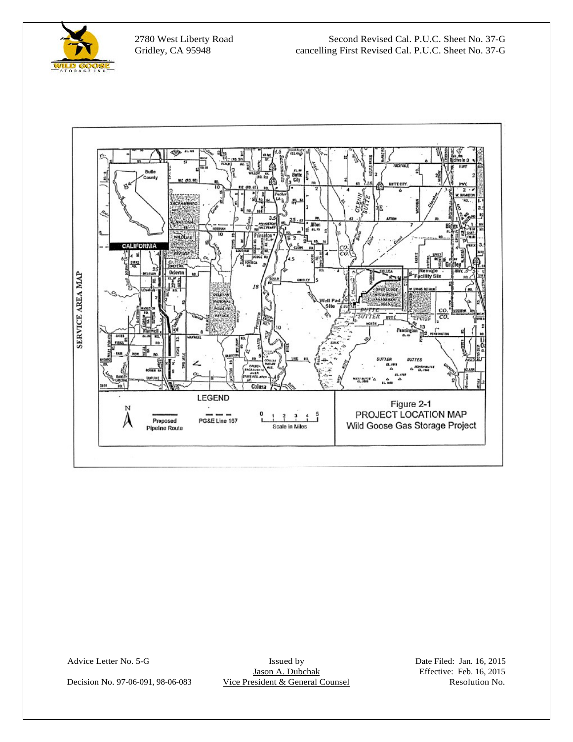2780 West Liberty Road
Gridley, CA 95948

Second Revised Cal. P.U.C. Sheet No. 37-G
cancelling First Revised Cal. P.U.C. Sheet No. 37-G

SERVICE AREA MAP

LEGEND

Proposed Pipeline Route

PG&E Line 167

Scale in Miles

Figure 2-1
PROJECT LOCATION MAP
Wild Goose Gas Storage Project

Advice Letter No. 5-G

Decision No. 97-06-091, 98-06-083

Issued by
Jason A. Dubchak
Vice President & General Counsel

Date Filed: Jan. 16, 2015
Effective: Feb. 16, 2015
Resolution No.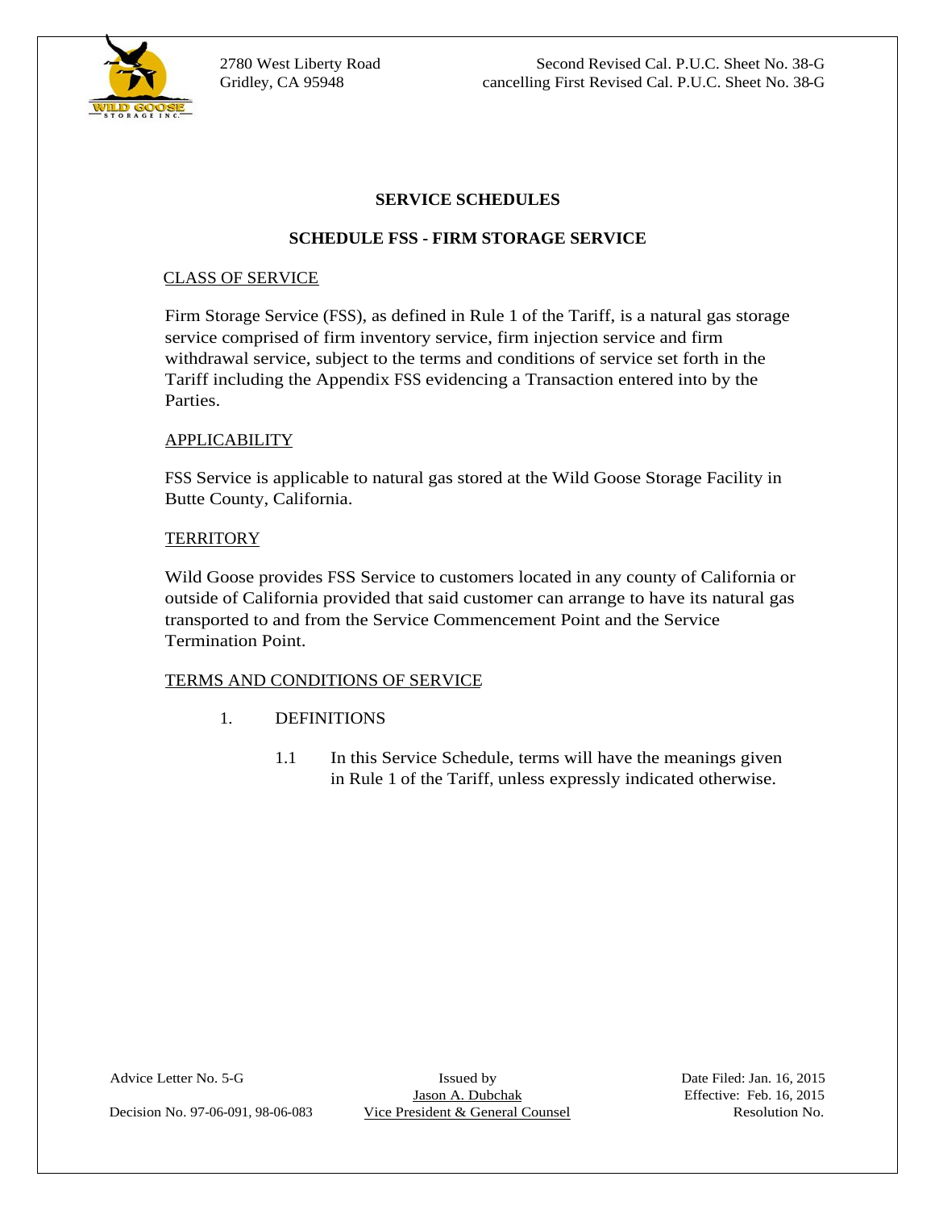## SERVICE SCHEDULES

### SCHEDULE FSS - FIRM STORAGE SERVICE

CLASS OF SERVICE

Firm Storage Service (FSS), as defined in Rule 1 of the Tariff, is a natural gas storage service comprised of firm inventory service, firm injection service and firm withdrawal service, subject to the terms and conditions of service set forth in the Tariff including the Appendix FSS evidencing a Transaction entered into by the Parties.

APPLICABILITY

FSS Service is applicable to natural gas stored at the Wild Goose Storage Facility in Butte County, California.

TERRITORY

Wild Goose provides FSS Service to customers located in any county of California or outside of California provided that said customer can arrange to have its natural gas transported to and from the Service Commencement Point and the Service Termination Point.

TERMS AND CONDITIONS OF SERVICE

1. DEFINITIONS

   1.1 In this Service Schedule, terms will have the meanings given in Rule 1 of the Tariff, unless expressly indicated otherwise.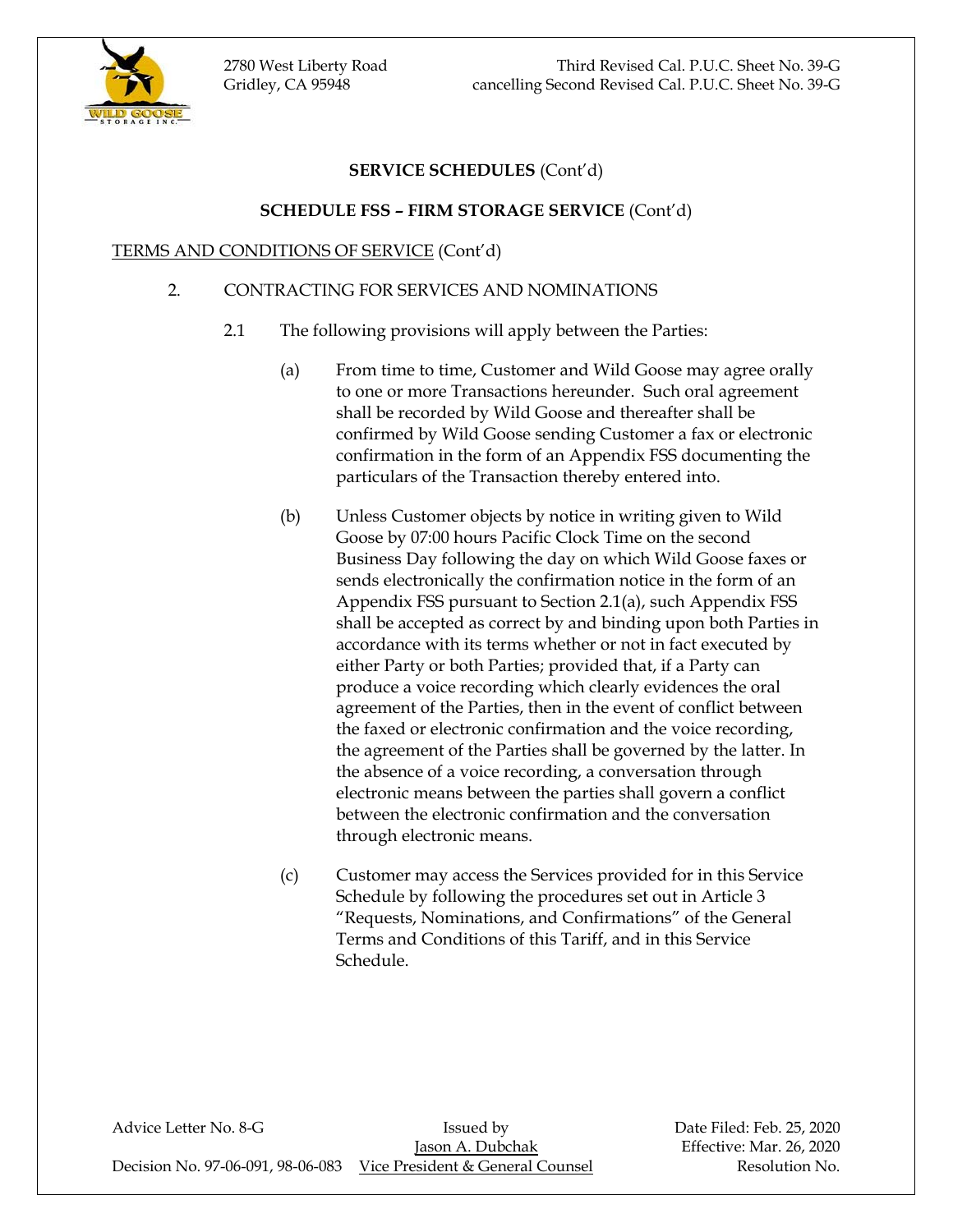**SERVICE SCHEDULES** (Cont'd)

**SCHEDULE FSS – FIRM STORAGE SERVICE** (Cont'd)

TERMS AND CONDITIONS OF SERVICE (Cont'd)

2. CONTRACTING FOR SERVICES AND NOMINATIONS

2.1 The following provisions will apply between the Parties:

(a) From time to time, Customer and Wild Goose may agree orally to one or more Transactions hereunder. Such oral agreement shall be recorded by Wild Goose and thereafter shall be confirmed by Wild Goose sending Customer a fax or electronic confirmation in the form of an Appendix FSS documenting the particulars of the Transaction thereby entered into.

(b) Unless Customer objects by notice in writing given to Wild Goose by 07:00 hours Pacific Clock Time on the second Business Day following the day on which Wild Goose faxes or sends electronically the confirmation notice in the form of an Appendix FSS pursuant to Section 2.1(a), such Appendix FSS shall be accepted as correct by and binding upon both Parties in accordance with its terms whether or not in fact executed by either Party or both Parties; provided that, if a Party can produce a voice recording which clearly evidences the oral agreement of the Parties, then in the event of conflict between the faxed or electronic confirmation and the voice recording, the agreement of the Parties shall be governed by the latter. In the absence of a voice recording, a conversation through electronic means between the parties shall govern a conflict between the electronic confirmation and the conversation through electronic means.

(c) Customer may access the Services provided for in this Service Schedule by following the procedures set out in Article 3 "Requests, Nominations, and Confirmations" of the General Terms and Conditions of this Tariff, and in this Service Schedule.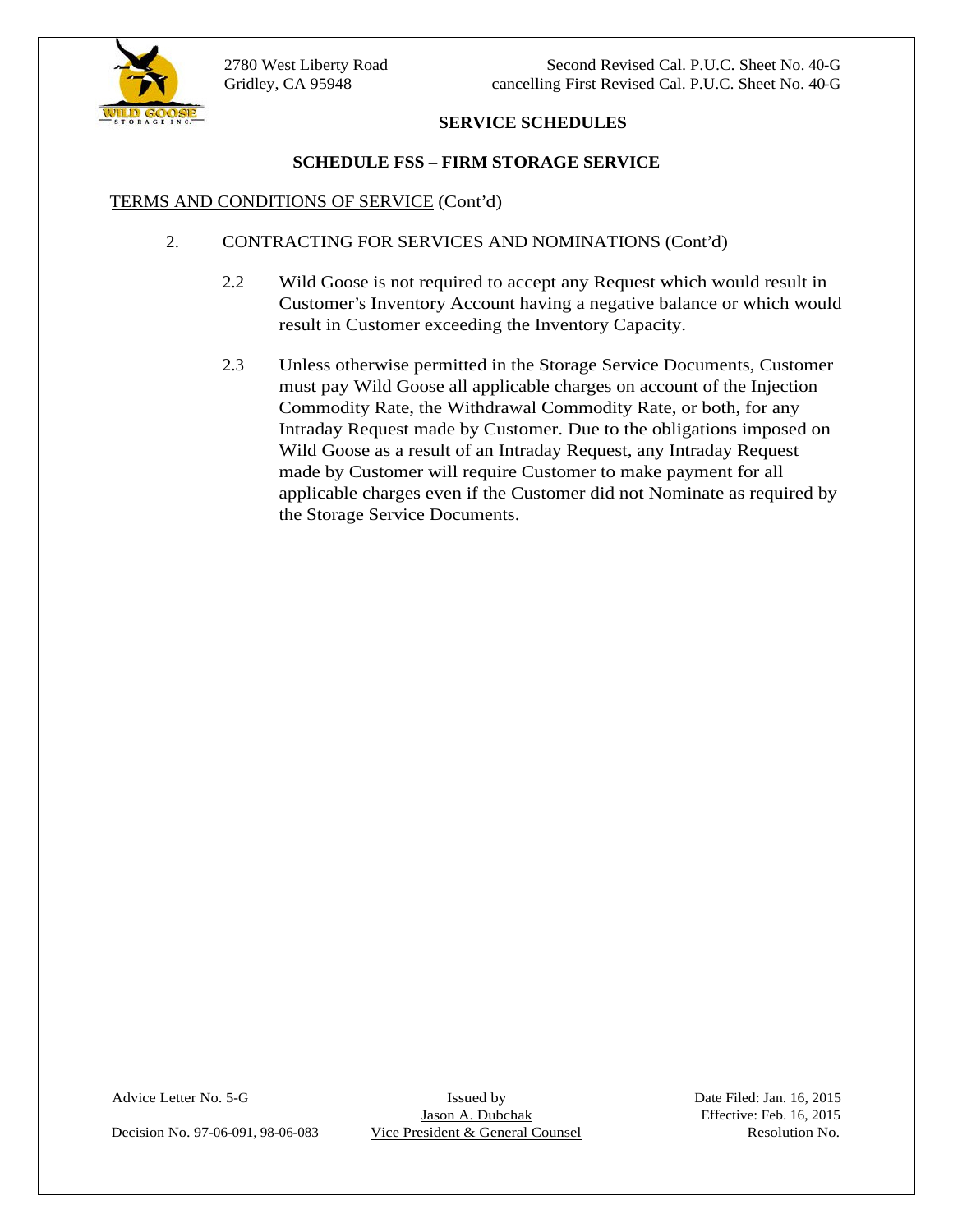## SERVICE SCHEDULES

### SCHEDULE FSS – FIRM STORAGE SERVICE

TERMS AND CONDITIONS OF SERVICE (Cont'd)

2. CONTRACTING FOR SERVICES AND NOMINATIONS (Cont'd)

   2.2 Wild Goose is not required to accept any Request which would result in Customer's Inventory Account having a negative balance or which would result in Customer exceeding the Inventory Capacity.

   2.3 Unless otherwise permitted in the Storage Service Documents, Customer must pay Wild Goose all applicable charges on account of the Injection Commodity Rate, the Withdrawal Commodity Rate, or both, for any Intraday Request made by Customer. Due to the obligations imposed on Wild Goose as a result of an Intraday Request, any Intraday Request made by Customer will require Customer to make payment for all applicable charges even if the Customer did not Nominate as required by the Storage Service Documents.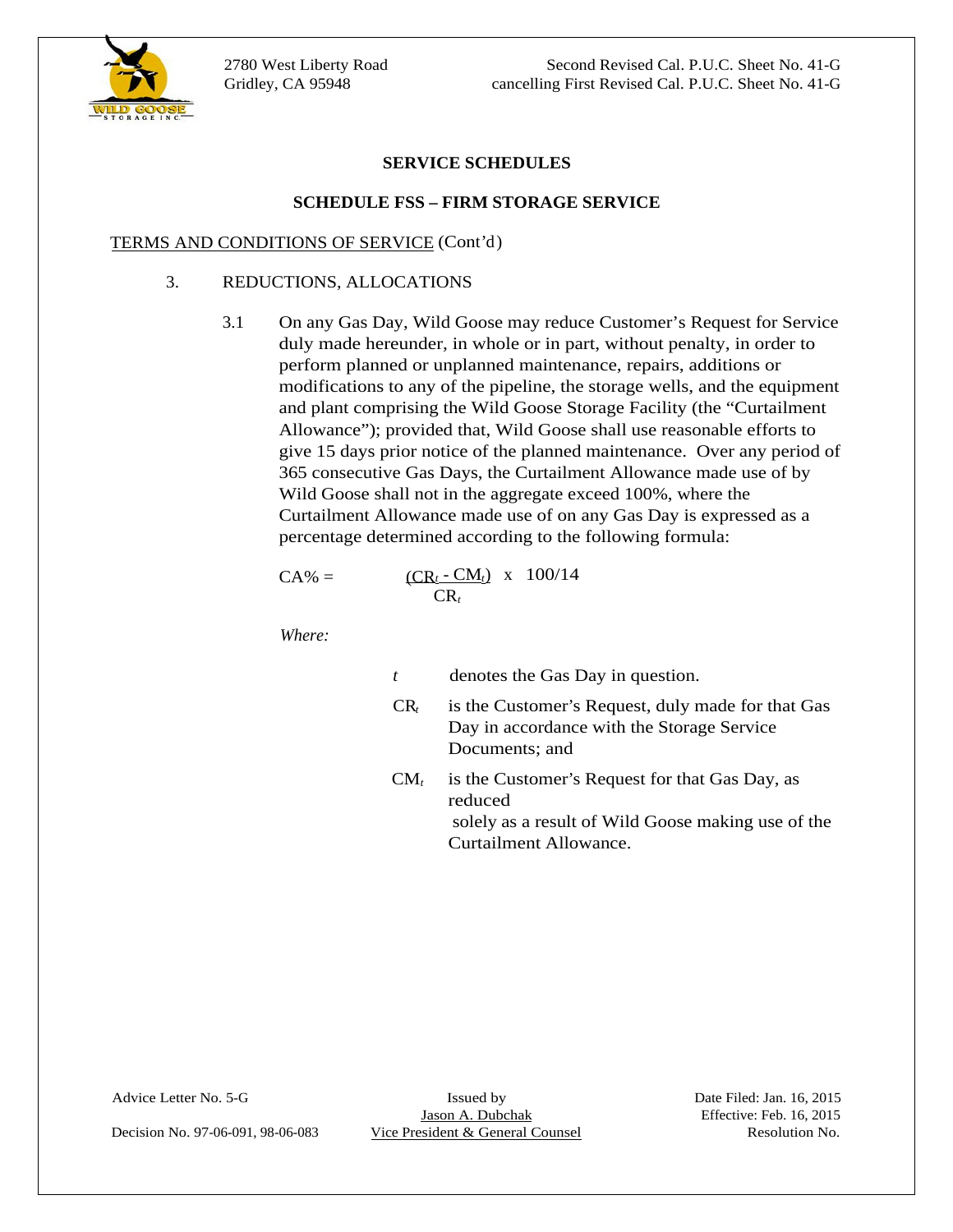## SERVICE SCHEDULES

## SCHEDULE FSS – FIRM STORAGE SERVICE

TERMS AND CONDITIONS OF SERVICE (Cont'd)

3. REDUCTIONS, ALLOCATIONS

3.1 On any Gas Day, Wild Goose may reduce Customer's Request for Service duly made hereunder, in whole or in part, without penalty, in order to perform planned or unplanned maintenance, repairs, additions or modifications to any of the pipeline, the storage wells, and the equipment and plant comprising the Wild Goose Storage Facility (the "Curtailment Allowance"); provided that, Wild Goose shall use reasonable efforts to give 15 days prior notice of the planned maintenance. Over any period of 365 consecutive Gas Days, the Curtailment Allowance made use of by Wild Goose shall not in the aggregate exceed 100%, where the Curtailment Allowance made use of on any Gas Day is expressed as a percentage determined according to the following formula:

$$CA\% = \frac{(CR_t - CM_t)}{CR_t} \times 100/14$$

*Where:*

- $t$ denotes the Gas Day in question.
- $CR_t$ is the Customer's Request, duly made for that Gas Day in accordance with the Storage Service Documents; and
- $CM_t$ is the Customer's Request for that Gas Day, as reduced solely as a result of Wild Goose making use of the Curtailment Allowance.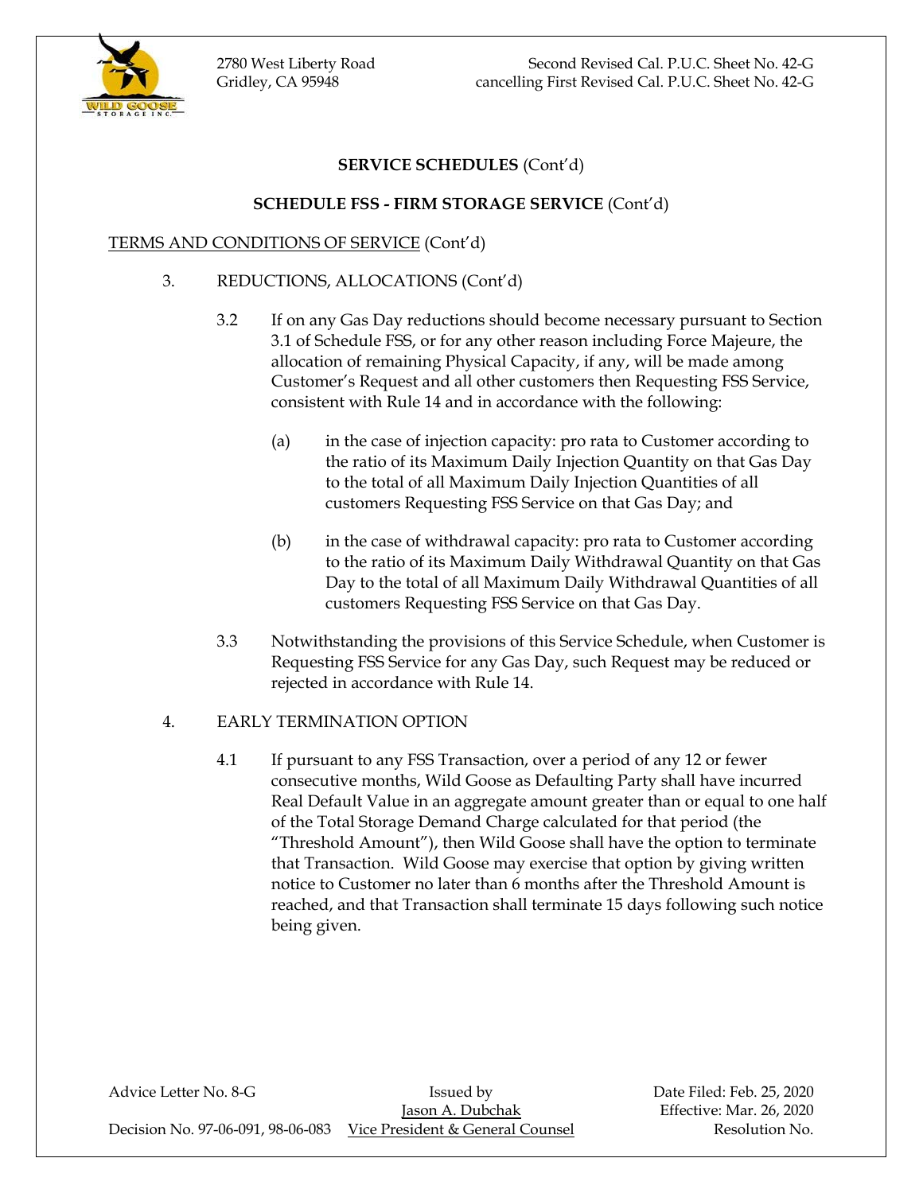**SERVICE SCHEDULES** (Cont'd)

**SCHEDULE FSS - FIRM STORAGE SERVICE** (Cont'd)

TERMS AND CONDITIONS OF SERVICE (Cont'd)

3. REDUCTIONS, ALLOCATIONS (Cont'd)

   3.2 If on any Gas Day reductions should become necessary pursuant to Section 3.1 of Schedule FSS, or for any other reason including Force Majeure, the allocation of remaining Physical Capacity, if any, will be made among Customer's Request and all other customers then Requesting FSS Service, consistent with Rule 14 and in accordance with the following:

      (a) in the case of injection capacity: pro rata to Customer according to the ratio of its Maximum Daily Injection Quantity on that Gas Day to the total of all Maximum Daily Injection Quantities of all customers Requesting FSS Service on that Gas Day; and

      (b) in the case of withdrawal capacity: pro rata to Customer according to the ratio of its Maximum Daily Withdrawal Quantity on that Gas Day to the total of all Maximum Daily Withdrawal Quantities of all customers Requesting FSS Service on that Gas Day.

   3.3 Notwithstanding the provisions of this Service Schedule, when Customer is Requesting FSS Service for any Gas Day, such Request may be reduced or rejected in accordance with Rule 14.

4. EARLY TERMINATION OPTION

   4.1 If pursuant to any FSS Transaction, over a period of any 12 or fewer consecutive months, Wild Goose as Defaulting Party shall have incurred Real Default Value in an aggregate amount greater than or equal to one half of the Total Storage Demand Charge calculated for that period (the "Threshold Amount"), then Wild Goose shall have the option to terminate that Transaction. Wild Goose may exercise that option by giving written notice to Customer no later than 6 months after the Threshold Amount is reached, and that Transaction shall terminate 15 days following such notice being given.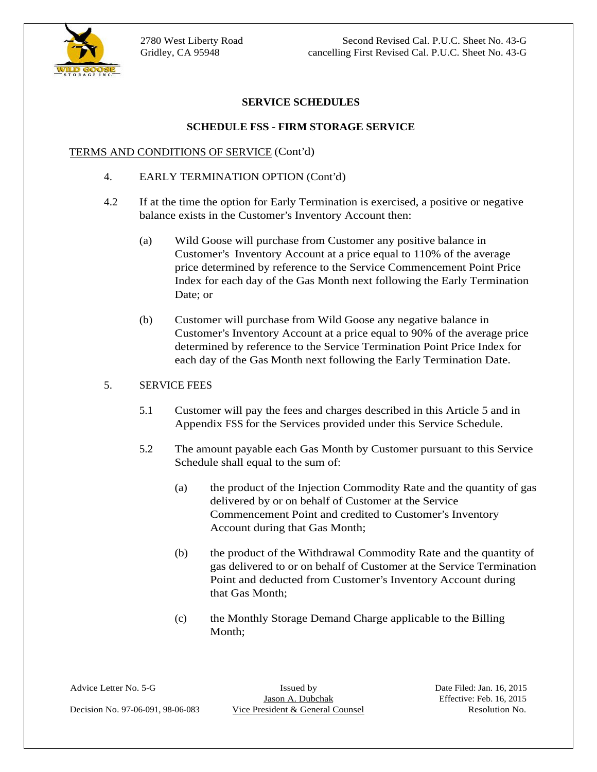## SERVICE SCHEDULES

### SCHEDULE FSS - FIRM STORAGE SERVICE

TERMS AND CONDITIONS OF SERVICE (Cont'd)

4. EARLY TERMINATION OPTION (Cont'd)

4.2 If at the time the option for Early Termination is exercised, a positive or negative balance exists in the Customer's Inventory Account then:

(a) Wild Goose will purchase from Customer any positive balance in Customer's Inventory Account at a price equal to 110% of the average price determined by reference to the Service Commencement Point Price Index for each day of the Gas Month next following the Early Termination Date; or

(b) Customer will purchase from Wild Goose any negative balance in Customer's Inventory Account at a price equal to 90% of the average price determined by reference to the Service Termination Point Price Index for each day of the Gas Month next following the Early Termination Date.

5. SERVICE FEES

5.1 Customer will pay the fees and charges described in this Article 5 and in Appendix FSS for the Services provided under this Service Schedule.

5.2 The amount payable each Gas Month by Customer pursuant to this Service Schedule shall equal to the sum of:

(a) the product of the Injection Commodity Rate and the quantity of gas delivered by or on behalf of Customer at the Service Commencement Point and credited to Customer's Inventory Account during that Gas Month;

(b) the product of the Withdrawal Commodity Rate and the quantity of gas delivered to or on behalf of Customer at the Service Termination Point and deducted from Customer's Inventory Account during that Gas Month;

(c) the Monthly Storage Demand Charge applicable to the Billing Month;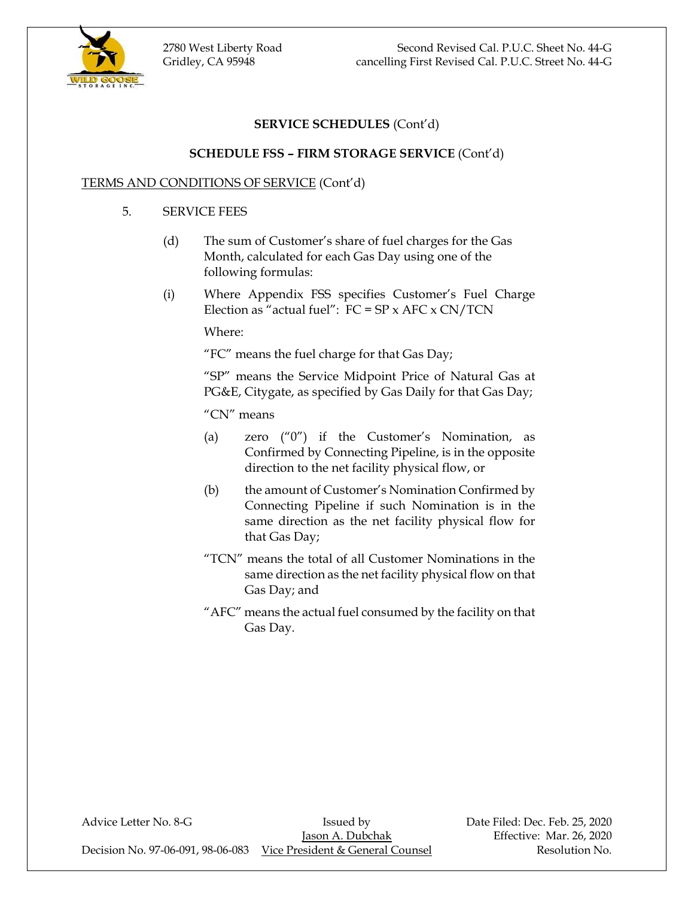**SERVICE SCHEDULES** (Cont'd)

**SCHEDULE FSS – FIRM STORAGE SERVICE** (Cont'd)

TERMS AND CONDITIONS OF SERVICE (Cont'd)

5. SERVICE FEES

(d) The sum of Customer's share of fuel charges for the Gas Month, calculated for each Gas Day using one of the following formulas:

(i) Where Appendix FSS specifies Customer's Fuel Charge Election as "actual fuel": FC = SP x AFC x CN/TCN

Where:

"FC" means the fuel charge for that Gas Day;

"SP" means the Service Midpoint Price of Natural Gas at PG&E, Citygate, as specified by Gas Daily for that Gas Day;

"CN" means

(a) zero ("0") if the Customer's Nomination, as Confirmed by Connecting Pipeline, is in the opposite direction to the net facility physical flow, or

(b) the amount of Customer's Nomination Confirmed by Connecting Pipeline if such Nomination is in the same direction as the net facility physical flow for that Gas Day;

"TCN" means the total of all Customer Nominations in the same direction as the net facility physical flow on that Gas Day; and

"AFC" means the actual fuel consumed by the facility on that Gas Day.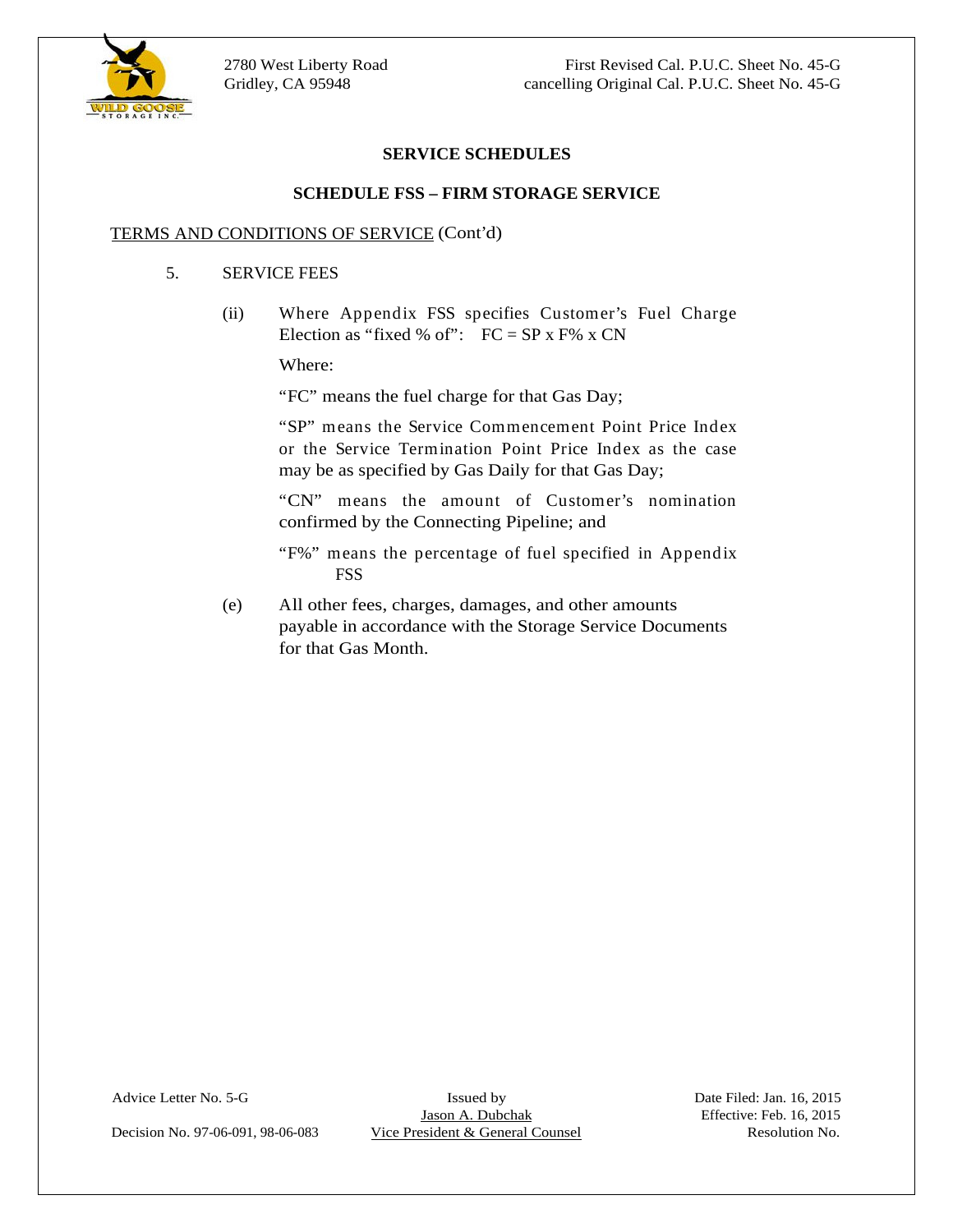## SERVICE SCHEDULES

## SCHEDULE FSS – FIRM STORAGE SERVICE

TERMS AND CONDITIONS OF SERVICE (Cont'd)

5. SERVICE FEES

(ii) Where Appendix FSS specifies Customer's Fuel Charge Election as "fixed % of": FC = SP x F% x CN

Where:

"FC" means the fuel charge for that Gas Day;

"SP" means the Service Commencement Point Price Index or the Service Termination Point Price Index as the case may be as specified by Gas Daily for that Gas Day;

"CN" means the amount of Customer's nomination confirmed by the Connecting Pipeline; and

"F%" means the percentage of fuel specified in Appendix FSS

(e) All other fees, charges, damages, and other amounts payable in accordance with the Storage Service Documents for that Gas Month.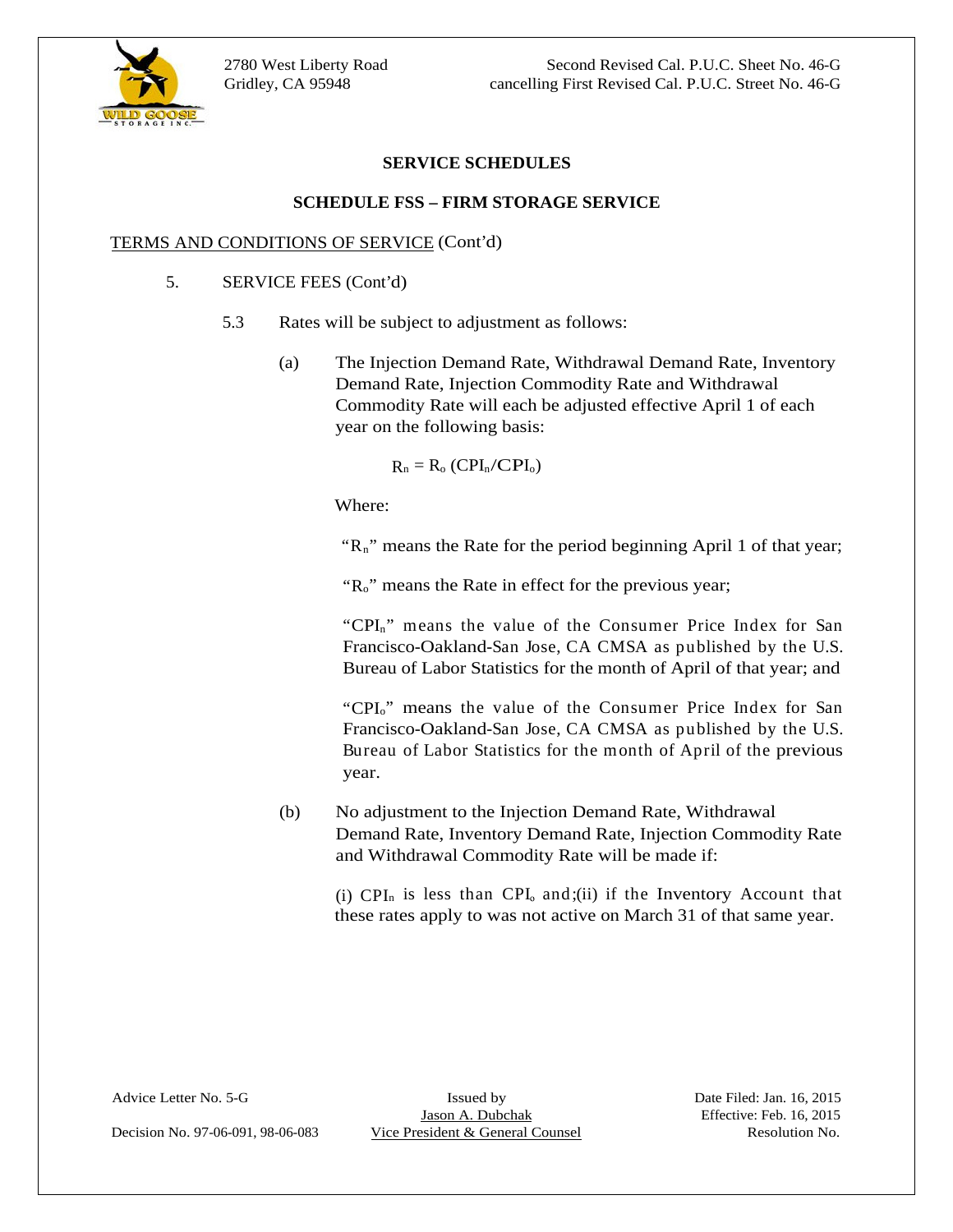## SERVICE SCHEDULES

### SCHEDULE FSS – FIRM STORAGE SERVICE

TERMS AND CONDITIONS OF SERVICE (Cont'd)

5. SERVICE FEES (Cont'd)

   5.3 Rates will be subject to adjustment as follows:

   (a) The Injection Demand Rate, Withdrawal Demand Rate, Inventory Demand Rate, Injection Commodity Rate and Withdrawal Commodity Rate will each be adjusted effective April 1 of each year on the following basis:

   $$R_n = R_o (CPI_n/CPI_o)$$

   Where:

   "$R_n$" means the Rate for the period beginning April 1 of that year;

   "$R_o$" means the Rate in effect for the previous year;

   "$CPI_n$" means the value of the Consumer Price Index for San Francisco-Oakland-San Jose, CA CMSA as published by the U.S. Bureau of Labor Statistics for the month of April of that year; and

   "$CPI_o$" means the value of the Consumer Price Index for San Francisco-Oakland-San Jose, CA CMSA as published by the U.S. Bureau of Labor Statistics for the month of April of the previous year.

   (b) No adjustment to the Injection Demand Rate, Withdrawal Demand Rate, Inventory Demand Rate, Injection Commodity Rate and Withdrawal Commodity Rate will be made if:

   (i) $CPI_n$ is less than $CPI_o$ and;(ii) if the Inventory Account that these rates apply to was not active on March 31 of that same year.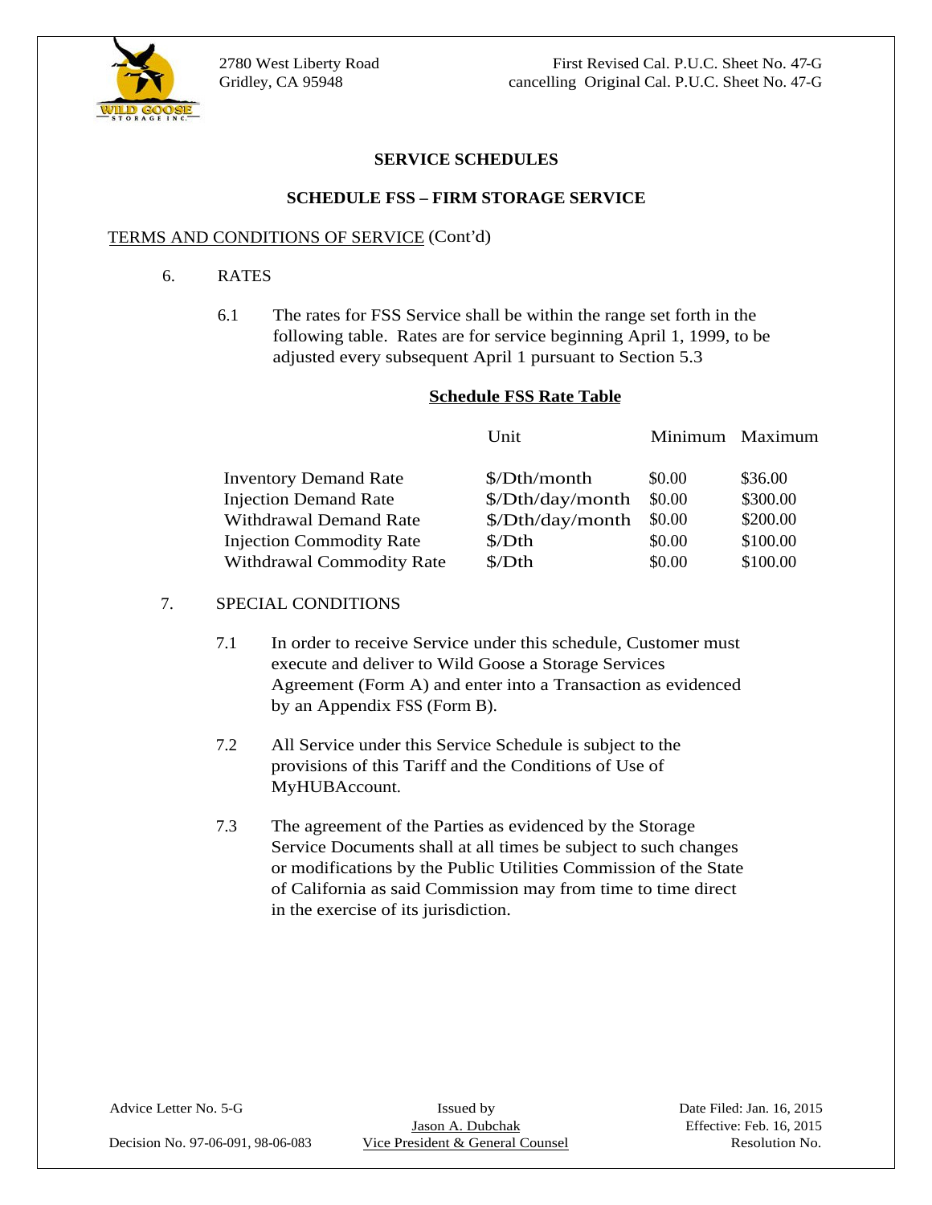2780 West Liberty Road
Gridley, CA 95948

First Revised Cal. P.U.C. Sheet No. 47-G
cancelling Original Cal. P.U.C. Sheet No. 47-G

## SERVICE SCHEDULES

### SCHEDULE FSS – FIRM STORAGE SERVICE

TERMS AND CONDITIONS OF SERVICE (Cont'd)

6. RATES

6.1 The rates for FSS Service shall be within the range set forth in the following table. Rates are for service beginning April 1, 1999, to be adjusted every subsequent April 1 pursuant to Section 5.3

**Schedule FSS Rate Table**

| | Unit | Minimum | Maximum |
|---|---|---|---|
| Inventory Demand Rate | $/Dth/month | $0.00 | $36.00 |
| Injection Demand Rate | $/Dth/day/month | $0.00 | $300.00 |
| Withdrawal Demand Rate | $/Dth/day/month | $0.00 | $200.00 |
| Injection Commodity Rate | $/Dth | $0.00 | $100.00 |
| Withdrawal Commodity Rate | $/Dth | $0.00 | $100.00 |

7. SPECIAL CONDITIONS

7.1 In order to receive Service under this schedule, Customer must execute and deliver to Wild Goose a Storage Services Agreement (Form A) and enter into a Transaction as evidenced by an Appendix FSS (Form B).

7.2 All Service under this Service Schedule is subject to the provisions of this Tariff and the Conditions of Use of MyHUBAccount.

7.3 The agreement of the Parties as evidenced by the Storage Service Documents shall at all times be subject to such changes or modifications by the Public Utilities Commission of the State of California as said Commission may from time to time direct in the exercise of its jurisdiction.

Advice Letter No. 5-G
Decision No. 97-06-091, 98-06-083

Issued by
Jason A. Dubchak
Vice President & General Counsel

Date Filed: Jan. 16, 2015
Effective: Feb. 16, 2015
Resolution No.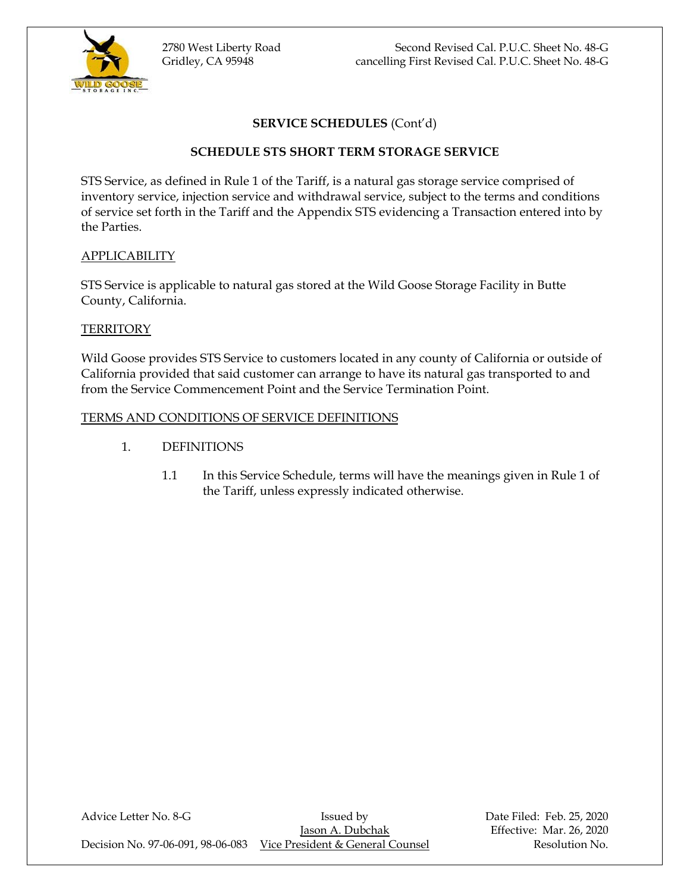## SERVICE SCHEDULES (Cont'd)

## SCHEDULE STS SHORT TERM STORAGE SERVICE

STS Service, as defined in Rule 1 of the Tariff, is a natural gas storage service comprised of inventory service, injection service and withdrawal service, subject to the terms and conditions of service set forth in the Tariff and the Appendix STS evidencing a Transaction entered into by the Parties.

### APPLICABILITY

STS Service is applicable to natural gas stored at the Wild Goose Storage Facility in Butte County, California.

### TERRITORY

Wild Goose provides STS Service to customers located in any county of California or outside of California provided that said customer can arrange to have its natural gas transported to and from the Service Commencement Point and the Service Termination Point.

### TERMS AND CONDITIONS OF SERVICE DEFINITIONS

1. DEFINITIONS

   1.1 In this Service Schedule, terms will have the meanings given in Rule 1 of the Tariff, unless expressly indicated otherwise.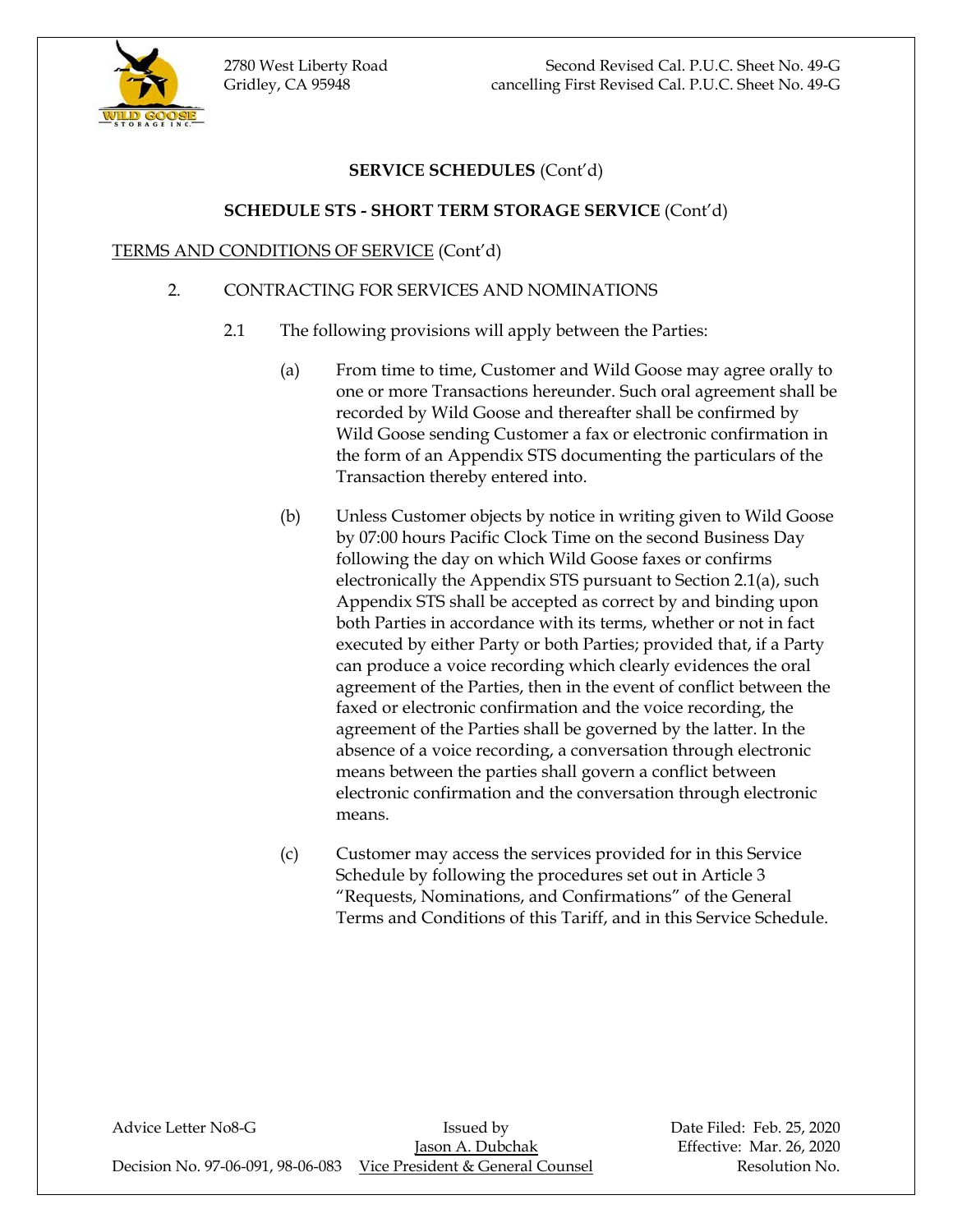**SERVICE SCHEDULES** (Cont'd)

**SCHEDULE STS - SHORT TERM STORAGE SERVICE** (Cont'd)

TERMS AND CONDITIONS OF SERVICE (Cont'd)

2. CONTRACTING FOR SERVICES AND NOMINATIONS

   2.1 The following provisions will apply between the Parties:

   (a) From time to time, Customer and Wild Goose may agree orally to one or more Transactions hereunder. Such oral agreement shall be recorded by Wild Goose and thereafter shall be confirmed by Wild Goose sending Customer a fax or electronic confirmation in the form of an Appendix STS documenting the particulars of the Transaction thereby entered into.

   (b) Unless Customer objects by notice in writing given to Wild Goose by 07:00 hours Pacific Clock Time on the second Business Day following the day on which Wild Goose faxes or confirms electronically the Appendix STS pursuant to Section 2.1(a), such Appendix STS shall be accepted as correct by and binding upon both Parties in accordance with its terms, whether or not in fact executed by either Party or both Parties; provided that, if a Party can produce a voice recording which clearly evidences the oral agreement of the Parties, then in the event of conflict between the faxed or electronic confirmation and the voice recording, the agreement of the Parties shall be governed by the latter. In the absence of a voice recording, a conversation through electronic means between the parties shall govern a conflict between electronic confirmation and the conversation through electronic means.

   (c) Customer may access the services provided for in this Service Schedule by following the procedures set out in Article 3 "Requests, Nominations, and Confirmations" of the General Terms and Conditions of this Tariff, and in this Service Schedule.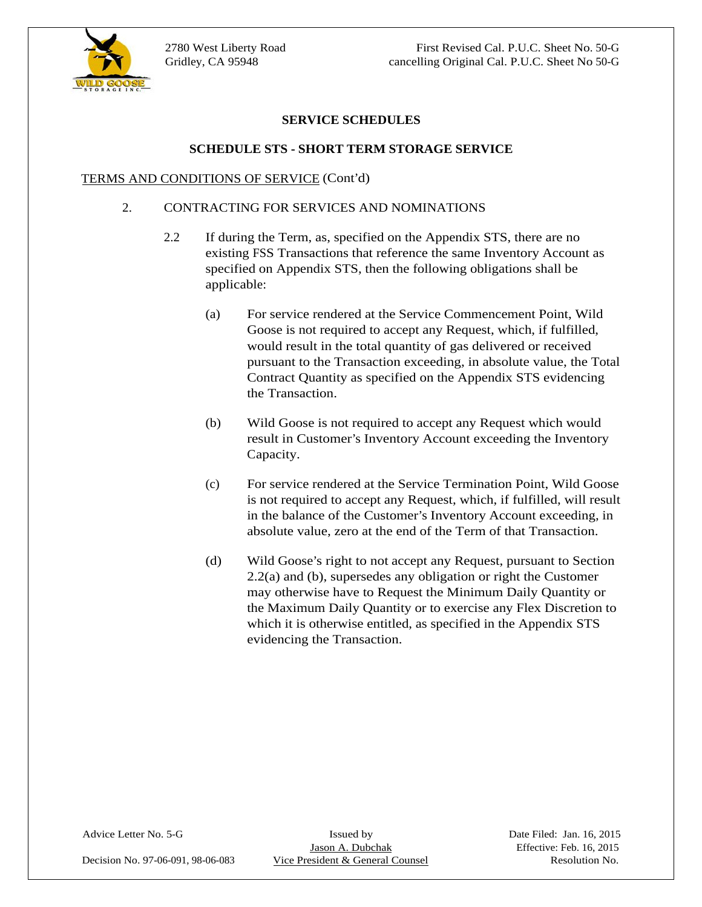2780 West Liberty Road
Gridley, CA 95948

First Revised Cal. P.U.C. Sheet No. 50-G
cancelling Original Cal. P.U.C. Sheet No 50-G

## SERVICE SCHEDULES

### SCHEDULE STS - SHORT TERM STORAGE SERVICE

TERMS AND CONDITIONS OF SERVICE (Cont'd)

2. CONTRACTING FOR SERVICES AND NOMINATIONS

   2.2 If during the Term, as, specified on the Appendix STS, there are no existing FSS Transactions that reference the same Inventory Account as specified on Appendix STS, then the following obligations shall be applicable:

   (a) For service rendered at the Service Commencement Point, Wild Goose is not required to accept any Request, which, if fulfilled, would result in the total quantity of gas delivered or received pursuant to the Transaction exceeding, in absolute value, the Total Contract Quantity as specified on the Appendix STS evidencing the Transaction.

   (b) Wild Goose is not required to accept any Request which would result in Customer's Inventory Account exceeding the Inventory Capacity.

   (c) For service rendered at the Service Termination Point, Wild Goose is not required to accept any Request, which, if fulfilled, will result in the balance of the Customer's Inventory Account exceeding, in absolute value, zero at the end of the Term of that Transaction.

   (d) Wild Goose's right to not accept any Request, pursuant to Section 2.2(a) and (b), supersedes any obligation or right the Customer may otherwise have to Request the Minimum Daily Quantity or the Maximum Daily Quantity or to exercise any Flex Discretion to which it is otherwise entitled, as specified in the Appendix STS evidencing the Transaction.

Advice Letter No. 5-G
Decision No. 97-06-091, 98-06-083

Issued by
Jason A. Dubchak
Vice President & General Counsel

Date Filed: Jan. 16, 2015
Effective: Feb. 16, 2015
Resolution No.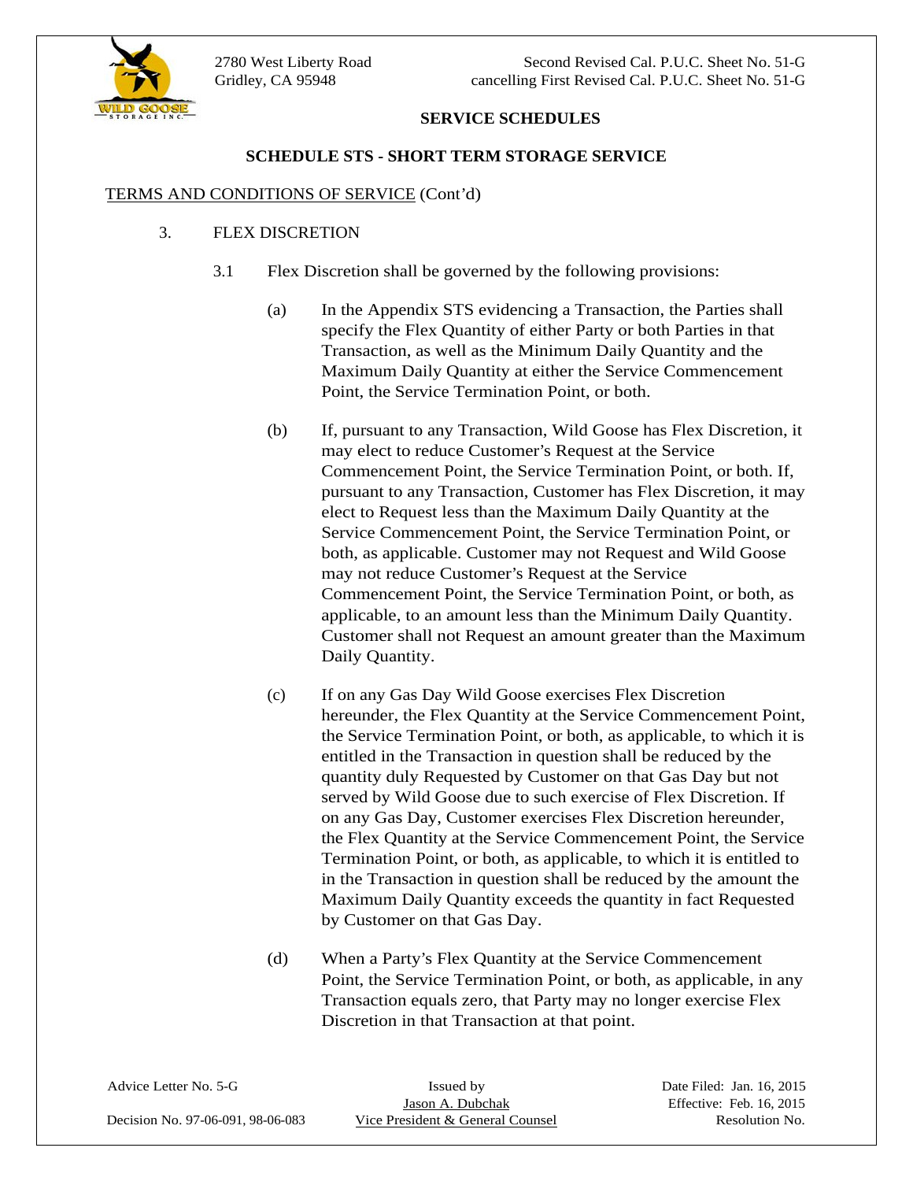## SERVICE SCHEDULES

### SCHEDULE STS - SHORT TERM STORAGE SERVICE

TERMS AND CONDITIONS OF SERVICE (Cont'd)

3. FLEX DISCRETION

3.1 Flex Discretion shall be governed by the following provisions:

(a) In the Appendix STS evidencing a Transaction, the Parties shall specify the Flex Quantity of either Party or both Parties in that Transaction, as well as the Minimum Daily Quantity and the Maximum Daily Quantity at either the Service Commencement Point, the Service Termination Point, or both.

(b) If, pursuant to any Transaction, Wild Goose has Flex Discretion, it may elect to reduce Customer's Request at the Service Commencement Point, the Service Termination Point, or both. If, pursuant to any Transaction, Customer has Flex Discretion, it may elect to Request less than the Maximum Daily Quantity at the Service Commencement Point, the Service Termination Point, or both, as applicable. Customer may not Request and Wild Goose may not reduce Customer's Request at the Service Commencement Point, the Service Termination Point, or both, as applicable, to an amount less than the Minimum Daily Quantity. Customer shall not Request an amount greater than the Maximum Daily Quantity.

(c) If on any Gas Day Wild Goose exercises Flex Discretion hereunder, the Flex Quantity at the Service Commencement Point, the Service Termination Point, or both, as applicable, to which it is entitled in the Transaction in question shall be reduced by the quantity duly Requested by Customer on that Gas Day but not served by Wild Goose due to such exercise of Flex Discretion. If on any Gas Day, Customer exercises Flex Discretion hereunder, the Flex Quantity at the Service Commencement Point, the Service Termination Point, or both, as applicable, to which it is entitled to in the Transaction in question shall be reduced by the amount the Maximum Daily Quantity exceeds the quantity in fact Requested by Customer on that Gas Day.

(d) When a Party's Flex Quantity at the Service Commencement Point, the Service Termination Point, or both, as applicable, in any Transaction equals zero, that Party may no longer exercise Flex Discretion in that Transaction at that point.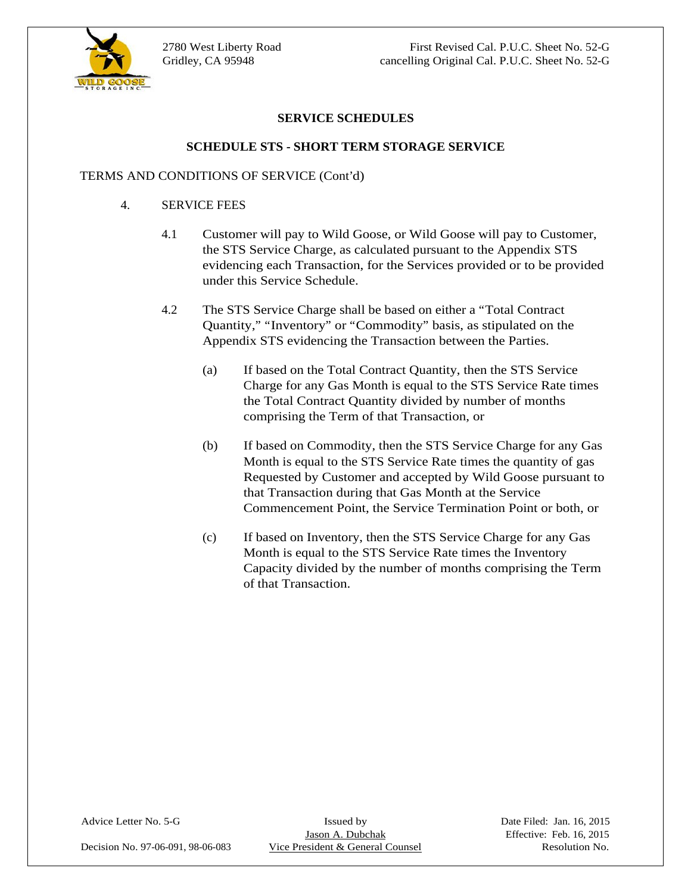## SERVICE SCHEDULES

### SCHEDULE STS - SHORT TERM STORAGE SERVICE

TERMS AND CONDITIONS OF SERVICE (Cont'd)

4. SERVICE FEES

   4.1 Customer will pay to Wild Goose, or Wild Goose will pay to Customer, the STS Service Charge, as calculated pursuant to the Appendix STS evidencing each Transaction, for the Services provided or to be provided under this Service Schedule.

   4.2 The STS Service Charge shall be based on either a "Total Contract Quantity," "Inventory" or "Commodity" basis, as stipulated on the Appendix STS evidencing the Transaction between the Parties.

      (a) If based on the Total Contract Quantity, then the STS Service Charge for any Gas Month is equal to the STS Service Rate times the Total Contract Quantity divided by number of months comprising the Term of that Transaction, or

      (b) If based on Commodity, then the STS Service Charge for any Gas Month is equal to the STS Service Rate times the quantity of gas Requested by Customer and accepted by Wild Goose pursuant to that Transaction during that Gas Month at the Service Commencement Point, the Service Termination Point or both, or

      (c) If based on Inventory, then the STS Service Charge for any Gas Month is equal to the STS Service Rate times the Inventory Capacity divided by the number of months comprising the Term of that Transaction.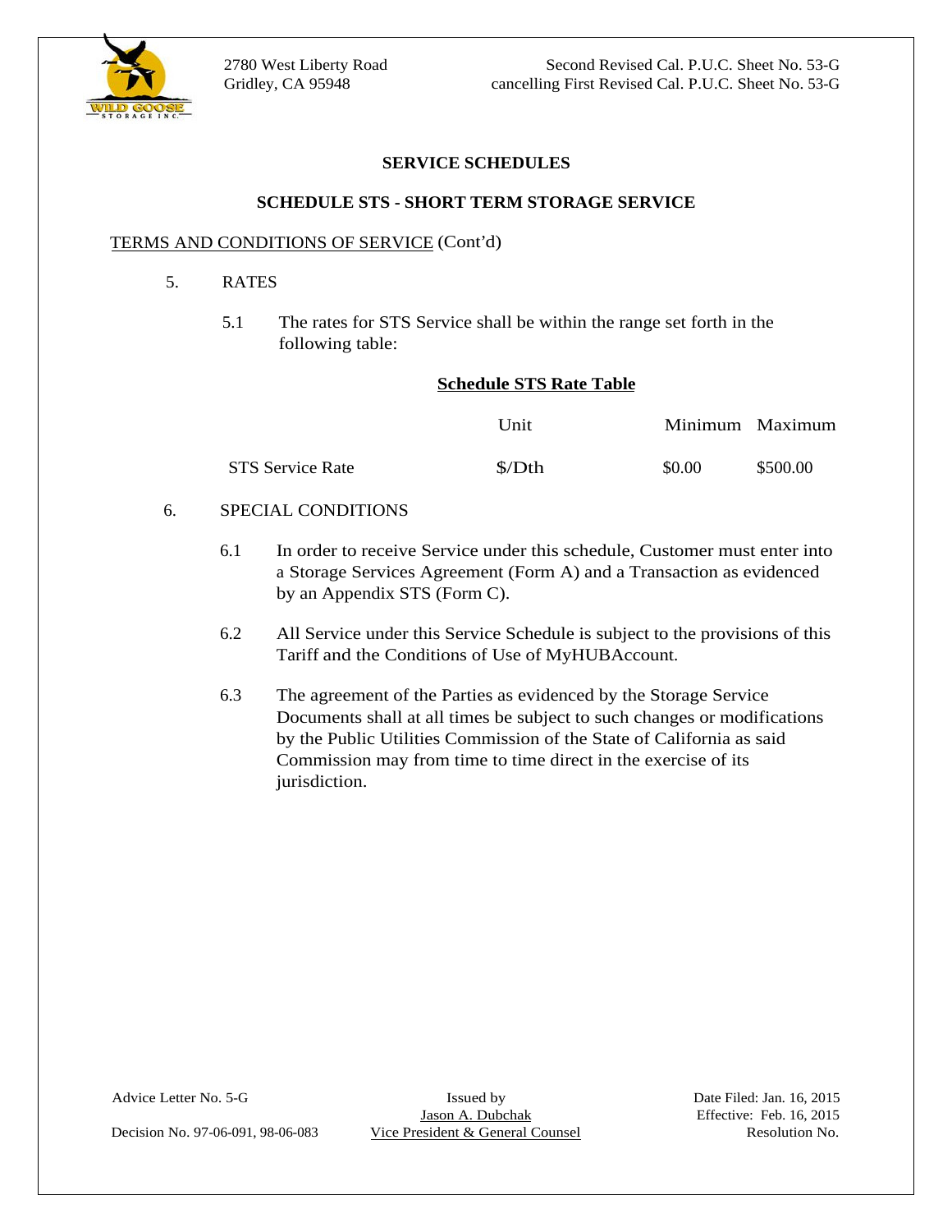## SERVICE SCHEDULES

### SCHEDULE STS - SHORT TERM STORAGE SERVICE

TERMS AND CONDITIONS OF SERVICE (Cont'd)

5. RATES

   5.1 The rates for STS Service shall be within the range set forth in the following table:

**Schedule STS Rate Table**

| | Unit | Minimum | Maximum |
|---|---|---|---|
| STS Service Rate | $/Dth | $0.00 | $500.00 |

6. SPECIAL CONDITIONS

   6.1 In order to receive Service under this schedule, Customer must enter into a Storage Services Agreement (Form A) and a Transaction as evidenced by an Appendix STS (Form C).

   6.2 All Service under this Service Schedule is subject to the provisions of this Tariff and the Conditions of Use of MyHUBAccount.

   6.3 The agreement of the Parties as evidenced by the Storage Service Documents shall at all times be subject to such changes or modifications by the Public Utilities Commission of the State of California as said Commission may from time to time direct in the exercise of its jurisdiction.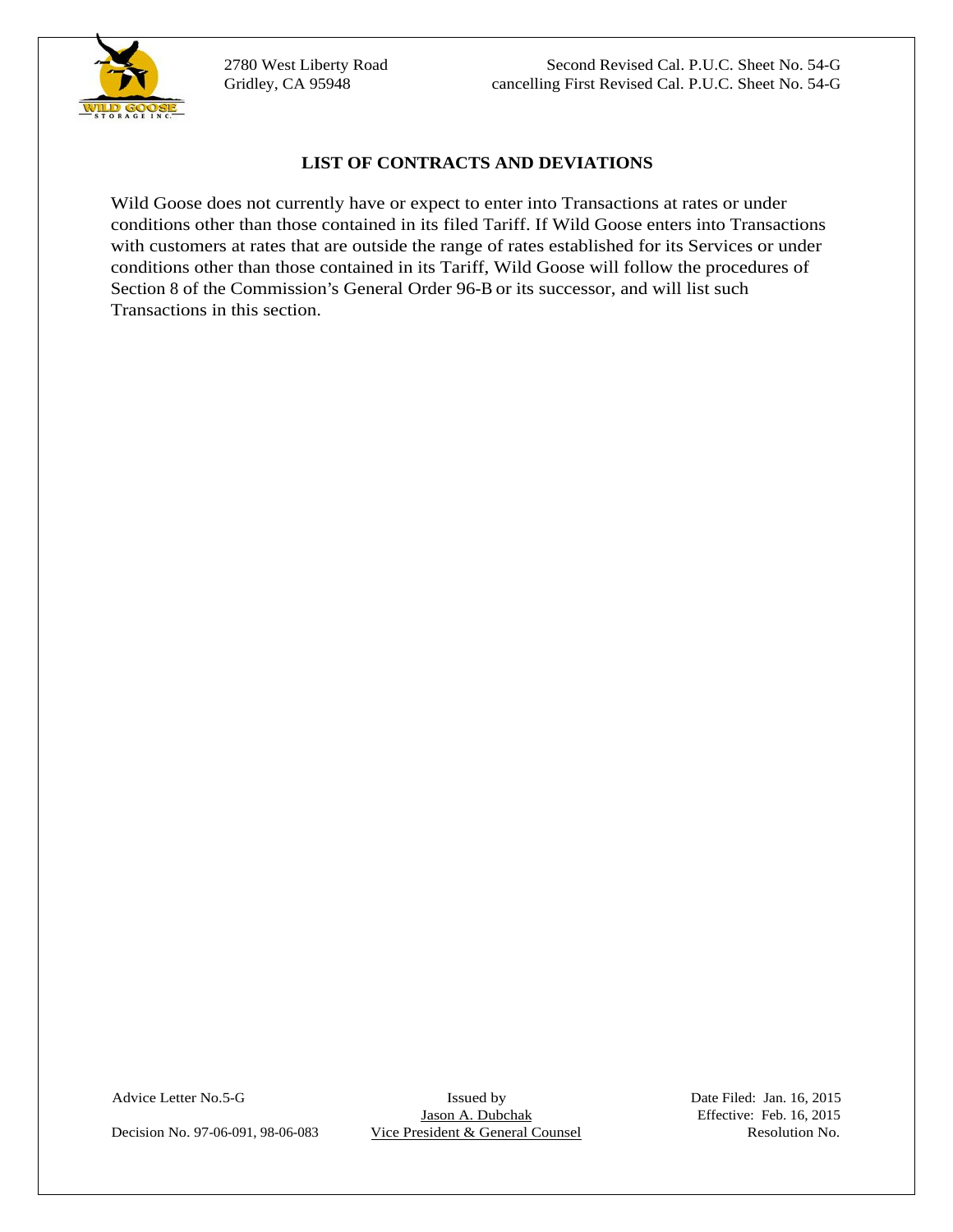2780 West Liberty Road
Gridley, CA 95948

Second Revised Cal. P.U.C. Sheet No. 54-G
cancelling First Revised Cal. P.U.C. Sheet No. 54-G

## LIST OF CONTRACTS AND DEVIATIONS

Wild Goose does not currently have or expect to enter into Transactions at rates or under conditions other than those contained in its filed Tariff. If Wild Goose enters into Transactions with customers at rates that are outside the range of rates established for its Services or under conditions other than those contained in its Tariff, Wild Goose will follow the procedures of Section 8 of the Commission's General Order 96-B or its successor, and will list such Transactions in this section.

Advice Letter No.5-G
Decision No. 97-06-091, 98-06-083

Issued by
Jason A. Dubchak
Vice President & General Counsel

Date Filed: Jan. 16, 2015
Effective: Feb. 16, 2015
Resolution No.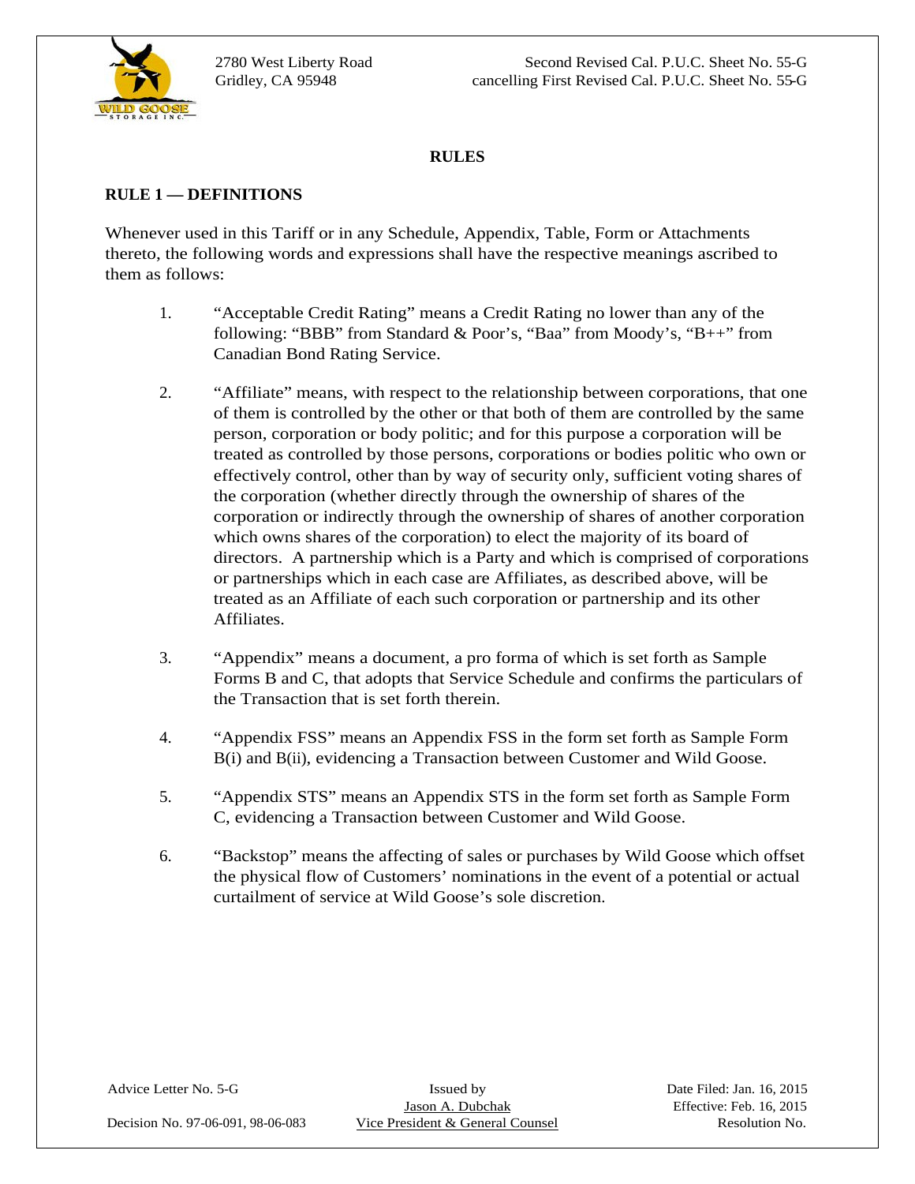2780 West Liberty Road
Gridley, CA 95948

Second Revised Cal. P.U.C. Sheet No. 55-G
cancelling First Revised Cal. P.U.C. Sheet No. 55-G

**RULES**

**RULE 1 — DEFINITIONS**

Whenever used in this Tariff or in any Schedule, Appendix, Table, Form or Attachments thereto, the following words and expressions shall have the respective meanings ascribed to them as follows:

1. "Acceptable Credit Rating" means a Credit Rating no lower than any of the following: "BBB" from Standard & Poor's, "Baa" from Moody's, "B++" from Canadian Bond Rating Service.

2. "Affiliate" means, with respect to the relationship between corporations, that one of them is controlled by the other or that both of them are controlled by the same person, corporation or body politic; and for this purpose a corporation will be treated as controlled by those persons, corporations or bodies politic who own or effectively control, other than by way of security only, sufficient voting shares of the corporation (whether directly through the ownership of shares of the corporation or indirectly through the ownership of shares of another corporation which owns shares of the corporation) to elect the majority of its board of directors. A partnership which is a Party and which is comprised of corporations or partnerships which in each case are Affiliates, as described above, will be treated as an Affiliate of each such corporation or partnership and its other Affiliates.

3. "Appendix" means a document, a pro forma of which is set forth as Sample Forms B and C, that adopts that Service Schedule and confirms the particulars of the Transaction that is set forth therein.

4. "Appendix FSS" means an Appendix FSS in the form set forth as Sample Form B(i) and B(ii), evidencing a Transaction between Customer and Wild Goose.

5. "Appendix STS" means an Appendix STS in the form set forth as Sample Form C, evidencing a Transaction between Customer and Wild Goose.

6. "Backstop" means the affecting of sales or purchases by Wild Goose which offset the physical flow of Customers' nominations in the event of a potential or actual curtailment of service at Wild Goose's sole discretion.

Advice Letter No. 5-G
Decision No. 97-06-091, 98-06-083

Issued by
Jason A. Dubchak
Vice President & General Counsel

Date Filed: Jan. 16, 2015
Effective: Feb. 16, 2015
Resolution No.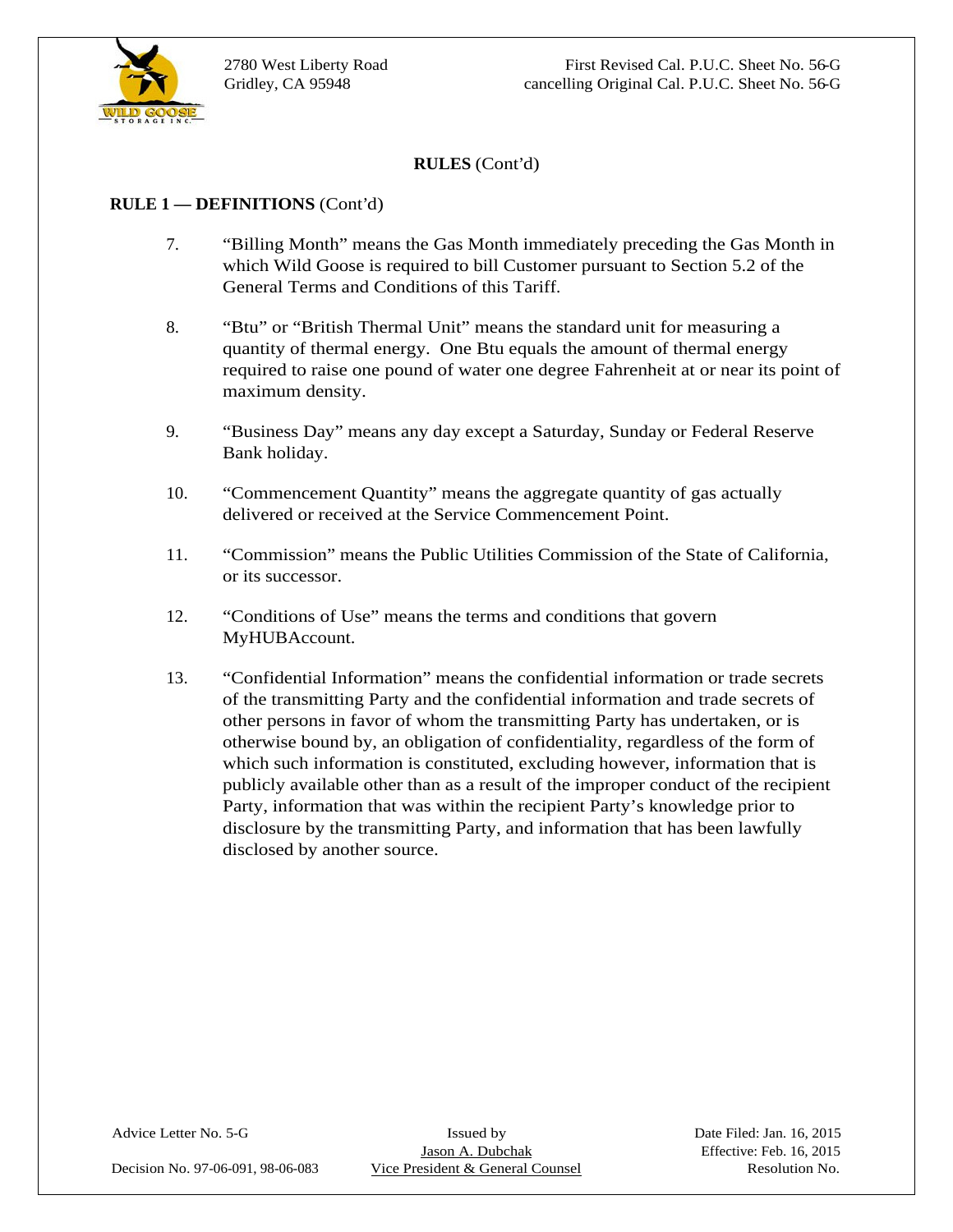**RULES** (Cont'd)

**RULE 1 — DEFINITIONS** (Cont'd)

7. "Billing Month" means the Gas Month immediately preceding the Gas Month in which Wild Goose is required to bill Customer pursuant to Section 5.2 of the General Terms and Conditions of this Tariff.

8. "Btu" or "British Thermal Unit" means the standard unit for measuring a quantity of thermal energy. One Btu equals the amount of thermal energy required to raise one pound of water one degree Fahrenheit at or near its point of maximum density.

9. "Business Day" means any day except a Saturday, Sunday or Federal Reserve Bank holiday.

10. "Commencement Quantity" means the aggregate quantity of gas actually delivered or received at the Service Commencement Point.

11. "Commission" means the Public Utilities Commission of the State of California, or its successor.

12. "Conditions of Use" means the terms and conditions that govern MyHUBAccount.

13. "Confidential Information" means the confidential information or trade secrets of the transmitting Party and the confidential information and trade secrets of other persons in favor of whom the transmitting Party has undertaken, or is otherwise bound by, an obligation of confidentiality, regardless of the form of which such information is constituted, excluding however, information that is publicly available other than as a result of the improper conduct of the recipient Party, information that was within the recipient Party's knowledge prior to disclosure by the transmitting Party, and information that has been lawfully disclosed by another source.

Advice Letter No. 5-G | Issued by Jason A. Dubchak, Vice President & General Counsel | Date Filed: Jan. 16, 2015

Decision No. 97-06-091, 98-06-083 | Effective: Feb. 16, 2015 | Resolution No.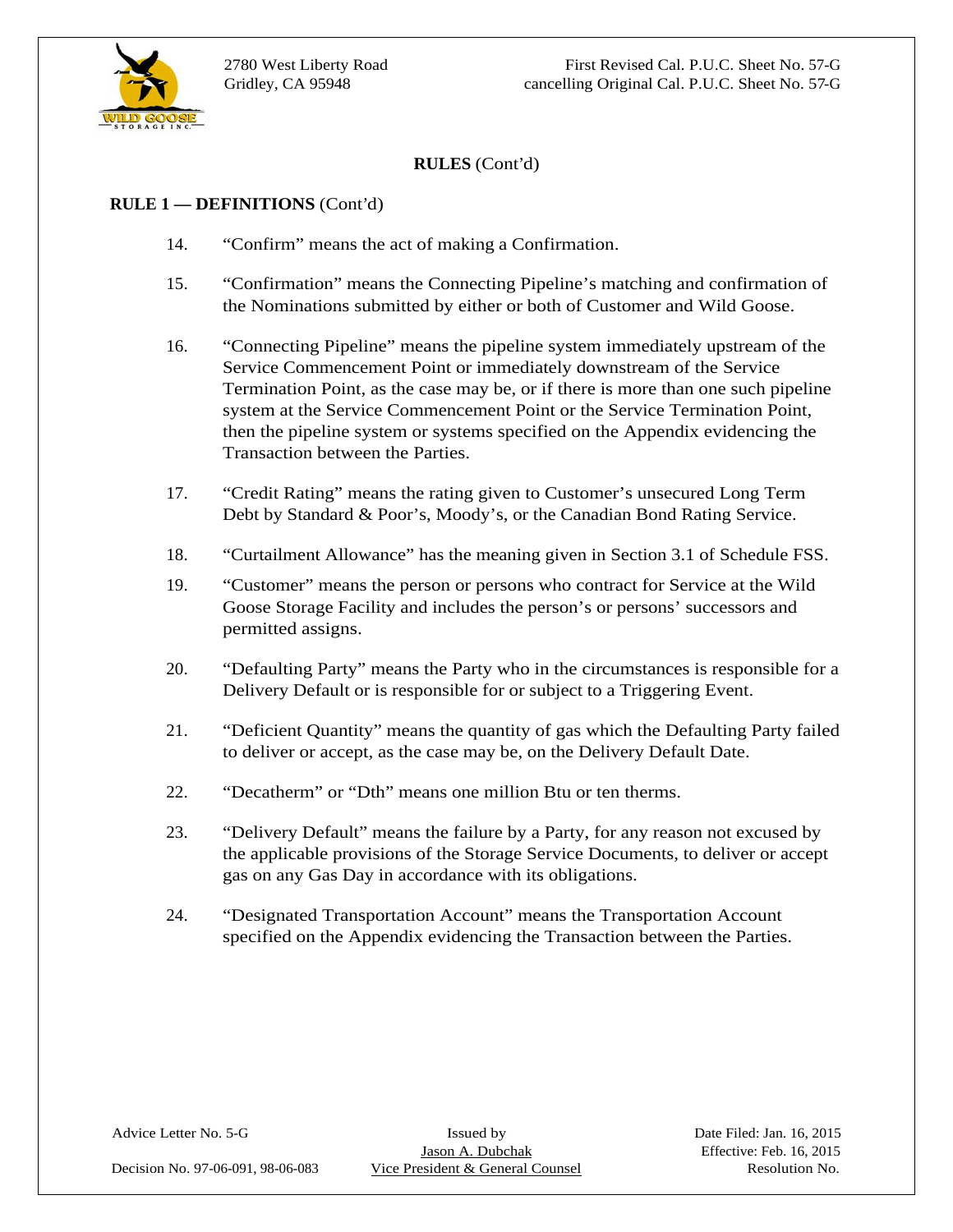**RULES** (Cont'd)

**RULE 1 — DEFINITIONS** (Cont'd)

14. "Confirm" means the act of making a Confirmation.

15. "Confirmation" means the Connecting Pipeline's matching and confirmation of the Nominations submitted by either or both of Customer and Wild Goose.

16. "Connecting Pipeline" means the pipeline system immediately upstream of the Service Commencement Point or immediately downstream of the Service Termination Point, as the case may be, or if there is more than one such pipeline system at the Service Commencement Point or the Service Termination Point, then the pipeline system or systems specified on the Appendix evidencing the Transaction between the Parties.

17. "Credit Rating" means the rating given to Customer's unsecured Long Term Debt by Standard & Poor's, Moody's, or the Canadian Bond Rating Service.

18. "Curtailment Allowance" has the meaning given in Section 3.1 of Schedule FSS.

19. "Customer" means the person or persons who contract for Service at the Wild Goose Storage Facility and includes the person's or persons' successors and permitted assigns.

20. "Defaulting Party" means the Party who in the circumstances is responsible for a Delivery Default or is responsible for or subject to a Triggering Event.

21. "Deficient Quantity" means the quantity of gas which the Defaulting Party failed to deliver or accept, as the case may be, on the Delivery Default Date.

22. "Decatherm" or "Dth" means one million Btu or ten therms.

23. "Delivery Default" means the failure by a Party, for any reason not excused by the applicable provisions of the Storage Service Documents, to deliver or accept gas on any Gas Day in accordance with its obligations.

24. "Designated Transportation Account" means the Transportation Account specified on the Appendix evidencing the Transaction between the Parties.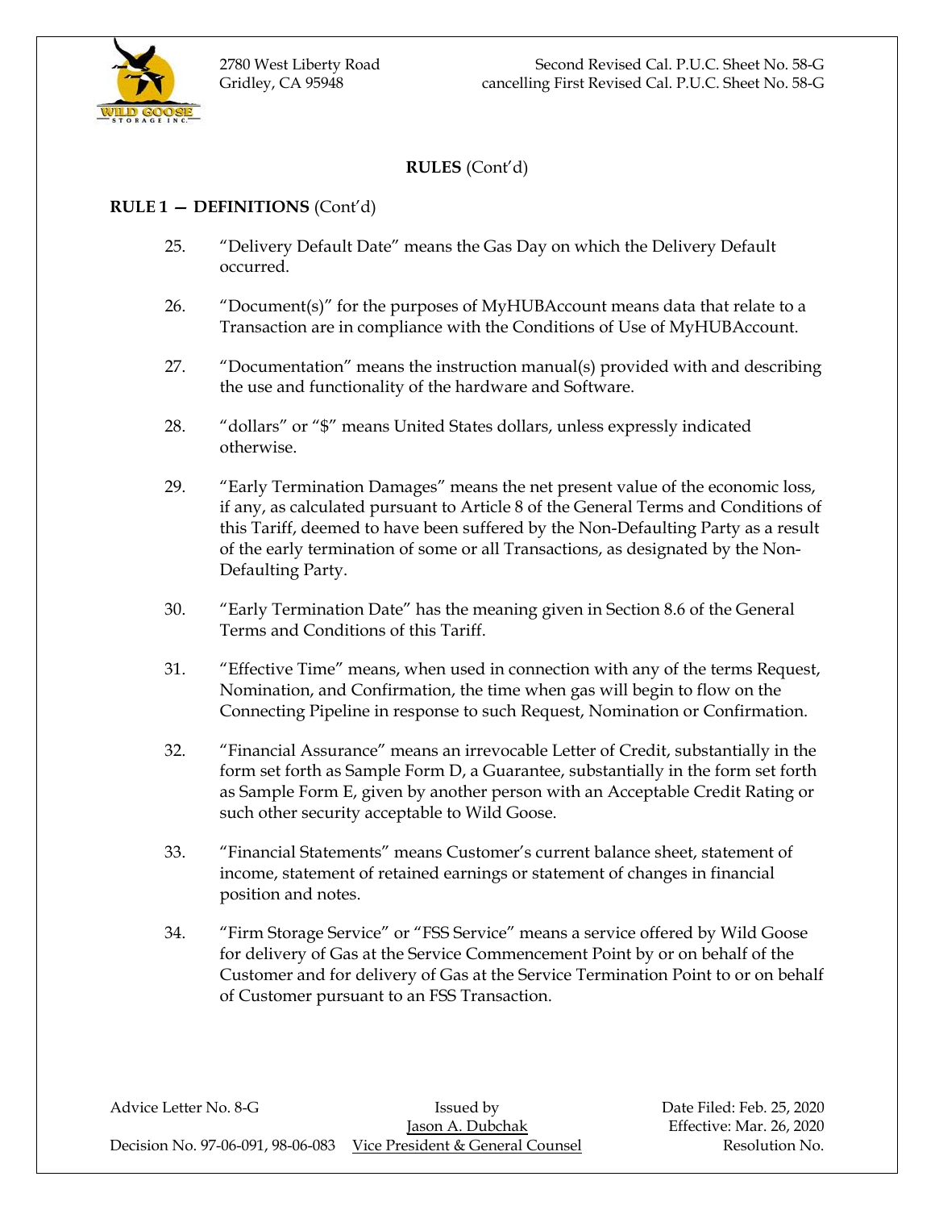**RULES** (Cont'd)

**RULE 1 — DEFINITIONS** (Cont'd)

25. "Delivery Default Date" means the Gas Day on which the Delivery Default occurred.

26. "Document(s)" for the purposes of MyHUBAccount means data that relate to a Transaction are in compliance with the Conditions of Use of MyHUBAccount.

27. "Documentation" means the instruction manual(s) provided with and describing the use and functionality of the hardware and Software.

28. "dollars" or "$" means United States dollars, unless expressly indicated otherwise.

29. "Early Termination Damages" means the net present value of the economic loss, if any, as calculated pursuant to Article 8 of the General Terms and Conditions of this Tariff, deemed to have been suffered by the Non-Defaulting Party as a result of the early termination of some or all Transactions, as designated by the Non-Defaulting Party.

30. "Early Termination Date" has the meaning given in Section 8.6 of the General Terms and Conditions of this Tariff.

31. "Effective Time" means, when used in connection with any of the terms Request, Nomination, and Confirmation, the time when gas will begin to flow on the Connecting Pipeline in response to such Request, Nomination or Confirmation.

32. "Financial Assurance" means an irrevocable Letter of Credit, substantially in the form set forth as Sample Form D, a Guarantee, substantially in the form set forth as Sample Form E, given by another person with an Acceptable Credit Rating or such other security acceptable to Wild Goose.

33. "Financial Statements" means Customer's current balance sheet, statement of income, statement of retained earnings or statement of changes in financial position and notes.

34. "Firm Storage Service" or "FSS Service" means a service offered by Wild Goose for delivery of Gas at the Service Commencement Point by or on behalf of the Customer and for delivery of Gas at the Service Termination Point to or on behalf of Customer pursuant to an FSS Transaction.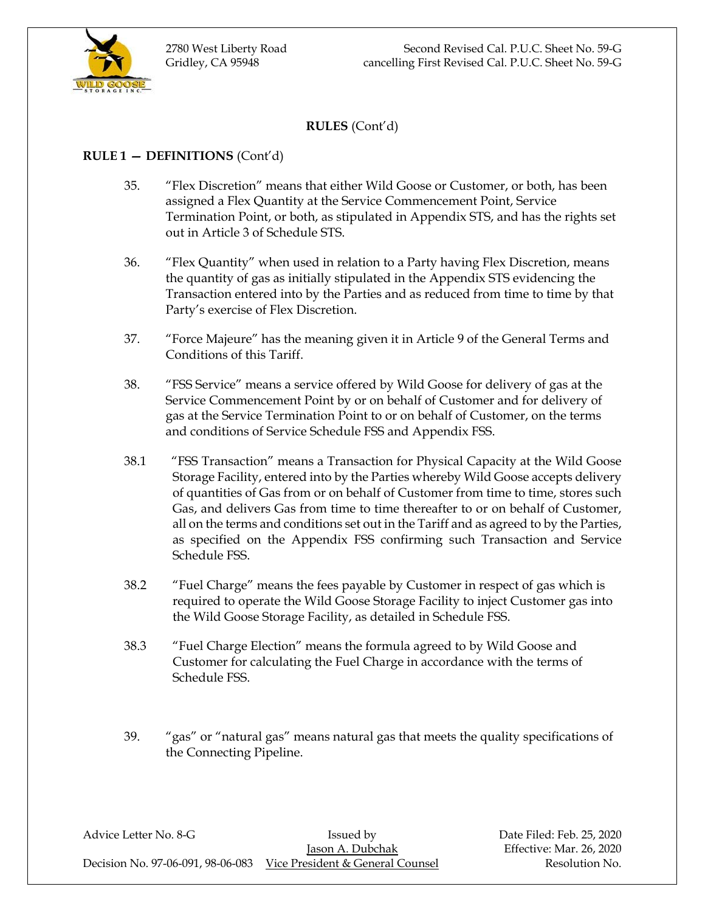**RULES** (Cont'd)

**RULE 1 — DEFINITIONS** (Cont'd)

35. "Flex Discretion" means that either Wild Goose or Customer, or both, has been assigned a Flex Quantity at the Service Commencement Point, Service Termination Point, or both, as stipulated in Appendix STS, and has the rights set out in Article 3 of Schedule STS.

36. "Flex Quantity" when used in relation to a Party having Flex Discretion, means the quantity of gas as initially stipulated in the Appendix STS evidencing the Transaction entered into by the Parties and as reduced from time to time by that Party's exercise of Flex Discretion.

37. "Force Majeure" has the meaning given it in Article 9 of the General Terms and Conditions of this Tariff.

38. "FSS Service" means a service offered by Wild Goose for delivery of gas at the Service Commencement Point by or on behalf of Customer and for delivery of gas at the Service Termination Point to or on behalf of Customer, on the terms and conditions of Service Schedule FSS and Appendix FSS.

38.1 "FSS Transaction" means a Transaction for Physical Capacity at the Wild Goose Storage Facility, entered into by the Parties whereby Wild Goose accepts delivery of quantities of Gas from or on behalf of Customer from time to time, stores such Gas, and delivers Gas from time to time thereafter to or on behalf of Customer, all on the terms and conditions set out in the Tariff and as agreed to by the Parties, as specified on the Appendix FSS confirming such Transaction and Service Schedule FSS.

38.2 "Fuel Charge" means the fees payable by Customer in respect of gas which is required to operate the Wild Goose Storage Facility to inject Customer gas into the Wild Goose Storage Facility, as detailed in Schedule FSS.

38.3 "Fuel Charge Election" means the formula agreed to by Wild Goose and Customer for calculating the Fuel Charge in accordance with the terms of Schedule FSS.

39. "gas" or "natural gas" means natural gas that meets the quality specifications of the Connecting Pipeline.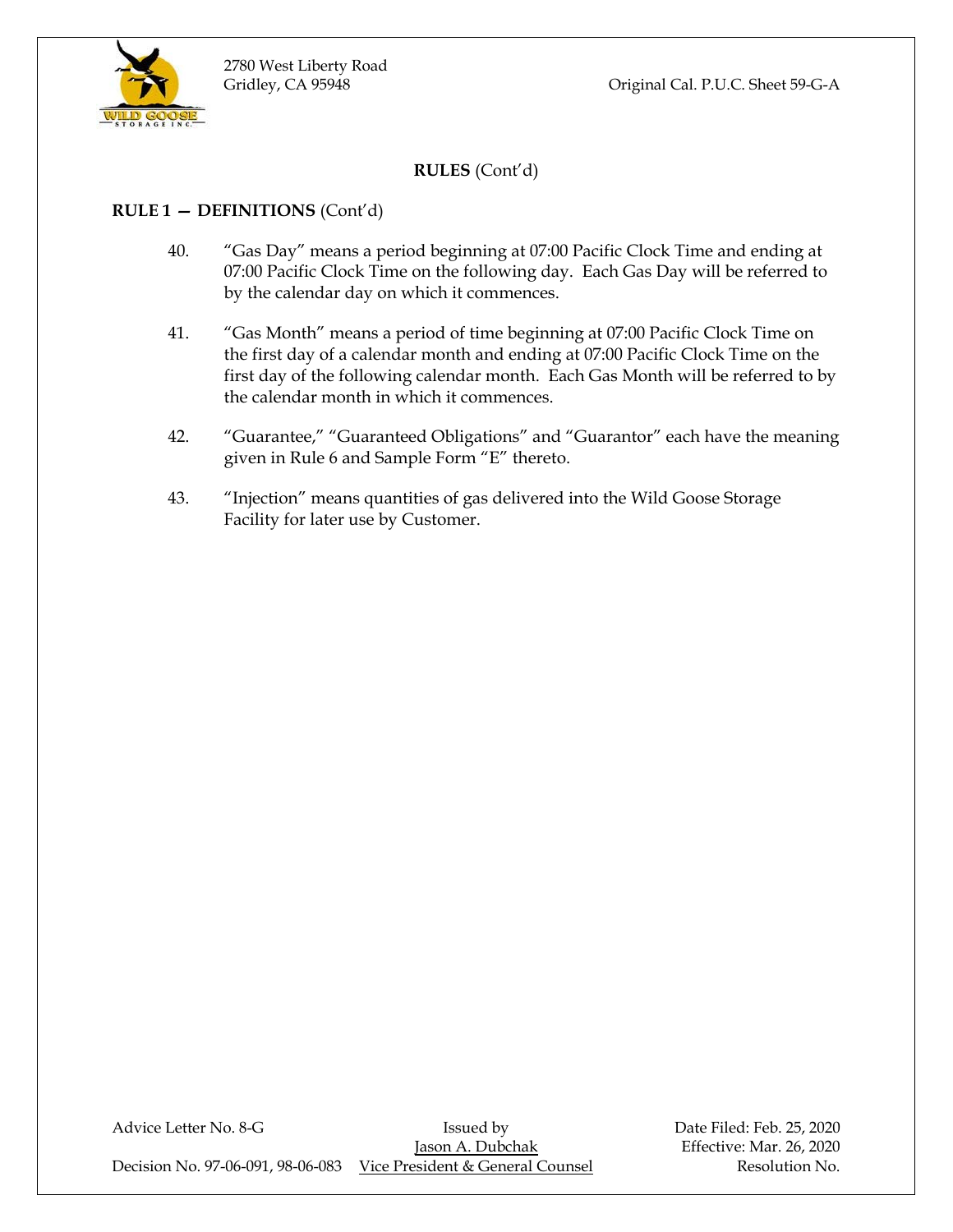**RULES** (Cont'd)

**RULE 1 — DEFINITIONS** (Cont'd)

40. "Gas Day" means a period beginning at 07:00 Pacific Clock Time and ending at 07:00 Pacific Clock Time on the following day. Each Gas Day will be referred to by the calendar day on which it commences.

41. "Gas Month" means a period of time beginning at 07:00 Pacific Clock Time on the first day of a calendar month and ending at 07:00 Pacific Clock Time on the first day of the following calendar month. Each Gas Month will be referred to by the calendar month in which it commences.

42. "Guarantee," "Guaranteed Obligations" and "Guarantor" each have the meaning given in Rule 6 and Sample Form "E" thereto.

43. "Injection" means quantities of gas delivered into the Wild Goose Storage Facility for later use by Customer.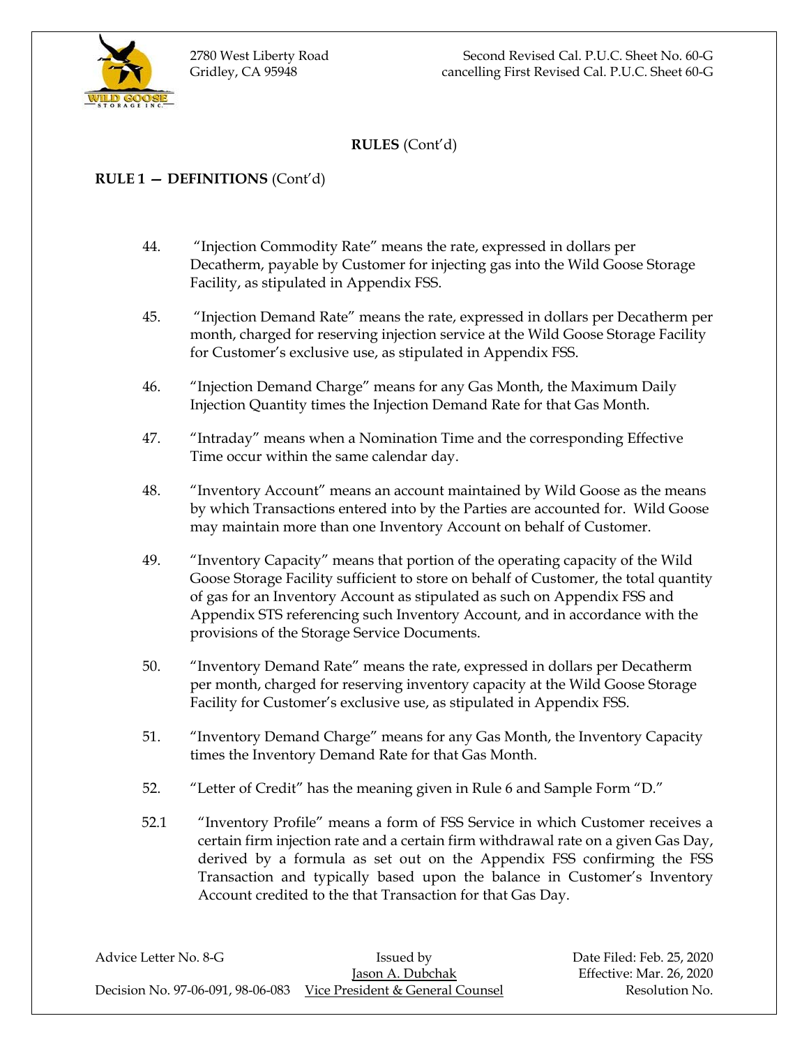**RULES** (Cont'd)

**RULE 1 — DEFINITIONS** (Cont'd)

44. "Injection Commodity Rate" means the rate, expressed in dollars per Decatherm, payable by Customer for injecting gas into the Wild Goose Storage Facility, as stipulated in Appendix FSS.

45. "Injection Demand Rate" means the rate, expressed in dollars per Decatherm per month, charged for reserving injection service at the Wild Goose Storage Facility for Customer's exclusive use, as stipulated in Appendix FSS.

46. "Injection Demand Charge" means for any Gas Month, the Maximum Daily Injection Quantity times the Injection Demand Rate for that Gas Month.

47. "Intraday" means when a Nomination Time and the corresponding Effective Time occur within the same calendar day.

48. "Inventory Account" means an account maintained by Wild Goose as the means by which Transactions entered into by the Parties are accounted for. Wild Goose may maintain more than one Inventory Account on behalf of Customer.

49. "Inventory Capacity" means that portion of the operating capacity of the Wild Goose Storage Facility sufficient to store on behalf of Customer, the total quantity of gas for an Inventory Account as stipulated as such on Appendix FSS and Appendix STS referencing such Inventory Account, and in accordance with the provisions of the Storage Service Documents.

50. "Inventory Demand Rate" means the rate, expressed in dollars per Decatherm per month, charged for reserving inventory capacity at the Wild Goose Storage Facility for Customer's exclusive use, as stipulated in Appendix FSS.

51. "Inventory Demand Charge" means for any Gas Month, the Inventory Capacity times the Inventory Demand Rate for that Gas Month.

52. "Letter of Credit" has the meaning given in Rule 6 and Sample Form "D."

52.1 "Inventory Profile" means a form of FSS Service in which Customer receives a certain firm injection rate and a certain firm withdrawal rate on a given Gas Day, derived by a formula as set out on the Appendix FSS confirming the FSS Transaction and typically based upon the balance in Customer's Inventory Account credited to the that Transaction for that Gas Day.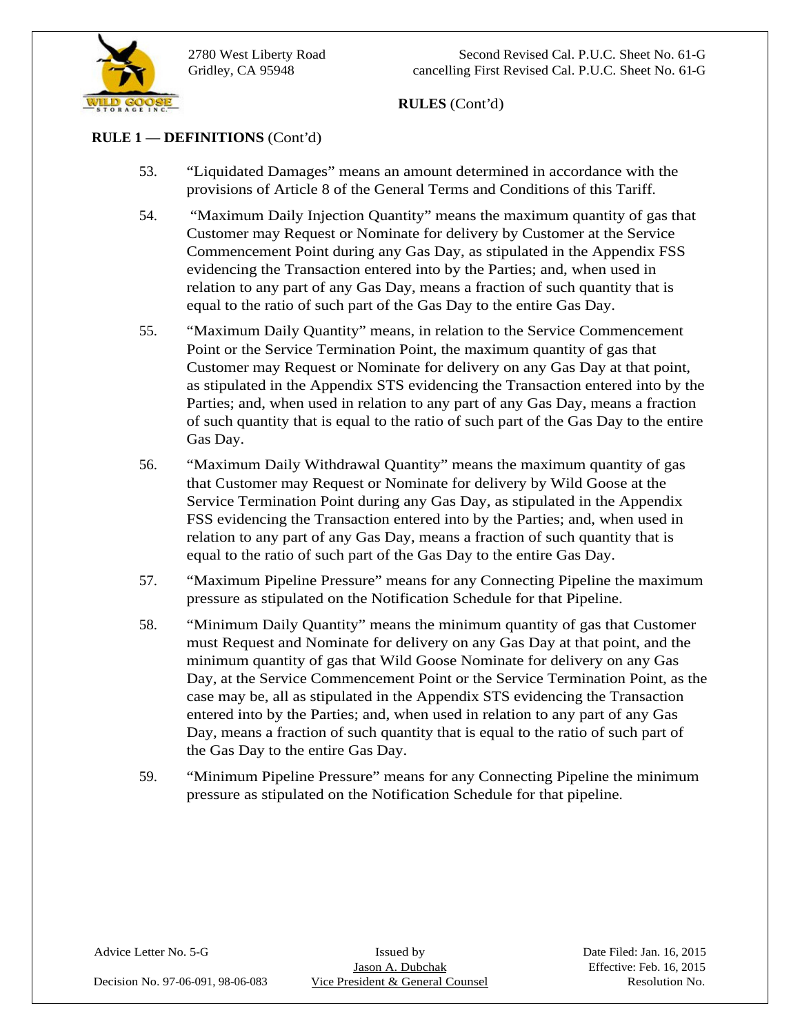**RULES** (Cont'd)

**RULE 1 — DEFINITIONS** (Cont'd)

53. "Liquidated Damages" means an amount determined in accordance with the provisions of Article 8 of the General Terms and Conditions of this Tariff.

54. "Maximum Daily Injection Quantity" means the maximum quantity of gas that Customer may Request or Nominate for delivery by Customer at the Service Commencement Point during any Gas Day, as stipulated in the Appendix FSS evidencing the Transaction entered into by the Parties; and, when used in relation to any part of any Gas Day, means a fraction of such quantity that is equal to the ratio of such part of the Gas Day to the entire Gas Day.

55. "Maximum Daily Quantity" means, in relation to the Service Commencement Point or the Service Termination Point, the maximum quantity of gas that Customer may Request or Nominate for delivery on any Gas Day at that point, as stipulated in the Appendix STS evidencing the Transaction entered into by the Parties; and, when used in relation to any part of any Gas Day, means a fraction of such quantity that is equal to the ratio of such part of the Gas Day to the entire Gas Day.

56. "Maximum Daily Withdrawal Quantity" means the maximum quantity of gas that Customer may Request or Nominate for delivery by Wild Goose at the Service Termination Point during any Gas Day, as stipulated in the Appendix FSS evidencing the Transaction entered into by the Parties; and, when used in relation to any part of any Gas Day, means a fraction of such quantity that is equal to the ratio of such part of the Gas Day to the entire Gas Day.

57. "Maximum Pipeline Pressure" means for any Connecting Pipeline the maximum pressure as stipulated on the Notification Schedule for that Pipeline.

58. "Minimum Daily Quantity" means the minimum quantity of gas that Customer must Request and Nominate for delivery on any Gas Day at that point, and the minimum quantity of gas that Wild Goose Nominate for delivery on any Gas Day, at the Service Commencement Point or the Service Termination Point, as the case may be, all as stipulated in the Appendix STS evidencing the Transaction entered into by the Parties; and, when used in relation to any part of any Gas Day, means a fraction of such quantity that is equal to the ratio of such part of the Gas Day to the entire Gas Day.

59. "Minimum Pipeline Pressure" means for any Connecting Pipeline the minimum pressure as stipulated on the Notification Schedule for that pipeline.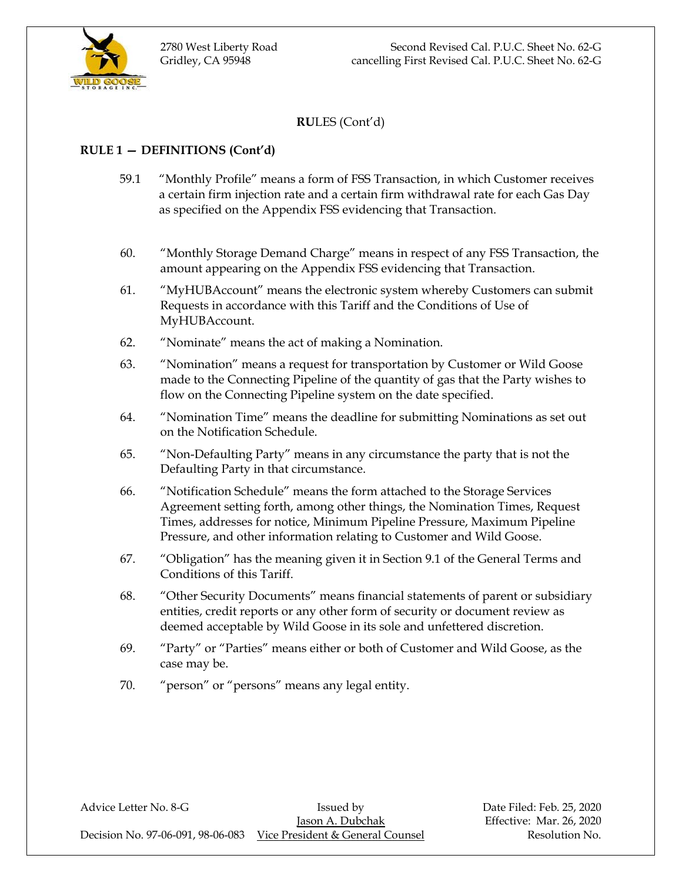## RULES (Cont'd)

### RULE 1 — DEFINITIONS (Cont'd)

59.1 "Monthly Profile" means a form of FSS Transaction, in which Customer receives a certain firm injection rate and a certain firm withdrawal rate for each Gas Day as specified on the Appendix FSS evidencing that Transaction.

60. "Monthly Storage Demand Charge" means in respect of any FSS Transaction, the amount appearing on the Appendix FSS evidencing that Transaction.

61. "MyHUBAccount" means the electronic system whereby Customers can submit Requests in accordance with this Tariff and the Conditions of Use of MyHUBAccount.

62. "Nominate" means the act of making a Nomination.

63. "Nomination" means a request for transportation by Customer or Wild Goose made to the Connecting Pipeline of the quantity of gas that the Party wishes to flow on the Connecting Pipeline system on the date specified.

64. "Nomination Time" means the deadline for submitting Nominations as set out on the Notification Schedule.

65. "Non-Defaulting Party" means in any circumstance the party that is not the Defaulting Party in that circumstance.

66. "Notification Schedule" means the form attached to the Storage Services Agreement setting forth, among other things, the Nomination Times, Request Times, addresses for notice, Minimum Pipeline Pressure, Maximum Pipeline Pressure, and other information relating to Customer and Wild Goose.

67. "Obligation" has the meaning given it in Section 9.1 of the General Terms and Conditions of this Tariff.

68. "Other Security Documents" means financial statements of parent or subsidiary entities, credit reports or any other form of security or document review as deemed acceptable by Wild Goose in its sole and unfettered discretion.

69. "Party" or "Parties" means either or both of Customer and Wild Goose, as the case may be.

70. "person" or "persons" means any legal entity.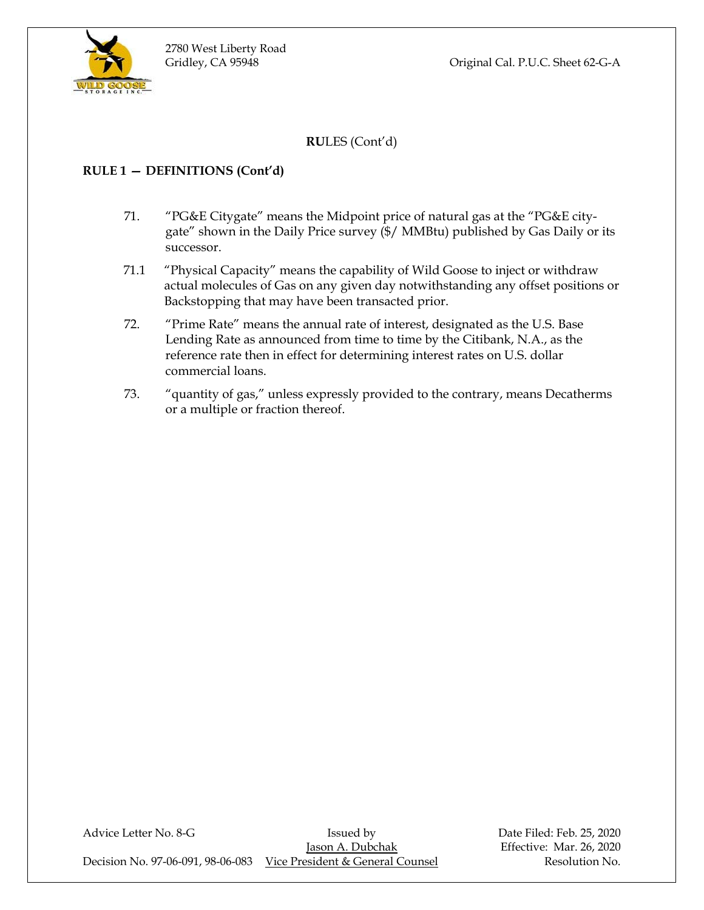## RULES (Cont'd)

### RULE 1 — DEFINITIONS (Cont'd)

71. "PG&E Citygate" means the Midpoint price of natural gas at the "PG&E city-gate" shown in the Daily Price survey ($/ MMBtu) published by Gas Daily or its successor.

71.1 "Physical Capacity" means the capability of Wild Goose to inject or withdraw actual molecules of Gas on any given day notwithstanding any offset positions or Backstopping that may have been transacted prior.

72. "Prime Rate" means the annual rate of interest, designated as the U.S. Base Lending Rate as announced from time to time by the Citibank, N.A., as the reference rate then in effect for determining interest rates on U.S. dollar commercial loans.

73. "quantity of gas," unless expressly provided to the contrary, means Decatherms or a multiple or fraction thereof.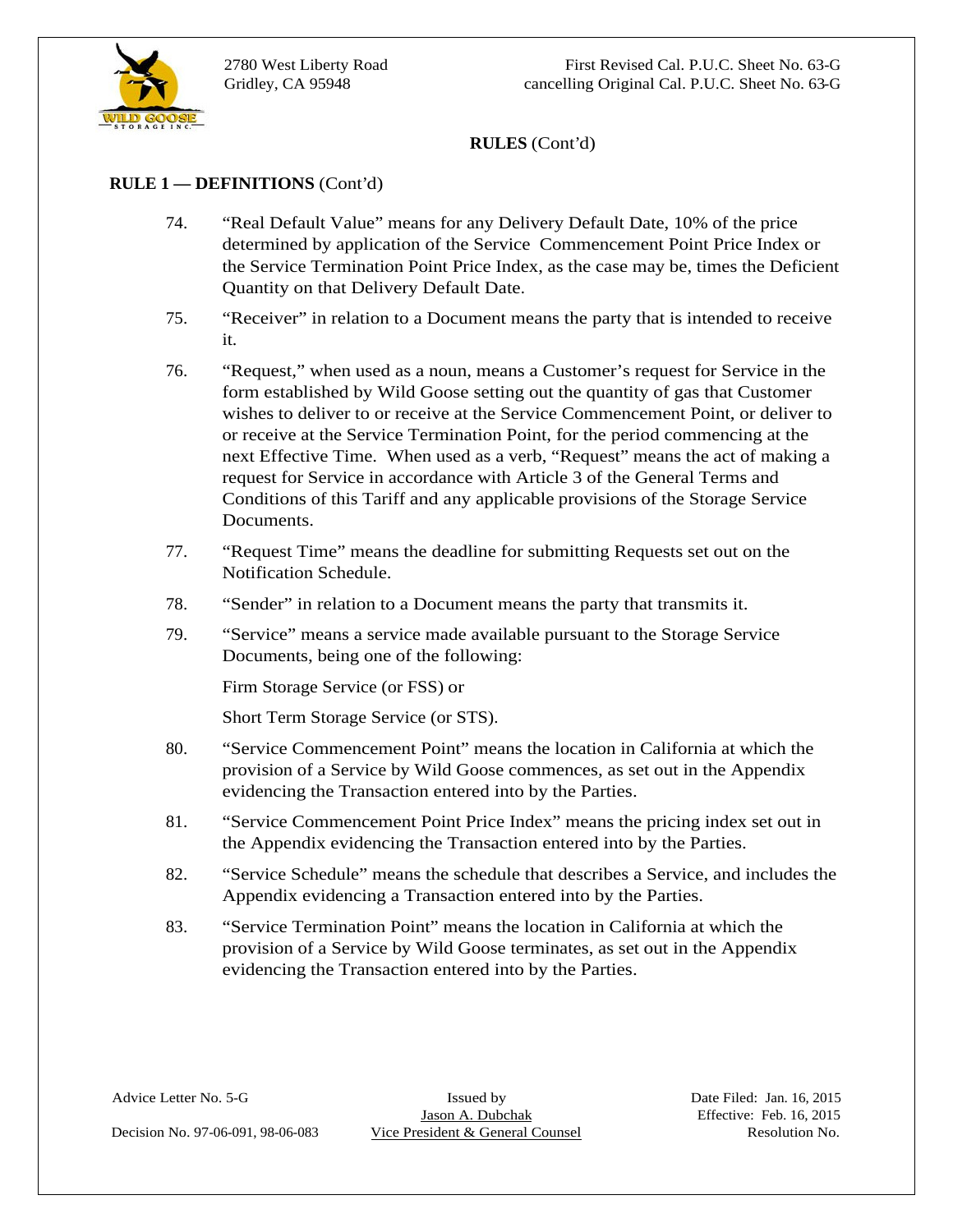**RULES** (Cont'd)

**RULE 1 — DEFINITIONS** (Cont'd)

74. "Real Default Value" means for any Delivery Default Date, 10% of the price determined by application of the Service Commencement Point Price Index or the Service Termination Point Price Index, as the case may be, times the Deficient Quantity on that Delivery Default Date.

75. "Receiver" in relation to a Document means the party that is intended to receive it.

76. "Request," when used as a noun, means a Customer's request for Service in the form established by Wild Goose setting out the quantity of gas that Customer wishes to deliver to or receive at the Service Commencement Point, or deliver to or receive at the Service Termination Point, for the period commencing at the next Effective Time. When used as a verb, "Request" means the act of making a request for Service in accordance with Article 3 of the General Terms and Conditions of this Tariff and any applicable provisions of the Storage Service Documents.

77. "Request Time" means the deadline for submitting Requests set out on the Notification Schedule.

78. "Sender" in relation to a Document means the party that transmits it.

79. "Service" means a service made available pursuant to the Storage Service Documents, being one of the following:

    Firm Storage Service (or FSS) or

    Short Term Storage Service (or STS).

80. "Service Commencement Point" means the location in California at which the provision of a Service by Wild Goose commences, as set out in the Appendix evidencing the Transaction entered into by the Parties.

81. "Service Commencement Point Price Index" means the pricing index set out in the Appendix evidencing the Transaction entered into by the Parties.

82. "Service Schedule" means the schedule that describes a Service, and includes the Appendix evidencing a Transaction entered into by the Parties.

83. "Service Termination Point" means the location in California at which the provision of a Service by Wild Goose terminates, as set out in the Appendix evidencing the Transaction entered into by the Parties.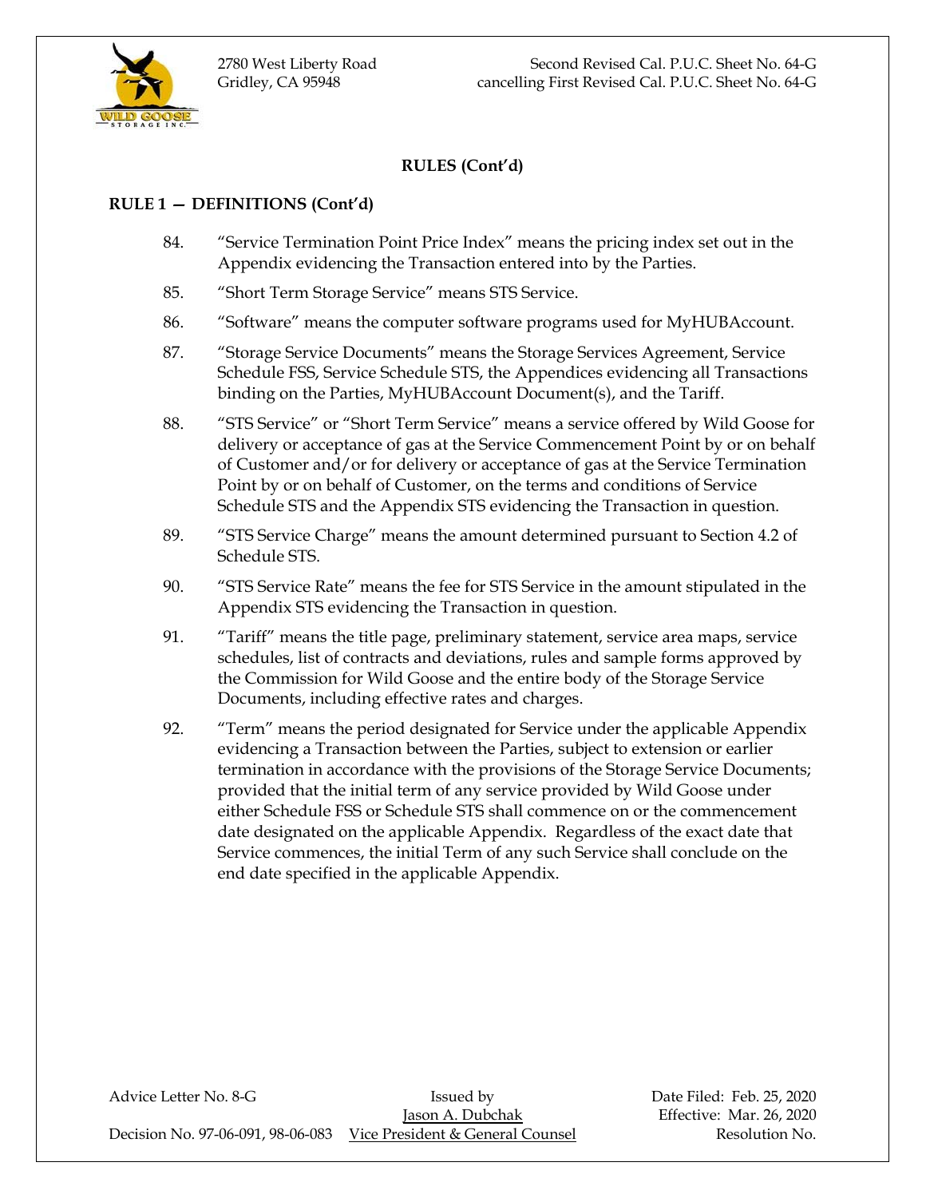## RULES (Cont'd)

### RULE 1 — DEFINITIONS (Cont'd)

84. "Service Termination Point Price Index" means the pricing index set out in the Appendix evidencing the Transaction entered into by the Parties.

85. "Short Term Storage Service" means STS Service.

86. "Software" means the computer software programs used for MyHUBAccount.

87. "Storage Service Documents" means the Storage Services Agreement, Service Schedule FSS, Service Schedule STS, the Appendices evidencing all Transactions binding on the Parties, MyHUBAccount Document(s), and the Tariff.

88. "STS Service" or "Short Term Service" means a service offered by Wild Goose for delivery or acceptance of gas at the Service Commencement Point by or on behalf of Customer and/or for delivery or acceptance of gas at the Service Termination Point by or on behalf of Customer, on the terms and conditions of Service Schedule STS and the Appendix STS evidencing the Transaction in question.

89. "STS Service Charge" means the amount determined pursuant to Section 4.2 of Schedule STS.

90. "STS Service Rate" means the fee for STS Service in the amount stipulated in the Appendix STS evidencing the Transaction in question.

91. "Tariff" means the title page, preliminary statement, service area maps, service schedules, list of contracts and deviations, rules and sample forms approved by the Commission for Wild Goose and the entire body of the Storage Service Documents, including effective rates and charges.

92. "Term" means the period designated for Service under the applicable Appendix evidencing a Transaction between the Parties, subject to extension or earlier termination in accordance with the provisions of the Storage Service Documents; provided that the initial term of any service provided by Wild Goose under either Schedule FSS or Schedule STS shall commence on or the commencement date designated on the applicable Appendix. Regardless of the exact date that Service commences, the initial Term of any such Service shall conclude on the end date specified in the applicable Appendix.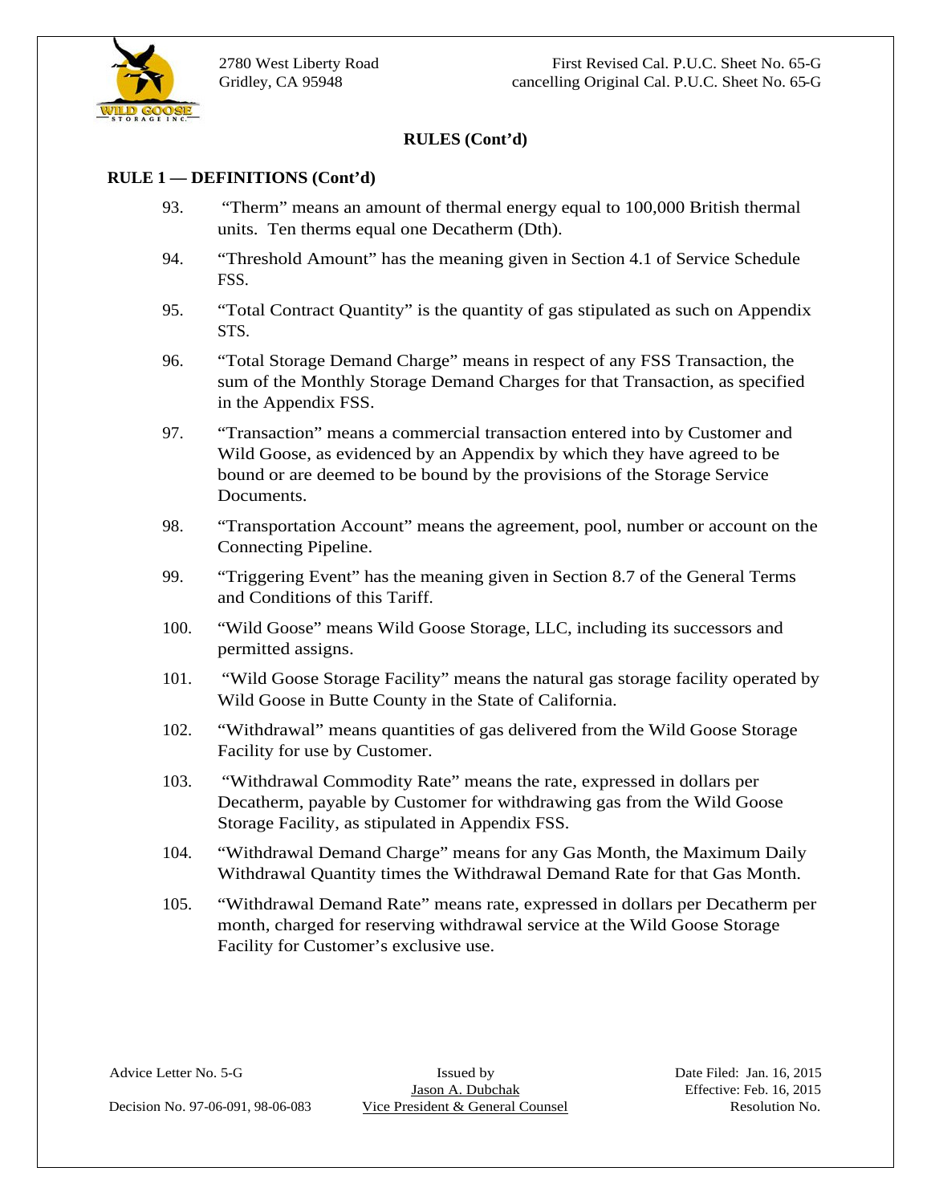**RULES (Cont'd)**

**RULE 1 — DEFINITIONS (Cont'd)**

93. "Therm" means an amount of thermal energy equal to 100,000 British thermal units. Ten therms equal one Decatherm (Dth).

94. "Threshold Amount" has the meaning given in Section 4.1 of Service Schedule FSS.

95. "Total Contract Quantity" is the quantity of gas stipulated as such on Appendix STS.

96. "Total Storage Demand Charge" means in respect of any FSS Transaction, the sum of the Monthly Storage Demand Charges for that Transaction, as specified in the Appendix FSS.

97. "Transaction" means a commercial transaction entered into by Customer and Wild Goose, as evidenced by an Appendix by which they have agreed to be bound or are deemed to be bound by the provisions of the Storage Service Documents.

98. "Transportation Account" means the agreement, pool, number or account on the Connecting Pipeline.

99. "Triggering Event" has the meaning given in Section 8.7 of the General Terms and Conditions of this Tariff.

100. "Wild Goose" means Wild Goose Storage, LLC, including its successors and permitted assigns.

101. "Wild Goose Storage Facility" means the natural gas storage facility operated by Wild Goose in Butte County in the State of California.

102. "Withdrawal" means quantities of gas delivered from the Wild Goose Storage Facility for use by Customer.

103. "Withdrawal Commodity Rate" means the rate, expressed in dollars per Decatherm, payable by Customer for withdrawing gas from the Wild Goose Storage Facility, as stipulated in Appendix FSS.

104. "Withdrawal Demand Charge" means for any Gas Month, the Maximum Daily Withdrawal Quantity times the Withdrawal Demand Rate for that Gas Month.

105. "Withdrawal Demand Rate" means rate, expressed in dollars per Decatherm per month, charged for reserving withdrawal service at the Wild Goose Storage Facility for Customer's exclusive use.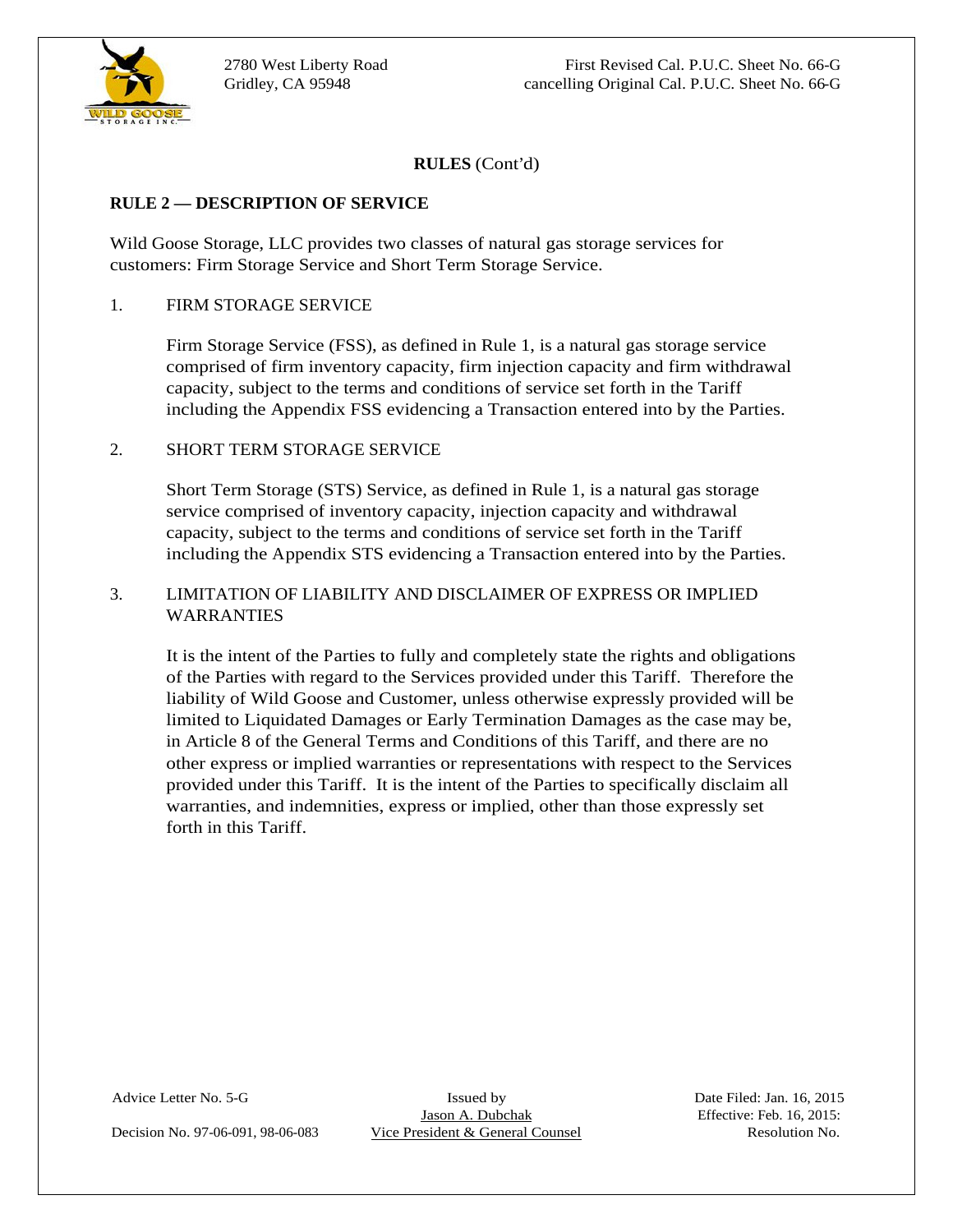**RULES** (Cont'd)

**RULE 2 — DESCRIPTION OF SERVICE**

Wild Goose Storage, LLC provides two classes of natural gas storage services for customers: Firm Storage Service and Short Term Storage Service.

1. FIRM STORAGE SERVICE

   Firm Storage Service (FSS), as defined in Rule 1, is a natural gas storage service comprised of firm inventory capacity, firm injection capacity and firm withdrawal capacity, subject to the terms and conditions of service set forth in the Tariff including the Appendix FSS evidencing a Transaction entered into by the Parties.

2. SHORT TERM STORAGE SERVICE

   Short Term Storage (STS) Service, as defined in Rule 1, is a natural gas storage service comprised of inventory capacity, injection capacity and withdrawal capacity, subject to the terms and conditions of service set forth in the Tariff including the Appendix STS evidencing a Transaction entered into by the Parties.

3. LIMITATION OF LIABILITY AND DISCLAIMER OF EXPRESS OR IMPLIED WARRANTIES

   It is the intent of the Parties to fully and completely state the rights and obligations of the Parties with regard to the Services provided under this Tariff. Therefore the liability of Wild Goose and Customer, unless otherwise expressly provided will be limited to Liquidated Damages or Early Termination Damages as the case may be, in Article 8 of the General Terms and Conditions of this Tariff, and there are no other express or implied warranties or representations with respect to the Services provided under this Tariff. It is the intent of the Parties to specifically disclaim all warranties, and indemnities, express or implied, other than those expressly set forth in this Tariff.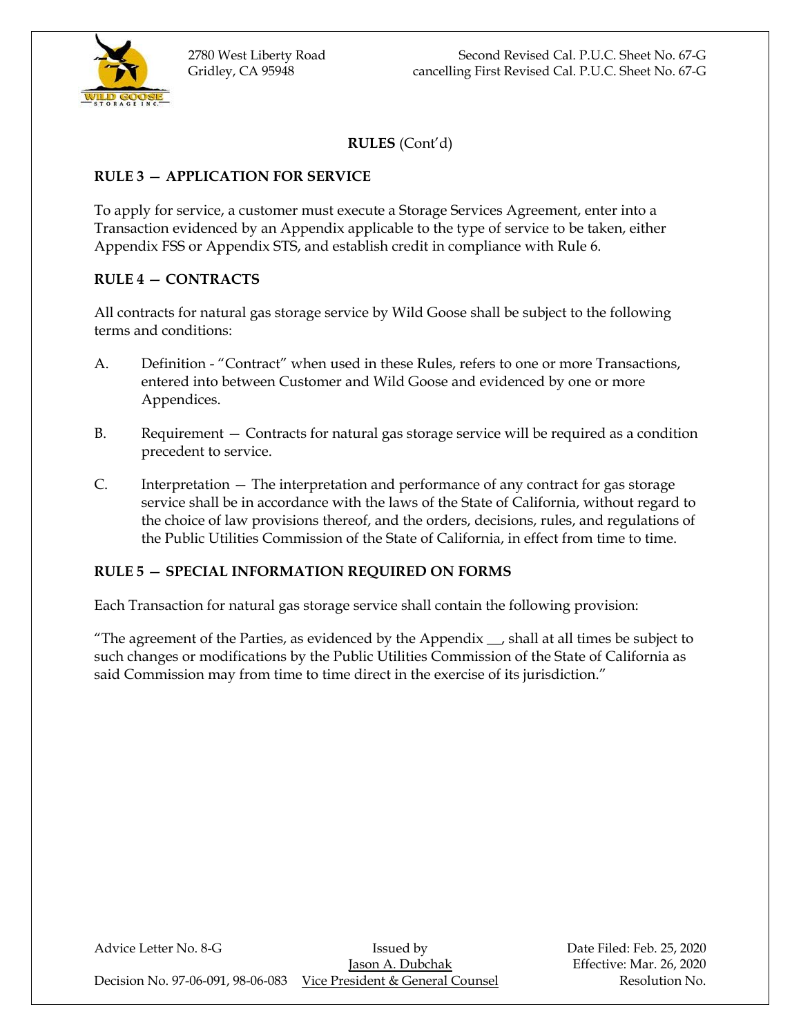**RULES** (Cont'd)

## RULE 3 — APPLICATION FOR SERVICE

To apply for service, a customer must execute a Storage Services Agreement, enter into a Transaction evidenced by an Appendix applicable to the type of service to be taken, either Appendix FSS or Appendix STS, and establish credit in compliance with Rule 6.

## RULE 4 — CONTRACTS

All contracts for natural gas storage service by Wild Goose shall be subject to the following terms and conditions:

A. Definition - "Contract" when used in these Rules, refers to one or more Transactions, entered into between Customer and Wild Goose and evidenced by one or more Appendices.

B. Requirement — Contracts for natural gas storage service will be required as a condition precedent to service.

C. Interpretation — The interpretation and performance of any contract for gas storage service shall be in accordance with the laws of the State of California, without regard to the choice of law provisions thereof, and the orders, decisions, rules, and regulations of the Public Utilities Commission of the State of California, in effect from time to time.

## RULE 5 — SPECIAL INFORMATION REQUIRED ON FORMS

Each Transaction for natural gas storage service shall contain the following provision:

"The agreement of the Parties, as evidenced by the Appendix __, shall at all times be subject to such changes or modifications by the Public Utilities Commission of the State of California as said Commission may from time to time direct in the exercise of its jurisdiction."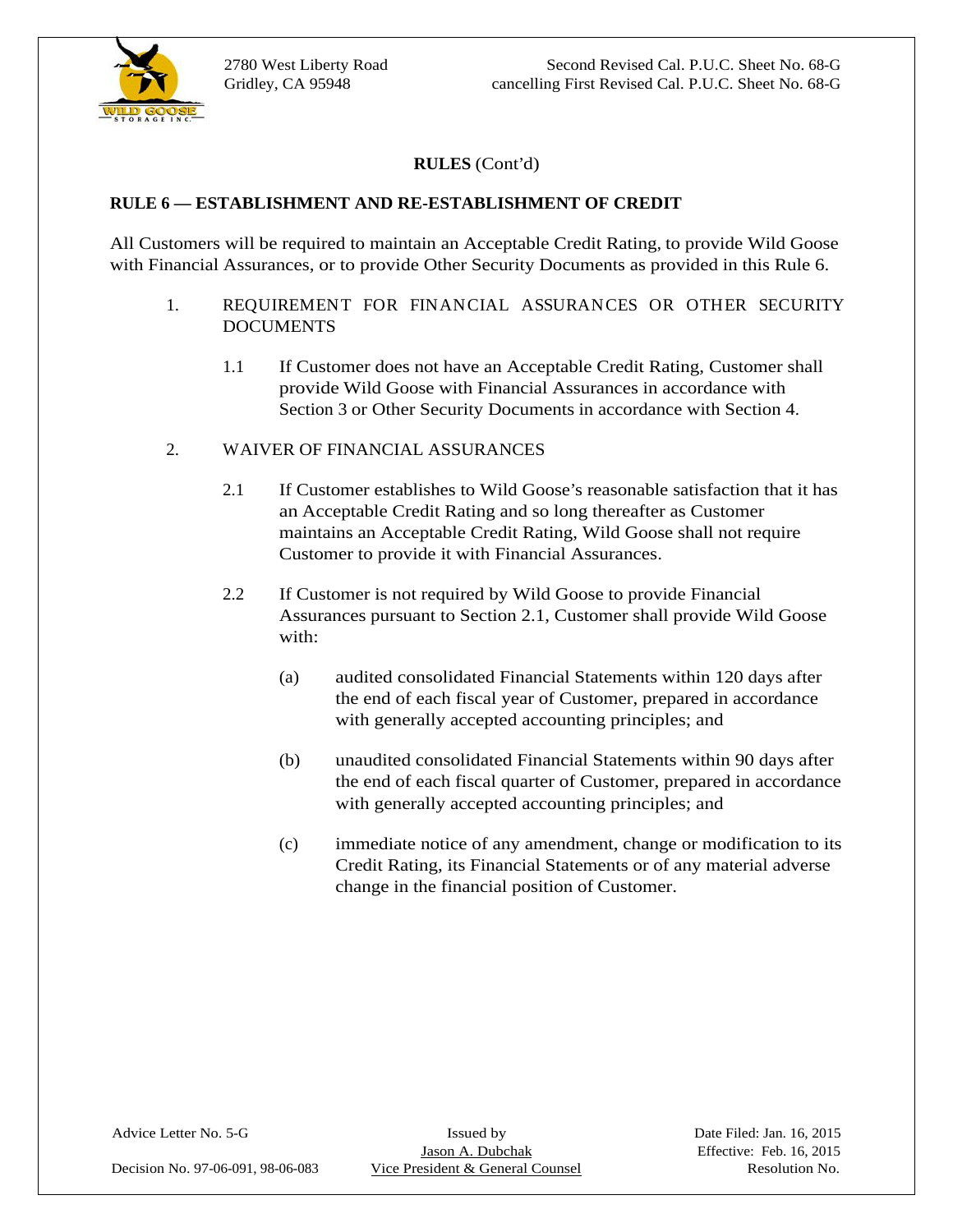**RULES** (Cont'd)

**RULE 6 — ESTABLISHMENT AND RE-ESTABLISHMENT OF CREDIT**

All Customers will be required to maintain an Acceptable Credit Rating, to provide Wild Goose with Financial Assurances, or to provide Other Security Documents as provided in this Rule 6.

1. REQUIREMENT FOR FINANCIAL ASSURANCES OR OTHER SECURITY DOCUMENTS

   1.1 If Customer does not have an Acceptable Credit Rating, Customer shall provide Wild Goose with Financial Assurances in accordance with Section 3 or Other Security Documents in accordance with Section 4.

2. WAIVER OF FINANCIAL ASSURANCES

   2.1 If Customer establishes to Wild Goose's reasonable satisfaction that it has an Acceptable Credit Rating and so long thereafter as Customer maintains an Acceptable Credit Rating, Wild Goose shall not require Customer to provide it with Financial Assurances.

   2.2 If Customer is not required by Wild Goose to provide Financial Assurances pursuant to Section 2.1, Customer shall provide Wild Goose with:

      (a) audited consolidated Financial Statements within 120 days after the end of each fiscal year of Customer, prepared in accordance with generally accepted accounting principles; and

      (b) unaudited consolidated Financial Statements within 90 days after the end of each fiscal quarter of Customer, prepared in accordance with generally accepted accounting principles; and

      (c) immediate notice of any amendment, change or modification to its Credit Rating, its Financial Statements or of any material adverse change in the financial position of Customer.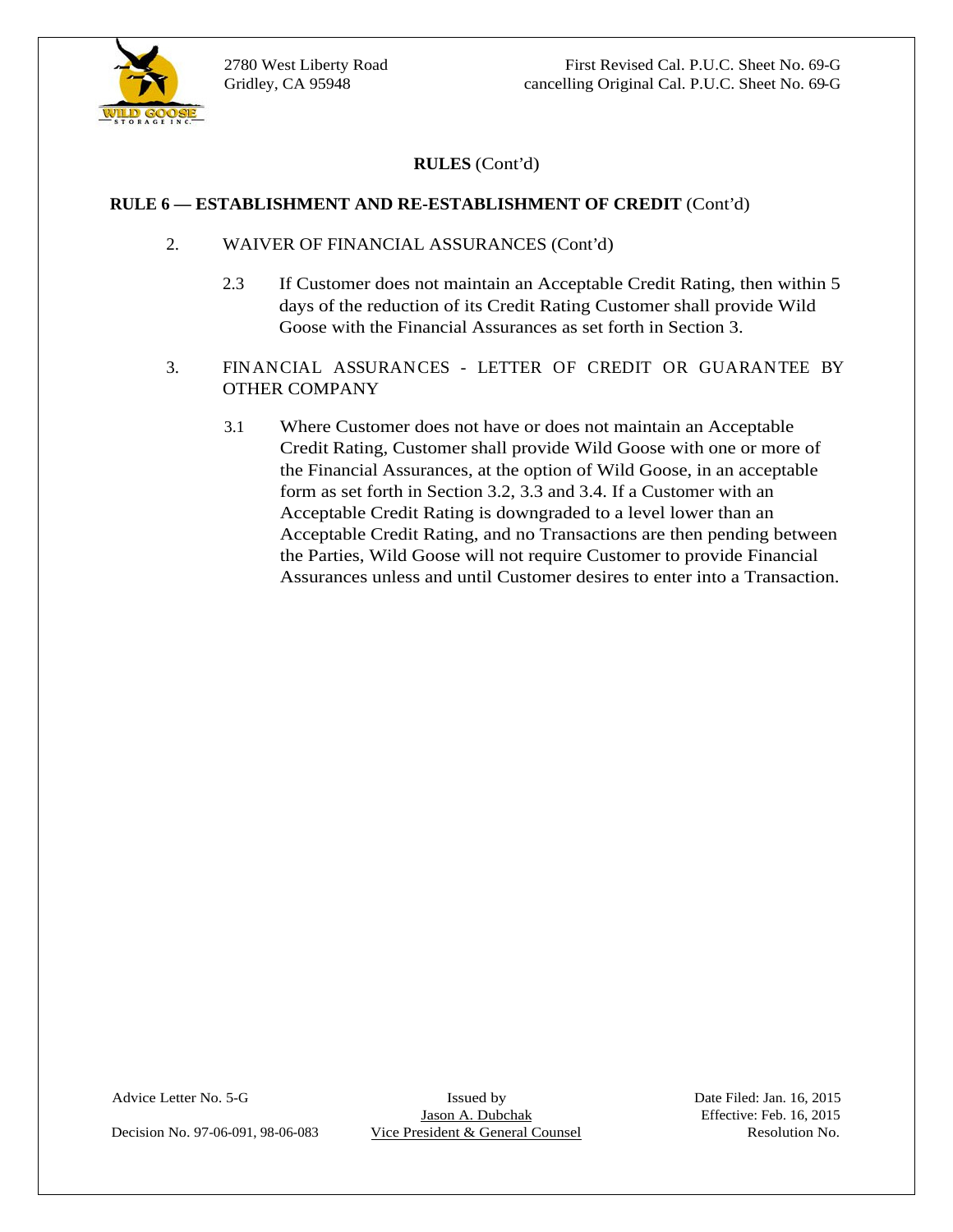**RULES** (Cont'd)

**RULE 6 — ESTABLISHMENT AND RE-ESTABLISHMENT OF CREDIT** (Cont'd)

2. WAIVER OF FINANCIAL ASSURANCES (Cont'd)

   2.3 If Customer does not maintain an Acceptable Credit Rating, then within 5 days of the reduction of its Credit Rating Customer shall provide Wild Goose with the Financial Assurances as set forth in Section 3.

3. FINANCIAL ASSURANCES - LETTER OF CREDIT OR GUARANTEE BY OTHER COMPANY

   3.1 Where Customer does not have or does not maintain an Acceptable Credit Rating, Customer shall provide Wild Goose with one or more of the Financial Assurances, at the option of Wild Goose, in an acceptable form as set forth in Section 3.2, 3.3 and 3.4. If a Customer with an Acceptable Credit Rating is downgraded to a level lower than an Acceptable Credit Rating, and no Transactions are then pending between the Parties, Wild Goose will not require Customer to provide Financial Assurances unless and until Customer desires to enter into a Transaction.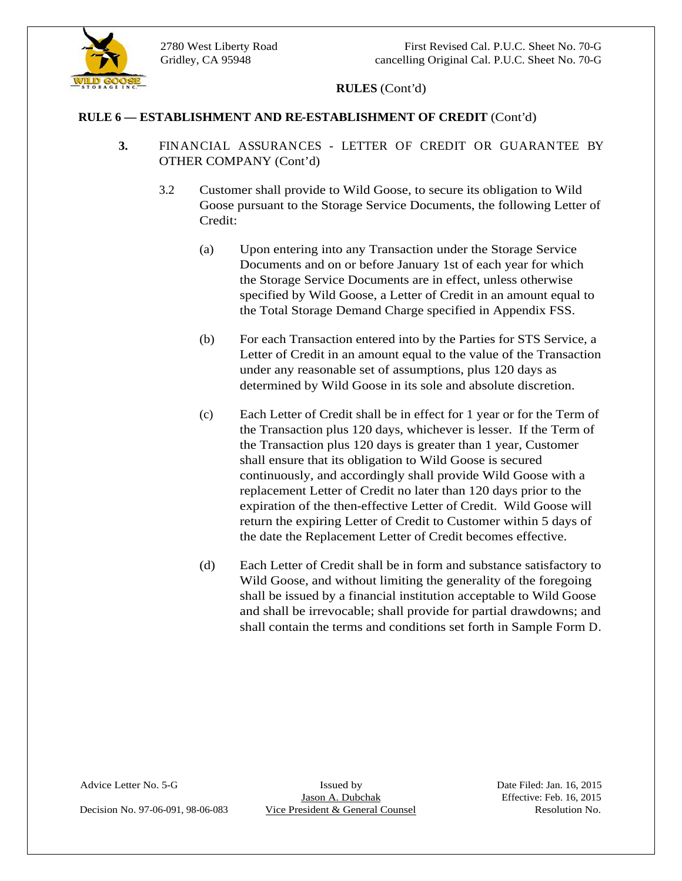**RULES** (Cont'd)

**RULE 6 — ESTABLISHMENT AND RE-ESTABLISHMENT OF CREDIT** (Cont'd)

**3.** FINANCIAL ASSURANCES - LETTER OF CREDIT OR GUARANTEE BY OTHER COMPANY (Cont'd)

3.2 Customer shall provide to Wild Goose, to secure its obligation to Wild Goose pursuant to the Storage Service Documents, the following Letter of Credit:

(a) Upon entering into any Transaction under the Storage Service Documents and on or before January 1st of each year for which the Storage Service Documents are in effect, unless otherwise specified by Wild Goose, a Letter of Credit in an amount equal to the Total Storage Demand Charge specified in Appendix FSS.

(b) For each Transaction entered into by the Parties for STS Service, a Letter of Credit in an amount equal to the value of the Transaction under any reasonable set of assumptions, plus 120 days as determined by Wild Goose in its sole and absolute discretion.

(c) Each Letter of Credit shall be in effect for 1 year or for the Term of the Transaction plus 120 days, whichever is lesser. If the Term of the Transaction plus 120 days is greater than 1 year, Customer shall ensure that its obligation to Wild Goose is secured continuously, and accordingly shall provide Wild Goose with a replacement Letter of Credit no later than 120 days prior to the expiration of the then-effective Letter of Credit. Wild Goose will return the expiring Letter of Credit to Customer within 5 days of the date the Replacement Letter of Credit becomes effective.

(d) Each Letter of Credit shall be in form and substance satisfactory to Wild Goose, and without limiting the generality of the foregoing shall be issued by a financial institution acceptable to Wild Goose and shall be irrevocable; shall provide for partial drawdowns; and shall contain the terms and conditions set forth in Sample Form D.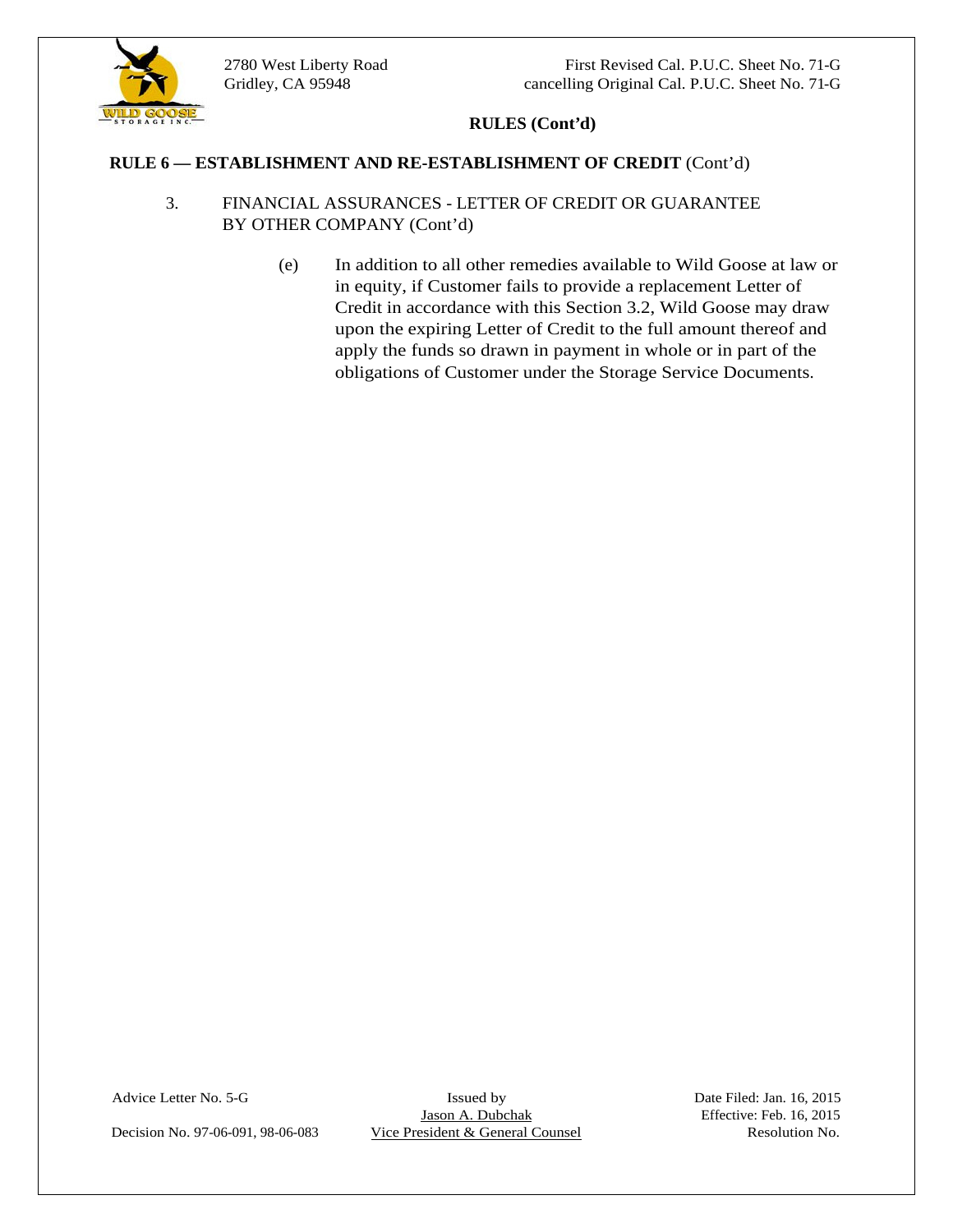## RULES (Cont'd)

**RULE 6 — ESTABLISHMENT AND RE-ESTABLISHMENT OF CREDIT** (Cont'd)

3. FINANCIAL ASSURANCES - LETTER OF CREDIT OR GUARANTEE BY OTHER COMPANY (Cont'd)

   (e) In addition to all other remedies available to Wild Goose at law or in equity, if Customer fails to provide a replacement Letter of Credit in accordance with this Section 3.2, Wild Goose may draw upon the expiring Letter of Credit to the full amount thereof and apply the funds so drawn in payment in whole or in part of the obligations of Customer under the Storage Service Documents.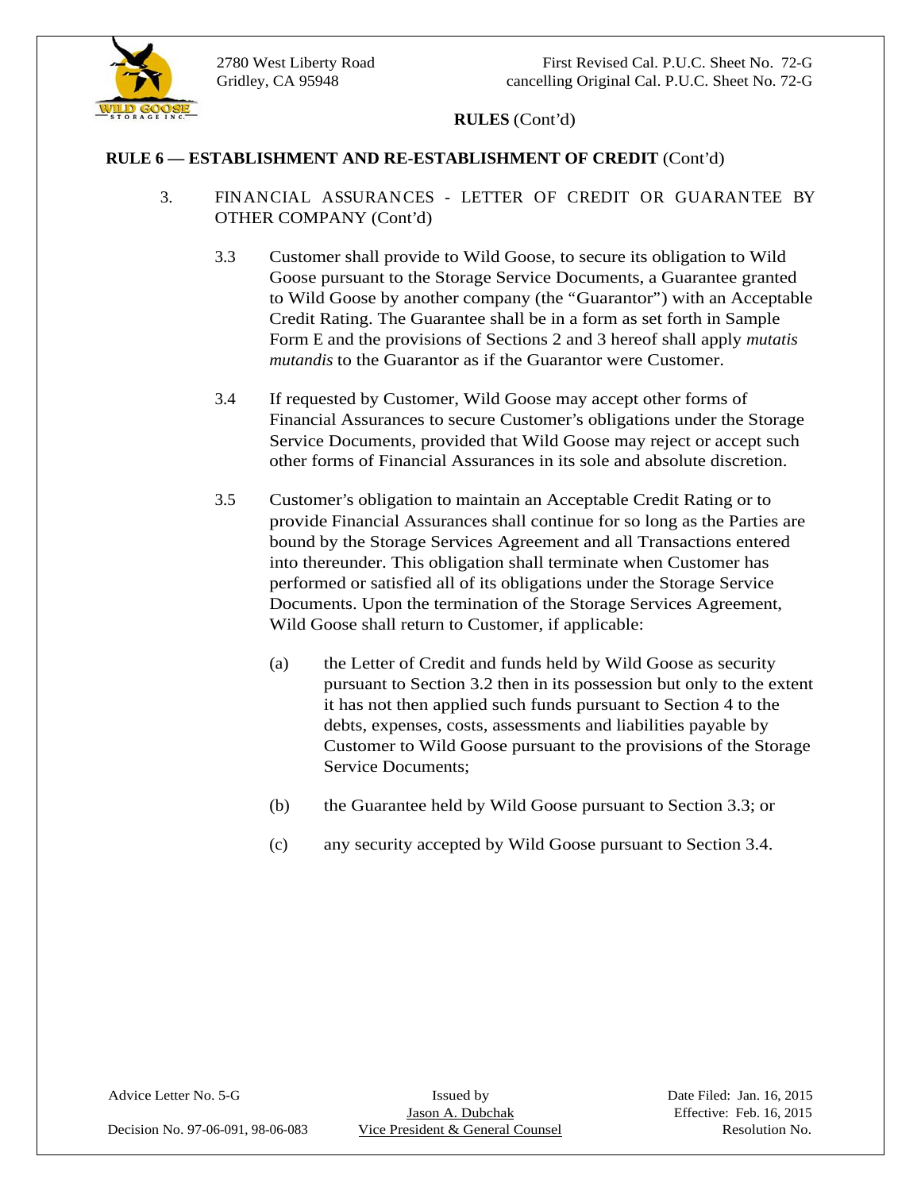**RULES** (Cont'd)

## RULE 6 — ESTABLISHMENT AND RE-ESTABLISHMENT OF CREDIT (Cont'd)

3. FINANCIAL ASSURANCES - LETTER OF CREDIT OR GUARANTEE BY OTHER COMPANY (Cont'd)

   3.3 Customer shall provide to Wild Goose, to secure its obligation to Wild Goose pursuant to the Storage Service Documents, a Guarantee granted to Wild Goose by another company (the "Guarantor") with an Acceptable Credit Rating. The Guarantee shall be in a form as set forth in Sample Form E and the provisions of Sections 2 and 3 hereof shall apply *mutatis mutandis* to the Guarantor as if the Guarantor were Customer.

   3.4 If requested by Customer, Wild Goose may accept other forms of Financial Assurances to secure Customer's obligations under the Storage Service Documents, provided that Wild Goose may reject or accept such other forms of Financial Assurances in its sole and absolute discretion.

   3.5 Customer's obligation to maintain an Acceptable Credit Rating or to provide Financial Assurances shall continue for so long as the Parties are bound by the Storage Services Agreement and all Transactions entered into thereunder. This obligation shall terminate when Customer has performed or satisfied all of its obligations under the Storage Service Documents. Upon the termination of the Storage Services Agreement, Wild Goose shall return to Customer, if applicable:

      (a) the Letter of Credit and funds held by Wild Goose as security pursuant to Section 3.2 then in its possession but only to the extent it has not then applied such funds pursuant to Section 4 to the debts, expenses, costs, assessments and liabilities payable by Customer to Wild Goose pursuant to the provisions of the Storage Service Documents;

      (b) the Guarantee held by Wild Goose pursuant to Section 3.3; or

      (c) any security accepted by Wild Goose pursuant to Section 3.4.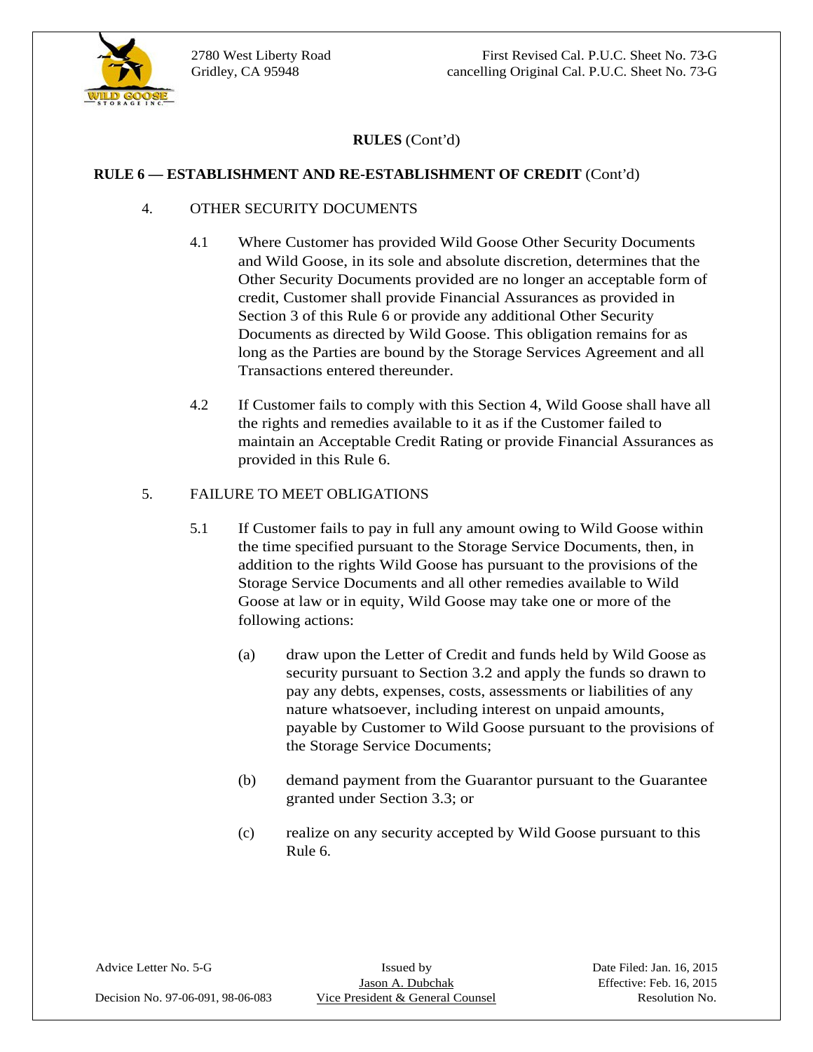**RULES** (Cont'd)

**RULE 6 — ESTABLISHMENT AND RE-ESTABLISHMENT OF CREDIT** (Cont'd)

4. OTHER SECURITY DOCUMENTS

   4.1 Where Customer has provided Wild Goose Other Security Documents and Wild Goose, in its sole and absolute discretion, determines that the Other Security Documents provided are no longer an acceptable form of credit, Customer shall provide Financial Assurances as provided in Section 3 of this Rule 6 or provide any additional Other Security Documents as directed by Wild Goose. This obligation remains for as long as the Parties are bound by the Storage Services Agreement and all Transactions entered thereunder.

   4.2 If Customer fails to comply with this Section 4, Wild Goose shall have all the rights and remedies available to it as if the Customer failed to maintain an Acceptable Credit Rating or provide Financial Assurances as provided in this Rule 6.

5. FAILURE TO MEET OBLIGATIONS

   5.1 If Customer fails to pay in full any amount owing to Wild Goose within the time specified pursuant to the Storage Service Documents, then, in addition to the rights Wild Goose has pursuant to the provisions of the Storage Service Documents and all other remedies available to Wild Goose at law or in equity, Wild Goose may take one or more of the following actions:

      (a) draw upon the Letter of Credit and funds held by Wild Goose as security pursuant to Section 3.2 and apply the funds so drawn to pay any debts, expenses, costs, assessments or liabilities of any nature whatsoever, including interest on unpaid amounts, payable by Customer to Wild Goose pursuant to the provisions of the Storage Service Documents;

      (b) demand payment from the Guarantor pursuant to the Guarantee granted under Section 3.3; or

      (c) realize on any security accepted by Wild Goose pursuant to this Rule 6.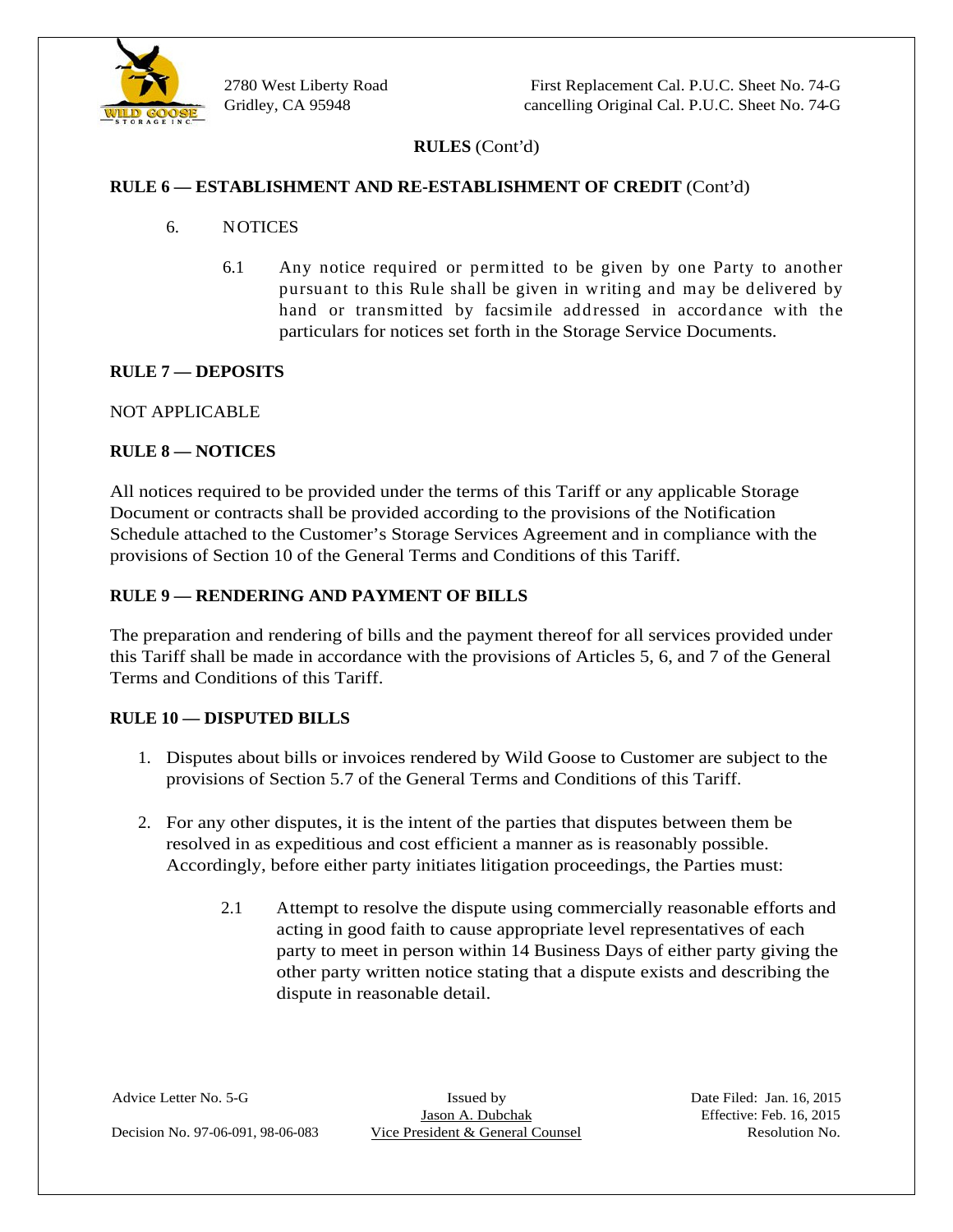**RULES** (Cont'd)

**RULE 6 — ESTABLISHMENT AND RE-ESTABLISHMENT OF CREDIT** (Cont'd)

6. NOTICES

   6.1 Any notice required or permitted to be given by one Party to another pursuant to this Rule shall be given in writing and may be delivered by hand or transmitted by facsimile addressed in accordance with the particulars for notices set forth in the Storage Service Documents.

**RULE 7 — DEPOSITS**

NOT APPLICABLE

**RULE 8 — NOTICES**

All notices required to be provided under the terms of this Tariff or any applicable Storage Document or contracts shall be provided according to the provisions of the Notification Schedule attached to the Customer's Storage Services Agreement and in compliance with the provisions of Section 10 of the General Terms and Conditions of this Tariff.

**RULE 9 — RENDERING AND PAYMENT OF BILLS**

The preparation and rendering of bills and the payment thereof for all services provided under this Tariff shall be made in accordance with the provisions of Articles 5, 6, and 7 of the General Terms and Conditions of this Tariff.

**RULE 10 — DISPUTED BILLS**

1. Disputes about bills or invoices rendered by Wild Goose to Customer are subject to the provisions of Section 5.7 of the General Terms and Conditions of this Tariff.

2. For any other disputes, it is the intent of the parties that disputes between them be resolved in as expeditious and cost efficient a manner as is reasonably possible. Accordingly, before either party initiates litigation proceedings, the Parties must:

   2.1 Attempt to resolve the dispute using commercially reasonable efforts and acting in good faith to cause appropriate level representatives of each party to meet in person within 14 Business Days of either party giving the other party written notice stating that a dispute exists and describing the dispute in reasonable detail.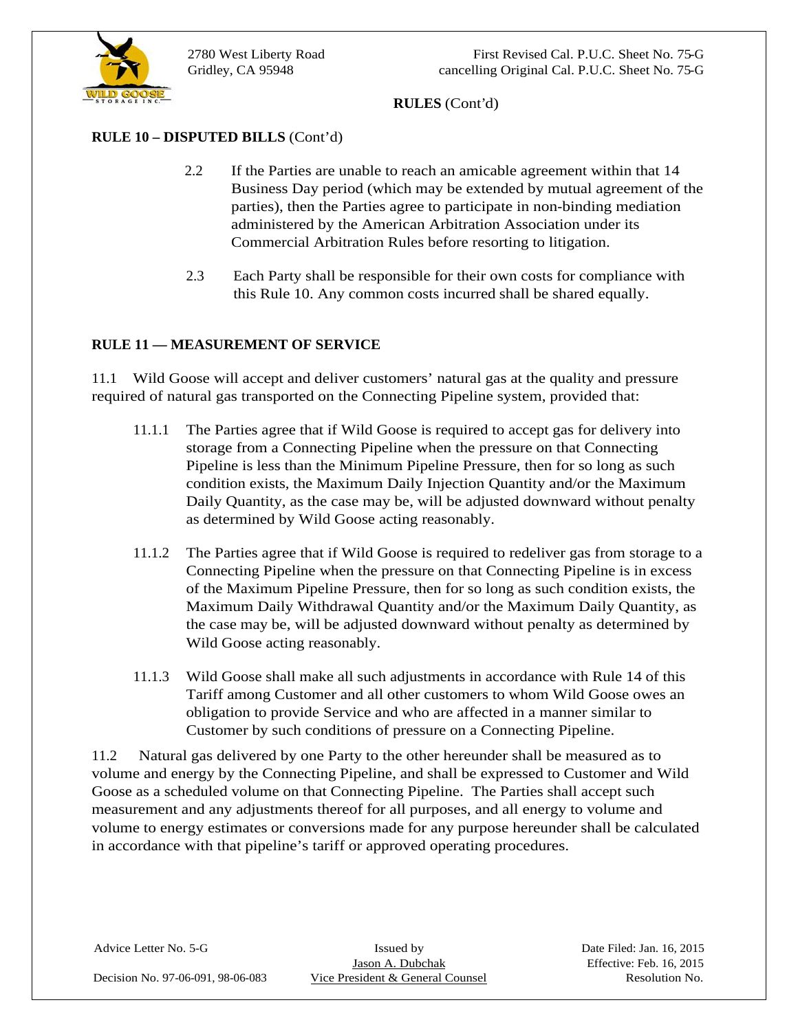**RULES** (Cont'd)

**RULE 10 – DISPUTED BILLS** (Cont'd)

2.2 If the Parties are unable to reach an amicable agreement within that 14 Business Day period (which may be extended by mutual agreement of the parties), then the Parties agree to participate in non-binding mediation administered by the American Arbitration Association under its Commercial Arbitration Rules before resorting to litigation.

2.3 Each Party shall be responsible for their own costs for compliance with this Rule 10. Any common costs incurred shall be shared equally.

**RULE 11 — MEASUREMENT OF SERVICE**

11.1 Wild Goose will accept and deliver customers' natural gas at the quality and pressure required of natural gas transported on the Connecting Pipeline system, provided that:

11.1.1 The Parties agree that if Wild Goose is required to accept gas for delivery into storage from a Connecting Pipeline when the pressure on that Connecting Pipeline is less than the Minimum Pipeline Pressure, then for so long as such condition exists, the Maximum Daily Injection Quantity and/or the Maximum Daily Quantity, as the case may be, will be adjusted downward without penalty as determined by Wild Goose acting reasonably.

11.1.2 The Parties agree that if Wild Goose is required to redeliver gas from storage to a Connecting Pipeline when the pressure on that Connecting Pipeline is in excess of the Maximum Pipeline Pressure, then for so long as such condition exists, the Maximum Daily Withdrawal Quantity and/or the Maximum Daily Quantity, as the case may be, will be adjusted downward without penalty as determined by Wild Goose acting reasonably.

11.1.3 Wild Goose shall make all such adjustments in accordance with Rule 14 of this Tariff among Customer and all other customers to whom Wild Goose owes an obligation to provide Service and who are affected in a manner similar to Customer by such conditions of pressure on a Connecting Pipeline.

11.2 Natural gas delivered by one Party to the other hereunder shall be measured as to volume and energy by the Connecting Pipeline, and shall be expressed to Customer and Wild Goose as a scheduled volume on that Connecting Pipeline. The Parties shall accept such measurement and any adjustments thereof for all purposes, and all energy to volume and volume to energy estimates or conversions made for any purpose hereunder shall be calculated in accordance with that pipeline's tariff or approved operating procedures.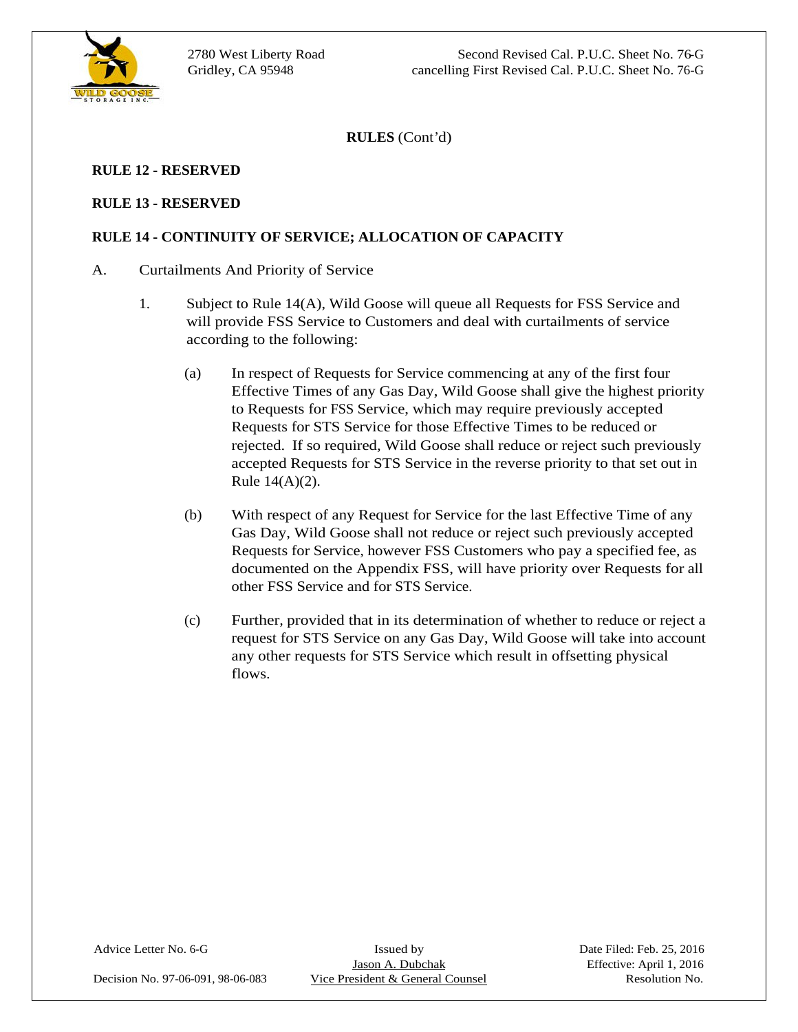**RULES** (Cont'd)

**RULE 12 - RESERVED**

**RULE 13 - RESERVED**

**RULE 14 - CONTINUITY OF SERVICE; ALLOCATION OF CAPACITY**

A. Curtailments And Priority of Service

1. Subject to Rule 14(A), Wild Goose will queue all Requests for FSS Service and will provide FSS Service to Customers and deal with curtailments of service according to the following:

   (a) In respect of Requests for Service commencing at any of the first four Effective Times of any Gas Day, Wild Goose shall give the highest priority to Requests for FSS Service, which may require previously accepted Requests for STS Service for those Effective Times to be reduced or rejected. If so required, Wild Goose shall reduce or reject such previously accepted Requests for STS Service in the reverse priority to that set out in Rule 14(A)(2).

   (b) With respect of any Request for Service for the last Effective Time of any Gas Day, Wild Goose shall not reduce or reject such previously accepted Requests for Service, however FSS Customers who pay a specified fee, as documented on the Appendix FSS, will have priority over Requests for all other FSS Service and for STS Service.

   (c) Further, provided that in its determination of whether to reduce or reject a request for STS Service on any Gas Day, Wild Goose will take into account any other requests for STS Service which result in offsetting physical flows.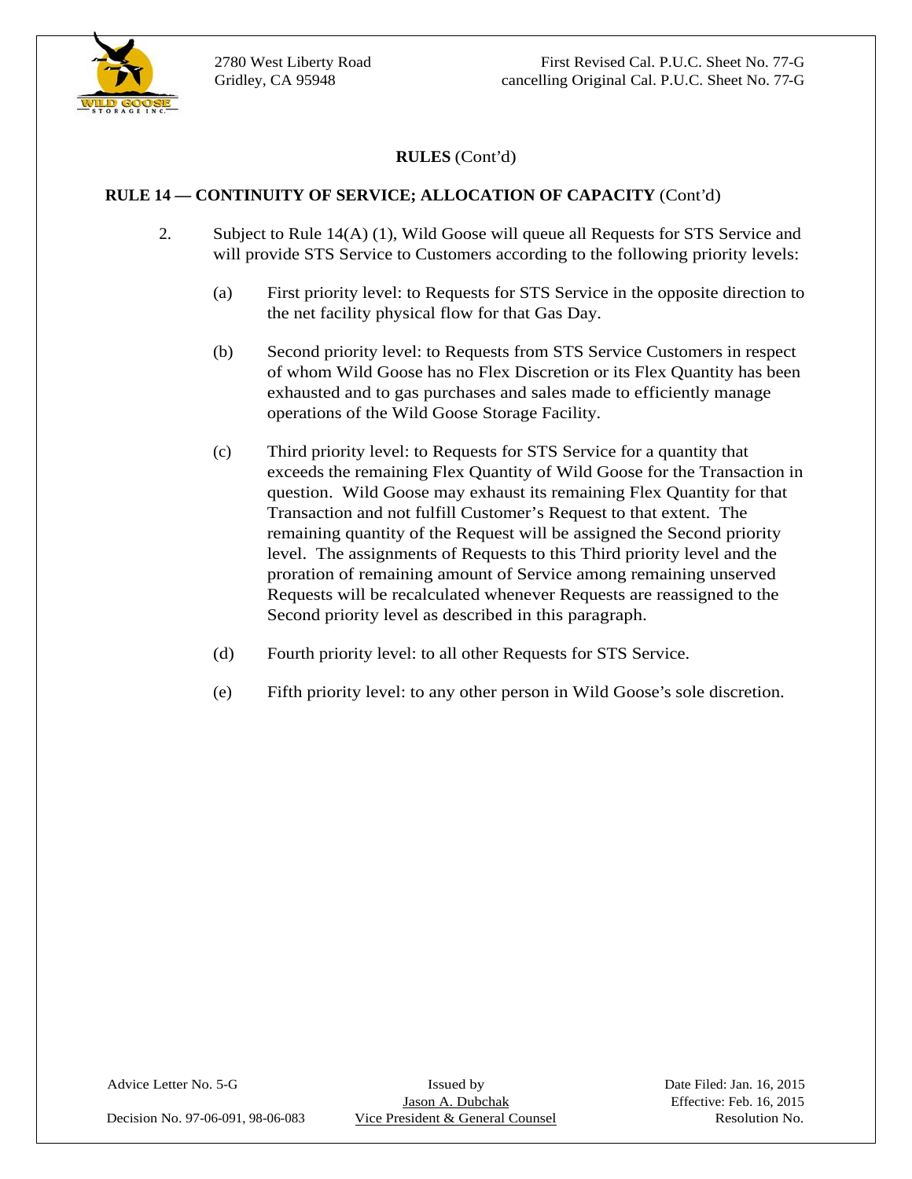## RULES (Cont'd)

### RULE 14 — CONTINUITY OF SERVICE; ALLOCATION OF CAPACITY (Cont'd)

2. Subject to Rule 14(A) (1), Wild Goose will queue all Requests for STS Service and will provide STS Service to Customers according to the following priority levels:

   (a) First priority level: to Requests for STS Service in the opposite direction to the net facility physical flow for that Gas Day.

   (b) Second priority level: to Requests from STS Service Customers in respect of whom Wild Goose has no Flex Discretion or its Flex Quantity has been exhausted and to gas purchases and sales made to efficiently manage operations of the Wild Goose Storage Facility.

   (c) Third priority level: to Requests for STS Service for a quantity that exceeds the remaining Flex Quantity of Wild Goose for the Transaction in question. Wild Goose may exhaust its remaining Flex Quantity for that Transaction and not fulfill Customer's Request to that extent. The remaining quantity of the Request will be assigned the Second priority level. The assignments of Requests to this Third priority level and the proration of remaining amount of Service among remaining unserved Requests will be recalculated whenever Requests are reassigned to the Second priority level as described in this paragraph.

   (d) Fourth priority level: to all other Requests for STS Service.

   (e) Fifth priority level: to any other person in Wild Goose's sole discretion.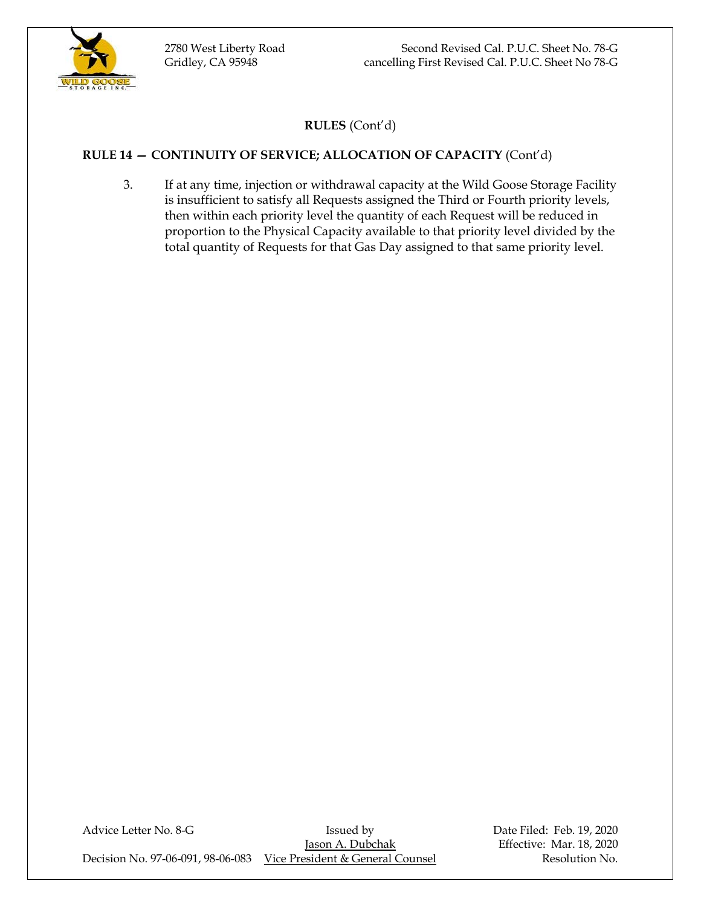**RULES** (Cont'd)

**RULE 14 — CONTINUITY OF SERVICE; ALLOCATION OF CAPACITY** (Cont'd)

3. If at any time, injection or withdrawal capacity at the Wild Goose Storage Facility is insufficient to satisfy all Requests assigned the Third or Fourth priority levels, then within each priority level the quantity of each Request will be reduced in proportion to the Physical Capacity available to that priority level divided by the total quantity of Requests for that Gas Day assigned to that same priority level.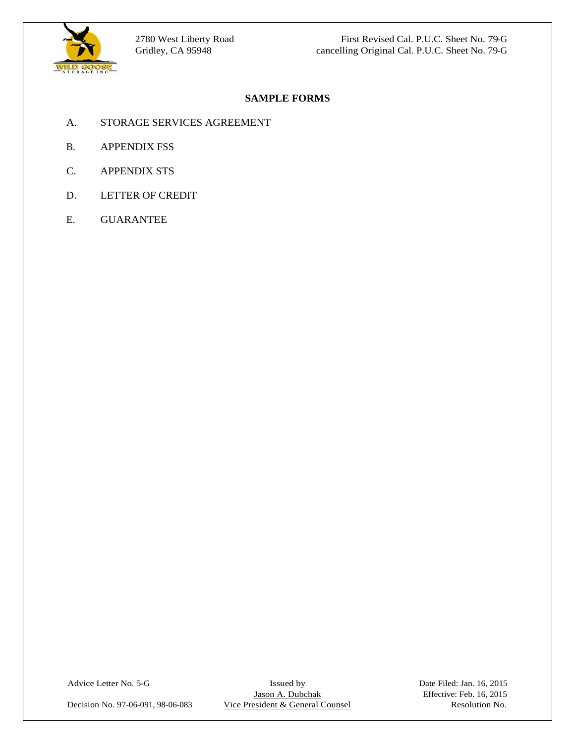## SAMPLE FORMS

A. STORAGE SERVICES AGREEMENT

B. APPENDIX FSS

C. APPENDIX STS

D. LETTER OF CREDIT

E. GUARANTEE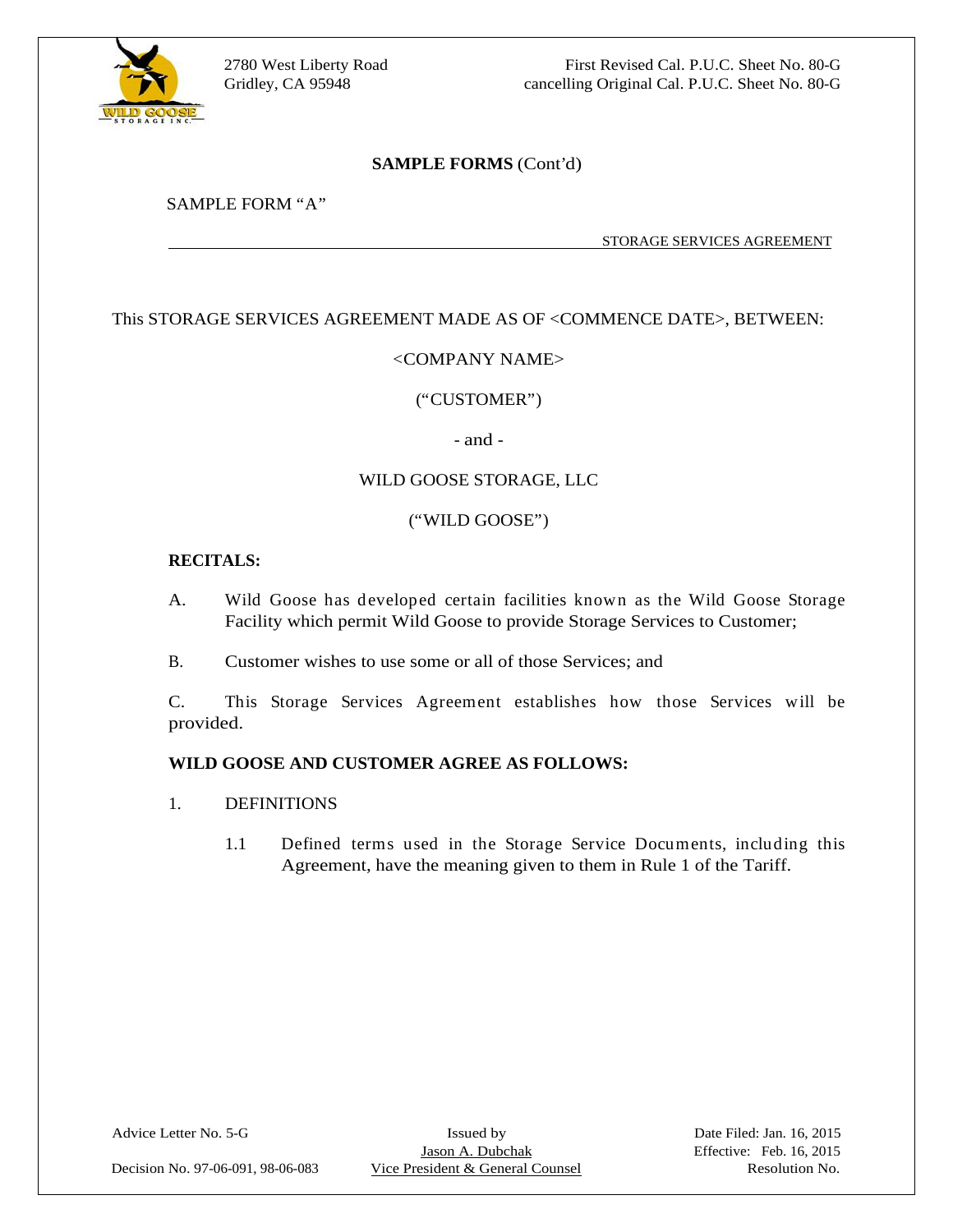**SAMPLE FORMS** (Cont'd)

SAMPLE FORM "A"

STORAGE SERVICES AGREEMENT

This STORAGE SERVICES AGREEMENT MADE AS OF <COMMENCE DATE>, BETWEEN:

<COMPANY NAME>

("CUSTOMER")

- and -

WILD GOOSE STORAGE, LLC

("WILD GOOSE")

**RECITALS:**

A. Wild Goose has developed certain facilities known as the Wild Goose Storage Facility which permit Wild Goose to provide Storage Services to Customer;

B. Customer wishes to use some or all of those Services; and

C. This Storage Services Agreement establishes how those Services will be provided.

**WILD GOOSE AND CUSTOMER AGREE AS FOLLOWS:**

1. DEFINITIONS

   1.1 Defined terms used in the Storage Service Documents, including this Agreement, have the meaning given to them in Rule 1 of the Tariff.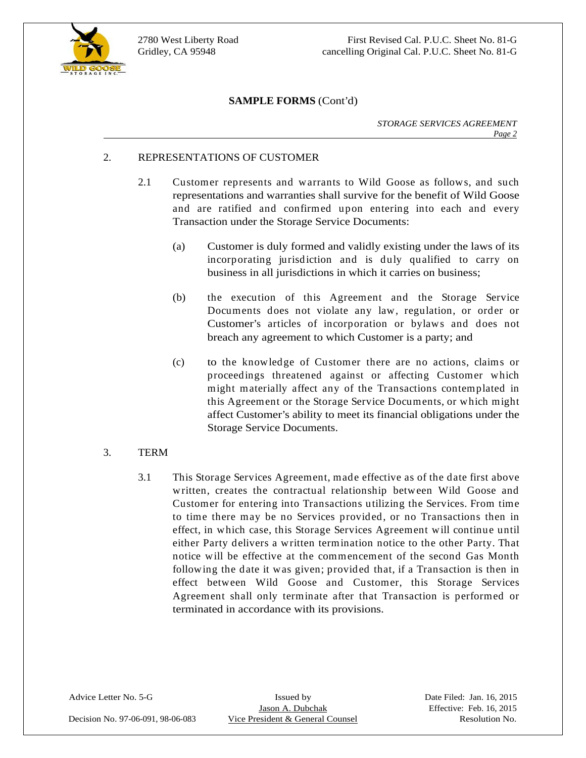**SAMPLE FORMS** (Cont'd)

*STORAGE SERVICES AGREEMENT*

2. REPRESENTATIONS OF CUSTOMER

2.1 Customer represents and warrants to Wild Goose as follows, and such representations and warranties shall survive for the benefit of Wild Goose and are ratified and confirmed upon entering into each and every Transaction under the Storage Service Documents:

(a) Customer is duly formed and validly existing under the laws of its incorporating jurisdiction and is duly qualified to carry on business in all jurisdictions in which it carries on business;

(b) the execution of this Agreement and the Storage Service Documents does not violate any law, regulation, or order or Customer's articles of incorporation or bylaws and does not breach any agreement to which Customer is a party; and

(c) to the knowledge of Customer there are no actions, claims or proceedings threatened against or affecting Customer which might materially affect any of the Transactions contemplated in this Agreement or the Storage Service Documents, or which might affect Customer's ability to meet its financial obligations under the Storage Service Documents.

3. TERM

3.1 This Storage Services Agreement, made effective as of the date first above written, creates the contractual relationship between Wild Goose and Customer for entering into Transactions utilizing the Services. From time to time there may be no Services provided, or no Transactions then in effect, in which case, this Storage Services Agreement will continue until either Party delivers a written termination notice to the other Party. That notice will be effective at the commencement of the second Gas Month following the date it was given; provided that, if a Transaction is then in effect between Wild Goose and Customer, this Storage Services Agreement shall only terminate after that Transaction is performed or terminated in accordance with its provisions.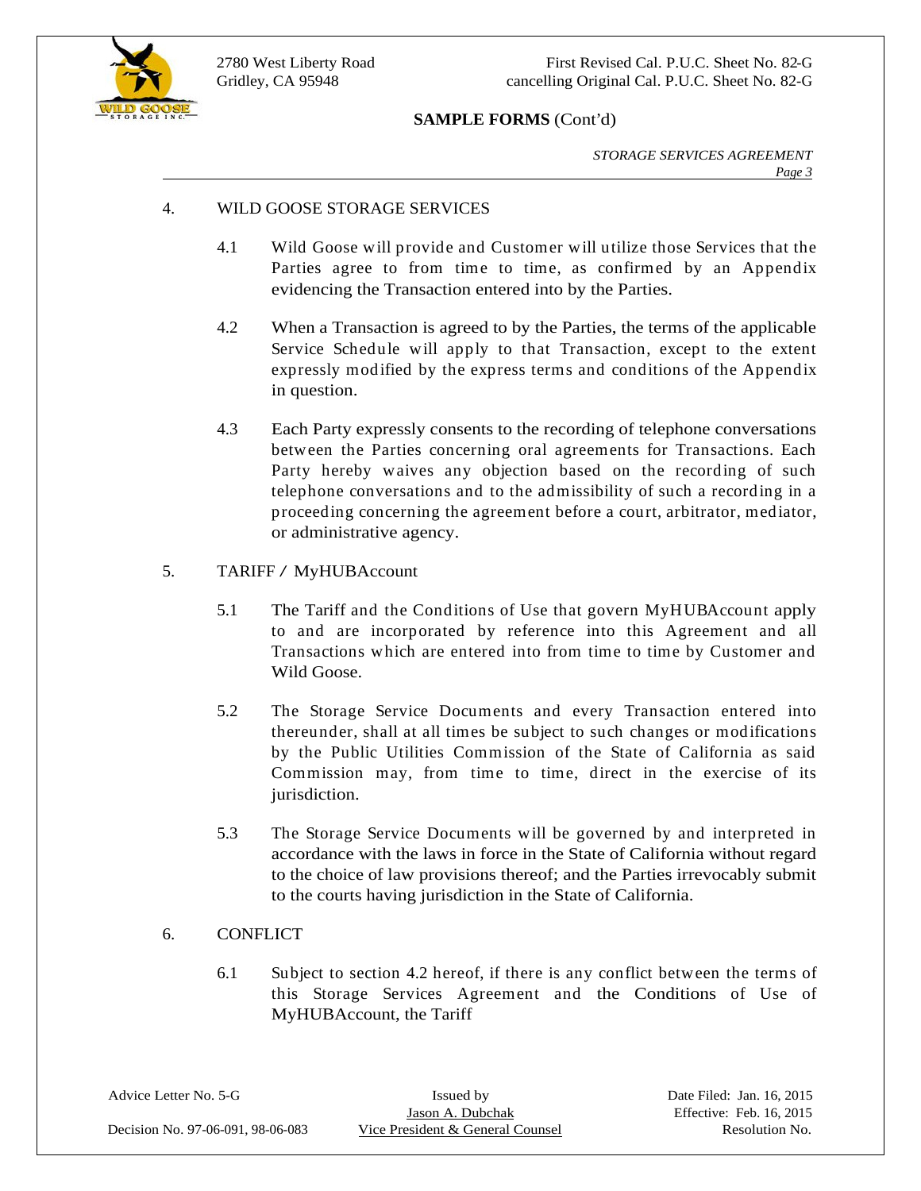**SAMPLE FORMS** (Cont'd)

*STORAGE SERVICES AGREEMENT*
*Page 3*

4. WILD GOOSE STORAGE SERVICES

4.1 Wild Goose will provide and Customer will utilize those Services that the Parties agree to from time to time, as confirmed by an Appendix evidencing the Transaction entered into by the Parties.

4.2 When a Transaction is agreed to by the Parties, the terms of the applicable Service Schedule will apply to that Transaction, except to the extent expressly modified by the express terms and conditions of the Appendix in question.

4.3 Each Party expressly consents to the recording of telephone conversations between the Parties concerning oral agreements for Transactions. Each Party hereby waives any objection based on the recording of such telephone conversations and to the admissibility of such a recording in a proceeding concerning the agreement before a court, arbitrator, mediator, or administrative agency.

5. TARIFF / MyHUBAccount

5.1 The Tariff and the Conditions of Use that govern MyHUBAccount apply to and are incorporated by reference into this Agreement and all Transactions which are entered into from time to time by Customer and Wild Goose.

5.2 The Storage Service Documents and every Transaction entered into thereunder, shall at all times be subject to such changes or modifications by the Public Utilities Commission of the State of California as said Commission may, from time to time, direct in the exercise of its jurisdiction.

5.3 The Storage Service Documents will be governed by and interpreted in accordance with the laws in force in the State of California without regard to the choice of law provisions thereof; and the Parties irrevocably submit to the courts having jurisdiction in the State of California.

6. CONFLICT

6.1 Subject to section 4.2 hereof, if there is any conflict between the terms of this Storage Services Agreement and the Conditions of Use of MyHUBAccount, the Tariff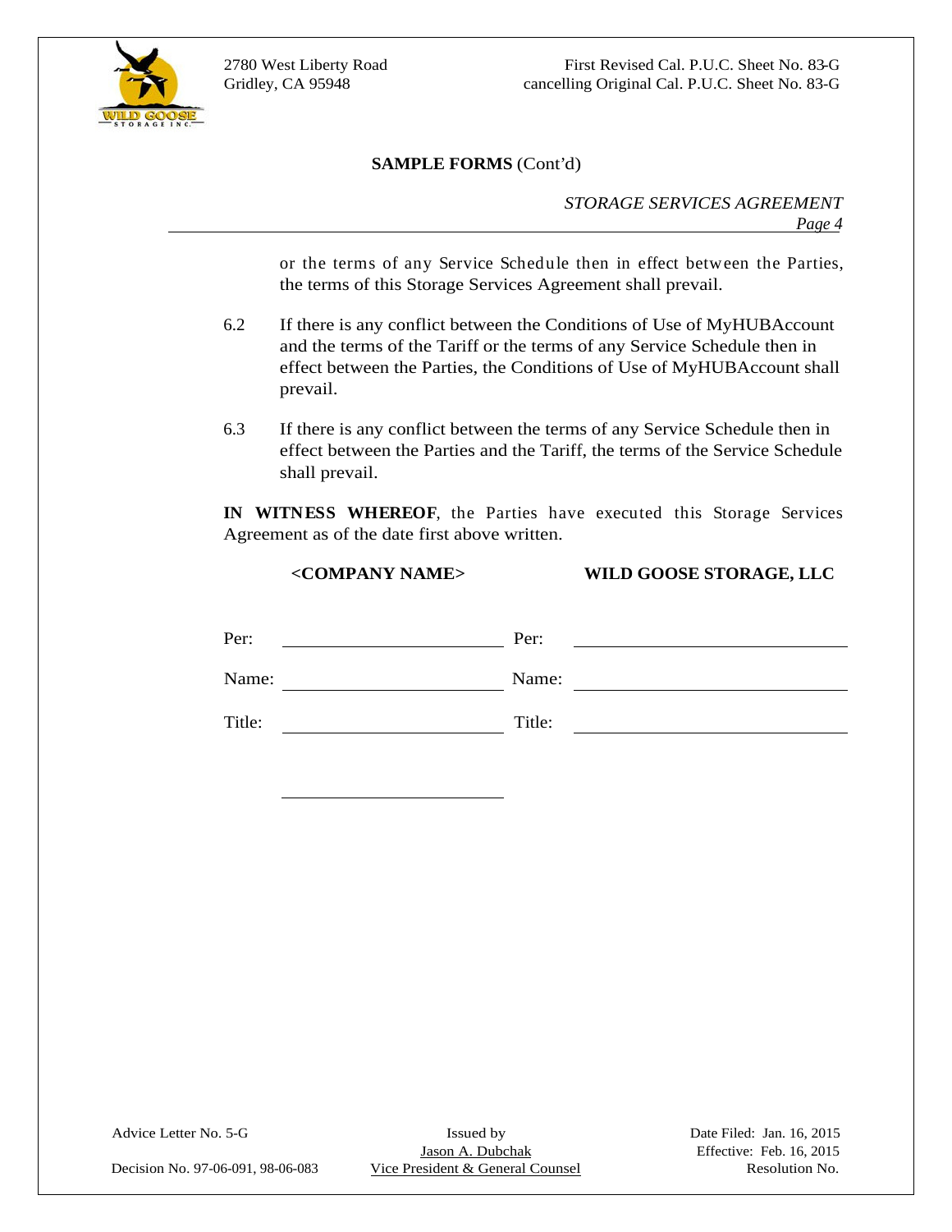**SAMPLE FORMS** (Cont'd)

*STORAGE SERVICES AGREEMENT*
*Page 4*

or the terms of any Service Schedule then in effect between the Parties, the terms of this Storage Services Agreement shall prevail.

6.2 If there is any conflict between the Conditions of Use of MyHUBAccount and the terms of the Tariff or the terms of any Service Schedule then in effect between the Parties, the Conditions of Use of MyHUBAccount shall prevail.

6.3 If there is any conflict between the terms of any Service Schedule then in effect between the Parties and the Tariff, the terms of the Service Schedule shall prevail.

**IN WITNESS WHEREOF**, the Parties have executed this Storage Services Agreement as of the date first above written.

| **<COMPANY NAME>** | | **WILD GOOSE STORAGE, LLC** | |
|---|---|---|---|
| Per: | ______________________ | Per: | ______________________ |
| Name: | ______________________ | Name: | ______________________ |
| Title: | ______________________ | Title: | ______________________ |

______________________

Advice Letter No. 5-G
Decision No. 97-06-091, 98-06-083

Issued by
Jason A. Dubchak
Vice President & General Counsel

Date Filed: Jan. 16, 2015
Effective: Feb. 16, 2015
Resolution No.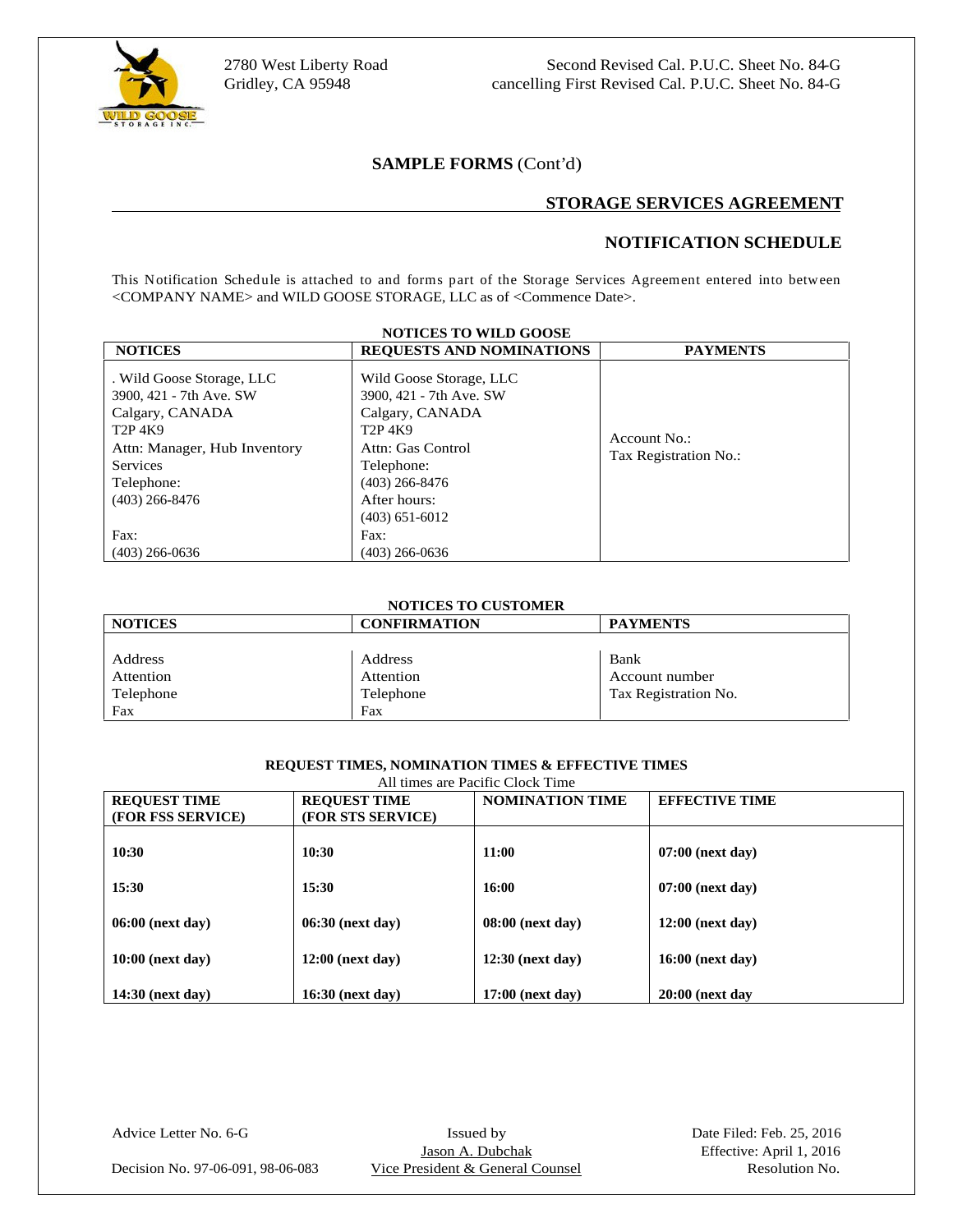2780 West Liberty Road
Gridley, CA 95948

Second Revised Cal. P.U.C. Sheet No. 84-G
cancelling First Revised Cal. P.U.C. Sheet No. 84-G

## SAMPLE FORMS (Cont'd)

## STORAGE SERVICES AGREEMENT

## NOTIFICATION SCHEDULE

This Notification Schedule is attached to and forms part of the Storage Services Agreement entered into between <COMPANY NAME> and WILD GOOSE STORAGE, LLC as of <Commence Date>.

**NOTICES TO WILD GOOSE**

| NOTICES | REQUESTS AND NOMINATIONS | PAYMENTS |
|---|---|---|
| . Wild Goose Storage, LLC<br>3900, 421 - 7th Ave. SW<br>Calgary, CANADA<br>T2P 4K9<br>Attn: Manager, Hub Inventory Services<br>Telephone:<br>(403) 266-8476<br><br>Fax:<br>(403) 266-0636 | Wild Goose Storage, LLC<br>3900, 421 - 7th Ave. SW<br>Calgary, CANADA<br>T2P 4K9<br>Attn: Gas Control<br>Telephone:<br>(403) 266-8476<br>After hours:<br>(403) 651-6012<br>Fax:<br>(403) 266-0636 | Account No.:<br>Tax Registration No.: |

**NOTICES TO CUSTOMER**

| NOTICES | CONFIRMATION | PAYMENTS |
|---|---|---|
| Address<br>Attention<br>Telephone<br>Fax | Address<br>Attention<br>Telephone<br>Fax | Bank<br>Account number<br>Tax Registration No. |

**REQUEST TIMES, NOMINATION TIMES & EFFECTIVE TIMES**

All times are Pacific Clock Time

| REQUEST TIME (FOR FSS SERVICE) | REQUEST TIME (FOR STS SERVICE) | NOMINATION TIME | EFFECTIVE TIME |
|---|---|---|---|
| **10:30** | **10:30** | **11:00** | **07:00 (next day)** |
| **15:30** | **15:30** | **16:00** | **07:00 (next day)** |
| **06:00 (next day)** | **06:30 (next day)** | **08:00 (next day)** | **12:00 (next day)** |
| **10:00 (next day)** | **12:00 (next day)** | **12:30 (next day)** | **16:00 (next day)** |
| **14:30 (next day)** | **16:30 (next day)** | **17:00 (next day)** | **20:00 (next day** |

Advice Letter No. 6-G
Decision No. 97-06-091, 98-06-083

Issued by
Jason A. Dubchak
Vice President & General Counsel

Date Filed: Feb. 25, 2016
Effective: April 1, 2016
Resolution No.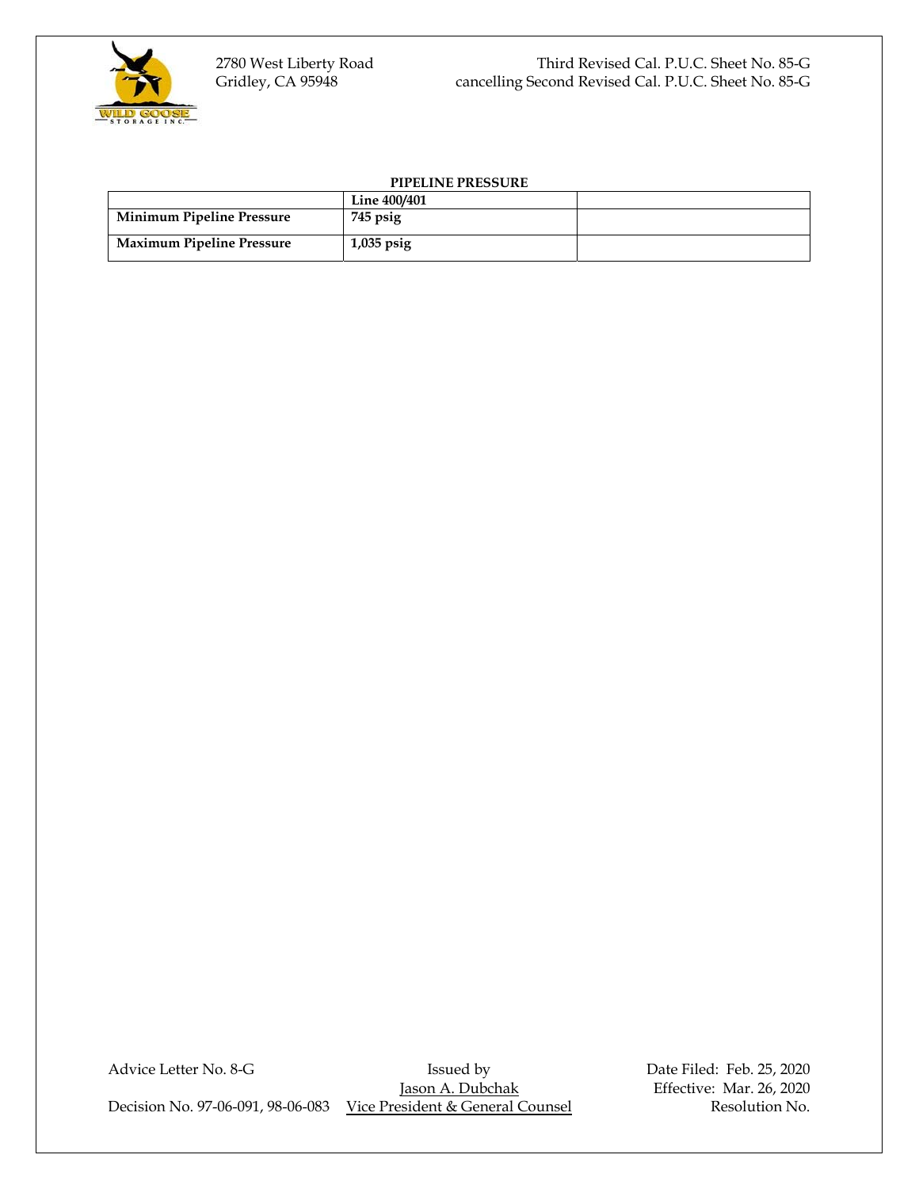2780 West Liberty Road
Gridley, CA 95948

Third Revised Cal. P.U.C. Sheet No. 85-G
cancelling Second Revised Cal. P.U.C. Sheet No. 85-G

**PIPELINE PRESSURE**

| | **Line 400/401** | |
|---|---|---|
| **Minimum Pipeline Pressure** | **745 psig** | |
| **Maximum Pipeline Pressure** | **1,035 psig** | |

Advice Letter No. 8-G
Decision No. 97-06-091, 98-06-083

Issued by
Jason A. Dubchak
Vice President & General Counsel

Date Filed: Feb. 25, 2020
Effective: Mar. 26, 2020
Resolution No.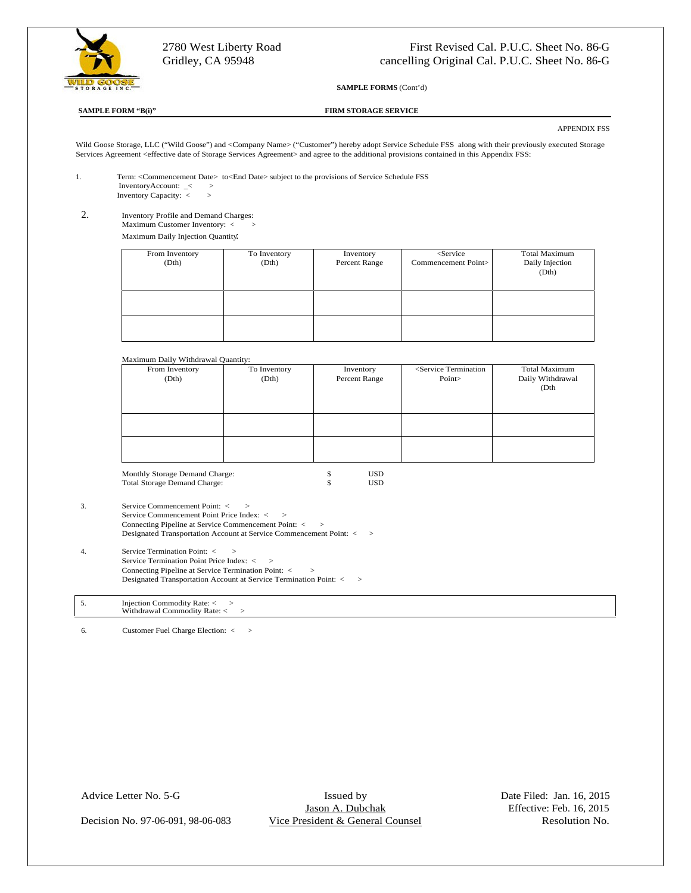**SAMPLE FORMS** (Cont'd)

**SAMPLE FORM "B(i)"** **FIRM STORAGE SERVICE**

APPENDIX FSS

Wild Goose Storage, LLC ("Wild Goose") and <Company Name> ("Customer") hereby adopt Service Schedule FSS along with their previously executed Storage Services Agreement <effective date of Storage Services Agreement> and agree to the additional provisions contained in this Appendix FSS:

1. Term: <Commencement Date> to<End Date> subject to the provisions of Service Schedule FSS
   InventoryAccount: _< >
   Inventory Capacity: < >

2. Inventory Profile and Demand Charges:
   Maximum Customer Inventory: < >
   Maximum Daily Injection Quantity:

| From Inventory (Dth) | To Inventory (Dth) | Inventory Percent Range | <Service Commencement Point> | Total Maximum Daily Injection (Dth) |
|---|---|---|---|---|
| | | | | |
| | | | | |

   Maximum Daily Withdrawal Quantity:

| From Inventory (Dth) | To Inventory (Dth) | Inventory Percent Range | <Service Termination Point> | Total Maximum Daily Withdrawal (Dth |
|---|---|---|---|---|
| | | | | |
| | | | | |

   Monthly Storage Demand Charge: $ USD
   Total Storage Demand Charge: $ USD

3. Service Commencement Point: < >
   Service Commencement Point Price Index: < >
   Connecting Pipeline at Service Commencement Point: < >
   Designated Transportation Account at Service Commencement Point: < >

4. Service Termination Point: < >
   Service Termination Point Price Index: < >
   Connecting Pipeline at Service Termination Point: < >
   Designated Transportation Account at Service Termination Point: < >

5. Injection Commodity Rate: < >
   Withdrawal Commodity Rate: < >

6. Customer Fuel Charge Election: < >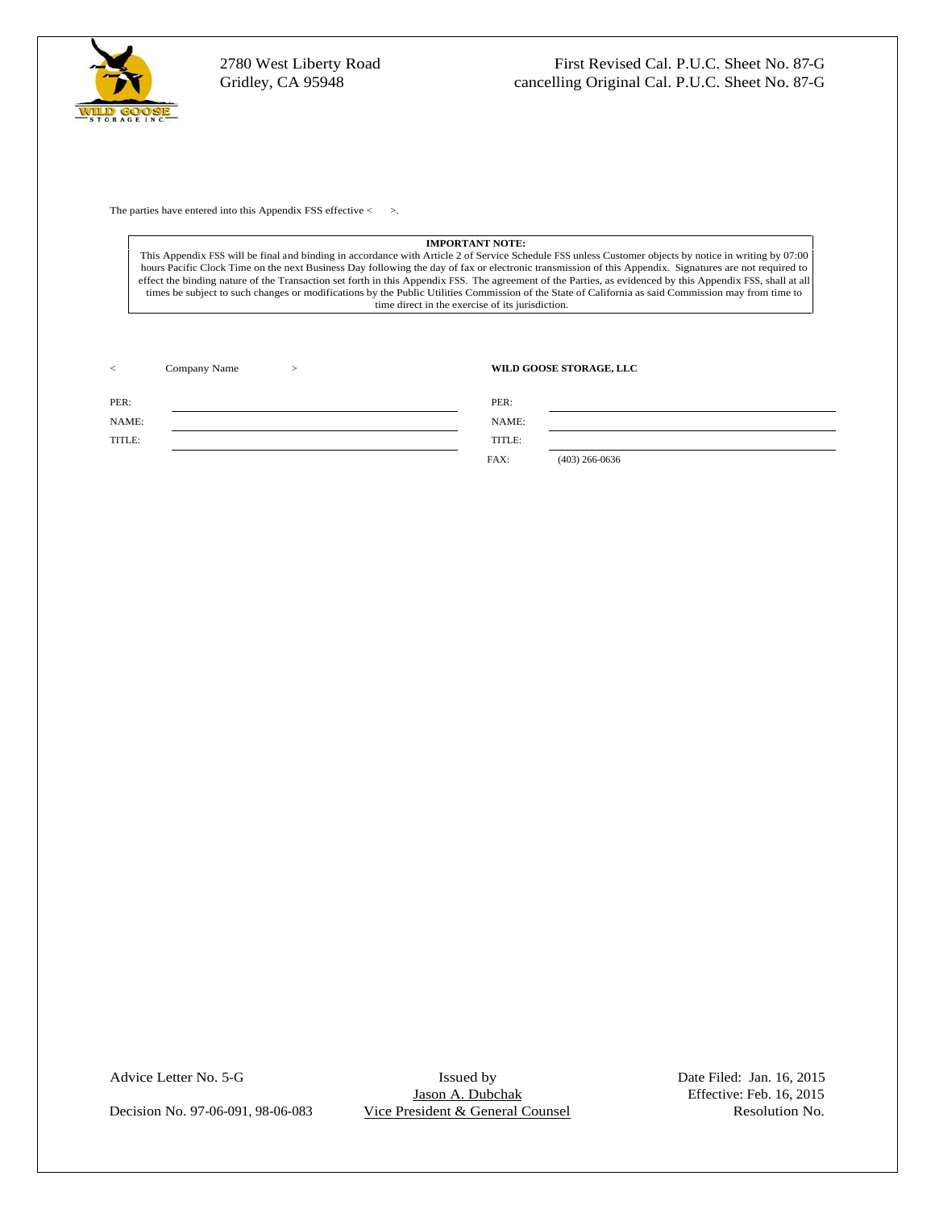The parties have entered into this Appendix FSS effective < >.

**IMPORTANT NOTE:**
This Appendix FSS will be final and binding in accordance with Article 2 of Service Schedule FSS unless Customer objects by notice in writing by 07:00 hours Pacific Clock Time on the next Business Day following the day of fax or electronic transmission of this Appendix. Signatures are not required to effect the binding nature of the Transaction set forth in this Appendix FSS. The agreement of the Parties, as evidenced by this Appendix FSS, shall at all times be subject to such changes or modifications by the Public Utilities Commission of the State of California as said Commission may from time to time direct in the exercise of its jurisdiction.

| < Company Name > | | **WILD GOOSE STORAGE, LLC** | |
|---|---|---|---|
| PER: | ______________________ | PER: | ______________________ |
| NAME: | ______________________ | NAME: | ______________________ |
| TITLE: | ______________________ | TITLE: | ______________________ |
| | | FAX: | (403) 266-0636 |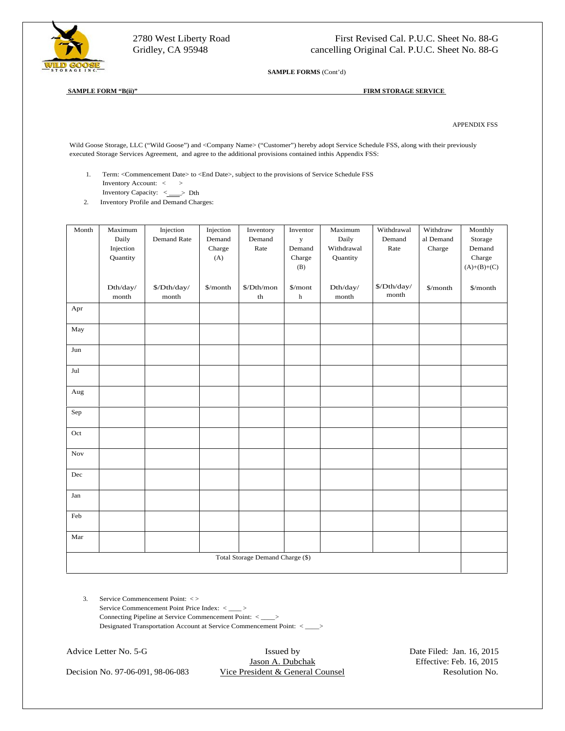**SAMPLE FORMS** (Cont'd)

**SAMPLE FORM "B(ii)"** **FIRM STORAGE SERVICE**

APPENDIX FSS

Wild Goose Storage, LLC ("Wild Goose") and <Company Name> ("Customer") hereby adopt Service Schedule FSS, along with their previously executed Storage Services Agreement, and agree to the additional provisions contained inthis Appendix FSS:

1. Term: <Commencement Date> to <End Date>, subject to the provisions of Service Schedule FSS
   Inventory Account: < >
   Inventory Capacity: < ___> Dth
2. Inventory Profile and Demand Charges:

| Month | Maximum Daily Injection Quantity | Injection Demand Rate | Injection Demand Charge (A) | Inventory Demand Rate | Inventory Demand Charge (B) | Maximum Daily Withdrawal Quantity | Withdrawal Demand Rate | Withdrawal Demand Charge | Monthly Storage Demand Charge (A)+(B)+(C) |
|---|---|---|---|---|---|---|---|---|---|
| | Dth/day/ month | $/Dth/day/ month | $/month | $/Dth/month | $/month | Dth/day/ month | $/Dth/day/ month | $/month | $/month |
| Apr | | | | | | | | | |
| May | | | | | | | | | |
| Jun | | | | | | | | | |
| Jul | | | | | | | | | |
| Aug | | | | | | | | | |
| Sep | | | | | | | | | |
| Oct | | | | | | | | | |
| Nov | | | | | | | | | |
| Dec | | | | | | | | | |
| Jan | | | | | | | | | |
| Feb | | | | | | | | | |
| Mar | | | | | | | | | |
| Total Storage Demand Charge ($) | | | | | | | | | |

3. Service Commencement Point: < >
   Service Commencement Point Price Index: < ___ >
   Connecting Pipeline at Service Commencement Point: < ___>
   Designated Transportation Account at Service Commencement Point: < ___>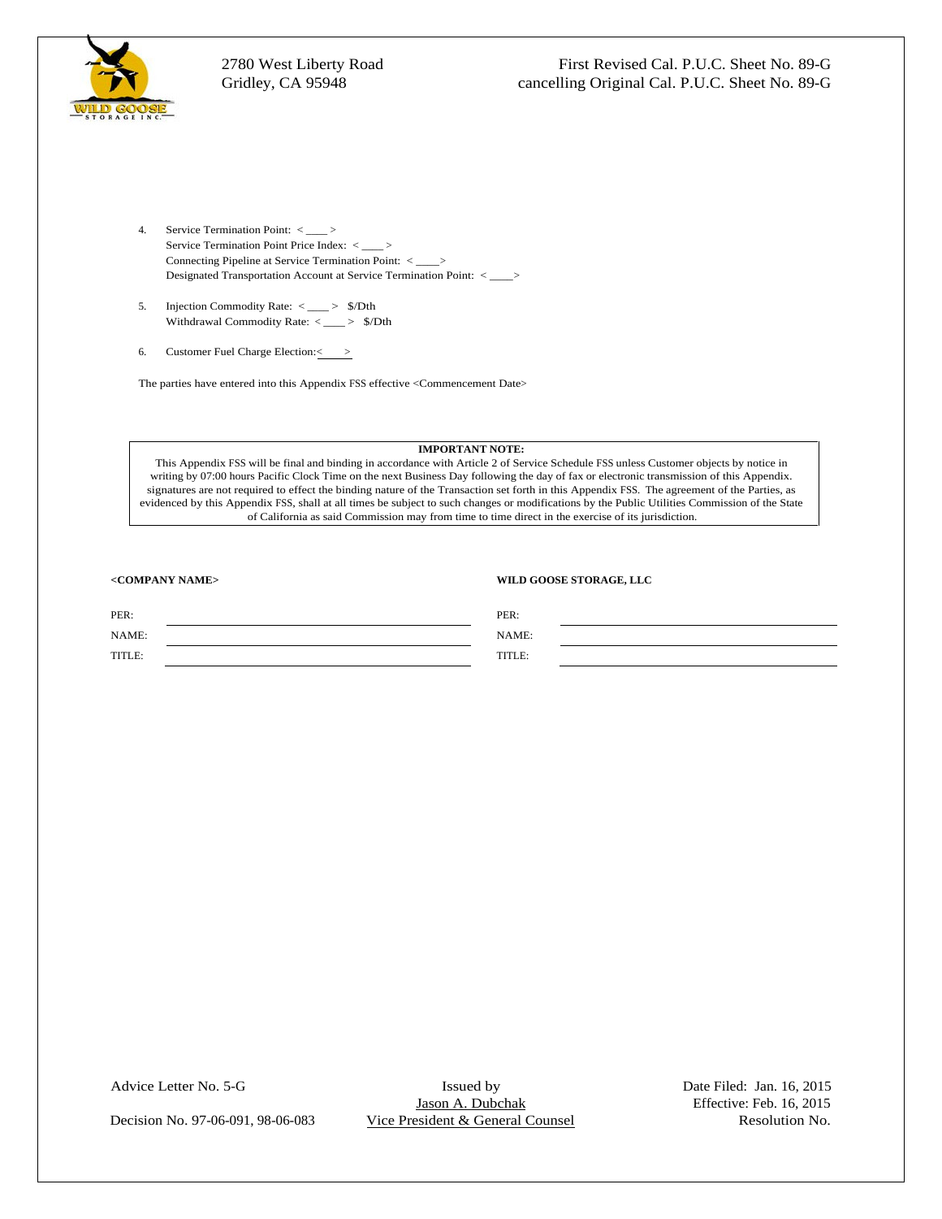4. Service Termination Point: < ___ >
   Service Termination Point Price Index: < ___ >
   Connecting Pipeline at Service Termination Point: < ___>
   Designated Transportation Account at Service Termination Point: < ___>

5. Injection Commodity Rate: < ___ > $/Dth
   Withdrawal Commodity Rate: < ___ > $/Dth

6. Customer Fuel Charge Election:< >

The parties have entered into this Appendix FSS effective <Commencement Date>

**IMPORTANT NOTE:**
This Appendix FSS will be final and binding in accordance with Article 2 of Service Schedule FSS unless Customer objects by notice in writing by 07:00 hours Pacific Clock Time on the next Business Day following the day of fax or electronic transmission of this Appendix. signatures are not required to effect the binding nature of the Transaction set forth in this Appendix FSS. The agreement of the Parties, as evidenced by this Appendix FSS, shall at all times be subject to such changes or modifications by the Public Utilities Commission of the State of California as said Commission may from time to time direct in the exercise of its jurisdiction.

| **<COMPANY NAME>** | | **WILD GOOSE STORAGE, LLC** | |
|---|---|---|---|
| PER: | | PER: | |
| NAME: | | NAME: | |
| TITLE: | | TITLE: | |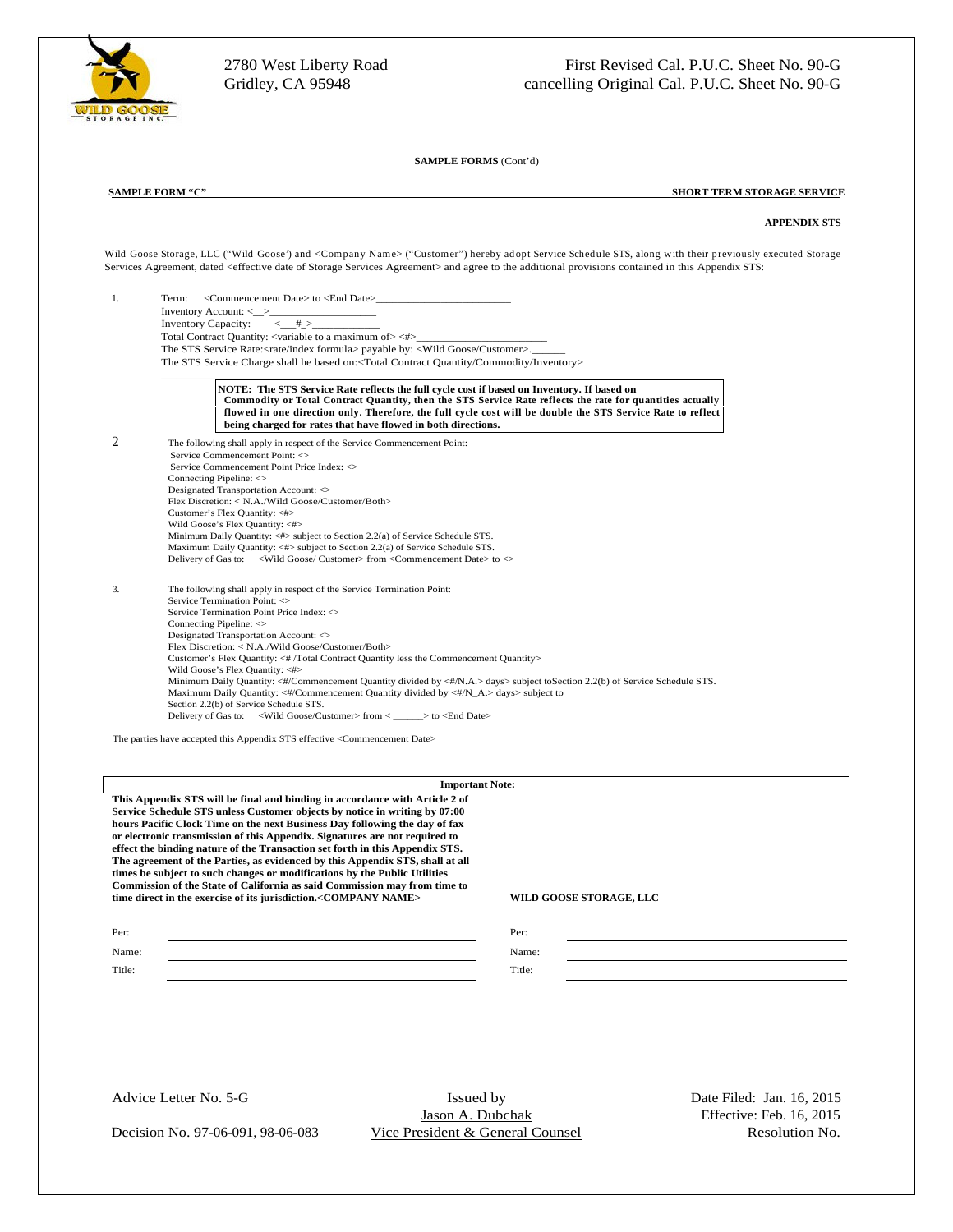**SAMPLE FORMS** (Cont'd)

**SAMPLE FORM "C"** **SHORT TERM STORAGE SERVICE**

**APPENDIX STS**

Wild Goose Storage, LLC ("Wild Goose') and <Company Name> ("Customer") hereby adopt Service Schedule STS, along with their previously executed Storage Services Agreement, dated <effective date of Storage Services Agreement> and agree to the additional provisions contained in this Appendix STS:

1. Term: <Commencement Date> to <End Date>________________________
   Inventory Account: <__>___________________
   Inventory Capacity: <__#_>____________
   Total Contract Quantity: <variable to a maximum of> <#>______________________
   The STS Service Rate:<rate/index formula> payable by: <Wild Goose/Customer>.______
   The STS Service Charge shall he based on:<Total Contract Quantity/Commodity/Inventory>

   **NOTE: The STS Service Rate reflects the full cycle cost if based on Inventory. If based on Commodity or Total Contract Quantity, then the STS Service Rate reflects the rate for quantities actually flowed in one direction only. Therefore, the full cycle cost will be double the STS Service Rate to reflect being charged for rates that have flowed in both directions.**

2. The following shall apply in respect of the Service Commencement Point:
   Service Commencement Point: <>
   Service Commencement Point Price Index: <>
   Connecting Pipeline: <>
   Designated Transportation Account: <>
   Flex Discretion: < N.A./Wild Goose/Customer/Both>
   Customer's Flex Quantity: <#>
   Wild Goose's Flex Quantity: <#>
   Minimum Daily Quantity: <#> subject to Section 2.2(a) of Service Schedule STS.
   Maximum Daily Quantity: <#> subject to Section 2.2(a) of Service Schedule STS.
   Delivery of Gas to: <Wild Goose/ Customer> from <Commencement Date> to <>

3. The following shall apply in respect of the Service Termination Point:
   Service Termination Point: <>
   Service Termination Point Price Index: <>
   Connecting Pipeline: <>
   Designated Transportation Account: <>
   Flex Discretion: < N.A./Wild Goose/Customer/Both>
   Customer's Flex Quantity: <# /Total Contract Quantity less the Commencement Quantity>
   Wild Goose's Flex Quantity: <#>
   Minimum Daily Quantity: <#/Commencement Quantity divided by <#/N.A.> days> subject toSection 2.2(b) of Service Schedule STS.
   Maximum Daily Quantity: <#/Commencement Quantity divided by <#/N_A.> days> subject to Section 2.2(b) of Service Schedule STS.
   Delivery of Gas to: <Wild Goose/Customer> from < ______> to <End Date>

The parties have accepted this Appendix STS effective <Commencement Date>

**Important Note:**

**This Appendix STS will be final and binding in accordance with Article 2 of Service Schedule STS unless Customer objects by notice in writing by 07:00 hours Pacific Clock Time on the next Business Day following the day of fax or electronic transmission of this Appendix. Signatures are not required to effect the binding nature of the Transaction set forth in this Appendix STS. The agreement of the Parties, as evidenced by this Appendix STS, shall at all times be subject to such changes or modifications by the Public Utilities Commission of the State of California as said Commission may from time to time direct in the exercise of its jurisdiction.<COMPANY NAME>**

**WILD GOOSE STORAGE, LLC**

| | | | |
|---|---|---|---|
| Per: | | Per: | |
| Name: | | Name: | |
| Title: | | Title: | |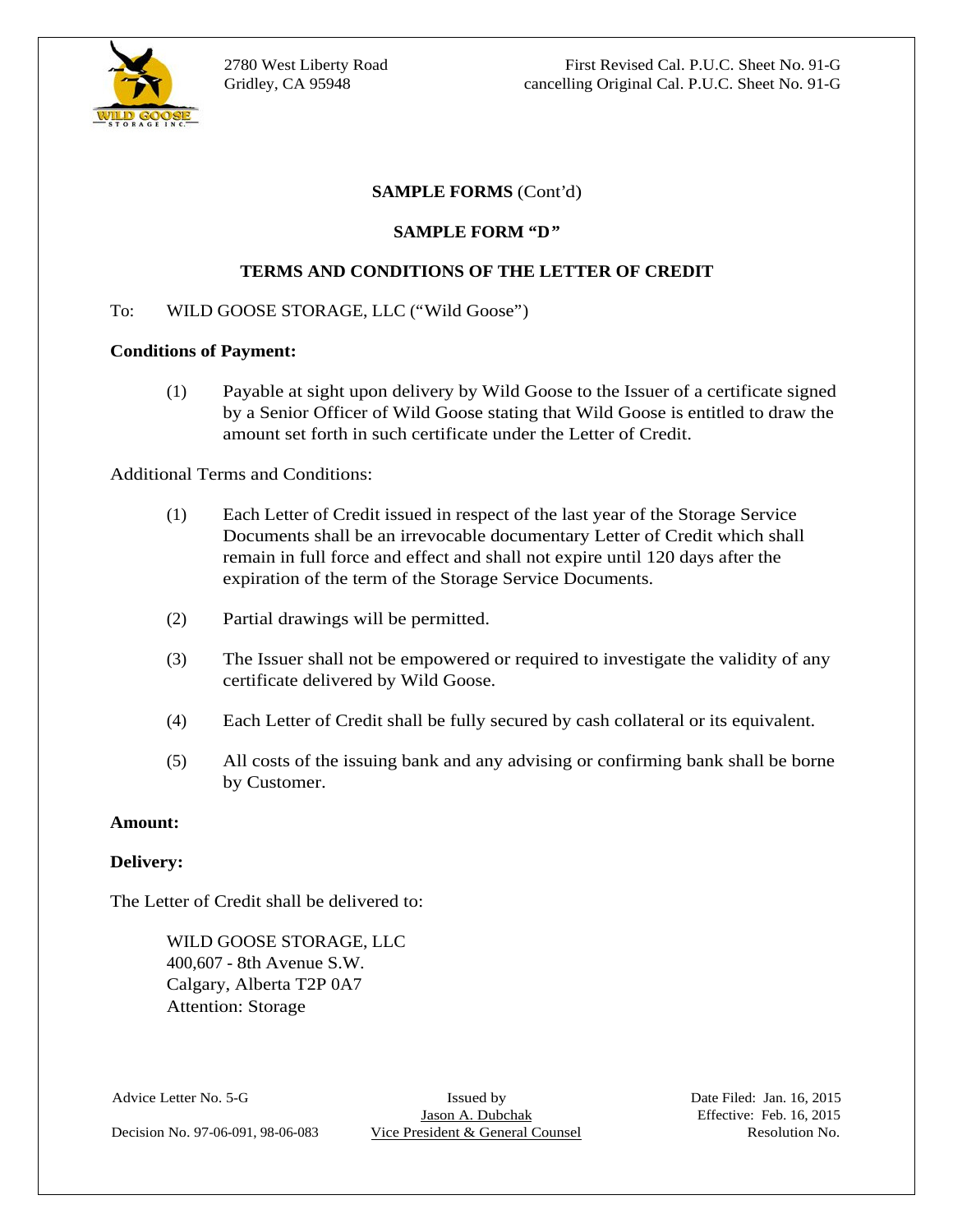**SAMPLE FORMS** (Cont'd)

**SAMPLE FORM "D"**

**TERMS AND CONDITIONS OF THE LETTER OF CREDIT**

To: WILD GOOSE STORAGE, LLC ("Wild Goose")

**Conditions of Payment:**

(1) Payable at sight upon delivery by Wild Goose to the Issuer of a certificate signed by a Senior Officer of Wild Goose stating that Wild Goose is entitled to draw the amount set forth in such certificate under the Letter of Credit.

Additional Terms and Conditions:

(1) Each Letter of Credit issued in respect of the last year of the Storage Service Documents shall be an irrevocable documentary Letter of Credit which shall remain in full force and effect and shall not expire until 120 days after the expiration of the term of the Storage Service Documents.

(2) Partial drawings will be permitted.

(3) The Issuer shall not be empowered or required to investigate the validity of any certificate delivered by Wild Goose.

(4) Each Letter of Credit shall be fully secured by cash collateral or its equivalent.

(5) All costs of the issuing bank and any advising or confirming bank shall be borne by Customer.

**Amount:**

**Delivery:**

The Letter of Credit shall be delivered to:

WILD GOOSE STORAGE, LLC
400,607 - 8th Avenue S.W.
Calgary, Alberta T2P 0A7
Attention: Storage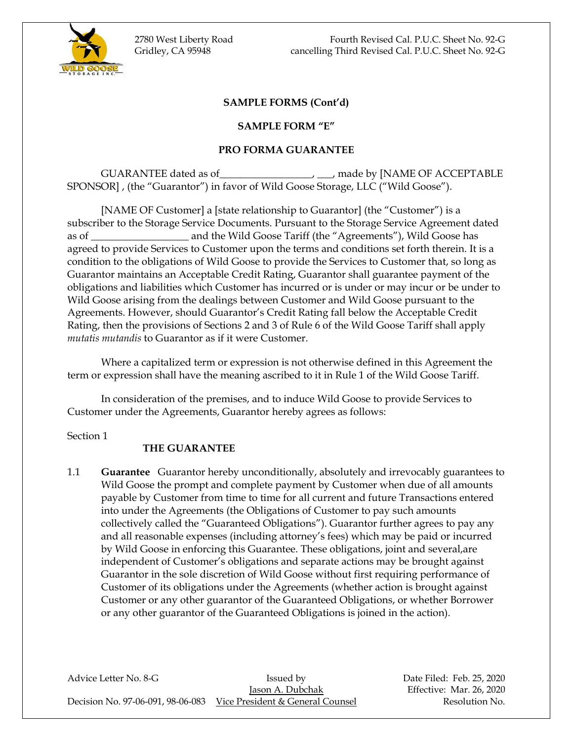**SAMPLE FORMS (Cont'd)**

**SAMPLE FORM "E"**

**PRO FORMA GUARANTEE**

GUARANTEE dated as of_________________, ___, made by [NAME OF ACCEPTABLE SPONSOR] , (the "Guarantor") in favor of Wild Goose Storage, LLC ("Wild Goose").

[NAME OF Customer] a [state relationship to Guarantor] (the "Customer") is a subscriber to the Storage Service Documents. Pursuant to the Storage Service Agreement dated as of __________________ and the Wild Goose Tariff (the "Agreements"), Wild Goose has agreed to provide Services to Customer upon the terms and conditions set forth therein. It is a condition to the obligations of Wild Goose to provide the Services to Customer that, so long as Guarantor maintains an Acceptable Credit Rating, Guarantor shall guarantee payment of the obligations and liabilities which Customer has incurred or is under or may incur or be under to Wild Goose arising from the dealings between Customer and Wild Goose pursuant to the Agreements. However, should Guarantor's Credit Rating fall below the Acceptable Credit Rating, then the provisions of Sections 2 and 3 of Rule 6 of the Wild Goose Tariff shall apply *mutatis mutandis* to Guarantor as if it were Customer.

Where a capitalized term or expression is not otherwise defined in this Agreement the term or expression shall have the meaning ascribed to it in Rule 1 of the Wild Goose Tariff.

In consideration of the premises, and to induce Wild Goose to provide Services to Customer under the Agreements, Guarantor hereby agrees as follows:

Section 1

**THE GUARANTEE**

1.1 **Guarantee** Guarantor hereby unconditionally, absolutely and irrevocably guarantees to Wild Goose the prompt and complete payment by Customer when due of all amounts payable by Customer from time to time for all current and future Transactions entered into under the Agreements (the Obligations of Customer to pay such amounts collectively called the "Guaranteed Obligations"). Guarantor further agrees to pay any and all reasonable expenses (including attorney's fees) which may be paid or incurred by Wild Goose in enforcing this Guarantee. These obligations, joint and several,are independent of Customer's obligations and separate actions may be brought against Guarantor in the sole discretion of Wild Goose without first requiring performance of Customer of its obligations under the Agreements (whether action is brought against Customer or any other guarantor of the Guaranteed Obligations, or whether Borrower or any other guarantor of the Guaranteed Obligations is joined in the action).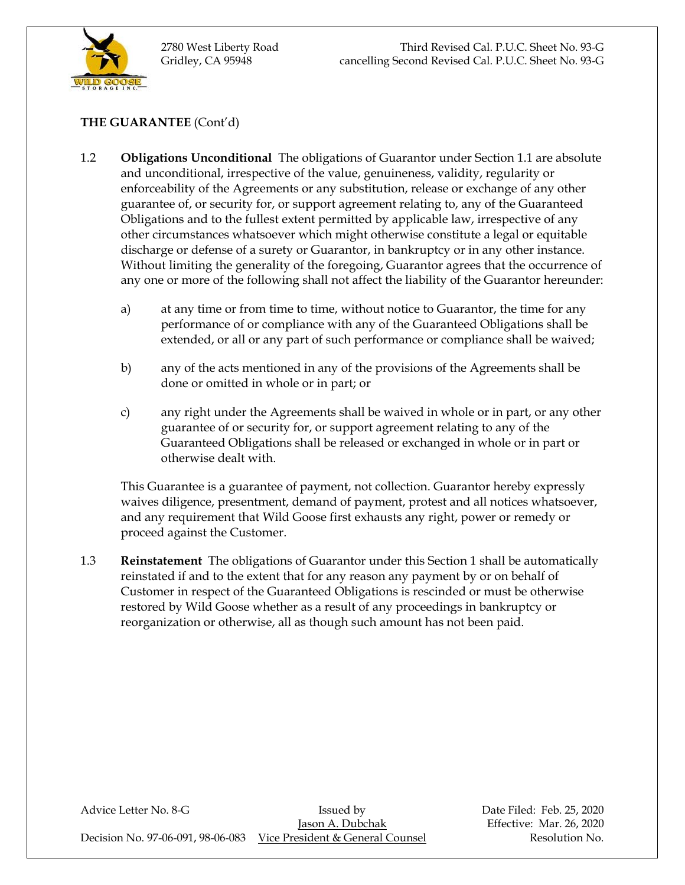**THE GUARANTEE** (Cont'd)

1.2 **Obligations Unconditional** The obligations of Guarantor under Section 1.1 are absolute and unconditional, irrespective of the value, genuineness, validity, regularity or enforceability of the Agreements or any substitution, release or exchange of any other guarantee of, or security for, or support agreement relating to, any of the Guaranteed Obligations and to the fullest extent permitted by applicable law, irrespective of any other circumstances whatsoever which might otherwise constitute a legal or equitable discharge or defense of a surety or Guarantor, in bankruptcy or in any other instance. Without limiting the generality of the foregoing, Guarantor agrees that the occurrence of any one or more of the following shall not affect the liability of the Guarantor hereunder:

   a) at any time or from time to time, without notice to Guarantor, the time for any performance of or compliance with any of the Guaranteed Obligations shall be extended, or all or any part of such performance or compliance shall be waived;

   b) any of the acts mentioned in any of the provisions of the Agreements shall be done or omitted in whole or in part; or

   c) any right under the Agreements shall be waived in whole or in part, or any other guarantee of or security for, or support agreement relating to any of the Guaranteed Obligations shall be released or exchanged in whole or in part or otherwise dealt with.

   This Guarantee is a guarantee of payment, not collection. Guarantor hereby expressly waives diligence, presentment, demand of payment, protest and all notices whatsoever, and any requirement that Wild Goose first exhausts any right, power or remedy or proceed against the Customer.

1.3 **Reinstatement** The obligations of Guarantor under this Section 1 shall be automatically reinstated if and to the extent that for any reason any payment by or on behalf of Customer in respect of the Guaranteed Obligations is rescinded or must be otherwise restored by Wild Goose whether as a result of any proceedings in bankruptcy or reorganization or otherwise, all as though such amount has not been paid.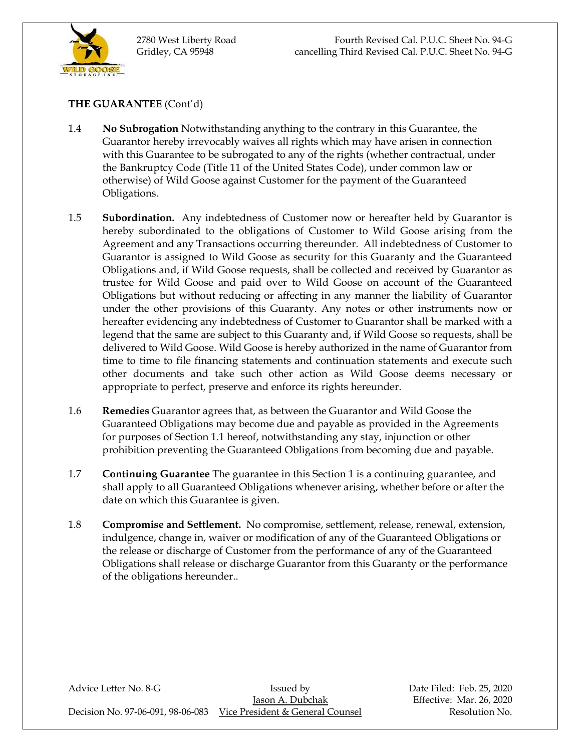**THE GUARANTEE** (Cont'd)

1.4 **No Subrogation** Notwithstanding anything to the contrary in this Guarantee, the Guarantor hereby irrevocably waives all rights which may have arisen in connection with this Guarantee to be subrogated to any of the rights (whether contractual, under the Bankruptcy Code (Title 11 of the United States Code), under common law or otherwise) of Wild Goose against Customer for the payment of the Guaranteed Obligations.

1.5 **Subordination.** Any indebtedness of Customer now or hereafter held by Guarantor is hereby subordinated to the obligations of Customer to Wild Goose arising from the Agreement and any Transactions occurring thereunder. All indebtedness of Customer to Guarantor is assigned to Wild Goose as security for this Guaranty and the Guaranteed Obligations and, if Wild Goose requests, shall be collected and received by Guarantor as trustee for Wild Goose and paid over to Wild Goose on account of the Guaranteed Obligations but without reducing or affecting in any manner the liability of Guarantor under the other provisions of this Guaranty. Any notes or other instruments now or hereafter evidencing any indebtedness of Customer to Guarantor shall be marked with a legend that the same are subject to this Guaranty and, if Wild Goose so requests, shall be delivered to Wild Goose. Wild Goose is hereby authorized in the name of Guarantor from time to time to file financing statements and continuation statements and execute such other documents and take such other action as Wild Goose deems necessary or appropriate to perfect, preserve and enforce its rights hereunder.

1.6 **Remedies** Guarantor agrees that, as between the Guarantor and Wild Goose the Guaranteed Obligations may become due and payable as provided in the Agreements for purposes of Section 1.1 hereof, notwithstanding any stay, injunction or other prohibition preventing the Guaranteed Obligations from becoming due and payable.

1.7 **Continuing Guarantee** The guarantee in this Section 1 is a continuing guarantee, and shall apply to all Guaranteed Obligations whenever arising, whether before or after the date on which this Guarantee is given.

1.8 **Compromise and Settlement.** No compromise, settlement, release, renewal, extension, indulgence, change in, waiver or modification of any of the Guaranteed Obligations or the release or discharge of Customer from the performance of any of the Guaranteed Obligations shall release or discharge Guarantor from this Guaranty or the performance of the obligations hereunder..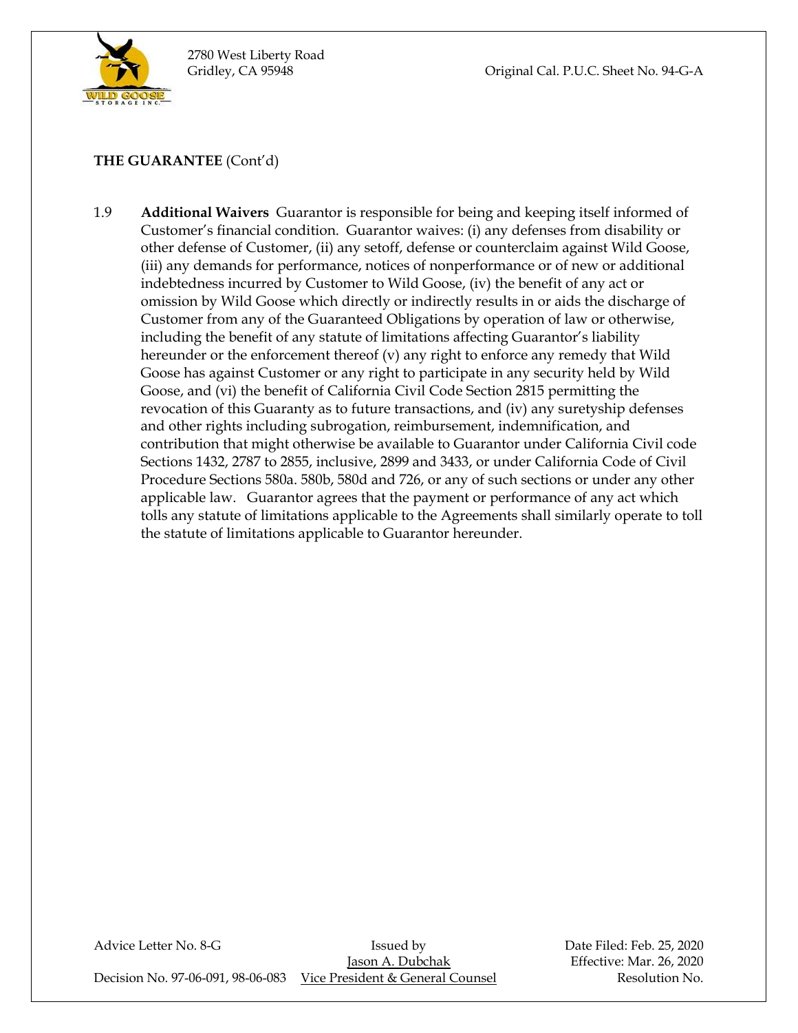**THE GUARANTEE** (Cont'd)

1.9 **Additional Waivers** Guarantor is responsible for being and keeping itself informed of Customer's financial condition. Guarantor waives: (i) any defenses from disability or other defense of Customer, (ii) any setoff, defense or counterclaim against Wild Goose, (iii) any demands for performance, notices of nonperformance or of new or additional indebtedness incurred by Customer to Wild Goose, (iv) the benefit of any act or omission by Wild Goose which directly or indirectly results in or aids the discharge of Customer from any of the Guaranteed Obligations by operation of law or otherwise, including the benefit of any statute of limitations affecting Guarantor's liability hereunder or the enforcement thereof (v) any right to enforce any remedy that Wild Goose has against Customer or any right to participate in any security held by Wild Goose, and (vi) the benefit of California Civil Code Section 2815 permitting the revocation of this Guaranty as to future transactions, and (iv) any suretyship defenses and other rights including subrogation, reimbursement, indemnification, and contribution that might otherwise be available to Guarantor under California Civil code Sections 1432, 2787 to 2855, inclusive, 2899 and 3433, or under California Code of Civil Procedure Sections 580a. 580b, 580d and 726, or any of such sections or under any other applicable law. Guarantor agrees that the payment or performance of any act which tolls any statute of limitations applicable to the Agreements shall similarly operate to toll the statute of limitations applicable to Guarantor hereunder.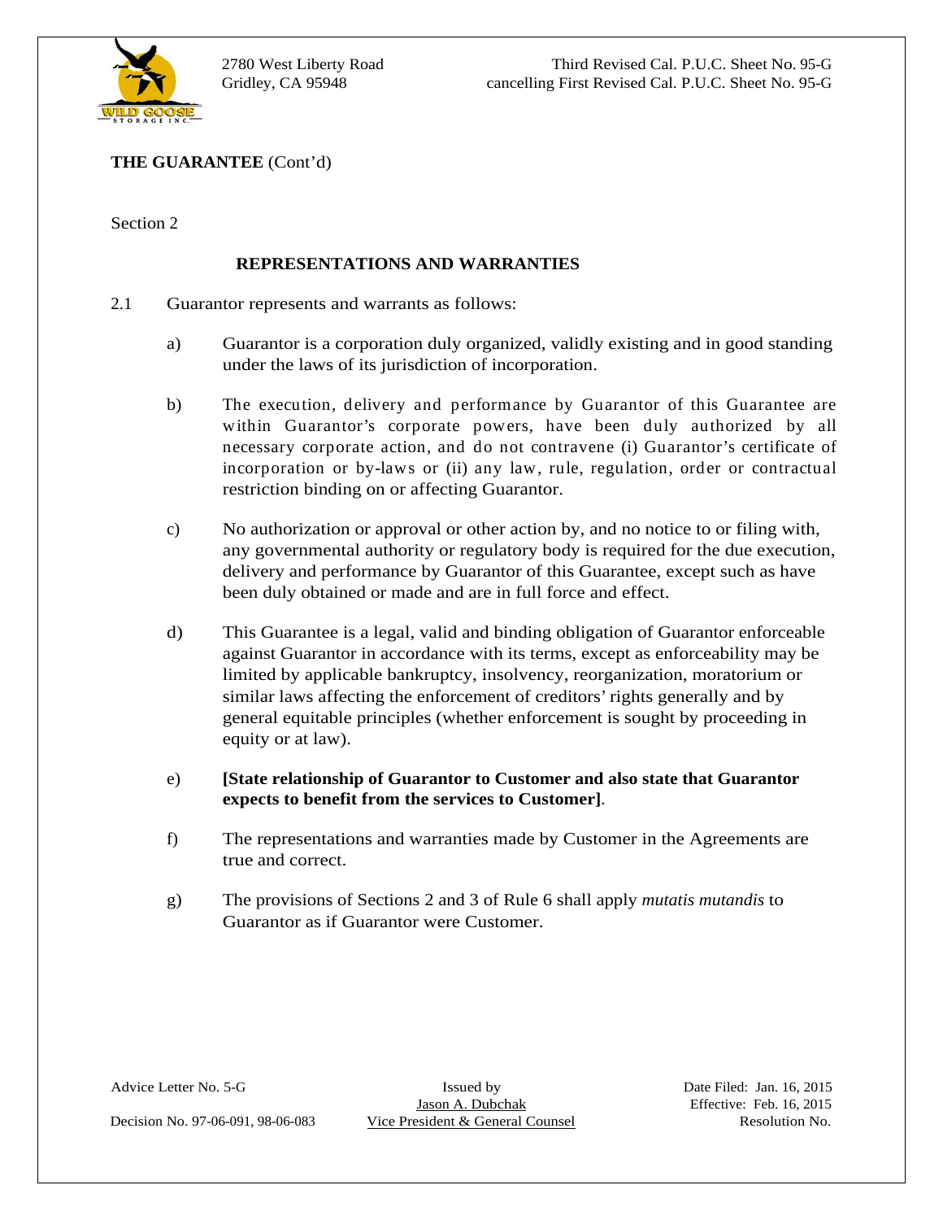**THE GUARANTEE** (Cont'd)

Section 2

**REPRESENTATIONS AND WARRANTIES**

2.1 Guarantor represents and warrants as follows:

a) Guarantor is a corporation duly organized, validly existing and in good standing under the laws of its jurisdiction of incorporation.

b) The execution, delivery and performance by Guarantor of this Guarantee are within Guarantor's corporate powers, have been duly authorized by all necessary corporate action, and do not contravene (i) Guarantor's certificate of incorporation or by-laws or (ii) any law, rule, regulation, order or contractual restriction binding on or affecting Guarantor.

c) No authorization or approval or other action by, and no notice to or filing with, any governmental authority or regulatory body is required for the due execution, delivery and performance by Guarantor of this Guarantee, except such as have been duly obtained or made and are in full force and effect.

d) This Guarantee is a legal, valid and binding obligation of Guarantor enforceable against Guarantor in accordance with its terms, except as enforceability may be limited by applicable bankruptcy, insolvency, reorganization, moratorium or similar laws affecting the enforcement of creditors' rights generally and by general equitable principles (whether enforcement is sought by proceeding in equity or at law).

e) **[State relationship of Guarantor to Customer and also state that Guarantor expects to benefit from the services to Customer]**.

f) The representations and warranties made by Customer in the Agreements are true and correct.

g) The provisions of Sections 2 and 3 of Rule 6 shall apply *mutatis mutandis* to Guarantor as if Guarantor were Customer.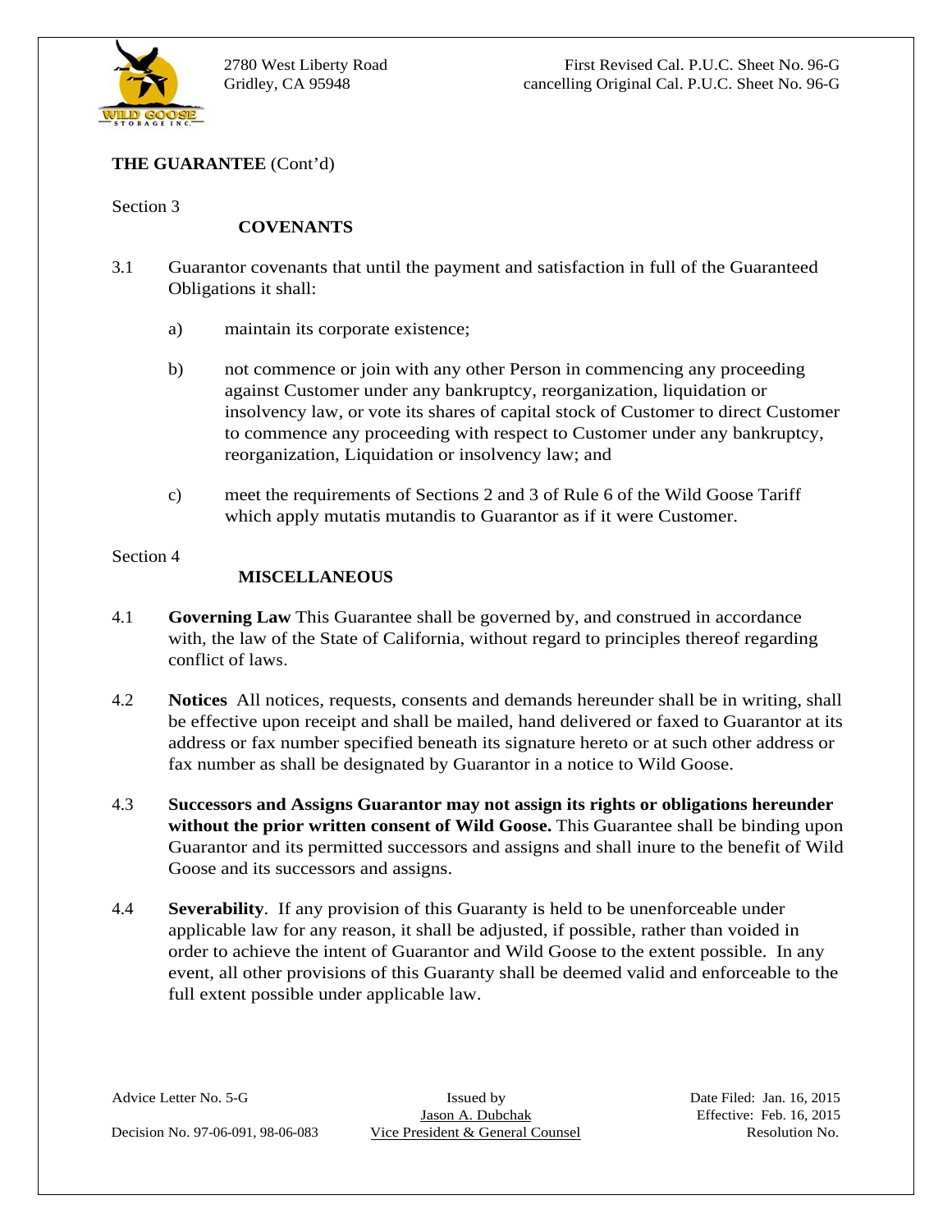**THE GUARANTEE** (Cont'd)

Section 3

**COVENANTS**

3.1 Guarantor covenants that until the payment and satisfaction in full of the Guaranteed Obligations it shall:

a) maintain its corporate existence;

b) not commence or join with any other Person in commencing any proceeding against Customer under any bankruptcy, reorganization, liquidation or insolvency law, or vote its shares of capital stock of Customer to direct Customer to commence any proceeding with respect to Customer under any bankruptcy, reorganization, Liquidation or insolvency law; and

c) meet the requirements of Sections 2 and 3 of Rule 6 of the Wild Goose Tariff which apply mutatis mutandis to Guarantor as if it were Customer.

Section 4

**MISCELLANEOUS**

4.1 **Governing Law** This Guarantee shall be governed by, and construed in accordance with, the law of the State of California, without regard to principles thereof regarding conflict of laws.

4.2 **Notices** All notices, requests, consents and demands hereunder shall be in writing, shall be effective upon receipt and shall be mailed, hand delivered or faxed to Guarantor at its address or fax number specified beneath its signature hereto or at such other address or fax number as shall be designated by Guarantor in a notice to Wild Goose.

4.3 **Successors and Assigns Guarantor may not assign its rights or obligations hereunder without the prior written consent of Wild Goose.** This Guarantee shall be binding upon Guarantor and its permitted successors and assigns and shall inure to the benefit of Wild Goose and its successors and assigns.

4.4 **Severability**. If any provision of this Guaranty is held to be unenforceable under applicable law for any reason, it shall be adjusted, if possible, rather than voided in order to achieve the intent of Guarantor and Wild Goose to the extent possible. In any event, all other provisions of this Guaranty shall be deemed valid and enforceable to the full extent possible under applicable law.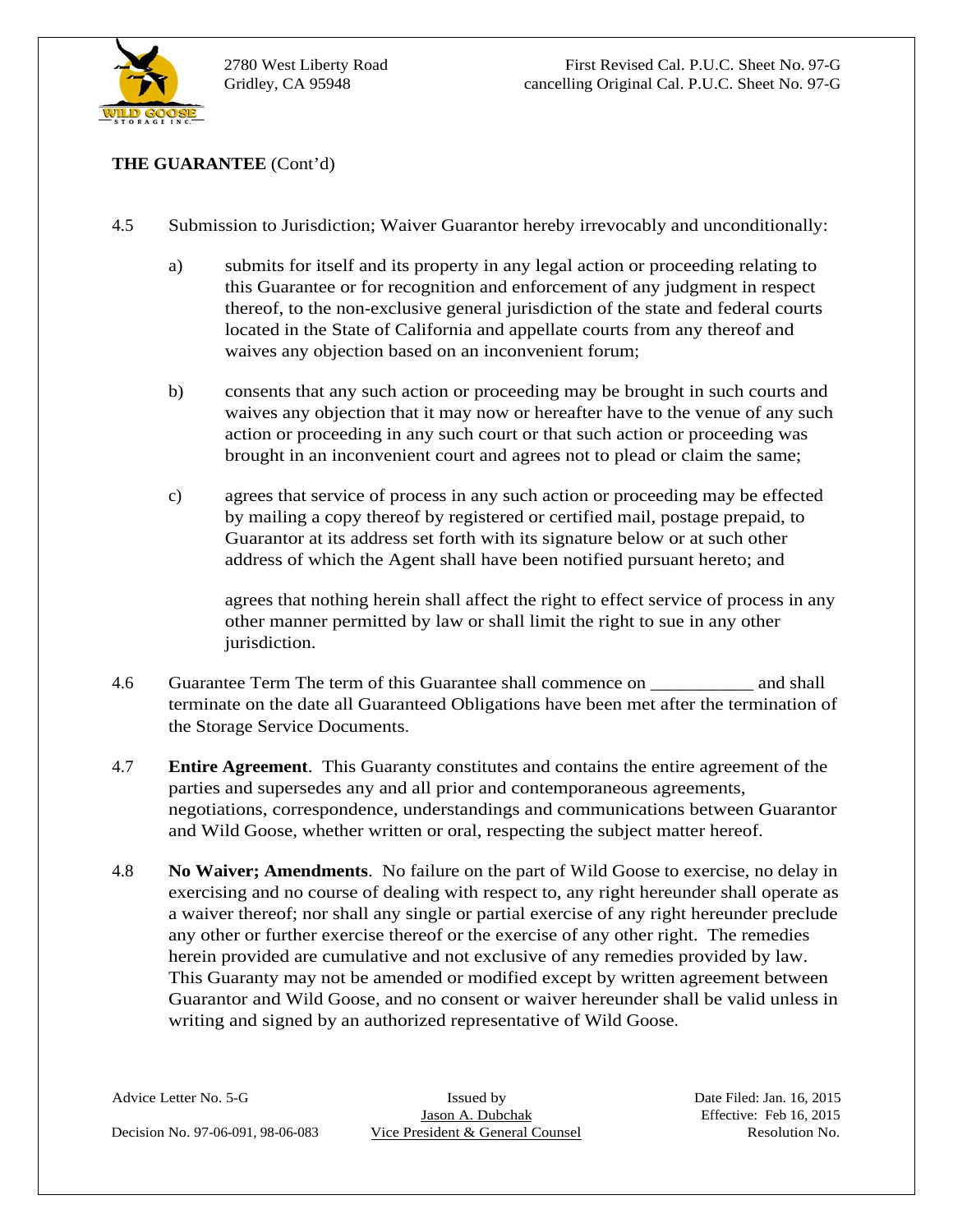**THE GUARANTEE** (Cont'd)

4.5 Submission to Jurisdiction; Waiver Guarantor hereby irrevocably and unconditionally:

a) submits for itself and its property in any legal action or proceeding relating to this Guarantee or for recognition and enforcement of any judgment in respect thereof, to the non-exclusive general jurisdiction of the state and federal courts located in the State of California and appellate courts from any thereof and waives any objection based on an inconvenient forum;

b) consents that any such action or proceeding may be brought in such courts and waives any objection that it may now or hereafter have to the venue of any such action or proceeding in any such court or that such action or proceeding was brought in an inconvenient court and agrees not to plead or claim the same;

c) agrees that service of process in any such action or proceeding may be effected by mailing a copy thereof by registered or certified mail, postage prepaid, to Guarantor at its address set forth with its signature below or at such other address of which the Agent shall have been notified pursuant hereto; and

agrees that nothing herein shall affect the right to effect service of process in any other manner permitted by law or shall limit the right to sue in any other jurisdiction.

4.6 Guarantee Term The term of this Guarantee shall commence on ___________ and shall terminate on the date all Guaranteed Obligations have been met after the termination of the Storage Service Documents.

4.7 **Entire Agreement**. This Guaranty constitutes and contains the entire agreement of the parties and supersedes any and all prior and contemporaneous agreements, negotiations, correspondence, understandings and communications between Guarantor and Wild Goose, whether written or oral, respecting the subject matter hereof.

4.8 **No Waiver; Amendments**. No failure on the part of Wild Goose to exercise, no delay in exercising and no course of dealing with respect to, any right hereunder shall operate as a waiver thereof; nor shall any single or partial exercise of any right hereunder preclude any other or further exercise thereof or the exercise of any other right. The remedies herein provided are cumulative and not exclusive of any remedies provided by law. This Guaranty may not be amended or modified except by written agreement between Guarantor and Wild Goose, and no consent or waiver hereunder shall be valid unless in writing and signed by an authorized representative of Wild Goose.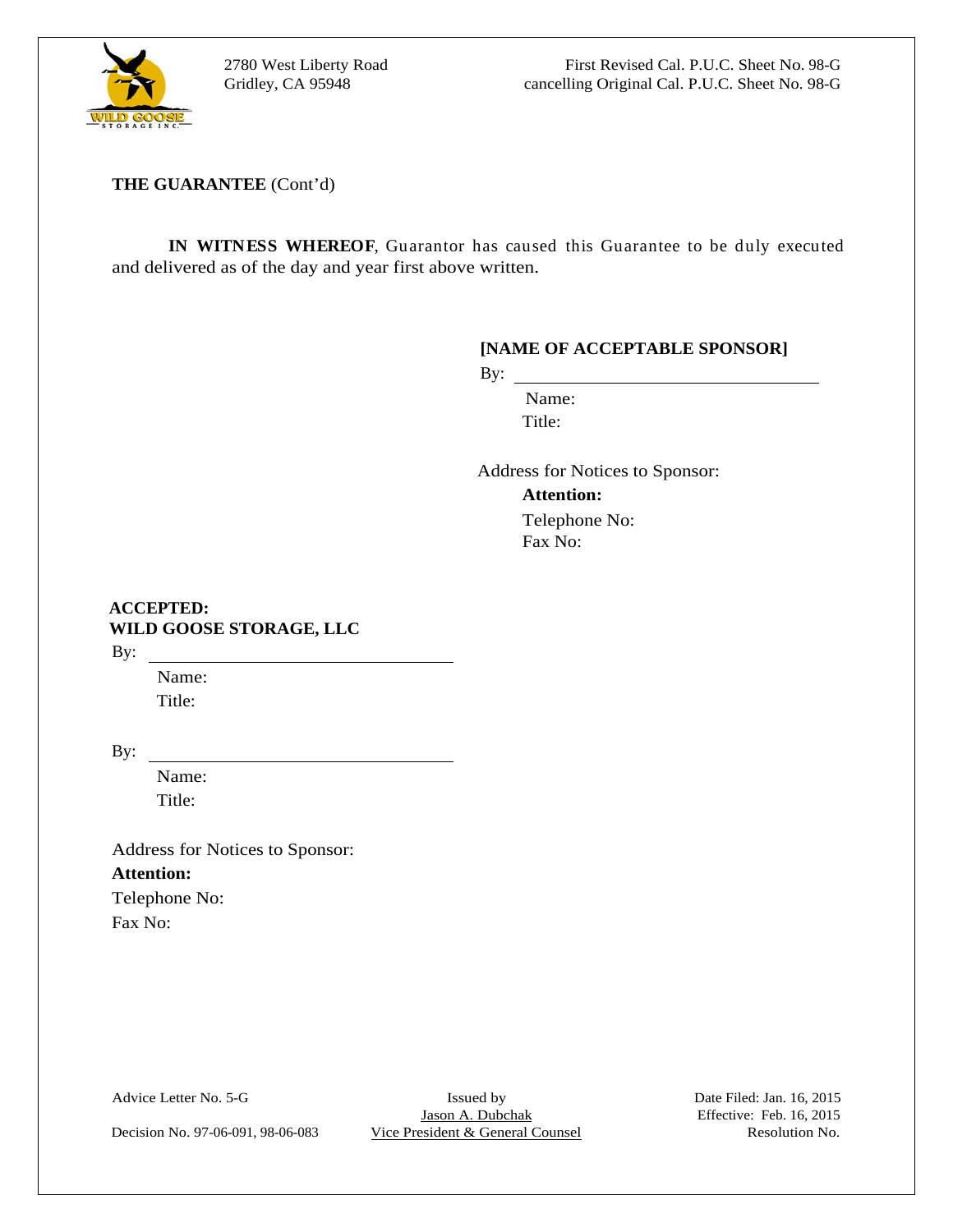**THE GUARANTEE** (Cont'd)

**IN WITNESS WHEREOF**, Guarantor has caused this Guarantee to be duly executed and delivered as of the day and year first above written.

**[NAME OF ACCEPTABLE SPONSOR]**

By: ______________________________

Name:

Title:

Address for Notices to Sponsor:

**Attention:**

Telephone No:

Fax No:

**ACCEPTED:**
**WILD GOOSE STORAGE, LLC**

By: ______________________________

Name:

Title:

By: ______________________________

Name:

Title:

Address for Notices to Sponsor:

**Attention:**

Telephone No:

Fax No: